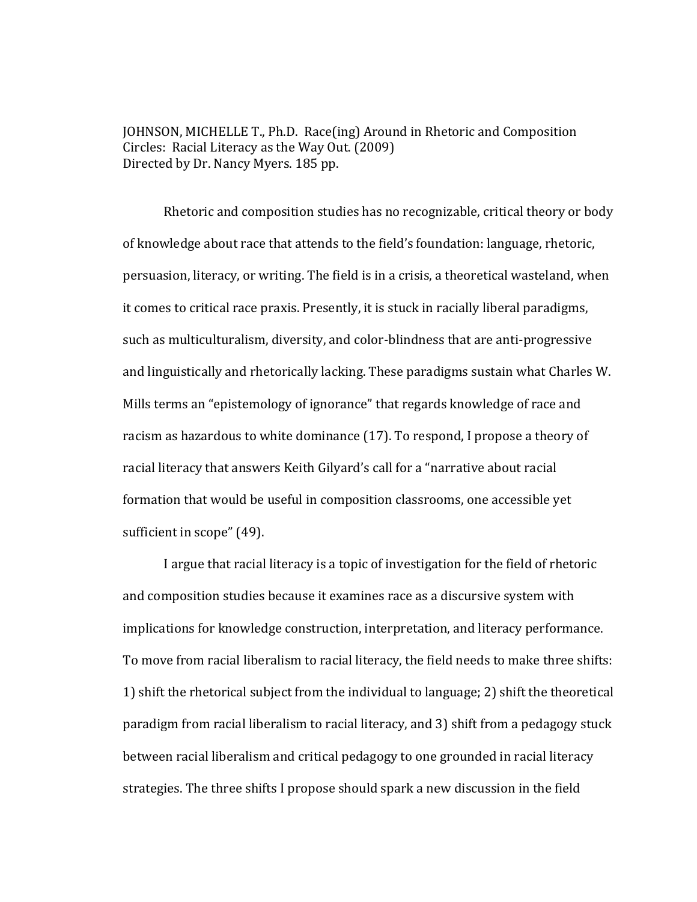JOHNSON, MICHELLE T., Ph.D. Race(ing) Around in Rhetoric and Composition Circles: Racial Literacy as the Way Out. (2009)
Directed by Dr. Nancy Myers. 185 pp.

Rhetoric and composition studies has no recognizable, critical theory or body of knowledge about race that attends to the field's foundation: language, rhetoric, persuasion, literacy, or writing. The field is in a crisis, a theoretical wasteland, when it comes to critical race praxis. Presently, it is stuck in racially liberal paradigms, such as multiculturalism, diversity, and color-blindness that are anti-progressive and linguistically and rhetorically lacking. These paradigms sustain what Charles W. Mills terms an "epistemology of ignorance" that regards knowledge of race and racism as hazardous to white dominance (17). To respond, I propose a theory of racial literacy that answers Keith Gilyard's call for a "narrative about racial formation that would be useful in composition classrooms, one accessible yet sufficient in scope" (49).

I argue that racial literacy is a topic of investigation for the field of rhetoric and composition studies because it examines race as a discursive system with implications for knowledge construction, interpretation, and literacy performance. To move from racial liberalism to racial literacy, the field needs to make three shifts: 1) shift the rhetorical subject from the individual to language; 2) shift the theoretical paradigm from racial liberalism to racial literacy, and 3) shift from a pedagogy stuck between racial liberalism and critical pedagogy to one grounded in racial literacy strategies. The three shifts I propose should spark a new discussion in the field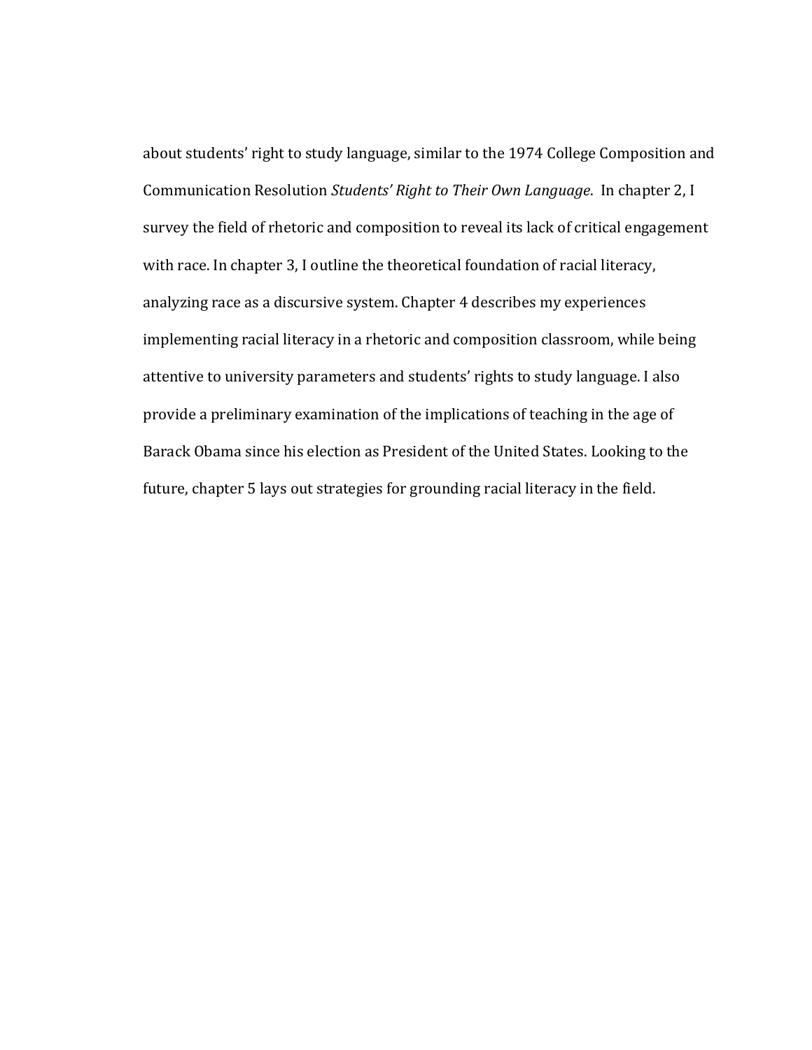about students' right to study language, similar to the 1974 College Composition and Communication Resolution *Students' Right to Their Own Language*.  In chapter 2, I survey the field of rhetoric and composition to reveal its lack of critical engagement with race. In chapter 3, I outline the theoretical foundation of racial literacy, analyzing race as a discursive system. Chapter 4 describes my experiences implementing racial literacy in a rhetoric and composition classroom, while being attentive to university parameters and students' rights to study language. I also provide a preliminary examination of the implications of teaching in the age of Barack Obama since his election as President of the United States. Looking to the future, chapter 5 lays out strategies for grounding racial literacy in the field.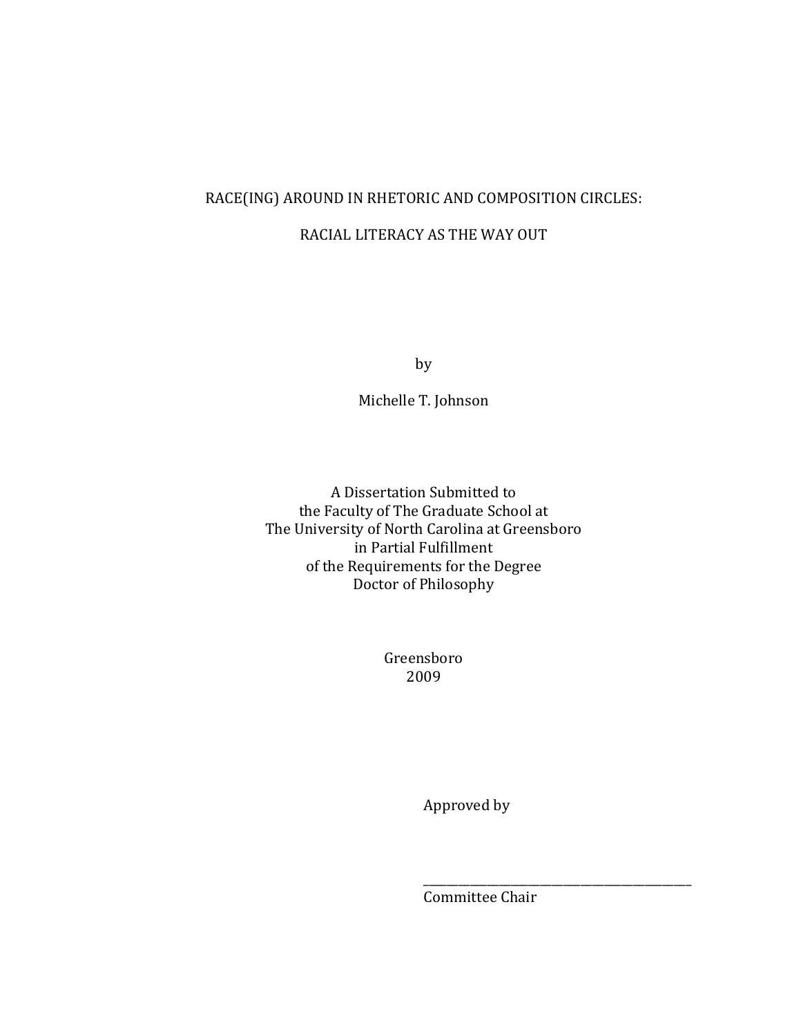RACE(ING) AROUND IN RHETORIC AND COMPOSITION CIRCLES:

RACIAL LITERACY AS THE WAY OUT

by

Michelle T. Johnson

A Dissertation Submitted to
the Faculty of The Graduate School at
The University of North Carolina at Greensboro
in Partial Fulfillment
of the Requirements for the Degree
Doctor of Philosophy

Greensboro
2009

Approved by

_______________________________________
Committee Chair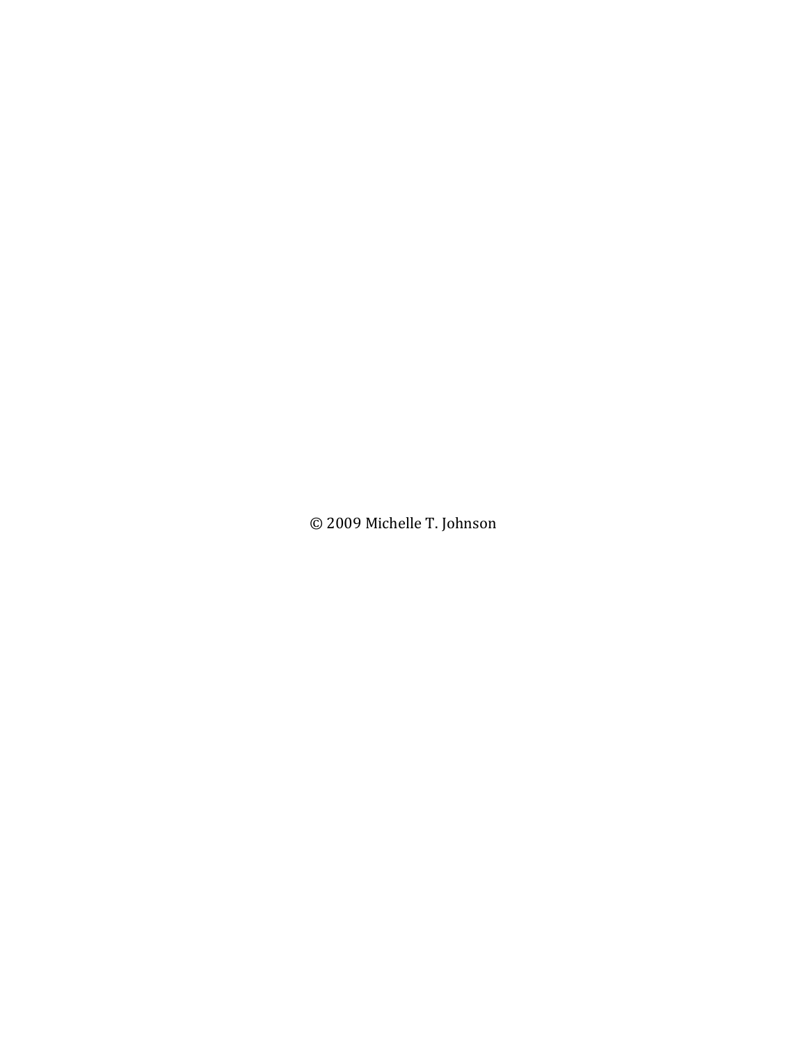© 2009 Michelle T. Johnson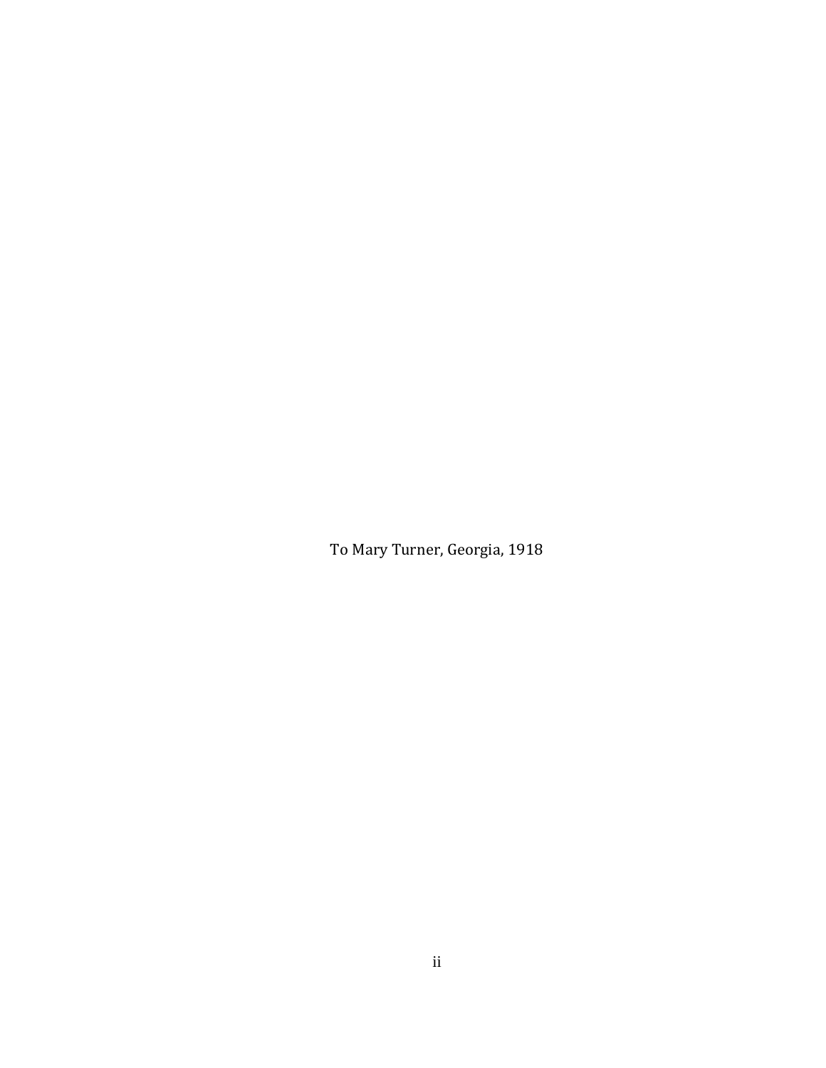To Mary Turner, Georgia, 1918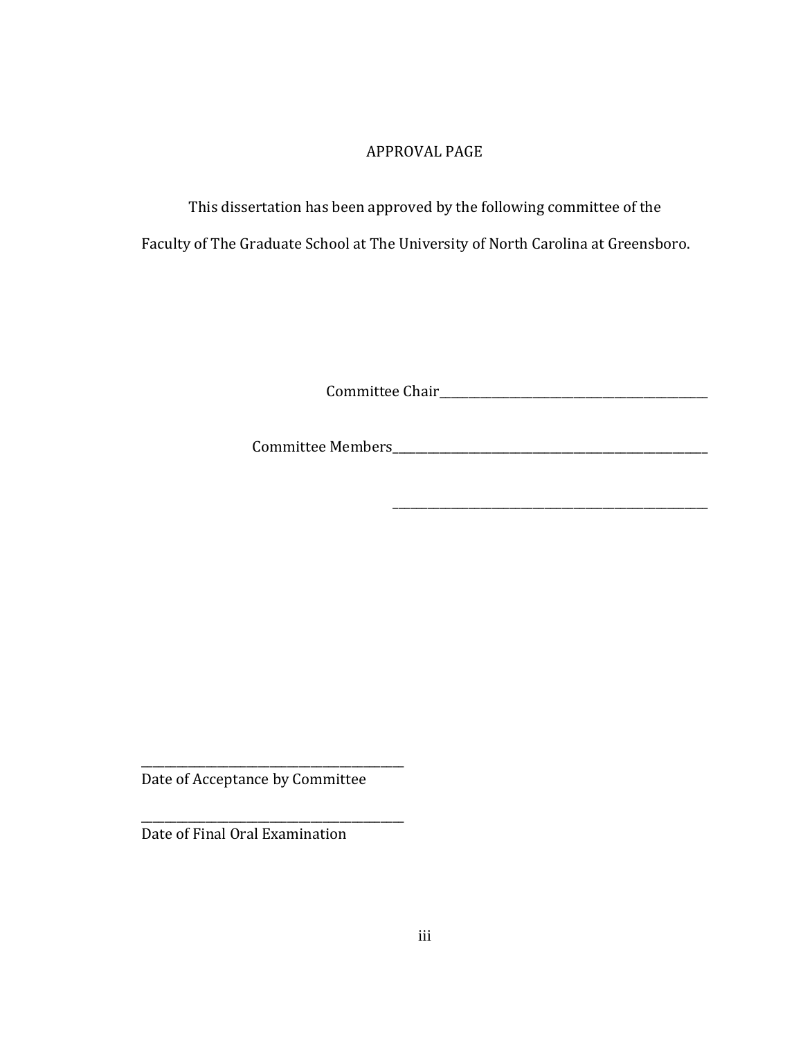# APPROVAL PAGE

This dissertation has been approved by the following committee of the Faculty of The Graduate School at The University of North Carolina at Greensboro.

Committee Chair\_\_\_\_\_\_\_\_\_\_\_\_\_\_\_\_\_\_\_\_\_\_\_\_\_\_\_\_\_\_\_\_\_\_\_\_\_\_\_\_\_\_\_\_

Committee Members\_\_\_\_\_\_\_\_\_\_\_\_\_\_\_\_\_\_\_\_\_\_\_\_\_\_\_\_\_\_\_\_\_\_\_\_\_\_\_\_\_\_\_\_

\_\_\_\_\_\_\_\_\_\_\_\_\_\_\_\_\_\_\_\_\_\_\_\_\_\_\_\_\_\_\_\_\_\_\_\_\_\_\_\_\_\_\_\_

\_\_\_\_\_\_\_\_\_\_\_\_\_\_\_\_\_\_\_\_\_\_\_\_\_\_\_\_\_\_\_\_\_\_\_\_\_\_\_\_\_\_\_\_
Date of Acceptance by Committee

\_\_\_\_\_\_\_\_\_\_\_\_\_\_\_\_\_\_\_\_\_\_\_\_\_\_\_\_\_\_\_\_\_\_\_\_\_\_\_\_\_\_\_\_
Date of Final Oral Examination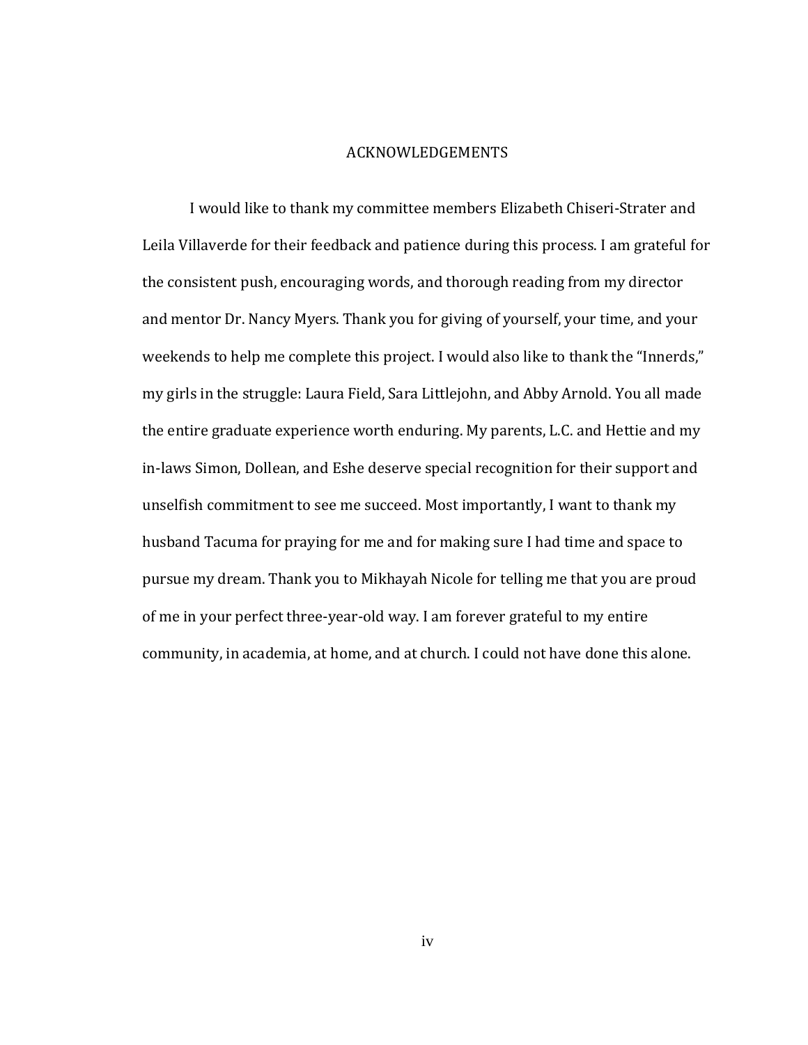# ACKNOWLEDGEMENTS

I would like to thank my committee members Elizabeth Chiseri-Strater and Leila Villaverde for their feedback and patience during this process. I am grateful for the consistent push, encouraging words, and thorough reading from my director and mentor Dr. Nancy Myers. Thank you for giving of yourself, your time, and your weekends to help me complete this project. I would also like to thank the "Innerds," my girls in the struggle: Laura Field, Sara Littlejohn, and Abby Arnold. You all made the entire graduate experience worth enduring. My parents, L.C. and Hettie and my in-laws Simon, Dollean, and Eshe deserve special recognition for their support and unselfish commitment to see me succeed. Most importantly, I want to thank my husband Tacuma for praying for me and for making sure I had time and space to pursue my dream. Thank you to Mikhayah Nicole for telling me that you are proud of me in your perfect three-year-old way. I am forever grateful to my entire community, in academia, at home, and at church. I could not have done this alone.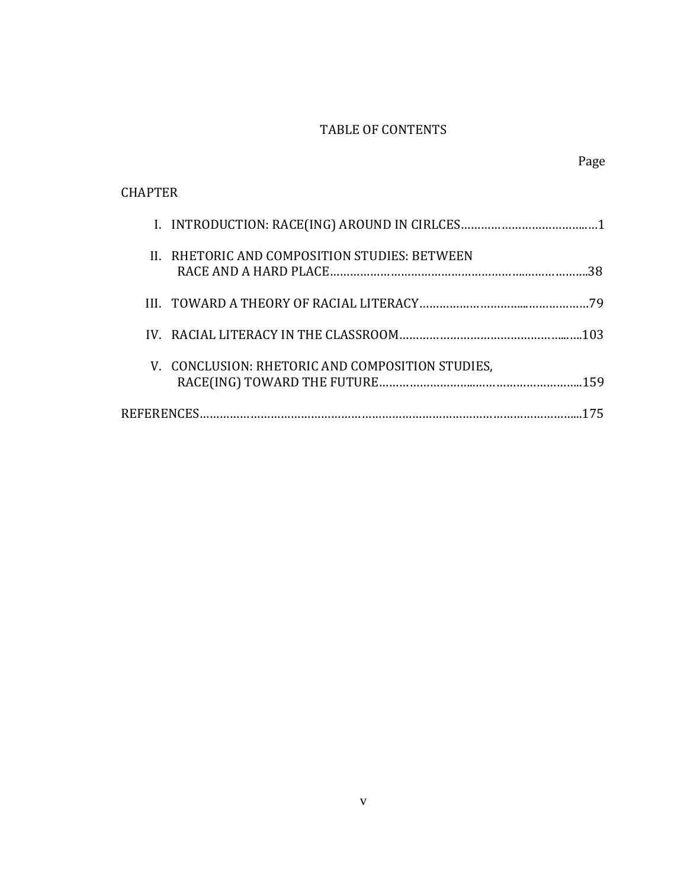# TABLE OF CONTENTS

Page

CHAPTER

I. INTRODUCTION: RACE(ING) AROUND IN CIRLCES....................................1

II. RHETORIC AND COMPOSITION STUDIES: BETWEEN RACE AND A HARD PLACE....................................38

III. TOWARD A THEORY OF RACIAL LITERACY....................................79

IV. RACIAL LITERACY IN THE CLASSROOM....................................103

V. CONCLUSION: RHETORIC AND COMPOSITION STUDIES, RACE(ING) TOWARD THE FUTURE....................................159

REFERENCES....................................175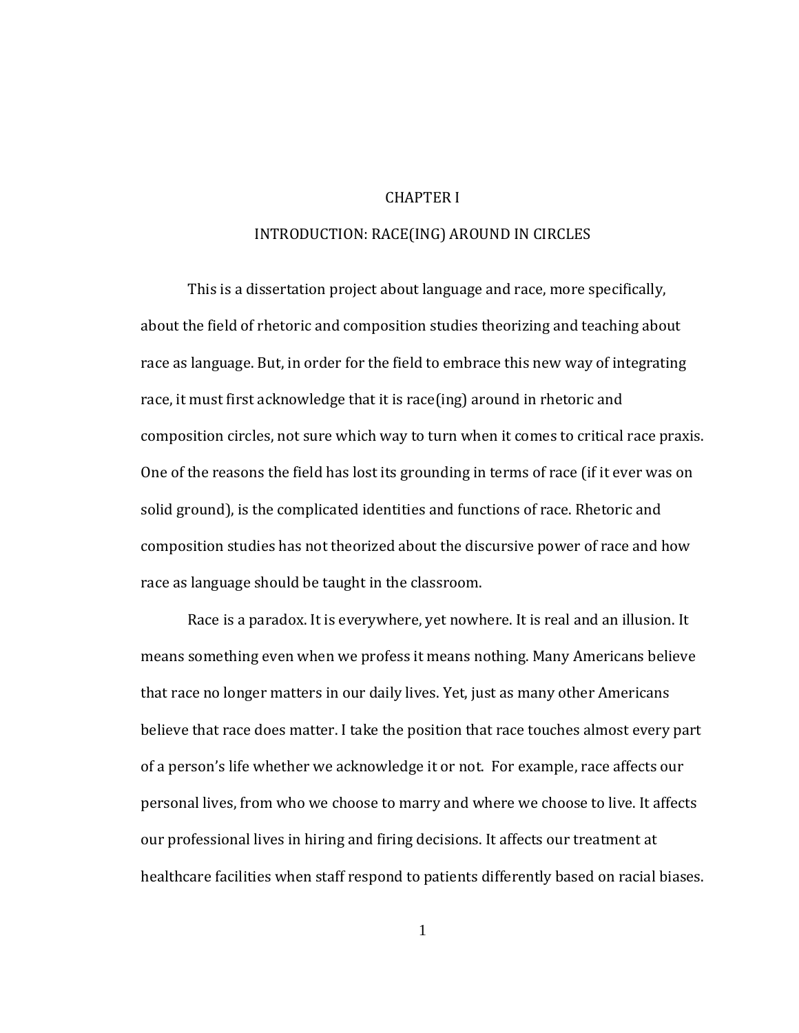# CHAPTER I

## INTRODUCTION: RACE(ING) AROUND IN CIRCLES

This is a dissertation project about language and race, more specifically, about the field of rhetoric and composition studies theorizing and teaching about race as language. But, in order for the field to embrace this new way of integrating race, it must first acknowledge that it is race(ing) around in rhetoric and composition circles, not sure which way to turn when it comes to critical race praxis. One of the reasons the field has lost its grounding in terms of race (if it ever was on solid ground), is the complicated identities and functions of race. Rhetoric and composition studies has not theorized about the discursive power of race and how race as language should be taught in the classroom.

Race is a paradox. It is everywhere, yet nowhere. It is real and an illusion. It means something even when we profess it means nothing. Many Americans believe that race no longer matters in our daily lives. Yet, just as many other Americans believe that race does matter. I take the position that race touches almost every part of a person's life whether we acknowledge it or not. For example, race affects our personal lives, from who we choose to marry and where we choose to live. It affects our professional lives in hiring and firing decisions. It affects our treatment at healthcare facilities when staff respond to patients differently based on racial biases.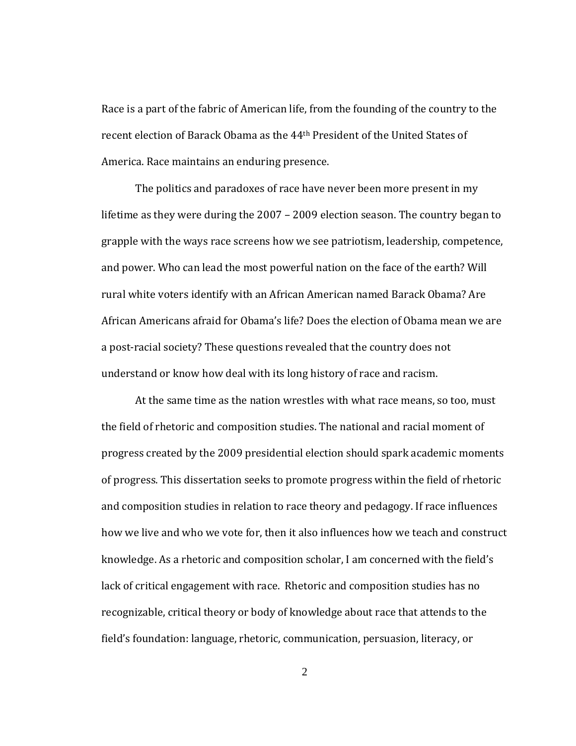Race is a part of the fabric of American life, from the founding of the country to the recent election of Barack Obama as the 44th President of the United States of America. Race maintains an enduring presence.

The politics and paradoxes of race have never been more present in my lifetime as they were during the 2007 – 2009 election season. The country began to grapple with the ways race screens how we see patriotism, leadership, competence, and power. Who can lead the most powerful nation on the face of the earth? Will rural white voters identify with an African American named Barack Obama? Are African Americans afraid for Obama's life? Does the election of Obama mean we are a post-racial society? These questions revealed that the country does not understand or know how deal with its long history of race and racism.

At the same time as the nation wrestles with what race means, so too, must the field of rhetoric and composition studies. The national and racial moment of progress created by the 2009 presidential election should spark academic moments of progress. This dissertation seeks to promote progress within the field of rhetoric and composition studies in relation to race theory and pedagogy. If race influences how we live and who we vote for, then it also influences how we teach and construct knowledge. As a rhetoric and composition scholar, I am concerned with the field's lack of critical engagement with race. Rhetoric and composition studies has no recognizable, critical theory or body of knowledge about race that attends to the field's foundation: language, rhetoric, communication, persuasion, literacy, or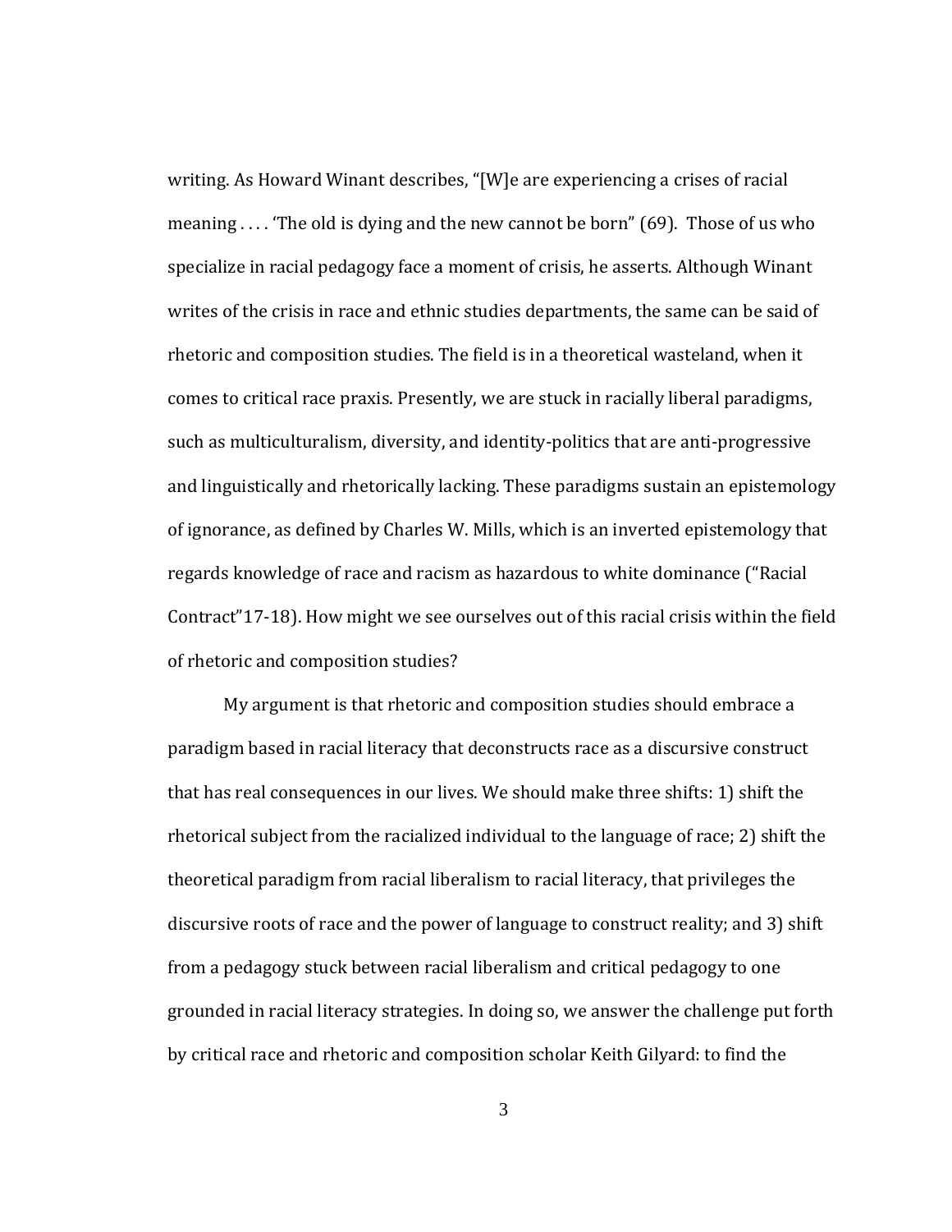writing. As Howard Winant describes, "[W]e are experiencing a crises of racial meaning . . . . 'The old is dying and the new cannot be born" (69). Those of us who specialize in racial pedagogy face a moment of crisis, he asserts. Although Winant writes of the crisis in race and ethnic studies departments, the same can be said of rhetoric and composition studies. The field is in a theoretical wasteland, when it comes to critical race praxis. Presently, we are stuck in racially liberal paradigms, such as multiculturalism, diversity, and identity-politics that are anti-progressive and linguistically and rhetorically lacking. These paradigms sustain an epistemology of ignorance, as defined by Charles W. Mills, which is an inverted epistemology that regards knowledge of race and racism as hazardous to white dominance ("Racial Contract"17-18). How might we see ourselves out of this racial crisis within the field of rhetoric and composition studies?

My argument is that rhetoric and composition studies should embrace a paradigm based in racial literacy that deconstructs race as a discursive construct that has real consequences in our lives. We should make three shifts: 1) shift the rhetorical subject from the racialized individual to the language of race; 2) shift the theoretical paradigm from racial liberalism to racial literacy, that privileges the discursive roots of race and the power of language to construct reality; and 3) shift from a pedagogy stuck between racial liberalism and critical pedagogy to one grounded in racial literacy strategies. In doing so, we answer the challenge put forth by critical race and rhetoric and composition scholar Keith Gilyard: to find the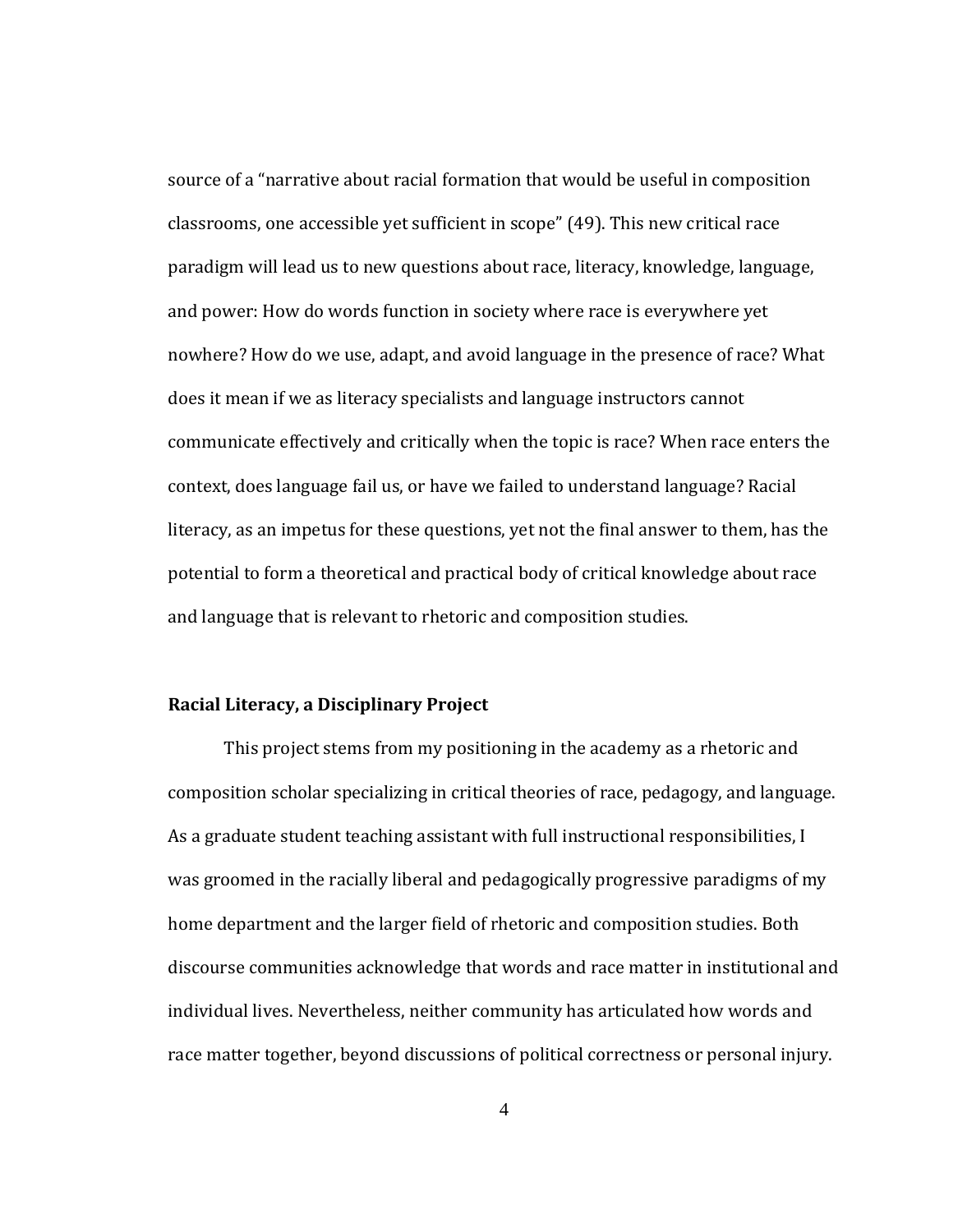source of a "narrative about racial formation that would be useful in composition classrooms, one accessible yet sufficient in scope" (49). This new critical race paradigm will lead us to new questions about race, literacy, knowledge, language, and power: How do words function in society where race is everywhere yet nowhere? How do we use, adapt, and avoid language in the presence of race? What does it mean if we as literacy specialists and language instructors cannot communicate effectively and critically when the topic is race? When race enters the context, does language fail us, or have we failed to understand language? Racial literacy, as an impetus for these questions, yet not the final answer to them, has the potential to form a theoretical and practical body of critical knowledge about race and language that is relevant to rhetoric and composition studies.

**Racial Literacy, a Disciplinary Project**

This project stems from my positioning in the academy as a rhetoric and composition scholar specializing in critical theories of race, pedagogy, and language. As a graduate student teaching assistant with full instructional responsibilities, I was groomed in the racially liberal and pedagogically progressive paradigms of my home department and the larger field of rhetoric and composition studies. Both discourse communities acknowledge that words and race matter in institutional and individual lives. Nevertheless, neither community has articulated how words and race matter together, beyond discussions of political correctness or personal injury.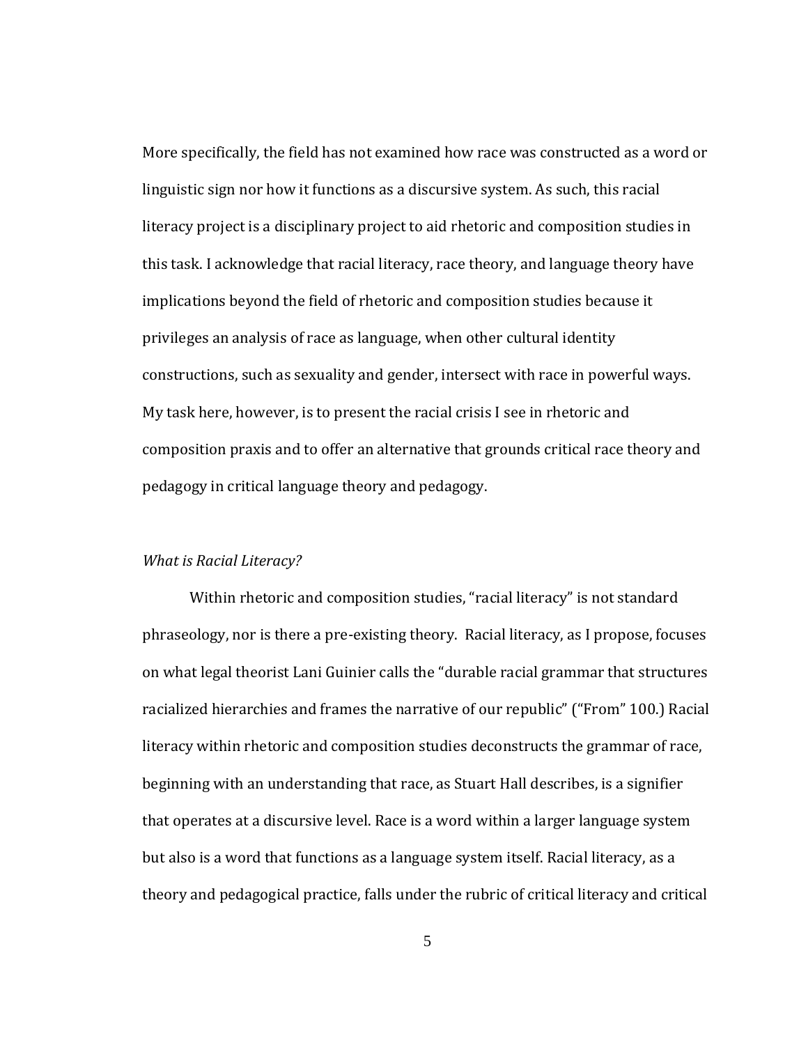More specifically, the field has not examined how race was constructed as a word or linguistic sign nor how it functions as a discursive system. As such, this racial literacy project is a disciplinary project to aid rhetoric and composition studies in this task. I acknowledge that racial literacy, race theory, and language theory have implications beyond the field of rhetoric and composition studies because it privileges an analysis of race as language, when other cultural identity constructions, such as sexuality and gender, intersect with race in powerful ways. My task here, however, is to present the racial crisis I see in rhetoric and composition praxis and to offer an alternative that grounds critical race theory and pedagogy in critical language theory and pedagogy.

*What is Racial Literacy?*

Within rhetoric and composition studies, "racial literacy" is not standard phraseology, nor is there a pre-existing theory. Racial literacy, as I propose, focuses on what legal theorist Lani Guinier calls the "durable racial grammar that structures racialized hierarchies and frames the narrative of our republic" ("From" 100.) Racial literacy within rhetoric and composition studies deconstructs the grammar of race, beginning with an understanding that race, as Stuart Hall describes, is a signifier that operates at a discursive level. Race is a word within a larger language system but also is a word that functions as a language system itself. Racial literacy, as a theory and pedagogical practice, falls under the rubric of critical literacy and critical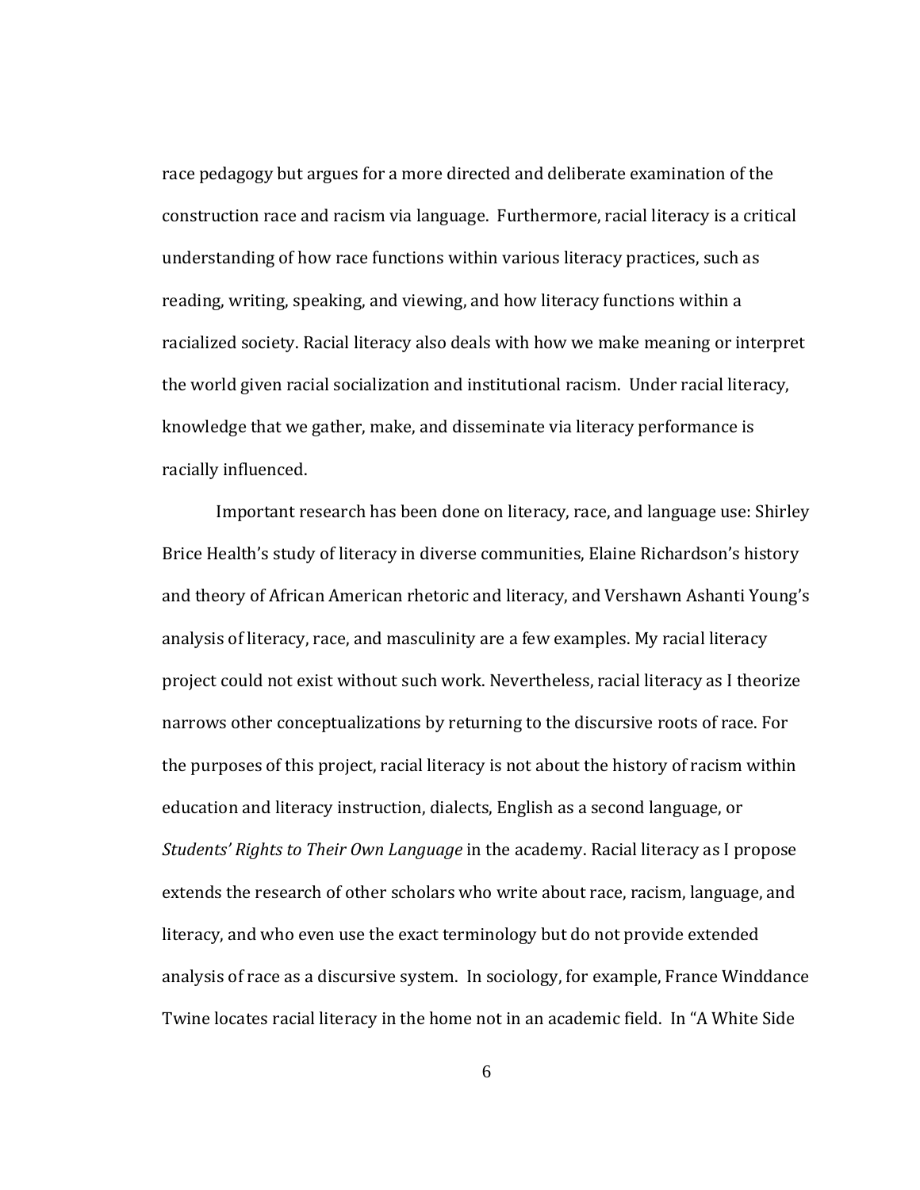race pedagogy but argues for a more directed and deliberate examination of the construction race and racism via language. Furthermore, racial literacy is a critical understanding of how race functions within various literacy practices, such as reading, writing, speaking, and viewing, and how literacy functions within a racialized society. Racial literacy also deals with how we make meaning or interpret the world given racial socialization and institutional racism. Under racial literacy, knowledge that we gather, make, and disseminate via literacy performance is racially influenced.

Important research has been done on literacy, race, and language use: Shirley Brice Health's study of literacy in diverse communities, Elaine Richardson's history and theory of African American rhetoric and literacy, and Vershawn Ashanti Young's analysis of literacy, race, and masculinity are a few examples. My racial literacy project could not exist without such work. Nevertheless, racial literacy as I theorize narrows other conceptualizations by returning to the discursive roots of race. For the purposes of this project, racial literacy is not about the history of racism within education and literacy instruction, dialects, English as a second language, or *Students' Rights to Their Own Language* in the academy. Racial literacy as I propose extends the research of other scholars who write about race, racism, language, and literacy, and who even use the exact terminology but do not provide extended analysis of race as a discursive system. In sociology, for example, France Winddance Twine locates racial literacy in the home not in an academic field. In "A White Side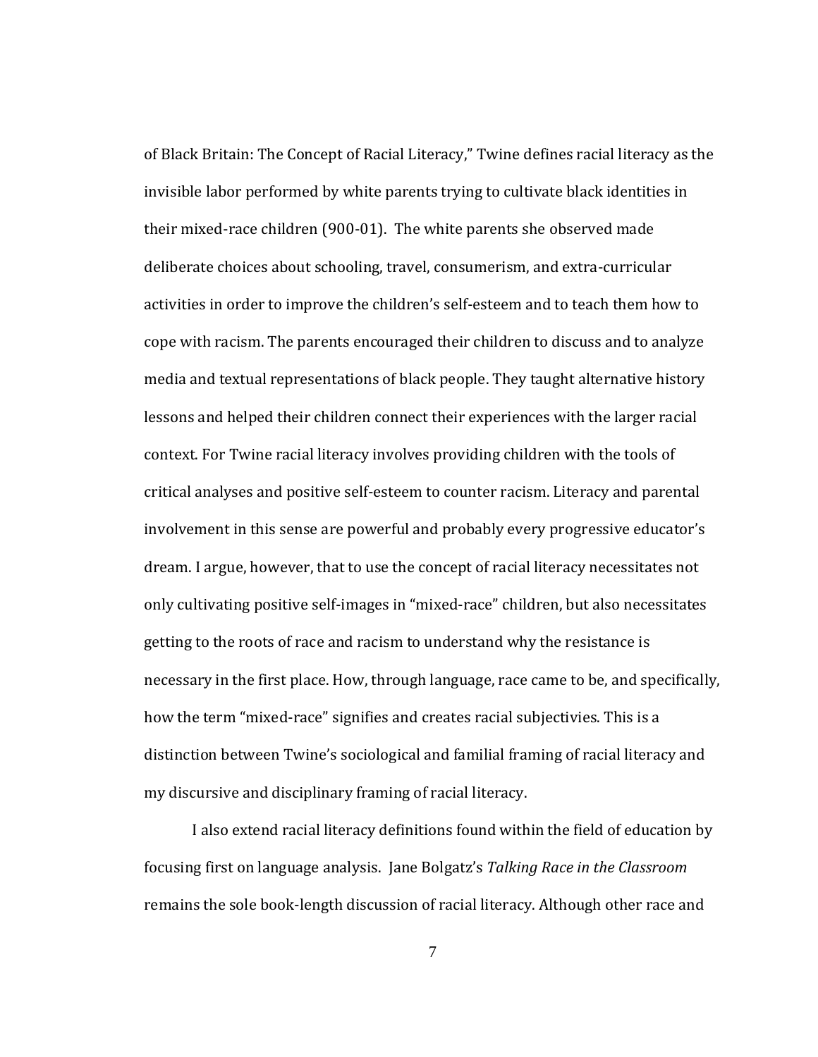of Black Britain: The Concept of Racial Literacy," Twine defines racial literacy as the invisible labor performed by white parents trying to cultivate black identities in their mixed-race children (900-01). The white parents she observed made deliberate choices about schooling, travel, consumerism, and extra-curricular activities in order to improve the children's self-esteem and to teach them how to cope with racism. The parents encouraged their children to discuss and to analyze media and textual representations of black people. They taught alternative history lessons and helped their children connect their experiences with the larger racial context. For Twine racial literacy involves providing children with the tools of critical analyses and positive self-esteem to counter racism. Literacy and parental involvement in this sense are powerful and probably every progressive educator's dream. I argue, however, that to use the concept of racial literacy necessitates not only cultivating positive self-images in "mixed-race" children, but also necessitates getting to the roots of race and racism to understand why the resistance is necessary in the first place. How, through language, race came to be, and specifically, how the term "mixed-race" signifies and creates racial subjectivies. This is a distinction between Twine's sociological and familial framing of racial literacy and my discursive and disciplinary framing of racial literacy.

I also extend racial literacy definitions found within the field of education by focusing first on language analysis. Jane Bolgatz's *Talking Race in the Classroom* remains the sole book-length discussion of racial literacy. Although other race and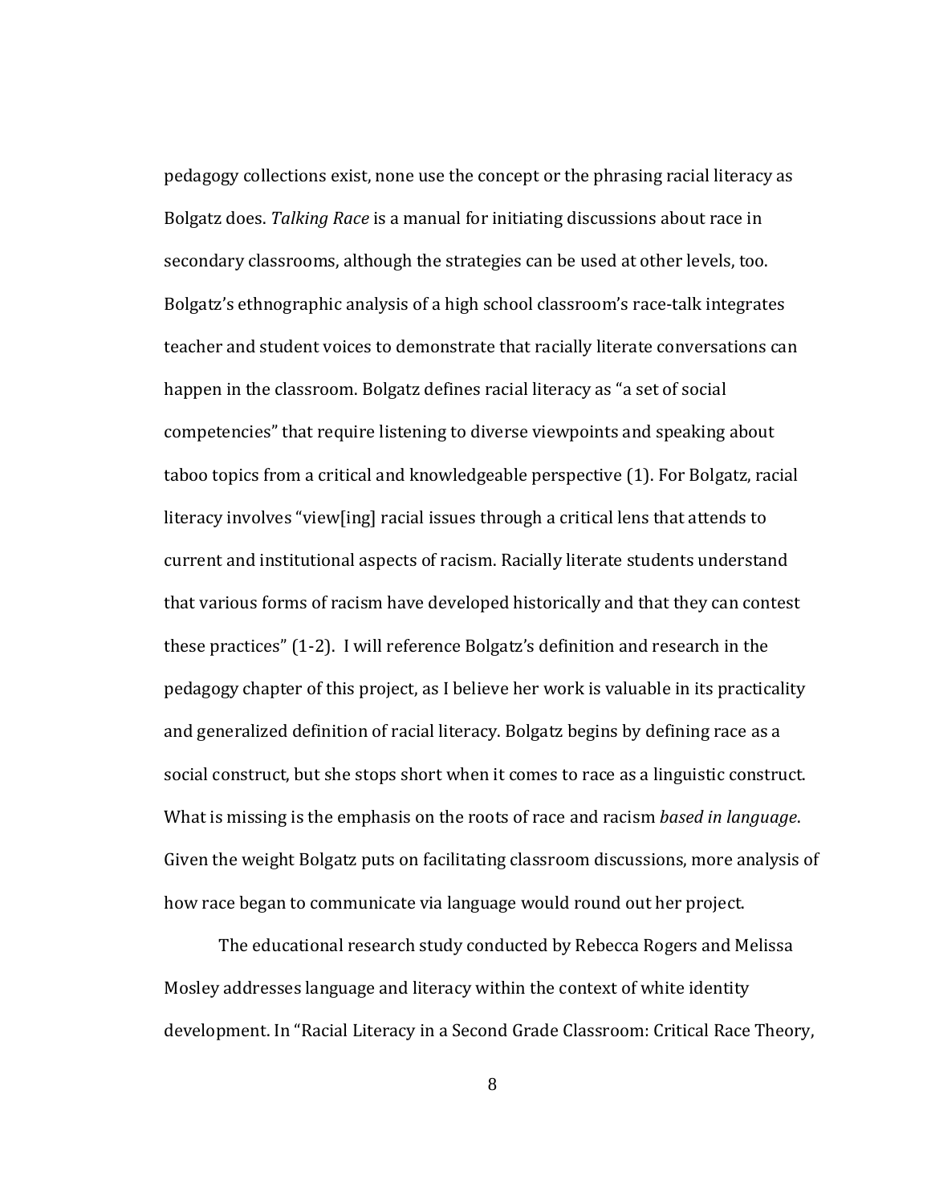pedagogy collections exist, none use the concept or the phrasing racial literacy as Bolgatz does. *Talking Race* is a manual for initiating discussions about race in secondary classrooms, although the strategies can be used at other levels, too. Bolgatz's ethnographic analysis of a high school classroom's race-talk integrates teacher and student voices to demonstrate that racially literate conversations can happen in the classroom. Bolgatz defines racial literacy as "a set of social competencies" that require listening to diverse viewpoints and speaking about taboo topics from a critical and knowledgeable perspective (1). For Bolgatz, racial literacy involves "view[ing] racial issues through a critical lens that attends to current and institutional aspects of racism. Racially literate students understand that various forms of racism have developed historically and that they can contest these practices" (1-2). I will reference Bolgatz's definition and research in the pedagogy chapter of this project, as I believe her work is valuable in its practicality and generalized definition of racial literacy. Bolgatz begins by defining race as a social construct, but she stops short when it comes to race as a linguistic construct. What is missing is the emphasis on the roots of race and racism *based in language*. Given the weight Bolgatz puts on facilitating classroom discussions, more analysis of how race began to communicate via language would round out her project.

The educational research study conducted by Rebecca Rogers and Melissa Mosley addresses language and literacy within the context of white identity development. In "Racial Literacy in a Second Grade Classroom: Critical Race Theory,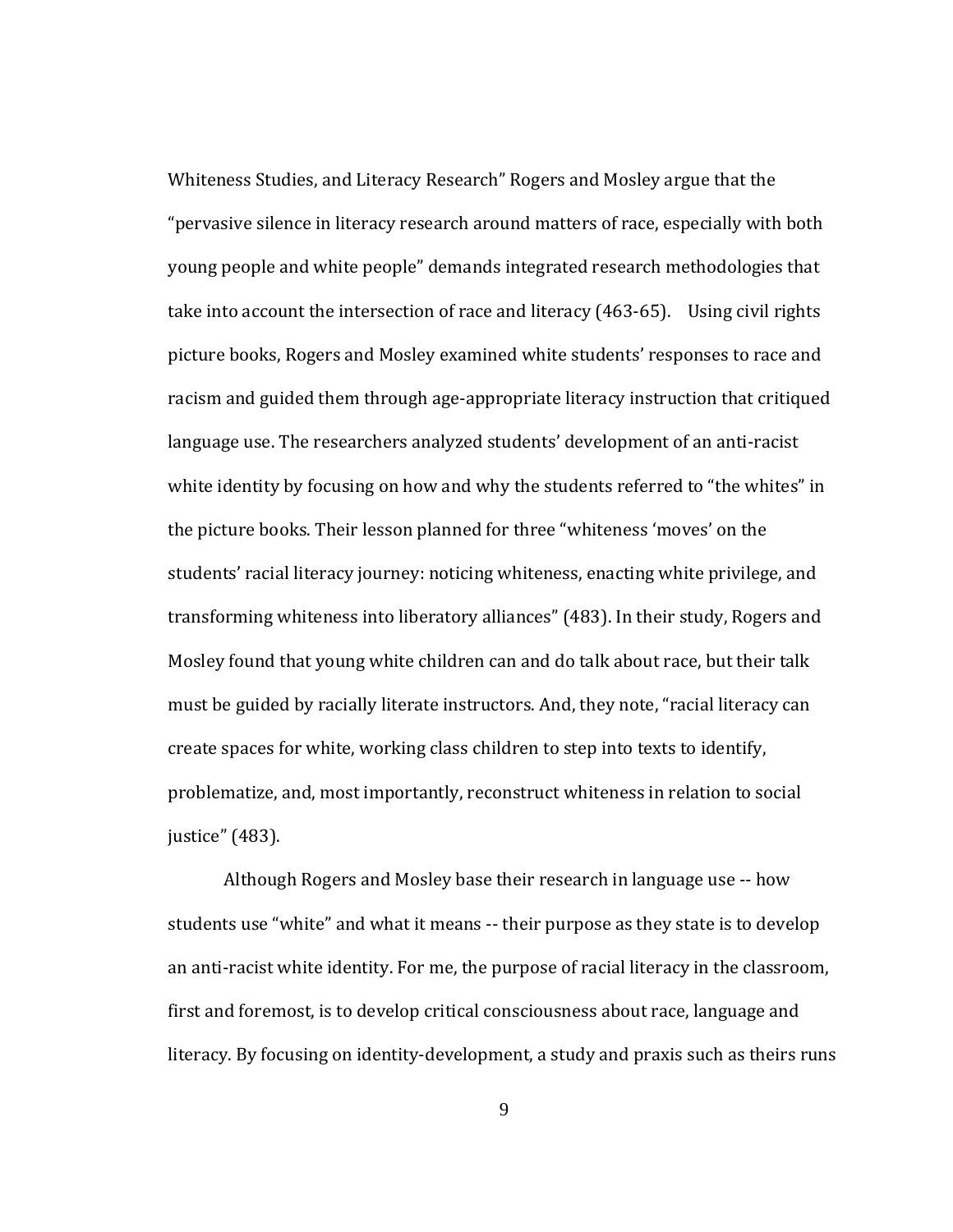Whiteness Studies, and Literacy Research" Rogers and Mosley argue that the "pervasive silence in literacy research around matters of race, especially with both young people and white people" demands integrated research methodologies that take into account the intersection of race and literacy (463-65). Using civil rights picture books, Rogers and Mosley examined white students' responses to race and racism and guided them through age-appropriate literacy instruction that critiqued language use. The researchers analyzed students' development of an anti-racist white identity by focusing on how and why the students referred to "the whites" in the picture books. Their lesson planned for three "whiteness 'moves' on the students' racial literacy journey: noticing whiteness, enacting white privilege, and transforming whiteness into liberatory alliances" (483). In their study, Rogers and Mosley found that young white children can and do talk about race, but their talk must be guided by racially literate instructors. And, they note, "racial literacy can create spaces for white, working class children to step into texts to identify, problematize, and, most importantly, reconstruct whiteness in relation to social justice" (483).

Although Rogers and Mosley base their research in language use -- how students use "white" and what it means -- their purpose as they state is to develop an anti-racist white identity. For me, the purpose of racial literacy in the classroom, first and foremost, is to develop critical consciousness about race, language and literacy. By focusing on identity-development, a study and praxis such as theirs runs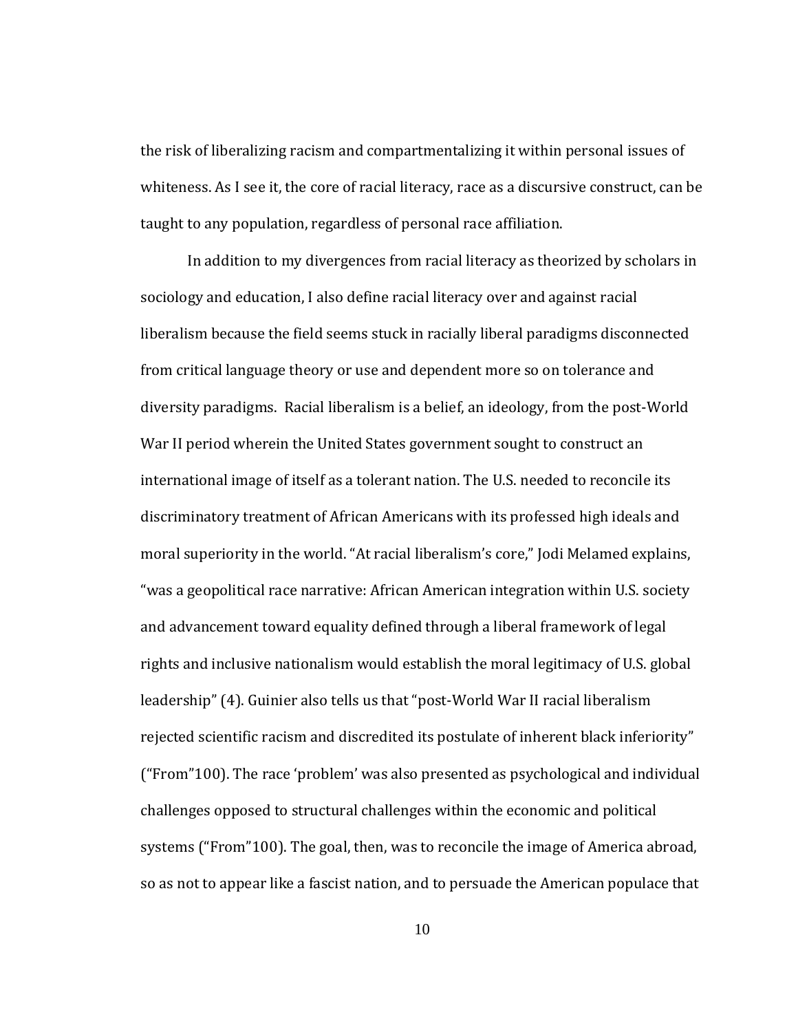the risk of liberalizing racism and compartmentalizing it within personal issues of whiteness. As I see it, the core of racial literacy, race as a discursive construct, can be taught to any population, regardless of personal race affiliation.

In addition to my divergences from racial literacy as theorized by scholars in sociology and education, I also define racial literacy over and against racial liberalism because the field seems stuck in racially liberal paradigms disconnected from critical language theory or use and dependent more so on tolerance and diversity paradigms. Racial liberalism is a belief, an ideology, from the post-World War II period wherein the United States government sought to construct an international image of itself as a tolerant nation. The U.S. needed to reconcile its discriminatory treatment of African Americans with its professed high ideals and moral superiority in the world. "At racial liberalism's core," Jodi Melamed explains, "was a geopolitical race narrative: African American integration within U.S. society and advancement toward equality defined through a liberal framework of legal rights and inclusive nationalism would establish the moral legitimacy of U.S. global leadership" (4). Guinier also tells us that "post-World War II racial liberalism rejected scientific racism and discredited its postulate of inherent black inferiority" ("From"100). The race 'problem' was also presented as psychological and individual challenges opposed to structural challenges within the economic and political systems ("From"100). The goal, then, was to reconcile the image of America abroad, so as not to appear like a fascist nation, and to persuade the American populace that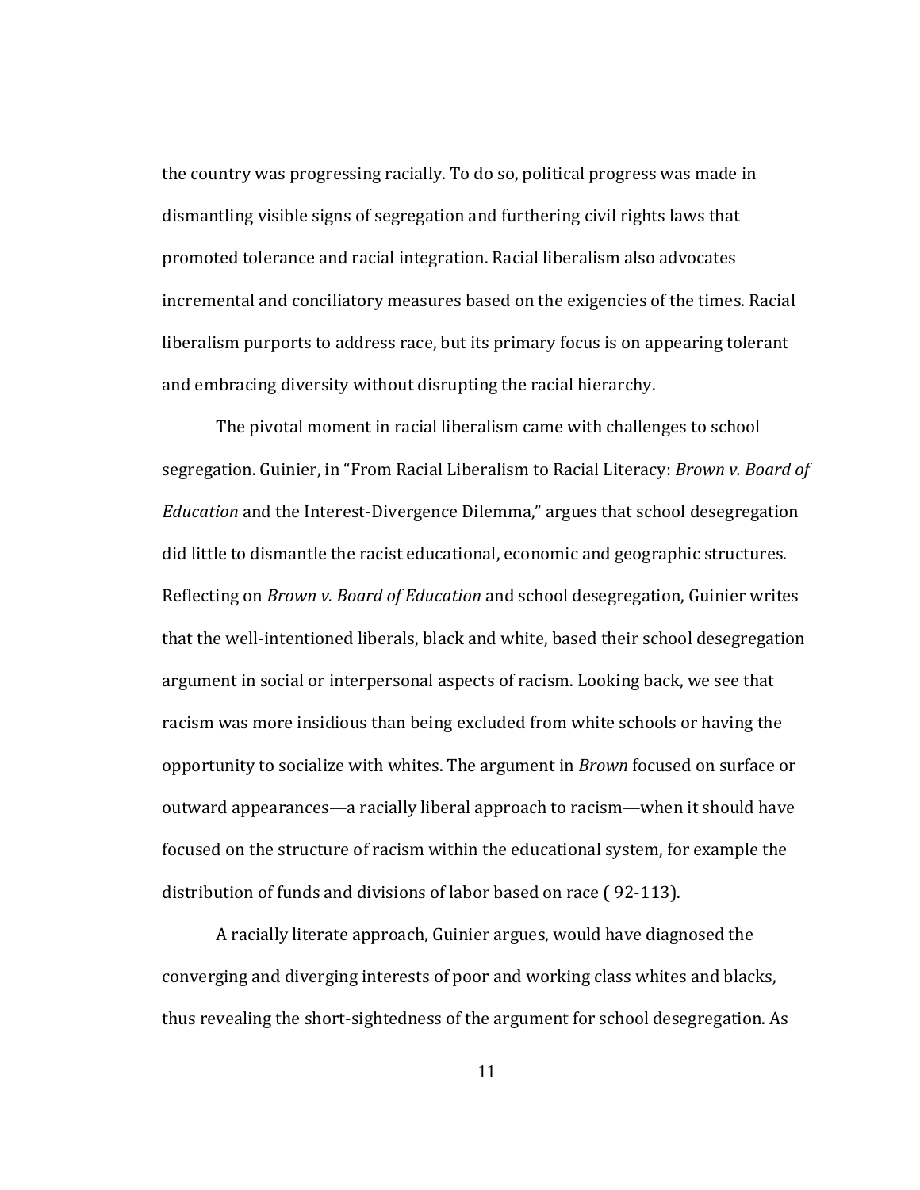the country was progressing racially. To do so, political progress was made in dismantling visible signs of segregation and furthering civil rights laws that promoted tolerance and racial integration. Racial liberalism also advocates incremental and conciliatory measures based on the exigencies of the times. Racial liberalism purports to address race, but its primary focus is on appearing tolerant and embracing diversity without disrupting the racial hierarchy.

The pivotal moment in racial liberalism came with challenges to school segregation. Guinier, in "From Racial Liberalism to Racial Literacy: *Brown v. Board of Education* and the Interest-Divergence Dilemma," argues that school desegregation did little to dismantle the racist educational, economic and geographic structures. Reflecting on *Brown v. Board of Education* and school desegregation, Guinier writes that the well-intentioned liberals, black and white, based their school desegregation argument in social or interpersonal aspects of racism. Looking back, we see that racism was more insidious than being excluded from white schools or having the opportunity to socialize with whites. The argument in *Brown* focused on surface or outward appearances—a racially liberal approach to racism—when it should have focused on the structure of racism within the educational system, for example the distribution of funds and divisions of labor based on race ( 92-113).

A racially literate approach, Guinier argues, would have diagnosed the converging and diverging interests of poor and working class whites and blacks, thus revealing the short-sightedness of the argument for school desegregation. As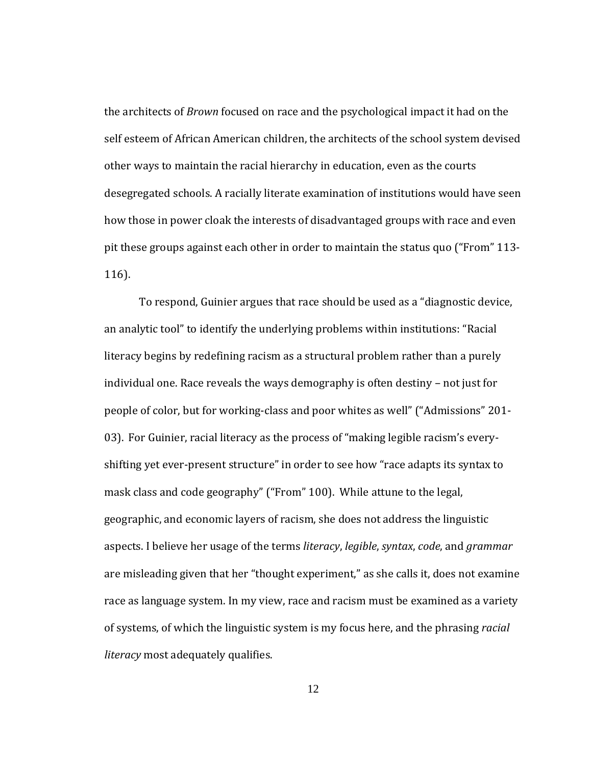the architects of *Brown* focused on race and the psychological impact it had on the self esteem of African American children, the architects of the school system devised other ways to maintain the racial hierarchy in education, even as the courts desegregated schools. A racially literate examination of institutions would have seen how those in power cloak the interests of disadvantaged groups with race and even pit these groups against each other in order to maintain the status quo ("From" 113-116).

To respond, Guinier argues that race should be used as a "diagnostic device, an analytic tool" to identify the underlying problems within institutions: "Racial literacy begins by redefining racism as a structural problem rather than a purely individual one. Race reveals the ways demography is often destiny – not just for people of color, but for working-class and poor whites as well" ("Admissions" 201-03). For Guinier, racial literacy as the process of "making legible racism's every-shifting yet ever-present structure" in order to see how "race adapts its syntax to mask class and code geography" ("From" 100). While attune to the legal, geographic, and economic layers of racism, she does not address the linguistic aspects. I believe her usage of the terms *literacy*, *legible*, *syntax*, *code*, and *grammar* are misleading given that her "thought experiment," as she calls it, does not examine race as language system. In my view, race and racism must be examined as a variety of systems, of which the linguistic system is my focus here, and the phrasing *racial literacy* most adequately qualifies.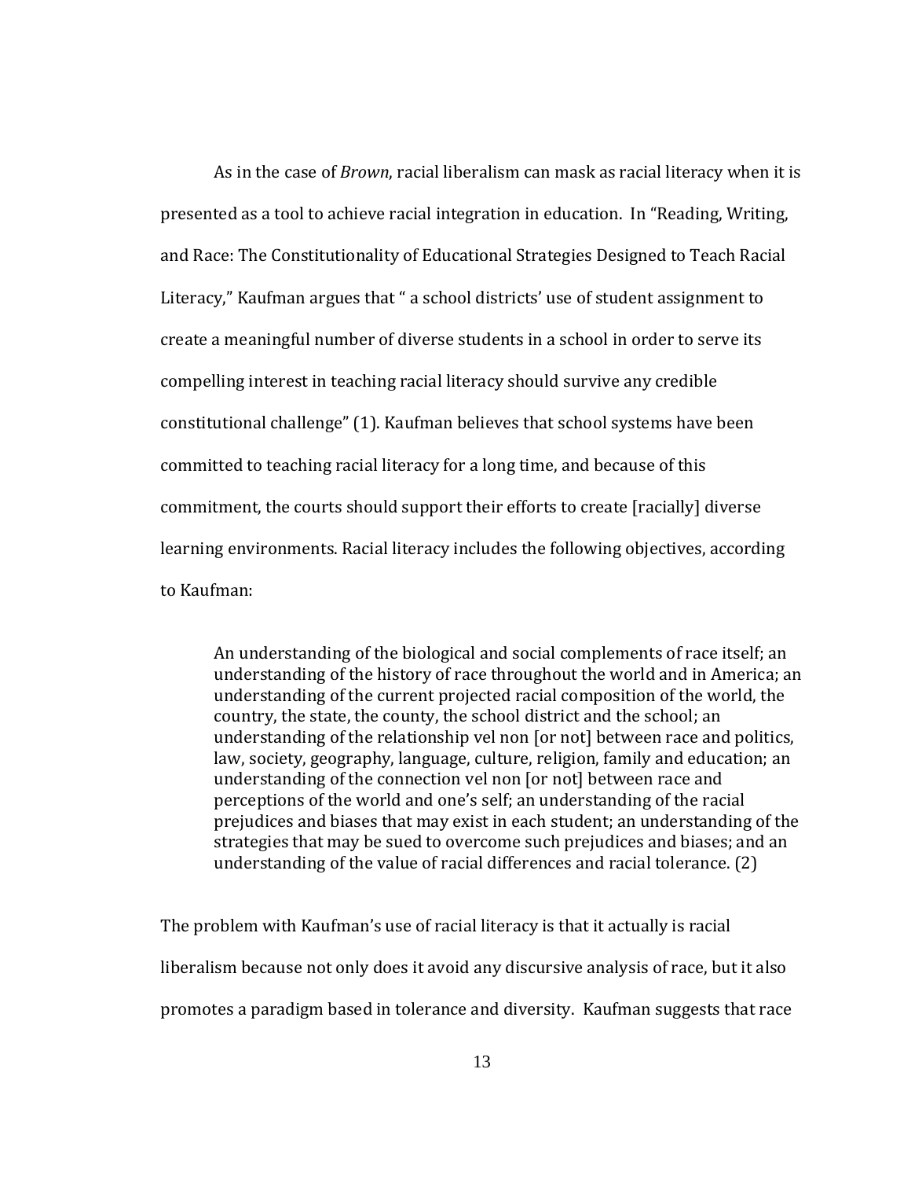As in the case of *Brown*, racial liberalism can mask as racial literacy when it is presented as a tool to achieve racial integration in education. In "Reading, Writing, and Race: The Constitutionality of Educational Strategies Designed to Teach Racial Literacy," Kaufman argues that " a school districts' use of student assignment to create a meaningful number of diverse students in a school in order to serve its compelling interest in teaching racial literacy should survive any credible constitutional challenge" (1). Kaufman believes that school systems have been committed to teaching racial literacy for a long time, and because of this commitment, the courts should support their efforts to create [racially] diverse learning environments. Racial literacy includes the following objectives, according to Kaufman:

> An understanding of the biological and social complements of race itself; an understanding of the history of race throughout the world and in America; an understanding of the current projected racial composition of the world, the country, the state, the county, the school district and the school; an understanding of the relationship vel non [or not] between race and politics, law, society, geography, language, culture, religion, family and education; an understanding of the connection vel non [or not] between race and perceptions of the world and one's self; an understanding of the racial prejudices and biases that may exist in each student; an understanding of the strategies that may be sued to overcome such prejudices and biases; and an understanding of the value of racial differences and racial tolerance. (2)

The problem with Kaufman's use of racial literacy is that it actually is racial liberalism because not only does it avoid any discursive analysis of race, but it also promotes a paradigm based in tolerance and diversity. Kaufman suggests that race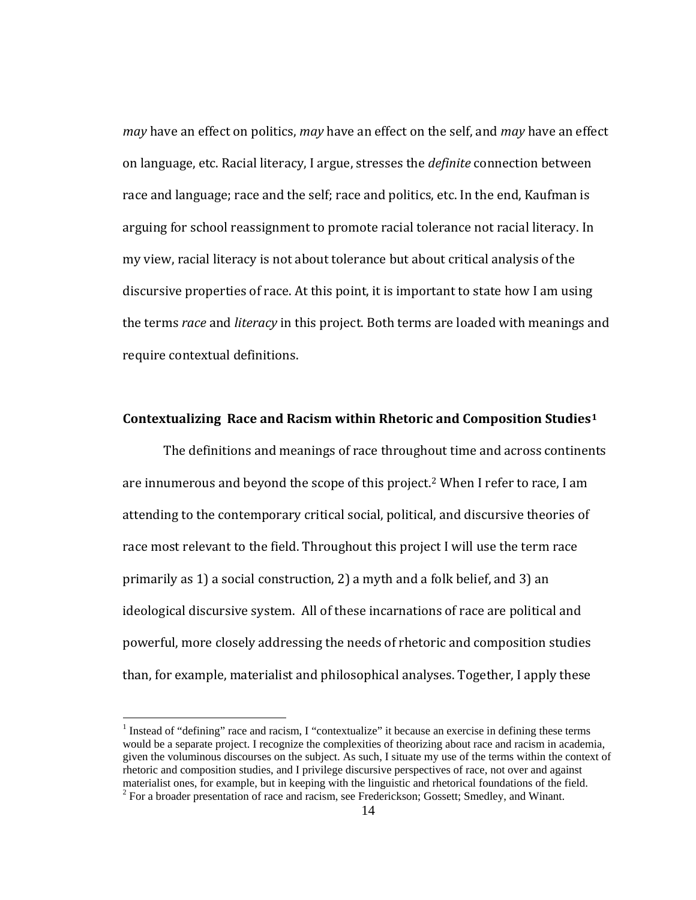*may* have an effect on politics, *may* have an effect on the self, and *may* have an effect on language, etc. Racial literacy, I argue, stresses the *definite* connection between race and language; race and the self; race and politics, etc. In the end, Kaufman is arguing for school reassignment to promote racial tolerance not racial literacy. In my view, racial literacy is not about tolerance but about critical analysis of the discursive properties of race. At this point, it is important to state how I am using the terms *race* and *literacy* in this project. Both terms are loaded with meanings and require contextual definitions.

## Contextualizing Race and Racism within Rhetoric and Composition Studies[1]

The definitions and meanings of race throughout time and across continents are innumerous and beyond the scope of this project.[2] When I refer to race, I am attending to the contemporary critical social, political, and discursive theories of race most relevant to the field. Throughout this project I will use the term race primarily as 1) a social construction, 2) a myth and a folk belief, and 3) an ideological discursive system. All of these incarnations of race are political and powerful, more closely addressing the needs of rhetoric and composition studies than, for example, materialist and philosophical analyses. Together, I apply these

---

[1] Instead of "defining" race and racism, I "contextualize" it because an exercise in defining these terms would be a separate project. I recognize the complexities of theorizing about race and racism in academia, given the voluminous discourses on the subject. As such, I situate my use of the terms within the context of rhetoric and composition studies, and I privilege discursive perspectives of race, not over and against materialist ones, for example, but in keeping with the linguistic and rhetorical foundations of the field.

[2] For a broader presentation of race and racism, see Frederickson; Gossett; Smedley, and Winant.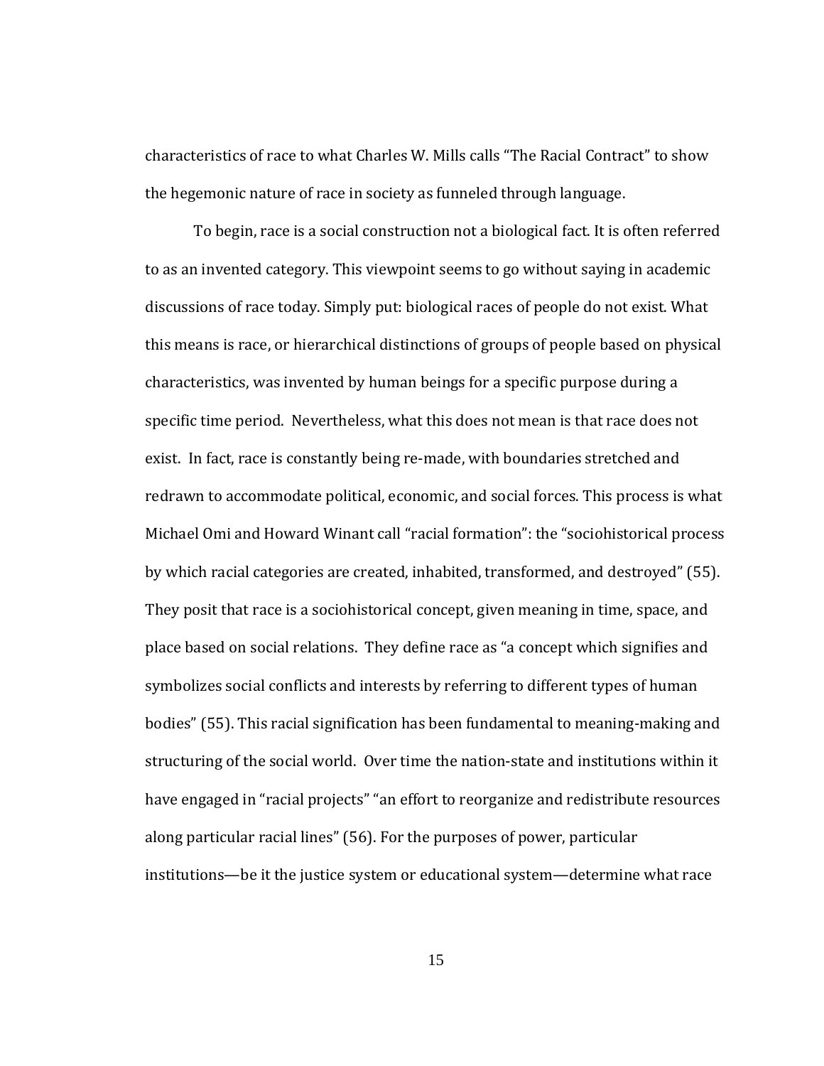characteristics of race to what Charles W. Mills calls "The Racial Contract" to show the hegemonic nature of race in society as funneled through language.

To begin, race is a social construction not a biological fact. It is often referred to as an invented category. This viewpoint seems to go without saying in academic discussions of race today. Simply put: biological races of people do not exist. What this means is race, or hierarchical distinctions of groups of people based on physical characteristics, was invented by human beings for a specific purpose during a specific time period. Nevertheless, what this does not mean is that race does not exist. In fact, race is constantly being re-made, with boundaries stretched and redrawn to accommodate political, economic, and social forces. This process is what Michael Omi and Howard Winant call "racial formation": the "sociohistorical process by which racial categories are created, inhabited, transformed, and destroyed" (55). They posit that race is a sociohistorical concept, given meaning in time, space, and place based on social relations. They define race as "a concept which signifies and symbolizes social conflicts and interests by referring to different types of human bodies" (55). This racial signification has been fundamental to meaning-making and structuring of the social world. Over time the nation-state and institutions within it have engaged in "racial projects" "an effort to reorganize and redistribute resources along particular racial lines" (56). For the purposes of power, particular institutions—be it the justice system or educational system—determine what race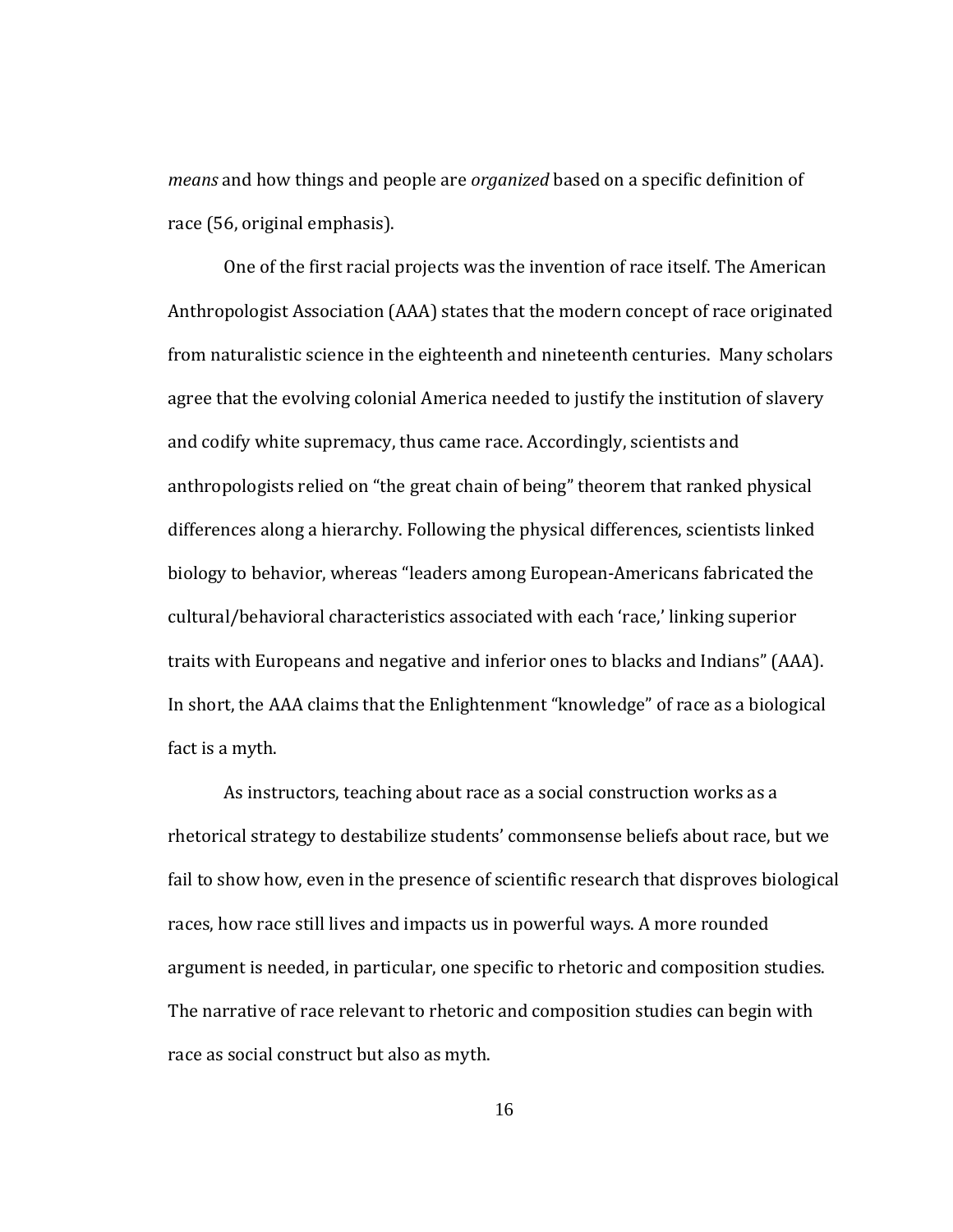*means* and how things and people are *organized* based on a specific definition of race (56, original emphasis).

One of the first racial projects was the invention of race itself. The American Anthropologist Association (AAA) states that the modern concept of race originated from naturalistic science in the eighteenth and nineteenth centuries. Many scholars agree that the evolving colonial America needed to justify the institution of slavery and codify white supremacy, thus came race. Accordingly, scientists and anthropologists relied on "the great chain of being" theorem that ranked physical differences along a hierarchy. Following the physical differences, scientists linked biology to behavior, whereas "leaders among European-Americans fabricated the cultural/behavioral characteristics associated with each 'race,' linking superior traits with Europeans and negative and inferior ones to blacks and Indians" (AAA). In short, the AAA claims that the Enlightenment "knowledge" of race as a biological fact is a myth.

As instructors, teaching about race as a social construction works as a rhetorical strategy to destabilize students' commonsense beliefs about race, but we fail to show how, even in the presence of scientific research that disproves biological races, how race still lives and impacts us in powerful ways. A more rounded argument is needed, in particular, one specific to rhetoric and composition studies. The narrative of race relevant to rhetoric and composition studies can begin with race as social construct but also as myth.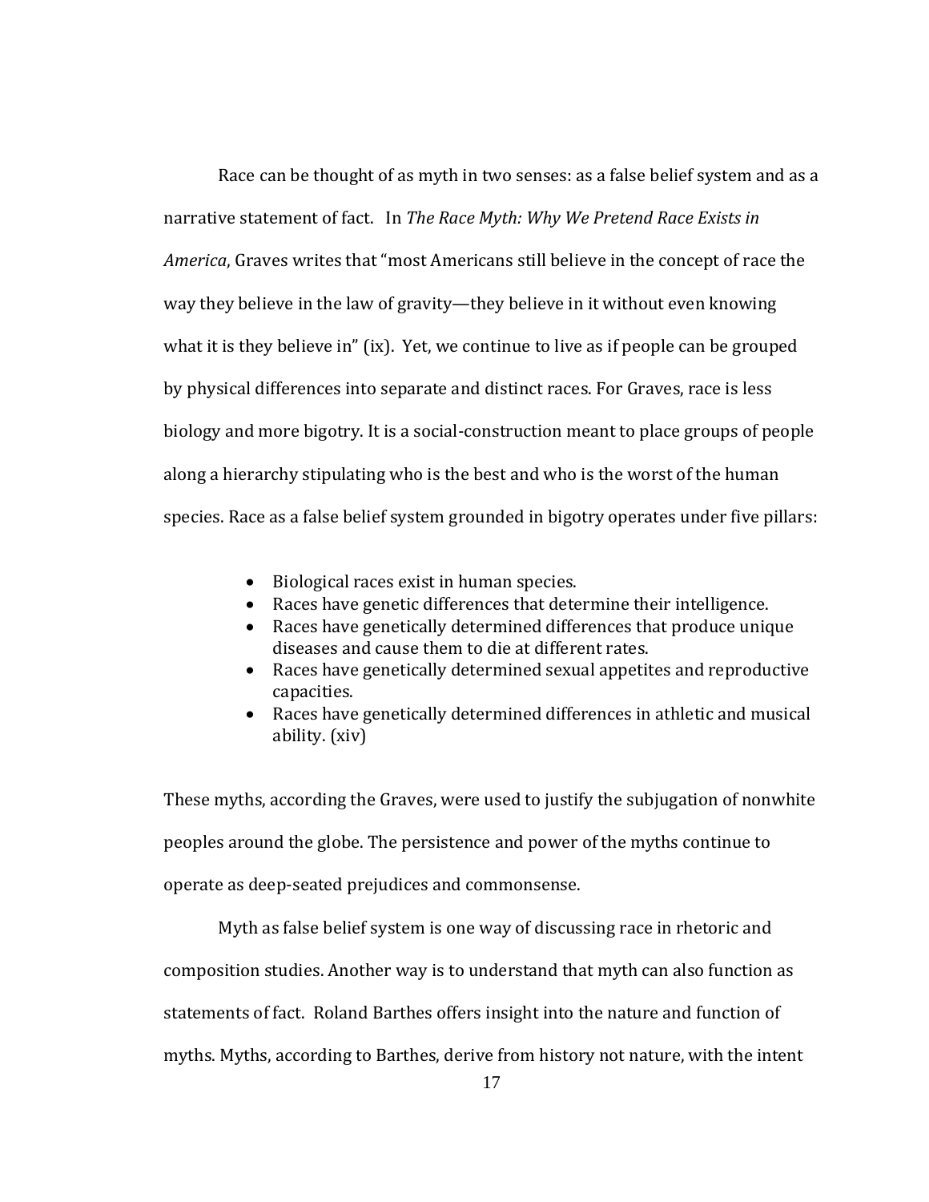Race can be thought of as myth in two senses: as a false belief system and as a narrative statement of fact. In *The Race Myth: Why We Pretend Race Exists in America*, Graves writes that "most Americans still believe in the concept of race the way they believe in the law of gravity—they believe in it without even knowing what it is they believe in" (ix). Yet, we continue to live as if people can be grouped by physical differences into separate and distinct races. For Graves, race is less biology and more bigotry. It is a social-construction meant to place groups of people along a hierarchy stipulating who is the best and who is the worst of the human species. Race as a false belief system grounded in bigotry operates under five pillars:

- Biological races exist in human species.
- Races have genetic differences that determine their intelligence.
- Races have genetically determined differences that produce unique diseases and cause them to die at different rates.
- Races have genetically determined sexual appetites and reproductive capacities.
- Races have genetically determined differences in athletic and musical ability. (xiv)

These myths, according the Graves, were used to justify the subjugation of nonwhite peoples around the globe. The persistence and power of the myths continue to operate as deep-seated prejudices and commonsense.

Myth as false belief system is one way of discussing race in rhetoric and composition studies. Another way is to understand that myth can also function as statements of fact. Roland Barthes offers insight into the nature and function of myths. Myths, according to Barthes, derive from history not nature, with the intent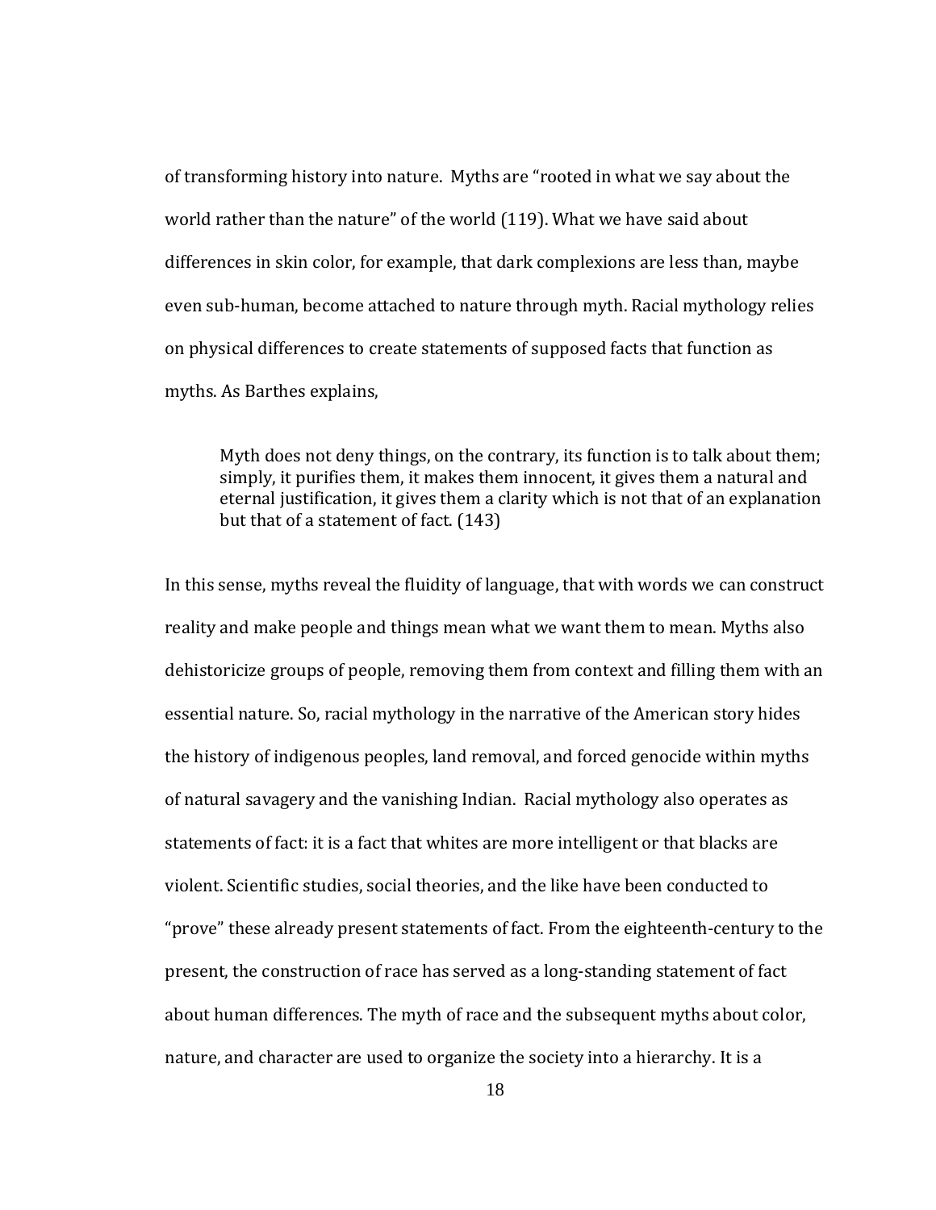of transforming history into nature. Myths are "rooted in what we say about the world rather than the nature" of the world (119). What we have said about differences in skin color, for example, that dark complexions are less than, maybe even sub-human, become attached to nature through myth. Racial mythology relies on physical differences to create statements of supposed facts that function as myths. As Barthes explains,

> Myth does not deny things, on the contrary, its function is to talk about them; simply, it purifies them, it makes them innocent, it gives them a natural and eternal justification, it gives them a clarity which is not that of an explanation but that of a statement of fact. (143)

In this sense, myths reveal the fluidity of language, that with words we can construct reality and make people and things mean what we want them to mean. Myths also dehistoricize groups of people, removing them from context and filling them with an essential nature. So, racial mythology in the narrative of the American story hides the history of indigenous peoples, land removal, and forced genocide within myths of natural savagery and the vanishing Indian. Racial mythology also operates as statements of fact: it is a fact that whites are more intelligent or that blacks are violent. Scientific studies, social theories, and the like have been conducted to "prove" these already present statements of fact. From the eighteenth-century to the present, the construction of race has served as a long-standing statement of fact about human differences. The myth of race and the subsequent myths about color, nature, and character are used to organize the society into a hierarchy. It is a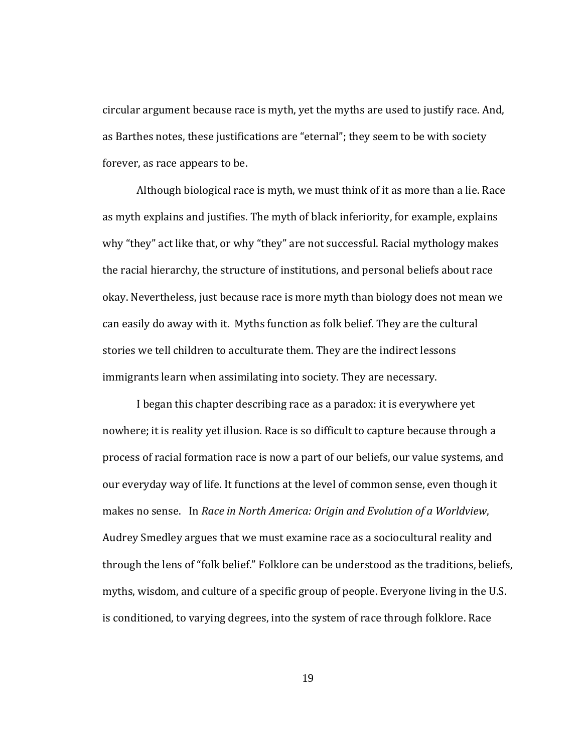circular argument because race is myth, yet the myths are used to justify race. And, as Barthes notes, these justifications are "eternal"; they seem to be with society forever, as race appears to be.

Although biological race is myth, we must think of it as more than a lie. Race as myth explains and justifies. The myth of black inferiority, for example, explains why "they" act like that, or why "they" are not successful. Racial mythology makes the racial hierarchy, the structure of institutions, and personal beliefs about race okay. Nevertheless, just because race is more myth than biology does not mean we can easily do away with it. Myths function as folk belief. They are the cultural stories we tell children to acculturate them. They are the indirect lessons immigrants learn when assimilating into society. They are necessary.

I began this chapter describing race as a paradox: it is everywhere yet nowhere; it is reality yet illusion. Race is so difficult to capture because through a process of racial formation race is now a part of our beliefs, our value systems, and our everyday way of life. It functions at the level of common sense, even though it makes no sense. In *Race in North America: Origin and Evolution of a Worldview*, Audrey Smedley argues that we must examine race as a sociocultural reality and through the lens of "folk belief." Folklore can be understood as the traditions, beliefs, myths, wisdom, and culture of a specific group of people. Everyone living in the U.S. is conditioned, to varying degrees, into the system of race through folklore. Race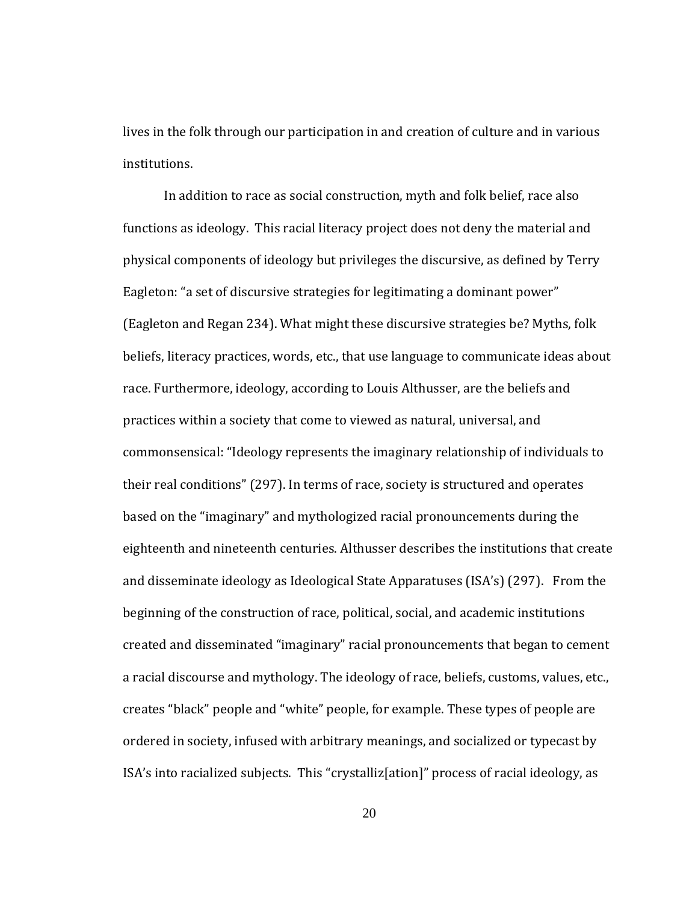lives in the folk through our participation in and creation of culture and in various institutions.

In addition to race as social construction, myth and folk belief, race also functions as ideology. This racial literacy project does not deny the material and physical components of ideology but privileges the discursive, as defined by Terry Eagleton: "a set of discursive strategies for legitimating a dominant power" (Eagleton and Regan 234). What might these discursive strategies be? Myths, folk beliefs, literacy practices, words, etc., that use language to communicate ideas about race. Furthermore, ideology, according to Louis Althusser, are the beliefs and practices within a society that come to viewed as natural, universal, and commonsensical: "Ideology represents the imaginary relationship of individuals to their real conditions" (297). In terms of race, society is structured and operates based on the "imaginary" and mythologized racial pronouncements during the eighteenth and nineteenth centuries. Althusser describes the institutions that create and disseminate ideology as Ideological State Apparatuses (ISA's) (297). From the beginning of the construction of race, political, social, and academic institutions created and disseminated "imaginary" racial pronouncements that began to cement a racial discourse and mythology. The ideology of race, beliefs, customs, values, etc., creates "black" people and "white" people, for example. These types of people are ordered in society, infused with arbitrary meanings, and socialized or typecast by ISA's into racialized subjects. This "crystalliz[ation]" process of racial ideology, as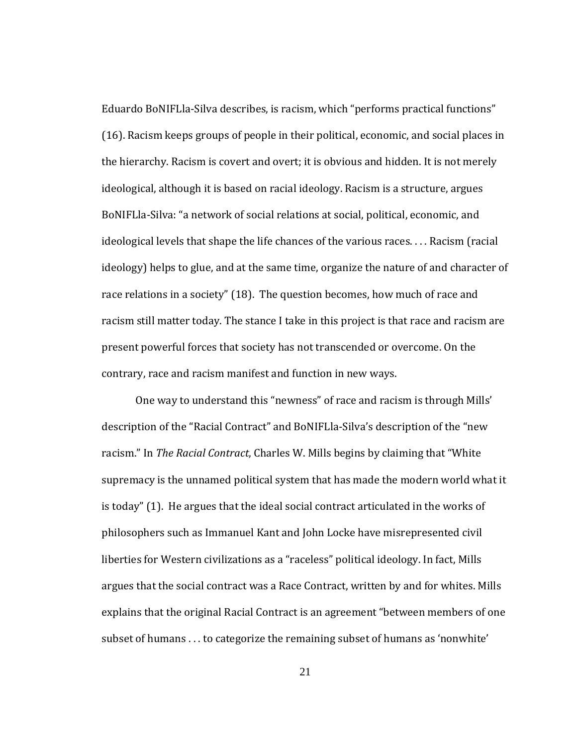Eduardo BoNIFLla-Silva describes, is racism, which "performs practical functions" (16). Racism keeps groups of people in their political, economic, and social places in the hierarchy. Racism is covert and overt; it is obvious and hidden. It is not merely ideological, although it is based on racial ideology. Racism is a structure, argues BoNIFLla-Silva: "a network of social relations at social, political, economic, and ideological levels that shape the life chances of the various races. . . . Racism (racial ideology) helps to glue, and at the same time, organize the nature of and character of race relations in a society" (18). The question becomes, how much of race and racism still matter today. The stance I take in this project is that race and racism are present powerful forces that society has not transcended or overcome. On the contrary, race and racism manifest and function in new ways.

One way to understand this "newness" of race and racism is through Mills' description of the "Racial Contract" and BoNIFLla-Silva's description of the "new racism." In *The Racial Contract*, Charles W. Mills begins by claiming that "White supremacy is the unnamed political system that has made the modern world what it is today" (1). He argues that the ideal social contract articulated in the works of philosophers such as Immanuel Kant and John Locke have misrepresented civil liberties for Western civilizations as a "raceless" political ideology. In fact, Mills argues that the social contract was a Race Contract, written by and for whites. Mills explains that the original Racial Contract is an agreement "between members of one subset of humans . . . to categorize the remaining subset of humans as 'nonwhite'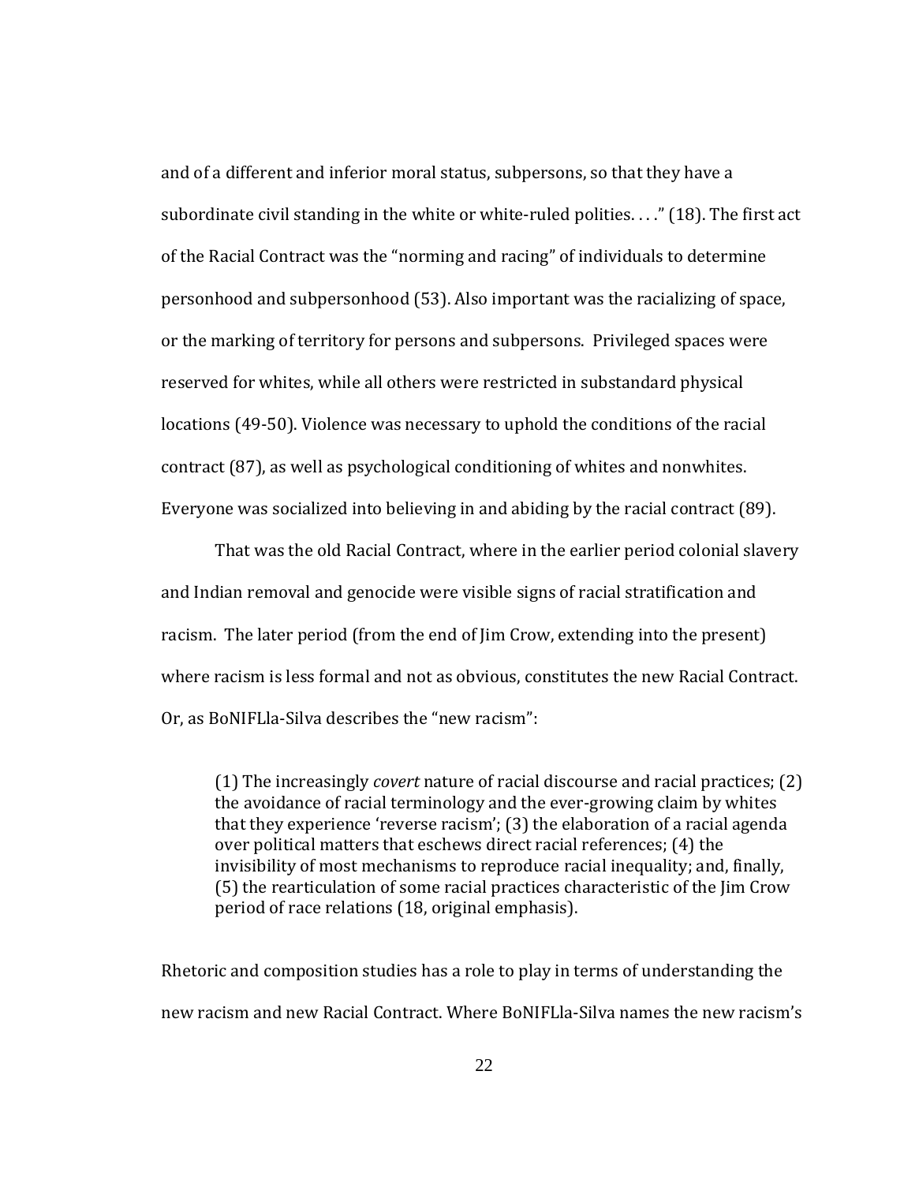and of a different and inferior moral status, subpersons, so that they have a subordinate civil standing in the white or white-ruled polities. . . ." (18). The first act of the Racial Contract was the "norming and racing" of individuals to determine personhood and subpersonhood (53). Also important was the racializing of space, or the marking of territory for persons and subpersons. Privileged spaces were reserved for whites, while all others were restricted in substandard physical locations (49-50). Violence was necessary to uphold the conditions of the racial contract (87), as well as psychological conditioning of whites and nonwhites. Everyone was socialized into believing in and abiding by the racial contract (89).

That was the old Racial Contract, where in the earlier period colonial slavery and Indian removal and genocide were visible signs of racial stratification and racism. The later period (from the end of Jim Crow, extending into the present) where racism is less formal and not as obvious, constitutes the new Racial Contract. Or, as BoNIFLla-Silva describes the "new racism":

> (1) The increasingly *covert* nature of racial discourse and racial practices; (2) the avoidance of racial terminology and the ever-growing claim by whites that they experience 'reverse racism'; (3) the elaboration of a racial agenda over political matters that eschews direct racial references; (4) the invisibility of most mechanisms to reproduce racial inequality; and, finally, (5) the rearticulation of some racial practices characteristic of the Jim Crow period of race relations (18, original emphasis).

Rhetoric and composition studies has a role to play in terms of understanding the new racism and new Racial Contract. Where BoNIFLla-Silva names the new racism's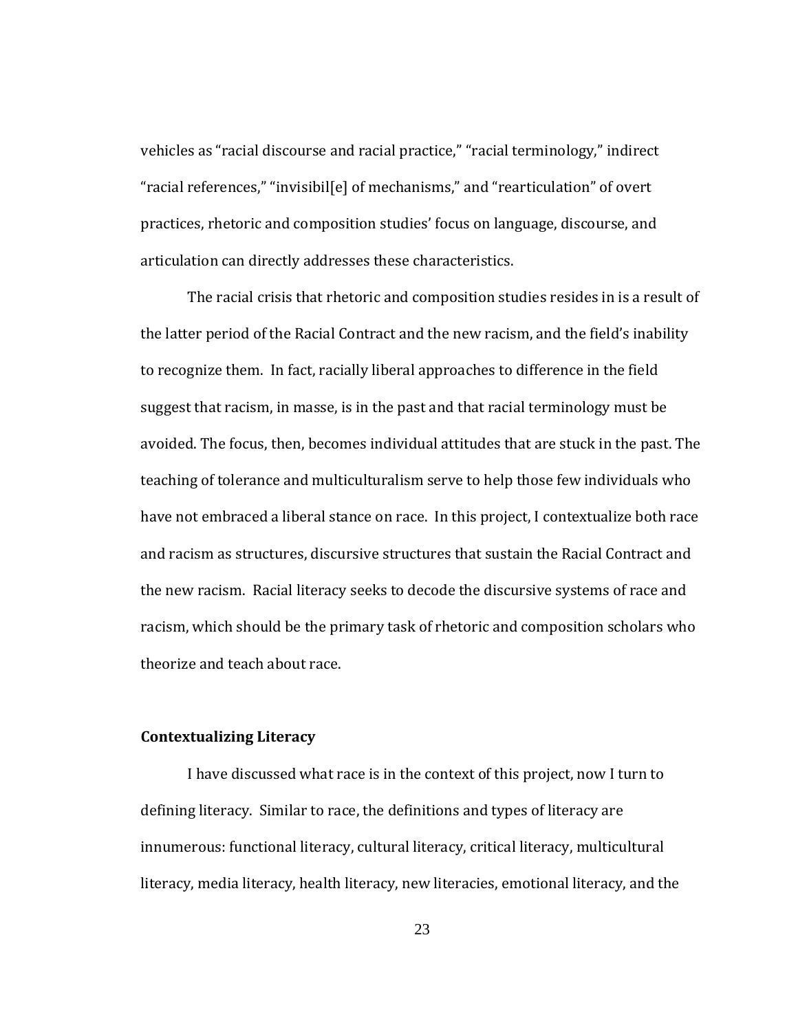vehicles as "racial discourse and racial practice," "racial terminology," indirect "racial references," "invisibil[e] of mechanisms," and "rearticulation" of overt practices, rhetoric and composition studies' focus on language, discourse, and articulation can directly addresses these characteristics.

The racial crisis that rhetoric and composition studies resides in is a result of the latter period of the Racial Contract and the new racism, and the field's inability to recognize them. In fact, racially liberal approaches to difference in the field suggest that racism, in masse, is in the past and that racial terminology must be avoided. The focus, then, becomes individual attitudes that are stuck in the past. The teaching of tolerance and multiculturalism serve to help those few individuals who have not embraced a liberal stance on race. In this project, I contextualize both race and racism as structures, discursive structures that sustain the Racial Contract and the new racism. Racial literacy seeks to decode the discursive systems of race and racism, which should be the primary task of rhetoric and composition scholars who theorize and teach about race.

**Contextualizing Literacy**

I have discussed what race is in the context of this project, now I turn to defining literacy. Similar to race, the definitions and types of literacy are innumerous: functional literacy, cultural literacy, critical literacy, multicultural literacy, media literacy, health literacy, new literacies, emotional literacy, and the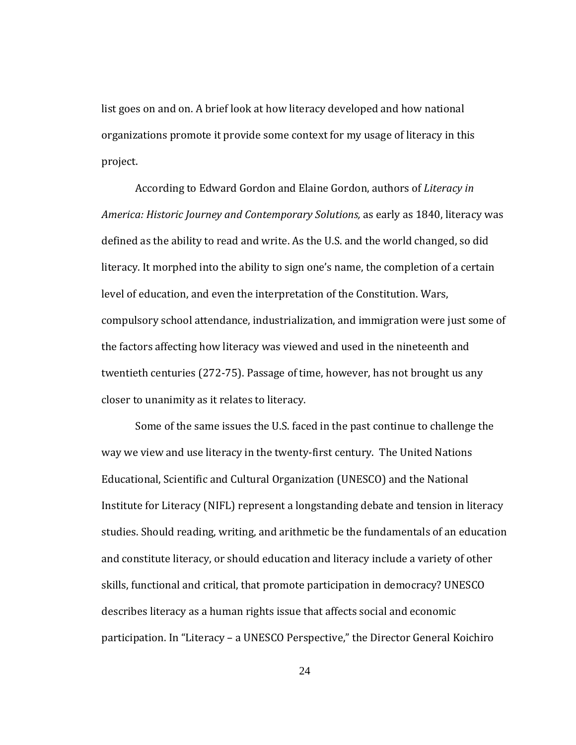list goes on and on. A brief look at how literacy developed and how national organizations promote it provide some context for my usage of literacy in this project.

According to Edward Gordon and Elaine Gordon, authors of *Literacy in America: Historic Journey and Contemporary Solutions,* as early as 1840, literacy was defined as the ability to read and write. As the U.S. and the world changed, so did literacy. It morphed into the ability to sign one's name, the completion of a certain level of education, and even the interpretation of the Constitution. Wars, compulsory school attendance, industrialization, and immigration were just some of the factors affecting how literacy was viewed and used in the nineteenth and twentieth centuries (272-75). Passage of time, however, has not brought us any closer to unanimity as it relates to literacy.

Some of the same issues the U.S. faced in the past continue to challenge the way we view and use literacy in the twenty-first century. The United Nations Educational, Scientific and Cultural Organization (UNESCO) and the National Institute for Literacy (NIFL) represent a longstanding debate and tension in literacy studies. Should reading, writing, and arithmetic be the fundamentals of an education and constitute literacy, or should education and literacy include a variety of other skills, functional and critical, that promote participation in democracy? UNESCO describes literacy as a human rights issue that affects social and economic participation. In "Literacy – a UNESCO Perspective," the Director General Koichiro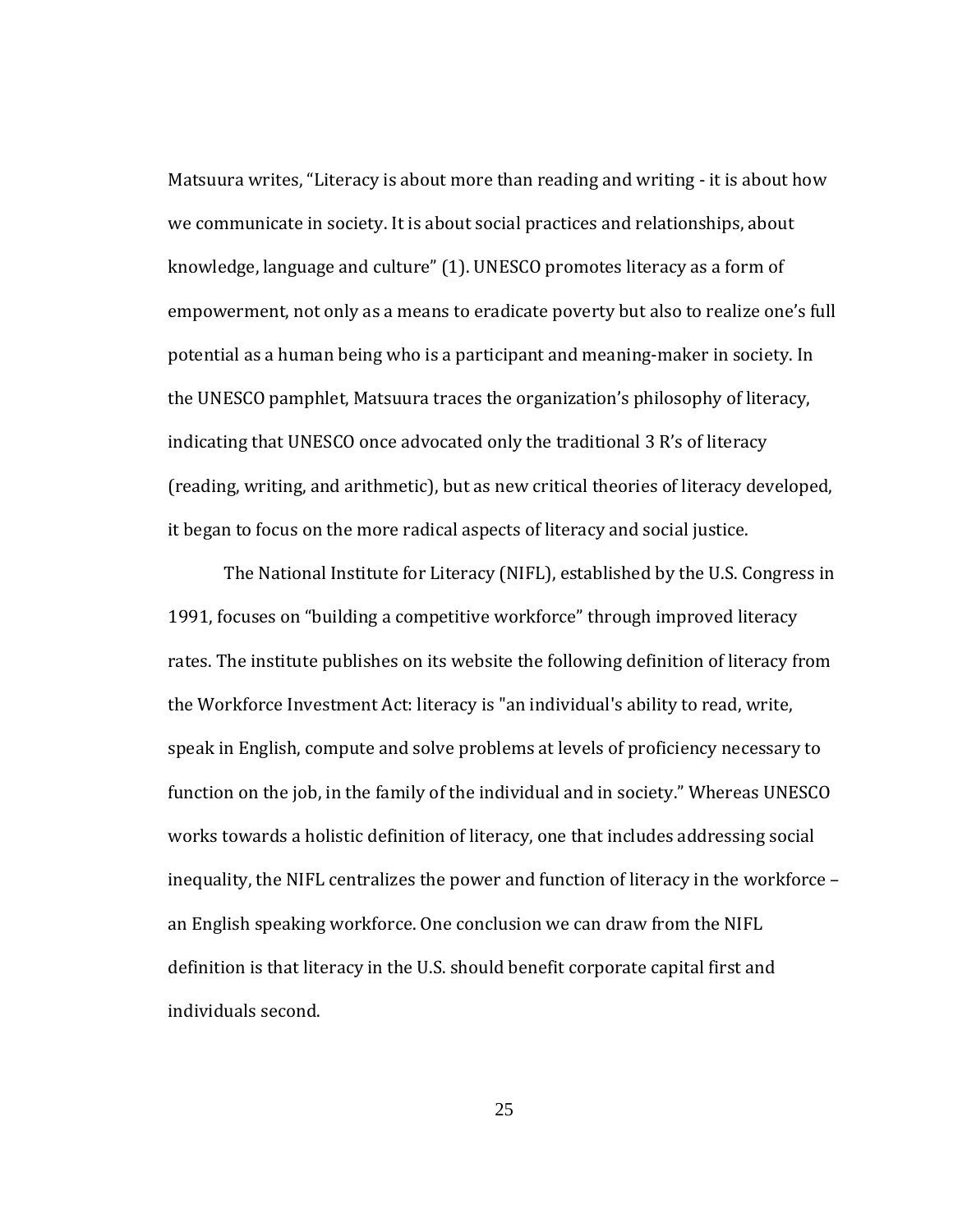Matsuura writes, “Literacy is about more than reading and writing - it is about how we communicate in society. It is about social practices and relationships, about knowledge, language and culture” (1). UNESCO promotes literacy as a form of empowerment, not only as a means to eradicate poverty but also to realize one’s full potential as a human being who is a participant and meaning-maker in society. In the UNESCO pamphlet, Matsuura traces the organization’s philosophy of literacy, indicating that UNESCO once advocated only the traditional 3 R’s of literacy (reading, writing, and arithmetic), but as new critical theories of literacy developed, it began to focus on the more radical aspects of literacy and social justice.

The National Institute for Literacy (NIFL), established by the U.S. Congress in 1991, focuses on “building a competitive workforce” through improved literacy rates. The institute publishes on its website the following definition of literacy from the Workforce Investment Act: literacy is "an individual's ability to read, write, speak in English, compute and solve problems at levels of proficiency necessary to function on the job, in the family of the individual and in society.” Whereas UNESCO works towards a holistic definition of literacy, one that includes addressing social inequality, the NIFL centralizes the power and function of literacy in the workforce – an English speaking workforce. One conclusion we can draw from the NIFL definition is that literacy in the U.S. should benefit corporate capital first and individuals second.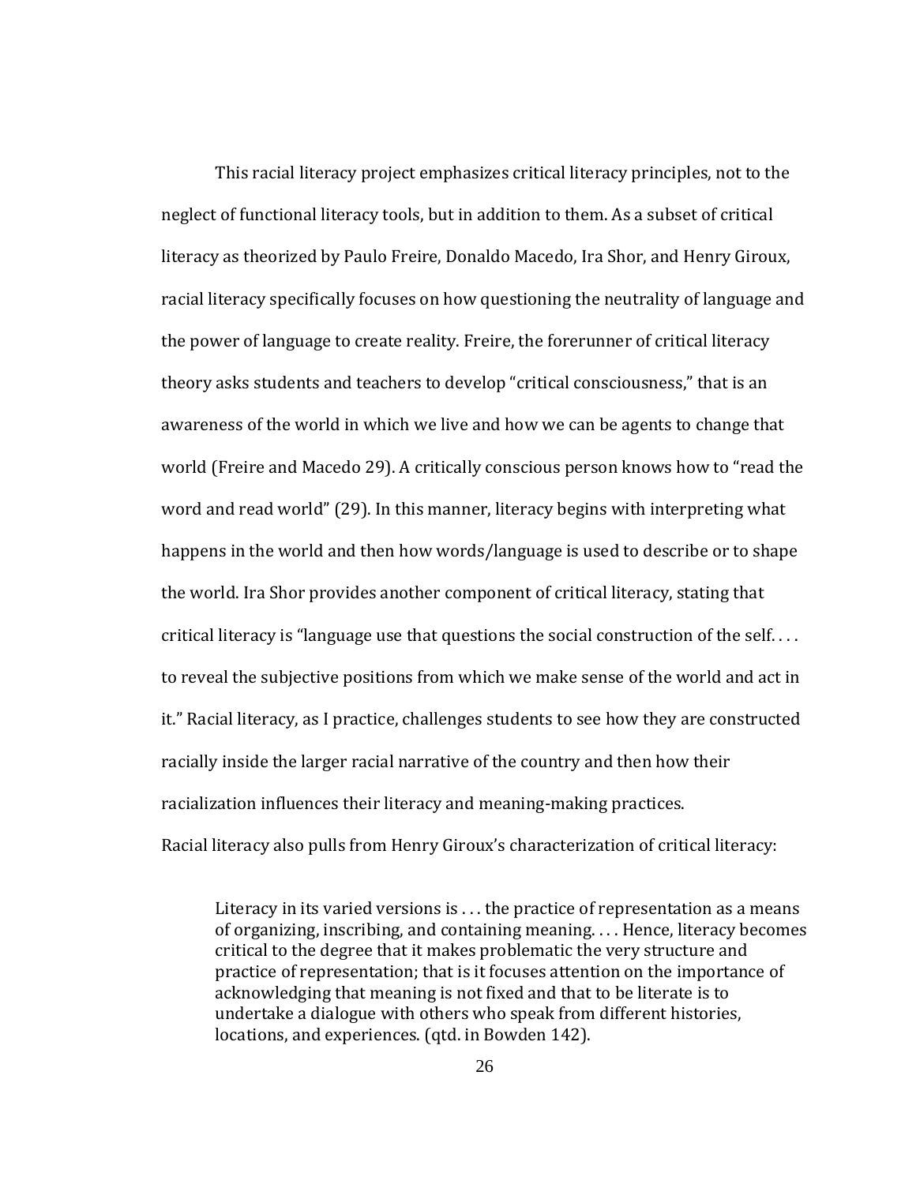This racial literacy project emphasizes critical literacy principles, not to the neglect of functional literacy tools, but in addition to them. As a subset of critical literacy as theorized by Paulo Freire, Donaldo Macedo, Ira Shor, and Henry Giroux, racial literacy specifically focuses on how questioning the neutrality of language and the power of language to create reality. Freire, the forerunner of critical literacy theory asks students and teachers to develop "critical consciousness," that is an awareness of the world in which we live and how we can be agents to change that world (Freire and Macedo 29). A critically conscious person knows how to "read the word and read world" (29). In this manner, literacy begins with interpreting what happens in the world and then how words/language is used to describe or to shape the world. Ira Shor provides another component of critical literacy, stating that critical literacy is "language use that questions the social construction of the self. . . . to reveal the subjective positions from which we make sense of the world and act in it." Racial literacy, as I practice, challenges students to see how they are constructed racially inside the larger racial narrative of the country and then how their racialization influences their literacy and meaning-making practices.

Racial literacy also pulls from Henry Giroux's characterization of critical literacy:

> Literacy in its varied versions is . . . the practice of representation as a means of organizing, inscribing, and containing meaning. . . . Hence, literacy becomes critical to the degree that it makes problematic the very structure and practice of representation; that is it focuses attention on the importance of acknowledging that meaning is not fixed and that to be literate is to undertake a dialogue with others who speak from different histories, locations, and experiences. (qtd. in Bowden 142).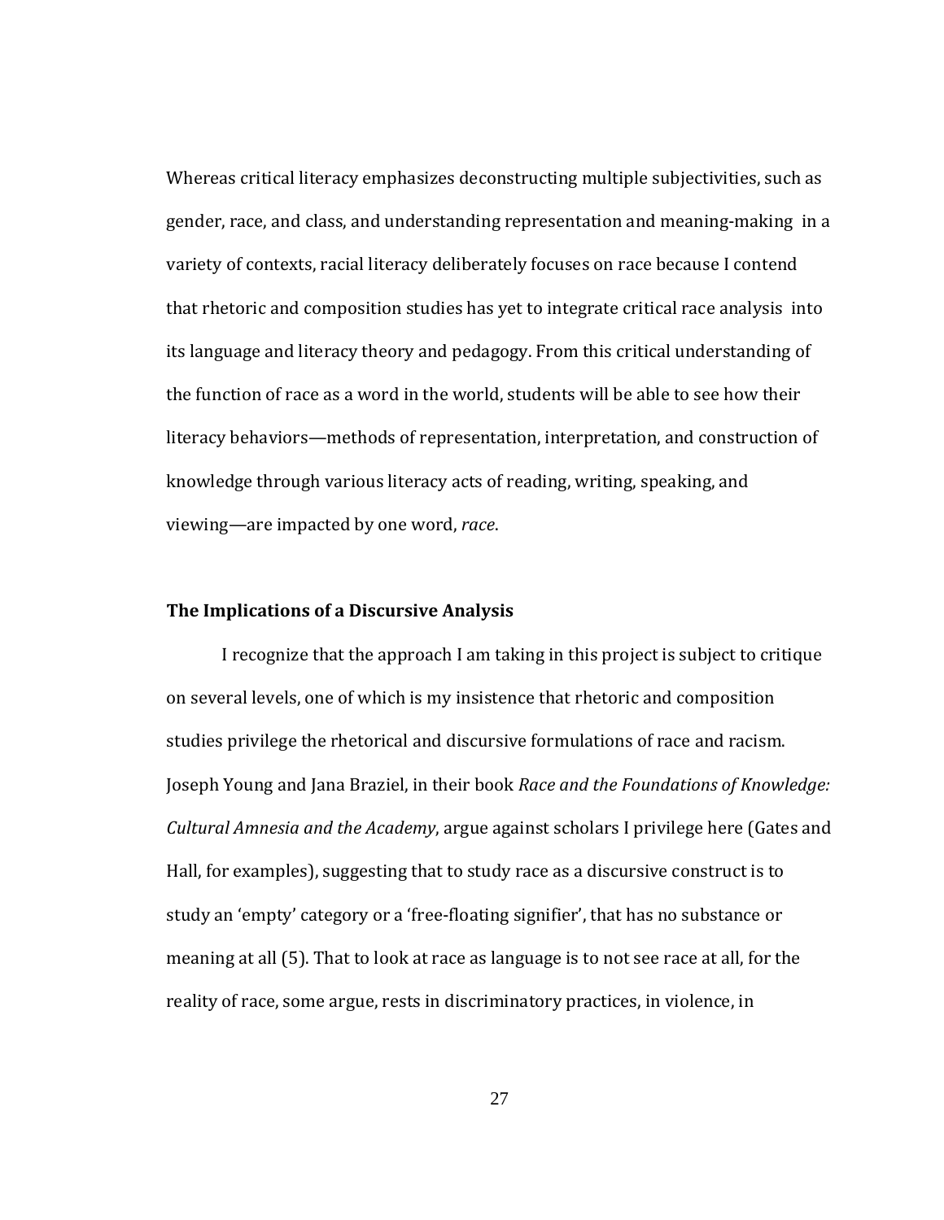Whereas critical literacy emphasizes deconstructing multiple subjectivities, such as gender, race, and class, and understanding representation and meaning-making in a variety of contexts, racial literacy deliberately focuses on race because I contend that rhetoric and composition studies has yet to integrate critical race analysis into its language and literacy theory and pedagogy. From this critical understanding of the function of race as a word in the world, students will be able to see how their literacy behaviors—methods of representation, interpretation, and construction of knowledge through various literacy acts of reading, writing, speaking, and viewing—are impacted by one word, *race*.

**The Implications of a Discursive Analysis**

I recognize that the approach I am taking in this project is subject to critique on several levels, one of which is my insistence that rhetoric and composition studies privilege the rhetorical and discursive formulations of race and racism. Joseph Young and Jana Braziel, in their book *Race and the Foundations of Knowledge: Cultural Amnesia and the Academy*, argue against scholars I privilege here (Gates and Hall, for examples), suggesting that to study race as a discursive construct is to study an 'empty' category or a 'free-floating signifier', that has no substance or meaning at all (5). That to look at race as language is to not see race at all, for the reality of race, some argue, rests in discriminatory practices, in violence, in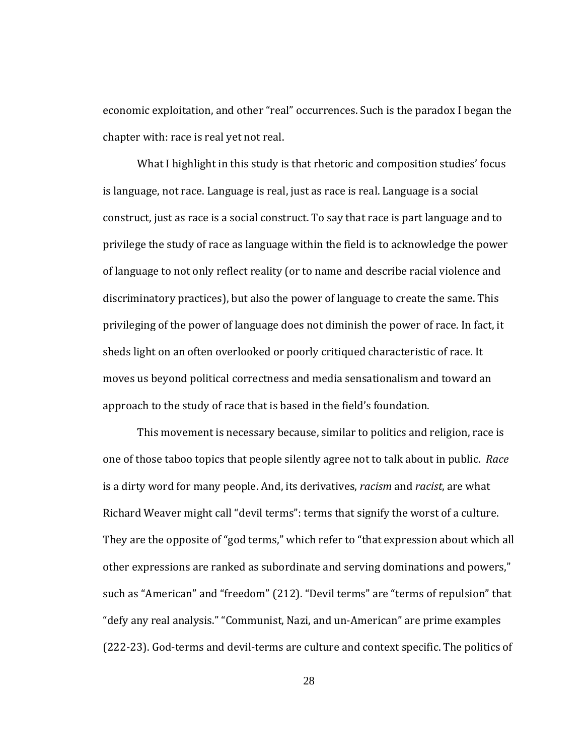economic exploitation, and other “real” occurrences. Such is the paradox I began the chapter with: race is real yet not real.

What I highlight in this study is that rhetoric and composition studies’ focus is language, not race. Language is real, just as race is real. Language is a social construct, just as race is a social construct. To say that race is part language and to privilege the study of race as language within the field is to acknowledge the power of language to not only reflect reality (or to name and describe racial violence and discriminatory practices), but also the power of language to create the same. This privileging of the power of language does not diminish the power of race. In fact, it sheds light on an often overlooked or poorly critiqued characteristic of race. It moves us beyond political correctness and media sensationalism and toward an approach to the study of race that is based in the field’s foundation.

This movement is necessary because, similar to politics and religion, race is one of those taboo topics that people silently agree not to talk about in public. *Race* is a dirty word for many people. And, its derivatives, *racism* and *racist*, are what Richard Weaver might call “devil terms”: terms that signify the worst of a culture. They are the opposite of “god terms,” which refer to “that expression about which all other expressions are ranked as subordinate and serving dominations and powers,” such as “American” and “freedom” (212). “Devil terms” are “terms of repulsion” that “defy any real analysis.” “Communist, Nazi, and un-American” are prime examples (222-23). God-terms and devil-terms are culture and context specific. The politics of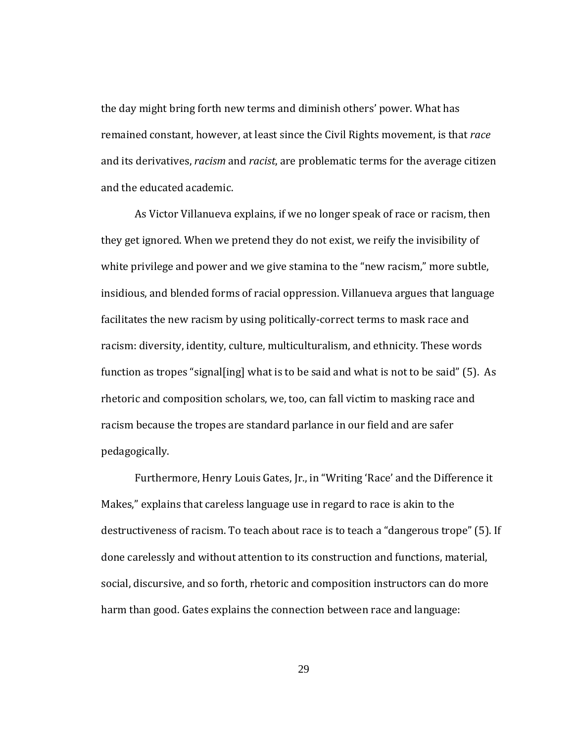the day might bring forth new terms and diminish others' power. What has remained constant, however, at least since the Civil Rights movement, is that *race* and its derivatives, *racism* and *racist*, are problematic terms for the average citizen and the educated academic.

As Victor Villanueva explains, if we no longer speak of race or racism, then they get ignored. When we pretend they do not exist, we reify the invisibility of white privilege and power and we give stamina to the "new racism," more subtle, insidious, and blended forms of racial oppression. Villanueva argues that language facilitates the new racism by using politically-correct terms to mask race and racism: diversity, identity, culture, multiculturalism, and ethnicity. These words function as tropes "signal[ing] what is to be said and what is not to be said" (5). As rhetoric and composition scholars, we, too, can fall victim to masking race and racism because the tropes are standard parlance in our field and are safer pedagogically.

Furthermore, Henry Louis Gates, Jr., in "Writing 'Race' and the Difference it Makes," explains that careless language use in regard to race is akin to the destructiveness of racism. To teach about race is to teach a "dangerous trope" (5). If done carelessly and without attention to its construction and functions, material, social, discursive, and so forth, rhetoric and composition instructors can do more harm than good. Gates explains the connection between race and language: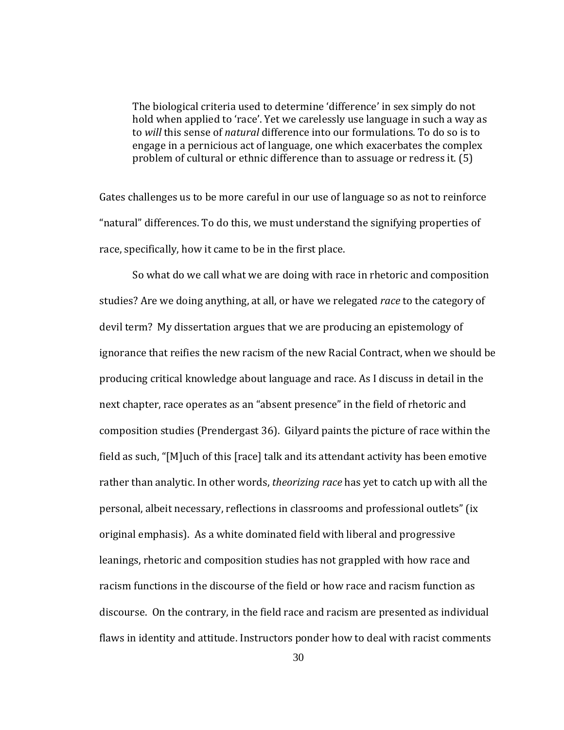> The biological criteria used to determine 'difference' in sex simply do not hold when applied to 'race'. Yet we carelessly use language in such a way as to *will* this sense of *natural* difference into our formulations. To do so is to engage in a pernicious act of language, one which exacerbates the complex problem of cultural or ethnic difference than to assuage or redress it. (5)

Gates challenges us to be more careful in our use of language so as not to reinforce "natural" differences. To do this, we must understand the signifying properties of race, specifically, how it came to be in the first place.

So what do we call what we are doing with race in rhetoric and composition studies? Are we doing anything, at all, or have we relegated *race* to the category of devil term? My dissertation argues that we are producing an epistemology of ignorance that reifies the new racism of the new Racial Contract, when we should be producing critical knowledge about language and race. As I discuss in detail in the next chapter, race operates as an "absent presence" in the field of rhetoric and composition studies (Prendergast 36). Gilyard paints the picture of race within the field as such, "[M]uch of this [race] talk and its attendant activity has been emotive rather than analytic. In other words, *theorizing race* has yet to catch up with all the personal, albeit necessary, reflections in classrooms and professional outlets" (ix original emphasis). As a white dominated field with liberal and progressive leanings, rhetoric and composition studies has not grappled with how race and racism functions in the discourse of the field or how race and racism function as discourse. On the contrary, in the field race and racism are presented as individual flaws in identity and attitude. Instructors ponder how to deal with racist comments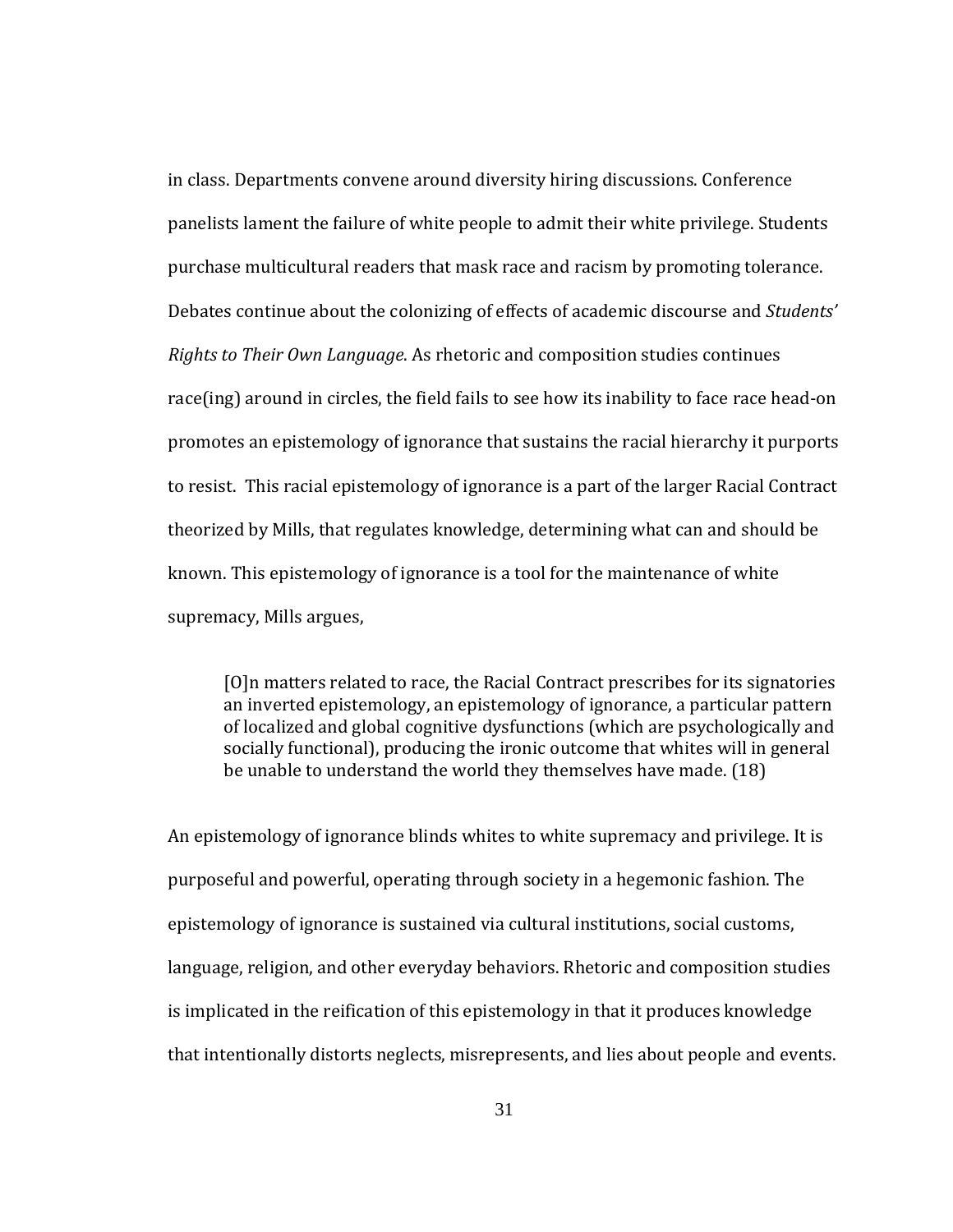in class. Departments convene around diversity hiring discussions. Conference panelists lament the failure of white people to admit their white privilege. Students purchase multicultural readers that mask race and racism by promoting tolerance. Debates continue about the colonizing of effects of academic discourse and *Students' Rights to Their Own Language*. As rhetoric and composition studies continues race(ing) around in circles, the field fails to see how its inability to face race head-on promotes an epistemology of ignorance that sustains the racial hierarchy it purports to resist. This racial epistemology of ignorance is a part of the larger Racial Contract theorized by Mills, that regulates knowledge, determining what can and should be known. This epistemology of ignorance is a tool for the maintenance of white supremacy, Mills argues,

> [O]n matters related to race, the Racial Contract prescribes for its signatories an inverted epistemology, an epistemology of ignorance, a particular pattern of localized and global cognitive dysfunctions (which are psychologically and socially functional), producing the ironic outcome that whites will in general be unable to understand the world they themselves have made. (18)

An epistemology of ignorance blinds whites to white supremacy and privilege. It is purposeful and powerful, operating through society in a hegemonic fashion. The epistemology of ignorance is sustained via cultural institutions, social customs, language, religion, and other everyday behaviors. Rhetoric and composition studies is implicated in the reification of this epistemology in that it produces knowledge that intentionally distorts neglects, misrepresents, and lies about people and events.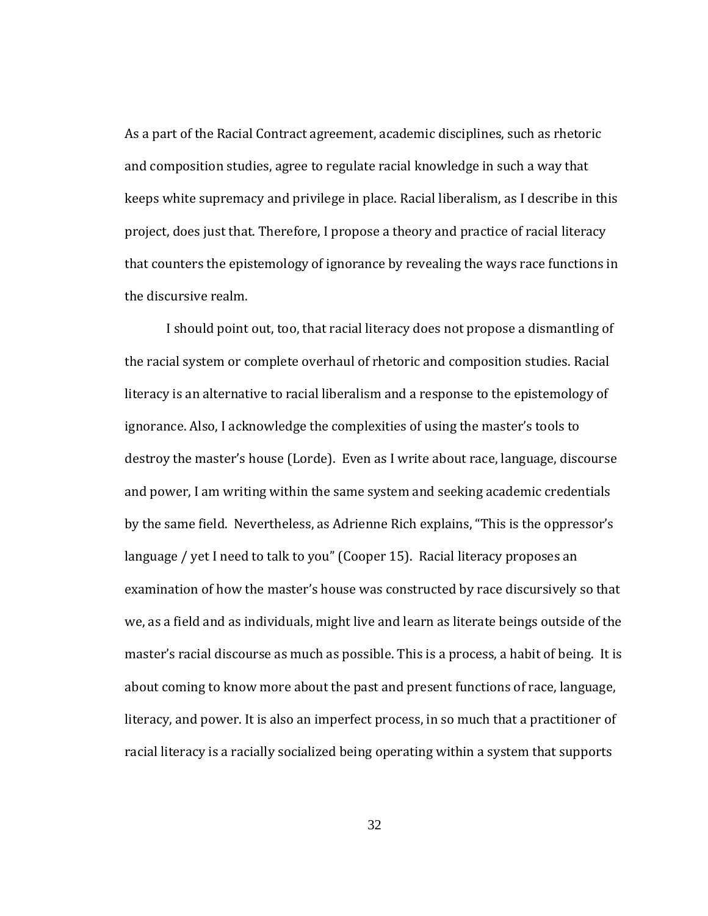As a part of the Racial Contract agreement, academic disciplines, such as rhetoric and composition studies, agree to regulate racial knowledge in such a way that keeps white supremacy and privilege in place. Racial liberalism, as I describe in this project, does just that. Therefore, I propose a theory and practice of racial literacy that counters the epistemology of ignorance by revealing the ways race functions in the discursive realm.

I should point out, too, that racial literacy does not propose a dismantling of the racial system or complete overhaul of rhetoric and composition studies. Racial literacy is an alternative to racial liberalism and a response to the epistemology of ignorance. Also, I acknowledge the complexities of using the master's tools to destroy the master's house (Lorde). Even as I write about race, language, discourse and power, I am writing within the same system and seeking academic credentials by the same field. Nevertheless, as Adrienne Rich explains, "This is the oppressor's language / yet I need to talk to you" (Cooper 15). Racial literacy proposes an examination of how the master's house was constructed by race discursively so that we, as a field and as individuals, might live and learn as literate beings outside of the master's racial discourse as much as possible. This is a process, a habit of being. It is about coming to know more about the past and present functions of race, language, literacy, and power. It is also an imperfect process, in so much that a practitioner of racial literacy is a racially socialized being operating within a system that supports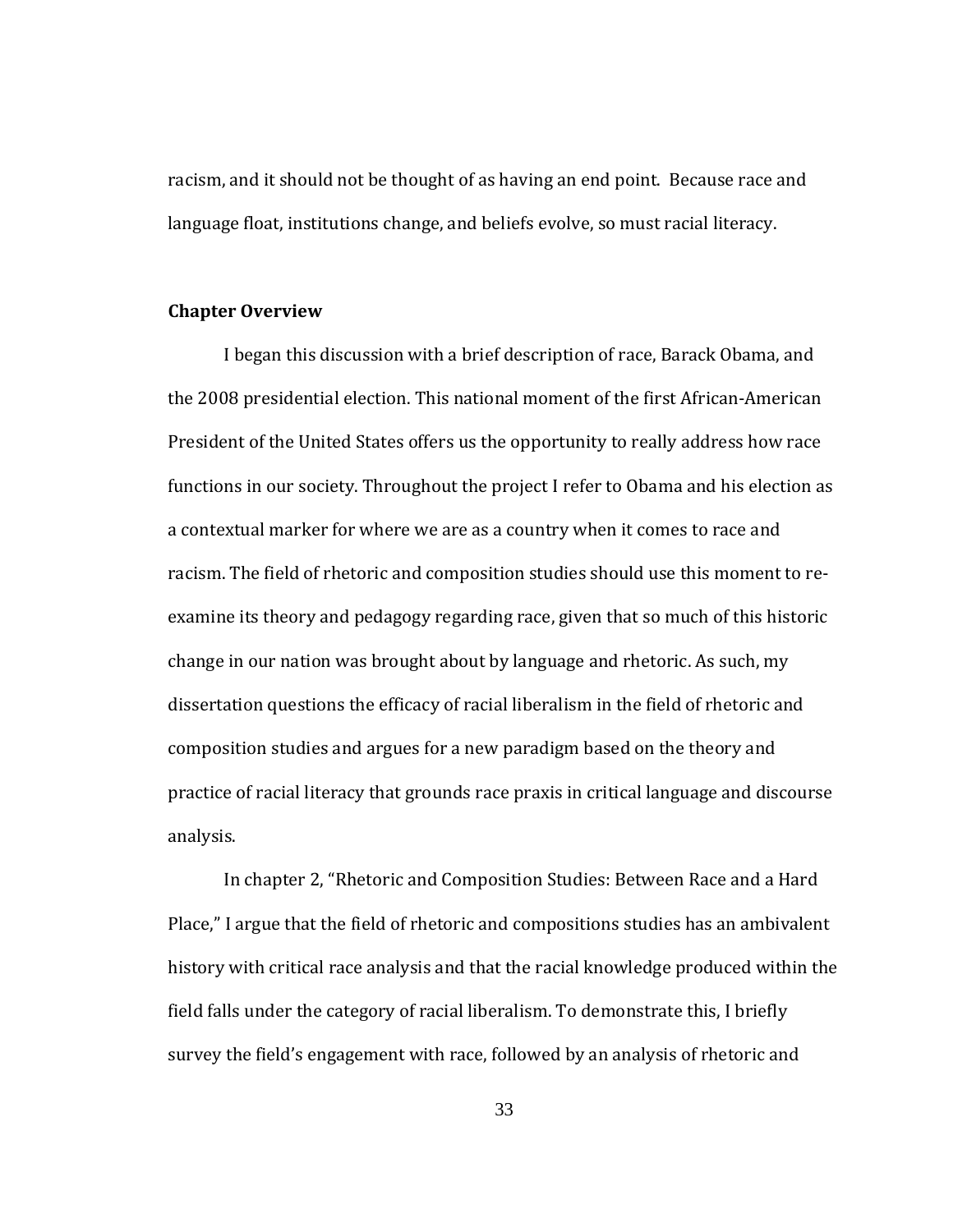racism, and it should not be thought of as having an end point. Because race and language float, institutions change, and beliefs evolve, so must racial literacy.

### Chapter Overview

I began this discussion with a brief description of race, Barack Obama, and the 2008 presidential election. This national moment of the first African-American President of the United States offers us the opportunity to really address how race functions in our society. Throughout the project I refer to Obama and his election as a contextual marker for where we are as a country when it comes to race and racism. The field of rhetoric and composition studies should use this moment to re-examine its theory and pedagogy regarding race, given that so much of this historic change in our nation was brought about by language and rhetoric. As such, my dissertation questions the efficacy of racial liberalism in the field of rhetoric and composition studies and argues for a new paradigm based on the theory and practice of racial literacy that grounds race praxis in critical language and discourse analysis.

In chapter 2, "Rhetoric and Composition Studies: Between Race and a Hard Place," I argue that the field of rhetoric and compositions studies has an ambivalent history with critical race analysis and that the racial knowledge produced within the field falls under the category of racial liberalism. To demonstrate this, I briefly survey the field's engagement with race, followed by an analysis of rhetoric and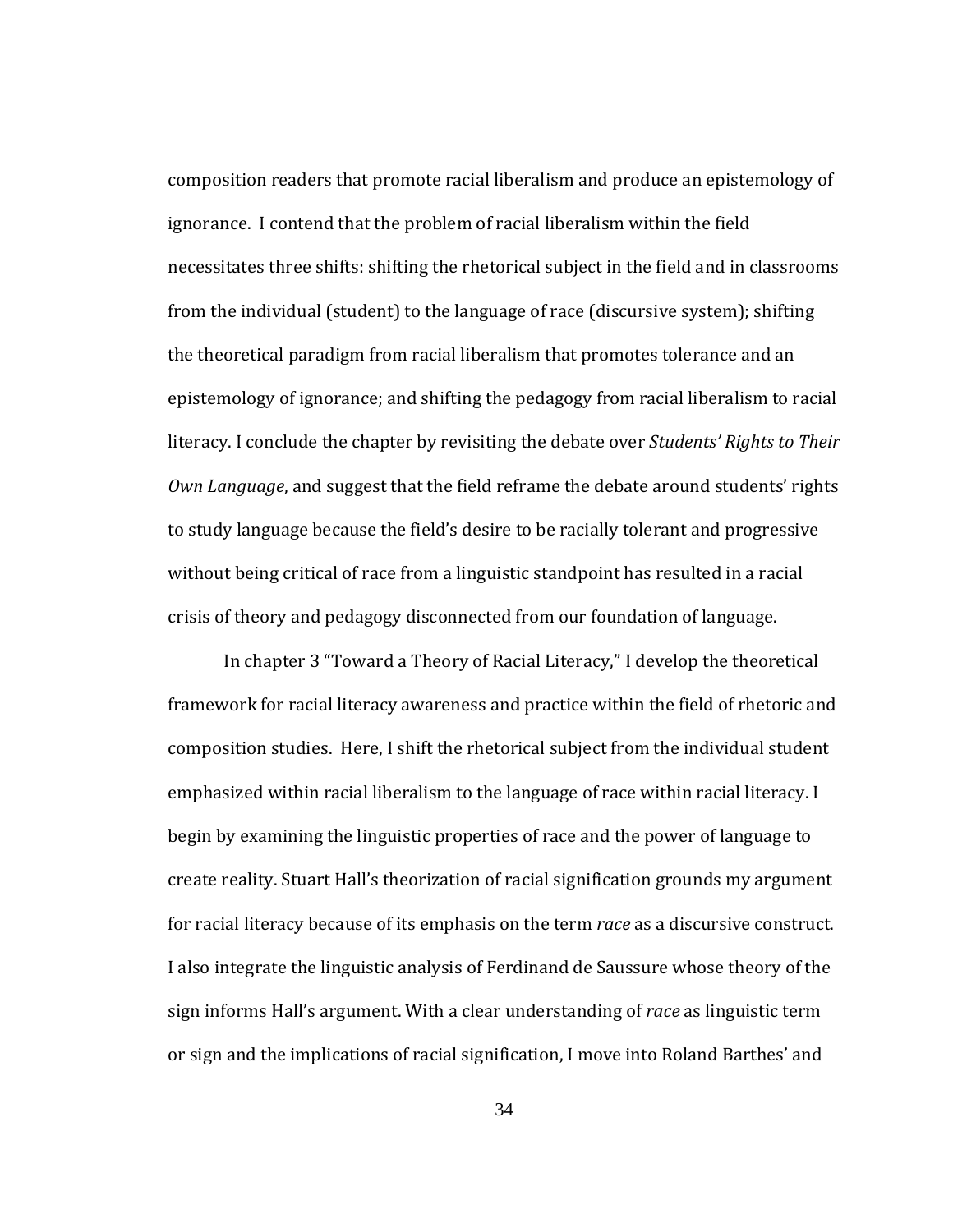composition readers that promote racial liberalism and produce an epistemology of ignorance. I contend that the problem of racial liberalism within the field necessitates three shifts: shifting the rhetorical subject in the field and in classrooms from the individual (student) to the language of race (discursive system); shifting the theoretical paradigm from racial liberalism that promotes tolerance and an epistemology of ignorance; and shifting the pedagogy from racial liberalism to racial literacy. I conclude the chapter by revisiting the debate over *Students' Rights to Their Own Language*, and suggest that the field reframe the debate around students' rights to study language because the field's desire to be racially tolerant and progressive without being critical of race from a linguistic standpoint has resulted in a racial crisis of theory and pedagogy disconnected from our foundation of language.

In chapter 3 "Toward a Theory of Racial Literacy," I develop the theoretical framework for racial literacy awareness and practice within the field of rhetoric and composition studies. Here, I shift the rhetorical subject from the individual student emphasized within racial liberalism to the language of race within racial literacy. I begin by examining the linguistic properties of race and the power of language to create reality. Stuart Hall's theorization of racial signification grounds my argument for racial literacy because of its emphasis on the term *race* as a discursive construct. I also integrate the linguistic analysis of Ferdinand de Saussure whose theory of the sign informs Hall's argument. With a clear understanding of *race* as linguistic term or sign and the implications of racial signification, I move into Roland Barthes' and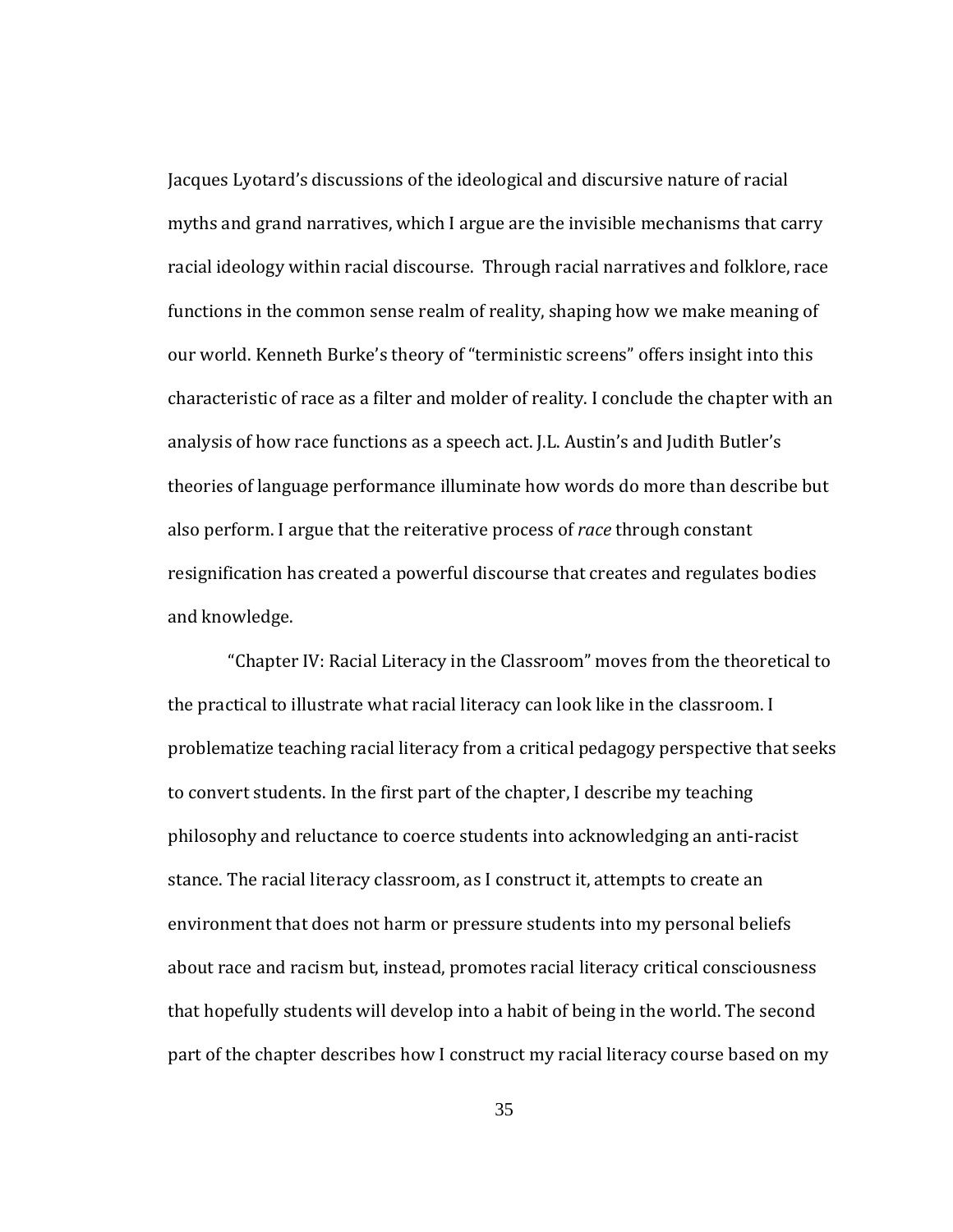Jacques Lyotard's discussions of the ideological and discursive nature of racial myths and grand narratives, which I argue are the invisible mechanisms that carry racial ideology within racial discourse. Through racial narratives and folklore, race functions in the common sense realm of reality, shaping how we make meaning of our world. Kenneth Burke's theory of "terministic screens" offers insight into this characteristic of race as a filter and molder of reality. I conclude the chapter with an analysis of how race functions as a speech act. J.L. Austin's and Judith Butler's theories of language performance illuminate how words do more than describe but also perform. I argue that the reiterative process of *race* through constant resignification has created a powerful discourse that creates and regulates bodies and knowledge.

"Chapter IV: Racial Literacy in the Classroom" moves from the theoretical to the practical to illustrate what racial literacy can look like in the classroom. I problematize teaching racial literacy from a critical pedagogy perspective that seeks to convert students. In the first part of the chapter, I describe my teaching philosophy and reluctance to coerce students into acknowledging an anti-racist stance. The racial literacy classroom, as I construct it, attempts to create an environment that does not harm or pressure students into my personal beliefs about race and racism but, instead, promotes racial literacy critical consciousness that hopefully students will develop into a habit of being in the world. The second part of the chapter describes how I construct my racial literacy course based on my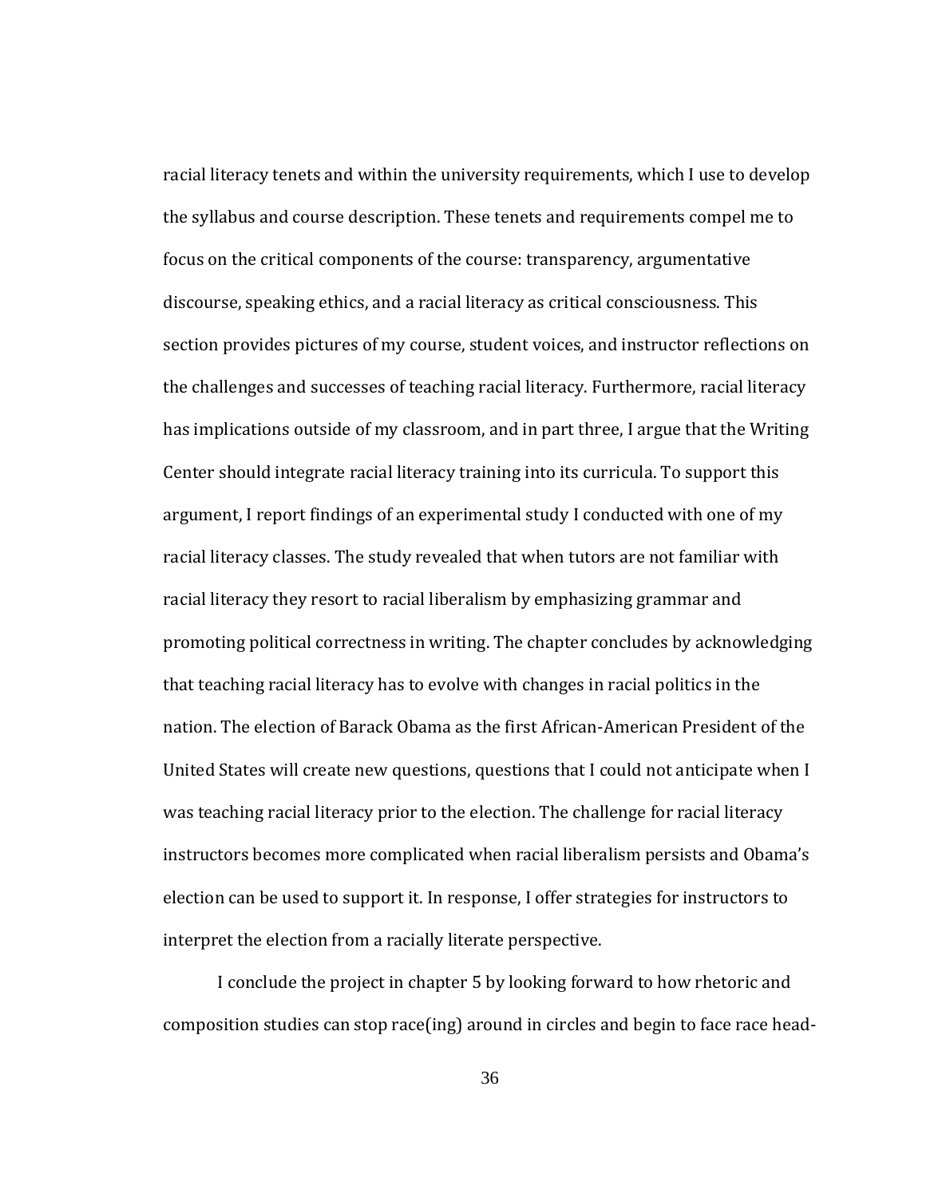racial literacy tenets and within the university requirements, which I use to develop the syllabus and course description. These tenets and requirements compel me to focus on the critical components of the course: transparency, argumentative discourse, speaking ethics, and a racial literacy as critical consciousness. This section provides pictures of my course, student voices, and instructor reflections on the challenges and successes of teaching racial literacy. Furthermore, racial literacy has implications outside of my classroom, and in part three, I argue that the Writing Center should integrate racial literacy training into its curricula. To support this argument, I report findings of an experimental study I conducted with one of my racial literacy classes. The study revealed that when tutors are not familiar with racial literacy they resort to racial liberalism by emphasizing grammar and promoting political correctness in writing. The chapter concludes by acknowledging that teaching racial literacy has to evolve with changes in racial politics in the nation. The election of Barack Obama as the first African-American President of the United States will create new questions, questions that I could not anticipate when I was teaching racial literacy prior to the election. The challenge for racial literacy instructors becomes more complicated when racial liberalism persists and Obama's election can be used to support it. In response, I offer strategies for instructors to interpret the election from a racially literate perspective.

I conclude the project in chapter 5 by looking forward to how rhetoric and composition studies can stop race(ing) around in circles and begin to face race head-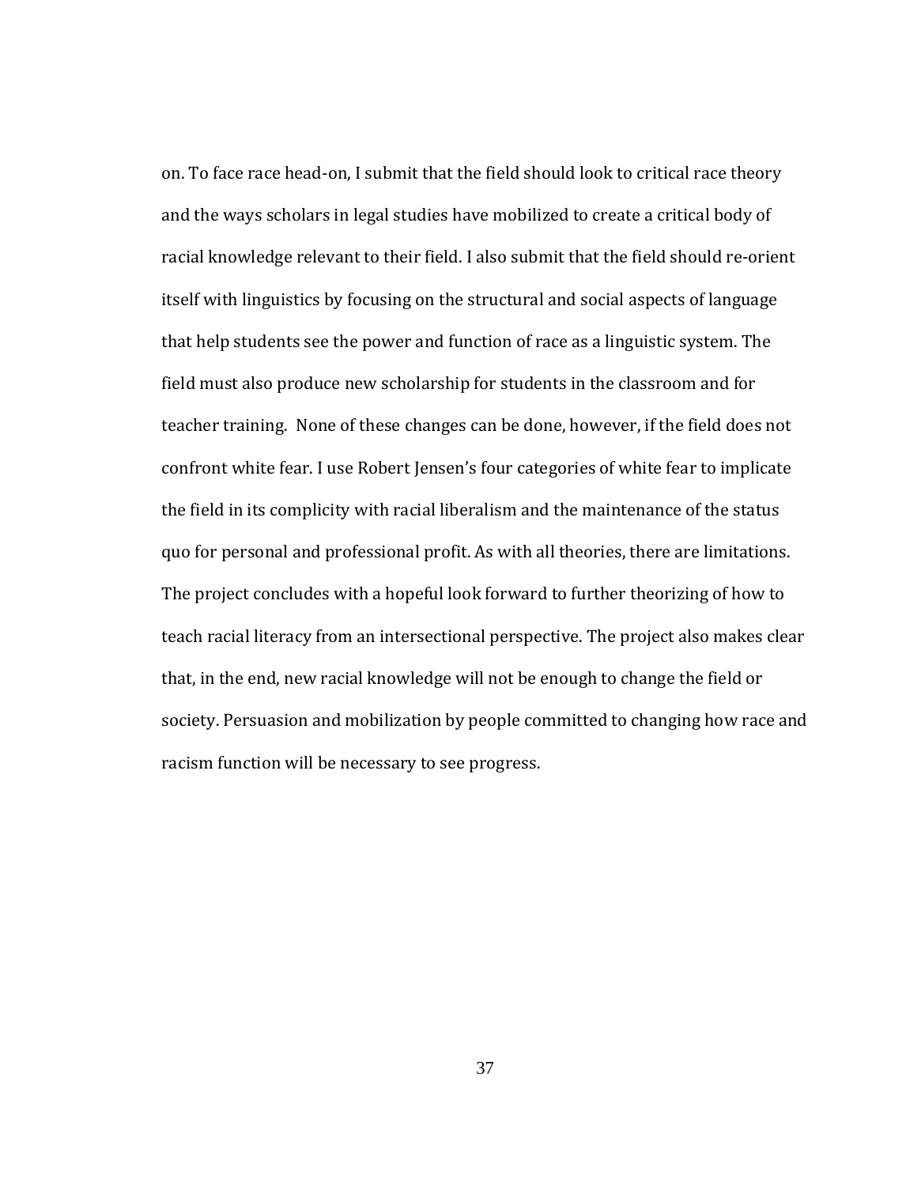on. To face race head-on, I submit that the field should look to critical race theory and the ways scholars in legal studies have mobilized to create a critical body of racial knowledge relevant to their field. I also submit that the field should re-orient itself with linguistics by focusing on the structural and social aspects of language that help students see the power and function of race as a linguistic system. The field must also produce new scholarship for students in the classroom and for teacher training. None of these changes can be done, however, if the field does not confront white fear. I use Robert Jensen's four categories of white fear to implicate the field in its complicity with racial liberalism and the maintenance of the status quo for personal and professional profit. As with all theories, there are limitations. The project concludes with a hopeful look forward to further theorizing of how to teach racial literacy from an intersectional perspective. The project also makes clear that, in the end, new racial knowledge will not be enough to change the field or society. Persuasion and mobilization by people committed to changing how race and racism function will be necessary to see progress.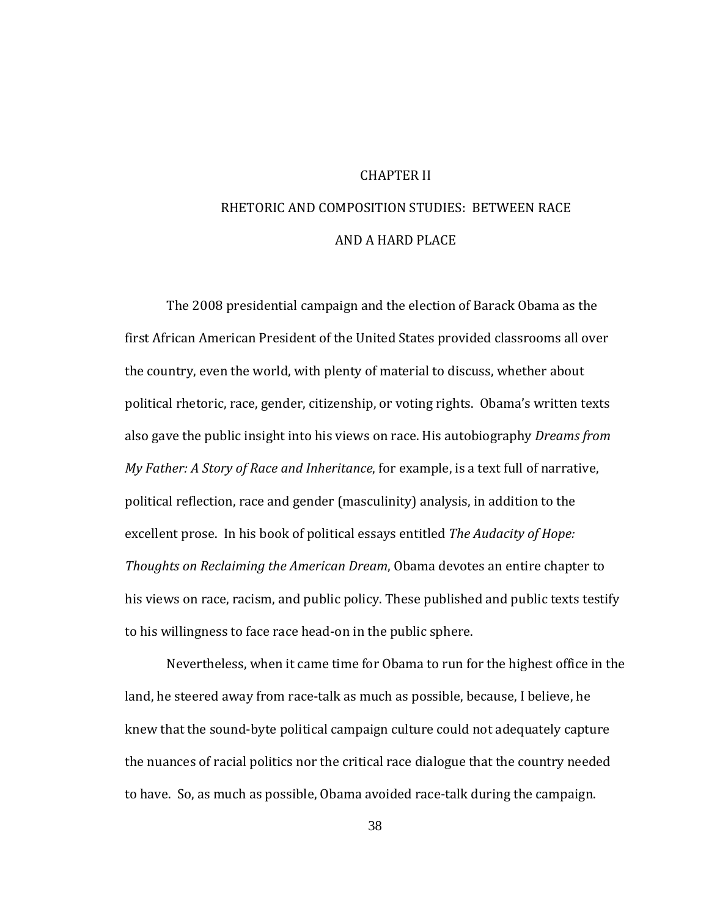# CHAPTER II

# RHETORIC AND COMPOSITION STUDIES: BETWEEN RACE AND A HARD PLACE

The 2008 presidential campaign and the election of Barack Obama as the first African American President of the United States provided classrooms all over the country, even the world, with plenty of material to discuss, whether about political rhetoric, race, gender, citizenship, or voting rights. Obama's written texts also gave the public insight into his views on race. His autobiography *Dreams from My Father: A Story of Race and Inheritance*, for example, is a text full of narrative, political reflection, race and gender (masculinity) analysis, in addition to the excellent prose. In his book of political essays entitled *The Audacity of Hope: Thoughts on Reclaiming the American Dream*, Obama devotes an entire chapter to his views on race, racism, and public policy. These published and public texts testify to his willingness to face race head-on in the public sphere.

Nevertheless, when it came time for Obama to run for the highest office in the land, he steered away from race-talk as much as possible, because, I believe, he knew that the sound-byte political campaign culture could not adequately capture the nuances of racial politics nor the critical race dialogue that the country needed to have. So, as much as possible, Obama avoided race-talk during the campaign.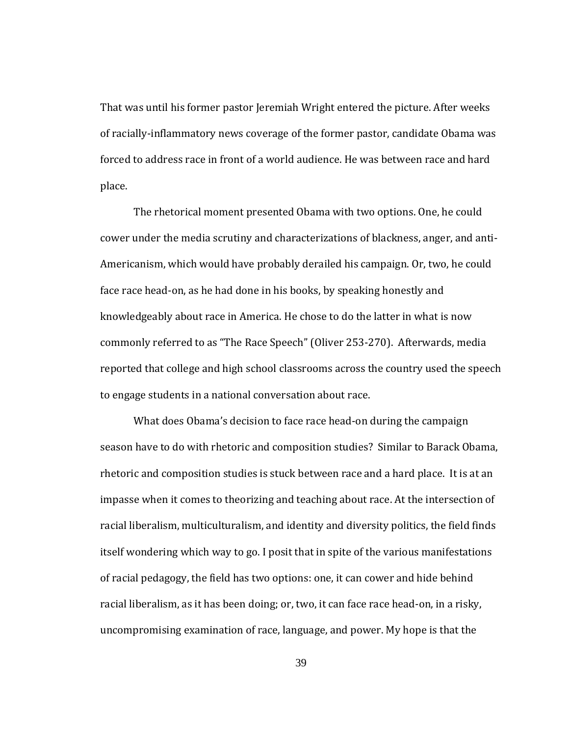That was until his former pastor Jeremiah Wright entered the picture. After weeks of racially-inflammatory news coverage of the former pastor, candidate Obama was forced to address race in front of a world audience. He was between race and hard place.

The rhetorical moment presented Obama with two options. One, he could cower under the media scrutiny and characterizations of blackness, anger, and anti-Americanism, which would have probably derailed his campaign. Or, two, he could face race head-on, as he had done in his books, by speaking honestly and knowledgeably about race in America. He chose to do the latter in what is now commonly referred to as "The Race Speech" (Oliver 253-270). Afterwards, media reported that college and high school classrooms across the country used the speech to engage students in a national conversation about race.

What does Obama's decision to face race head-on during the campaign season have to do with rhetoric and composition studies? Similar to Barack Obama, rhetoric and composition studies is stuck between race and a hard place. It is at an impasse when it comes to theorizing and teaching about race. At the intersection of racial liberalism, multiculturalism, and identity and diversity politics, the field finds itself wondering which way to go. I posit that in spite of the various manifestations of racial pedagogy, the field has two options: one, it can cower and hide behind racial liberalism, as it has been doing; or, two, it can face race head-on, in a risky, uncompromising examination of race, language, and power. My hope is that the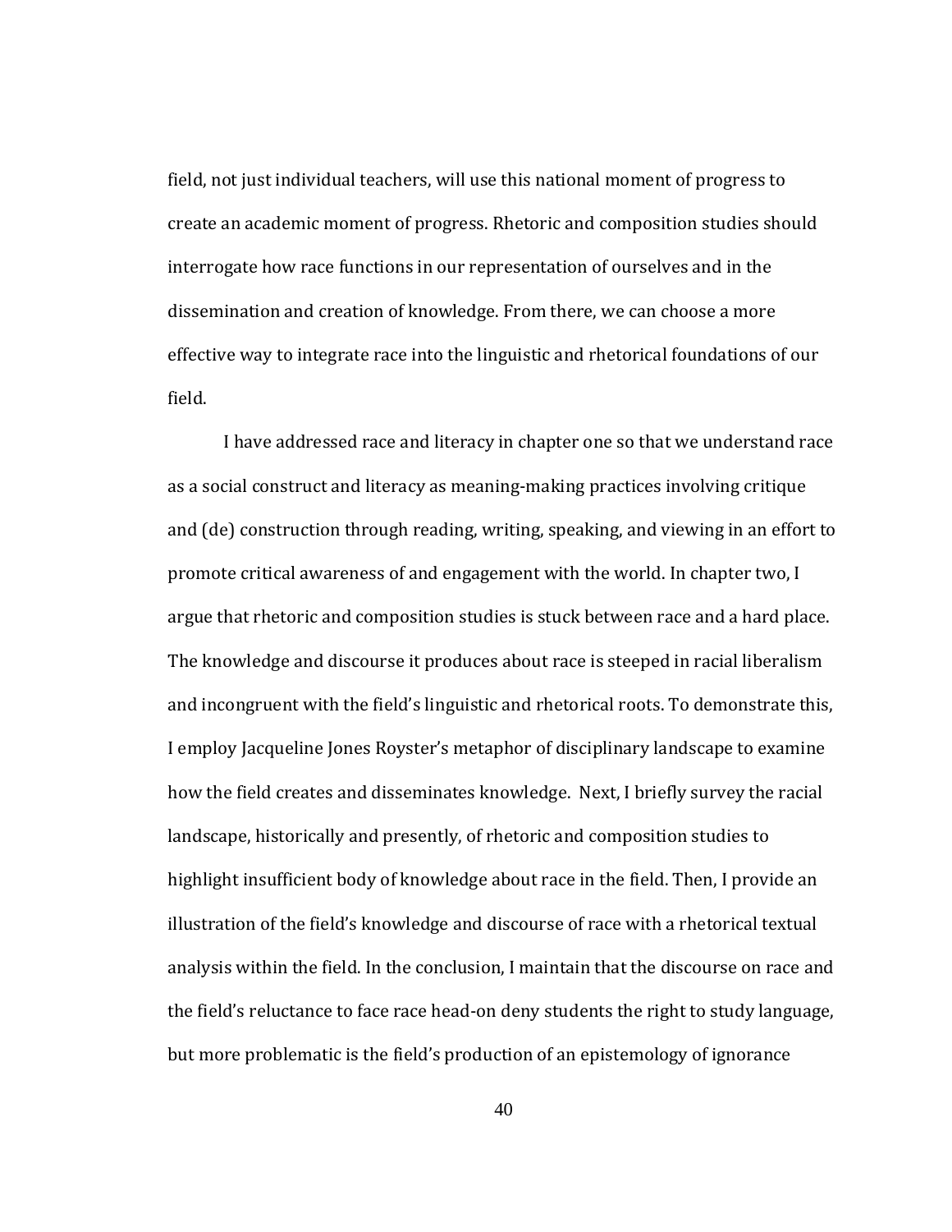field, not just individual teachers, will use this national moment of progress to create an academic moment of progress. Rhetoric and composition studies should interrogate how race functions in our representation of ourselves and in the dissemination and creation of knowledge. From there, we can choose a more effective way to integrate race into the linguistic and rhetorical foundations of our field.

I have addressed race and literacy in chapter one so that we understand race as a social construct and literacy as meaning-making practices involving critique and (de) construction through reading, writing, speaking, and viewing in an effort to promote critical awareness of and engagement with the world. In chapter two, I argue that rhetoric and composition studies is stuck between race and a hard place. The knowledge and discourse it produces about race is steeped in racial liberalism and incongruent with the field's linguistic and rhetorical roots. To demonstrate this, I employ Jacqueline Jones Royster's metaphor of disciplinary landscape to examine how the field creates and disseminates knowledge. Next, I briefly survey the racial landscape, historically and presently, of rhetoric and composition studies to highlight insufficient body of knowledge about race in the field. Then, I provide an illustration of the field's knowledge and discourse of race with a rhetorical textual analysis within the field. In the conclusion, I maintain that the discourse on race and the field's reluctance to face race head-on deny students the right to study language, but more problematic is the field's production of an epistemology of ignorance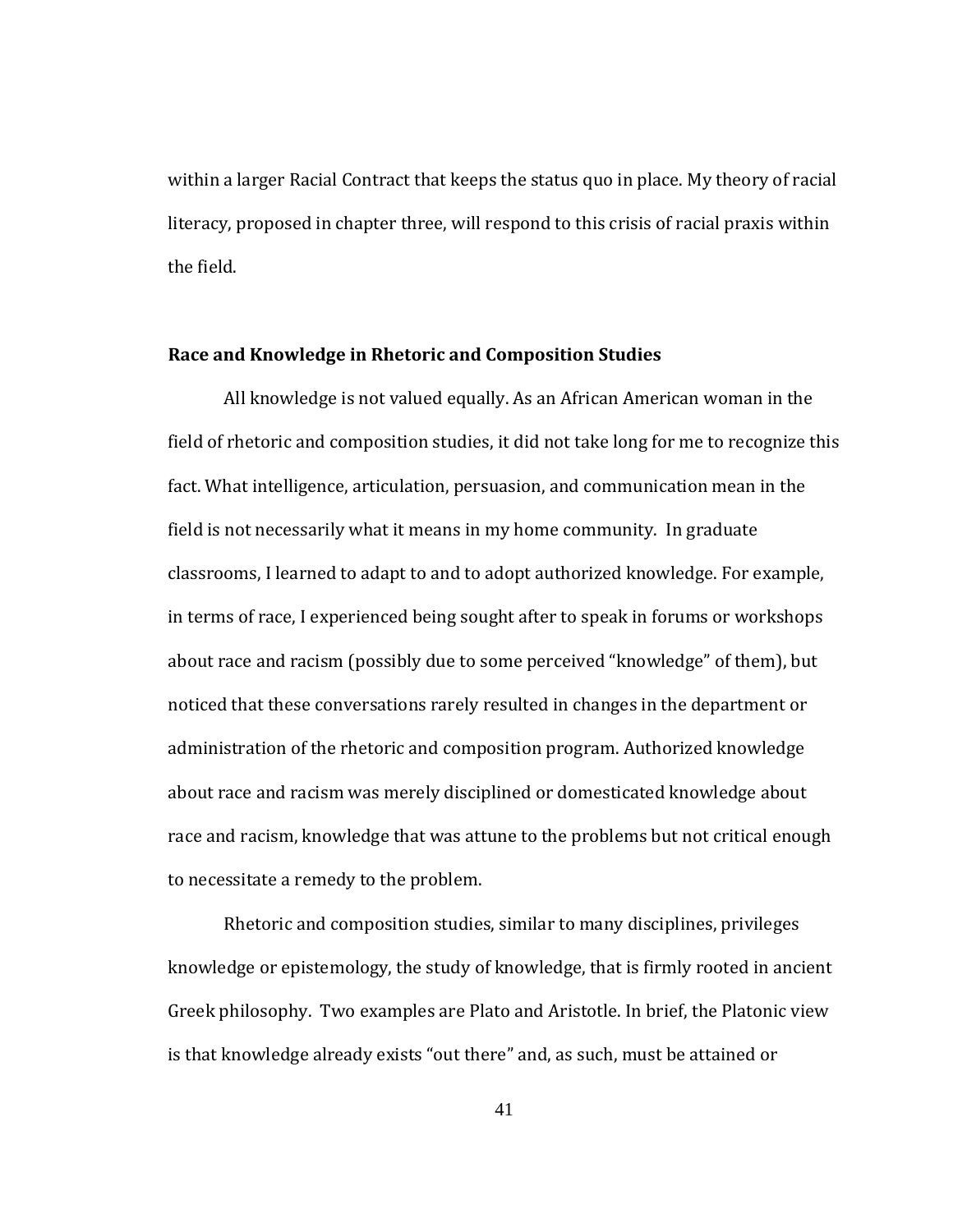within a larger Racial Contract that keeps the status quo in place. My theory of racial literacy, proposed in chapter three, will respond to this crisis of racial praxis within the field.

### Race and Knowledge in Rhetoric and Composition Studies

All knowledge is not valued equally. As an African American woman in the field of rhetoric and composition studies, it did not take long for me to recognize this fact. What intelligence, articulation, persuasion, and communication mean in the field is not necessarily what it means in my home community. In graduate classrooms, I learned to adapt to and to adopt authorized knowledge. For example, in terms of race, I experienced being sought after to speak in forums or workshops about race and racism (possibly due to some perceived "knowledge" of them), but noticed that these conversations rarely resulted in changes in the department or administration of the rhetoric and composition program. Authorized knowledge about race and racism was merely disciplined or domesticated knowledge about race and racism, knowledge that was attune to the problems but not critical enough to necessitate a remedy to the problem.

Rhetoric and composition studies, similar to many disciplines, privileges knowledge or epistemology, the study of knowledge, that is firmly rooted in ancient Greek philosophy. Two examples are Plato and Aristotle. In brief, the Platonic view is that knowledge already exists "out there" and, as such, must be attained or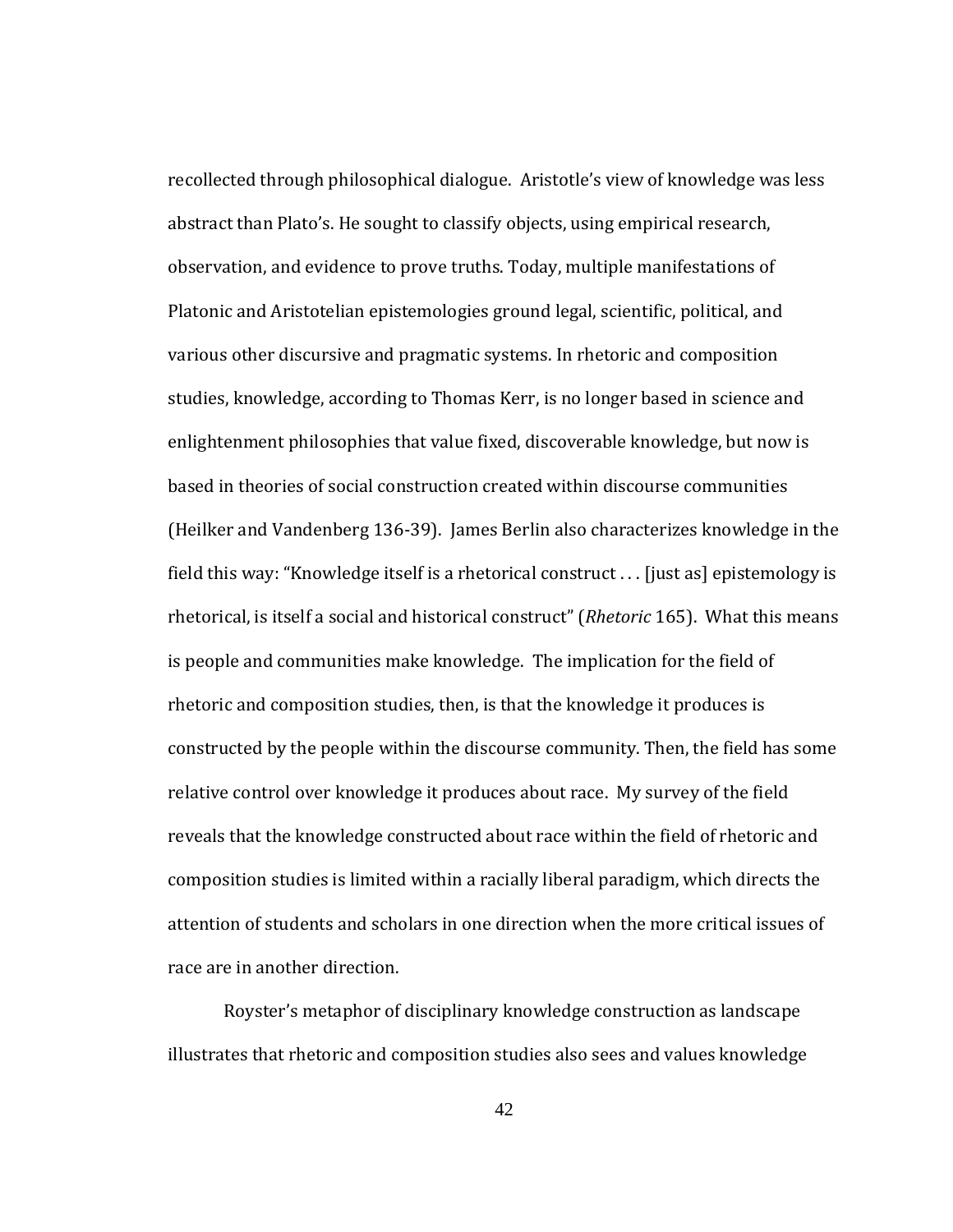recollected through philosophical dialogue. Aristotle's view of knowledge was less abstract than Plato's. He sought to classify objects, using empirical research, observation, and evidence to prove truths. Today, multiple manifestations of Platonic and Aristotelian epistemologies ground legal, scientific, political, and various other discursive and pragmatic systems. In rhetoric and composition studies, knowledge, according to Thomas Kerr, is no longer based in science and enlightenment philosophies that value fixed, discoverable knowledge, but now is based in theories of social construction created within discourse communities (Heilker and Vandenberg 136-39). James Berlin also characterizes knowledge in the field this way: "Knowledge itself is a rhetorical construct . . . [just as] epistemology is rhetorical, is itself a social and historical construct" (*Rhetoric* 165). What this means is people and communities make knowledge. The implication for the field of rhetoric and composition studies, then, is that the knowledge it produces is constructed by the people within the discourse community. Then, the field has some relative control over knowledge it produces about race. My survey of the field reveals that the knowledge constructed about race within the field of rhetoric and composition studies is limited within a racially liberal paradigm, which directs the attention of students and scholars in one direction when the more critical issues of race are in another direction.

Royster's metaphor of disciplinary knowledge construction as landscape illustrates that rhetoric and composition studies also sees and values knowledge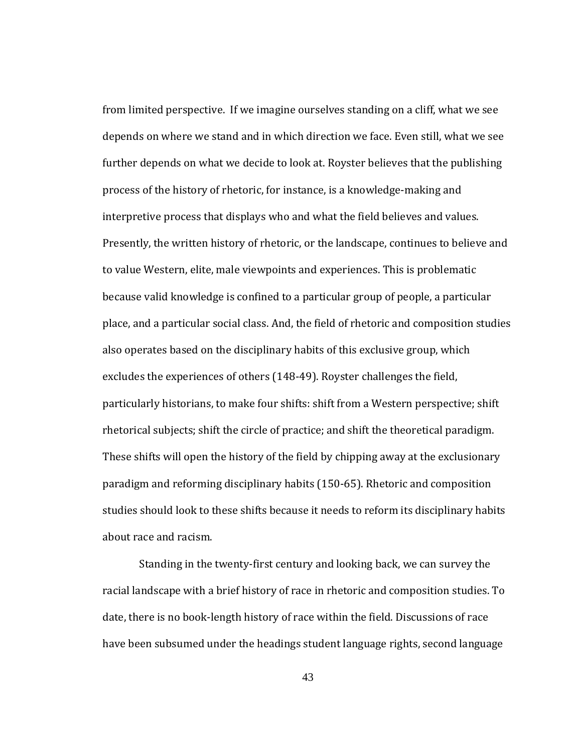from limited perspective. If we imagine ourselves standing on a cliff, what we see depends on where we stand and in which direction we face. Even still, what we see further depends on what we decide to look at. Royster believes that the publishing process of the history of rhetoric, for instance, is a knowledge-making and interpretive process that displays who and what the field believes and values. Presently, the written history of rhetoric, or the landscape, continues to believe and to value Western, elite, male viewpoints and experiences. This is problematic because valid knowledge is confined to a particular group of people, a particular place, and a particular social class. And, the field of rhetoric and composition studies also operates based on the disciplinary habits of this exclusive group, which excludes the experiences of others (148-49). Royster challenges the field, particularly historians, to make four shifts: shift from a Western perspective; shift rhetorical subjects; shift the circle of practice; and shift the theoretical paradigm. These shifts will open the history of the field by chipping away at the exclusionary paradigm and reforming disciplinary habits (150-65). Rhetoric and composition studies should look to these shifts because it needs to reform its disciplinary habits about race and racism.

Standing in the twenty-first century and looking back, we can survey the racial landscape with a brief history of race in rhetoric and composition studies. To date, there is no book-length history of race within the field. Discussions of race have been subsumed under the headings student language rights, second language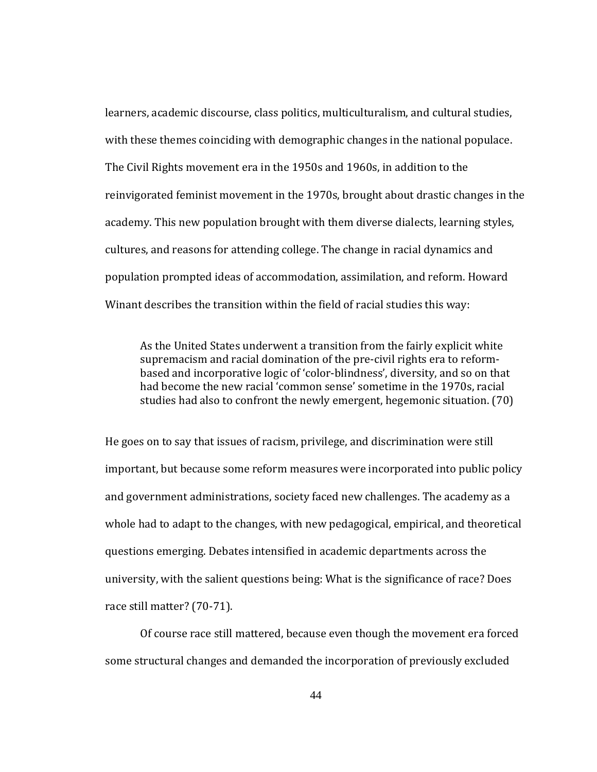learners, academic discourse, class politics, multiculturalism, and cultural studies, with these themes coinciding with demographic changes in the national populace. The Civil Rights movement era in the 1950s and 1960s, in addition to the reinvigorated feminist movement in the 1970s, brought about drastic changes in the academy. This new population brought with them diverse dialects, learning styles, cultures, and reasons for attending college. The change in racial dynamics and population prompted ideas of accommodation, assimilation, and reform. Howard Winant describes the transition within the field of racial studies this way:

> As the United States underwent a transition from the fairly explicit white supremacism and racial domination of the pre-civil rights era to reform-based and incorporative logic of 'color-blindness', diversity, and so on that had become the new racial 'common sense' sometime in the 1970s, racial studies had also to confront the newly emergent, hegemonic situation. (70)

He goes on to say that issues of racism, privilege, and discrimination were still important, but because some reform measures were incorporated into public policy and government administrations, society faced new challenges. The academy as a whole had to adapt to the changes, with new pedagogical, empirical, and theoretical questions emerging. Debates intensified in academic departments across the university, with the salient questions being: What is the significance of race? Does race still matter? (70-71).

Of course race still mattered, because even though the movement era forced some structural changes and demanded the incorporation of previously excluded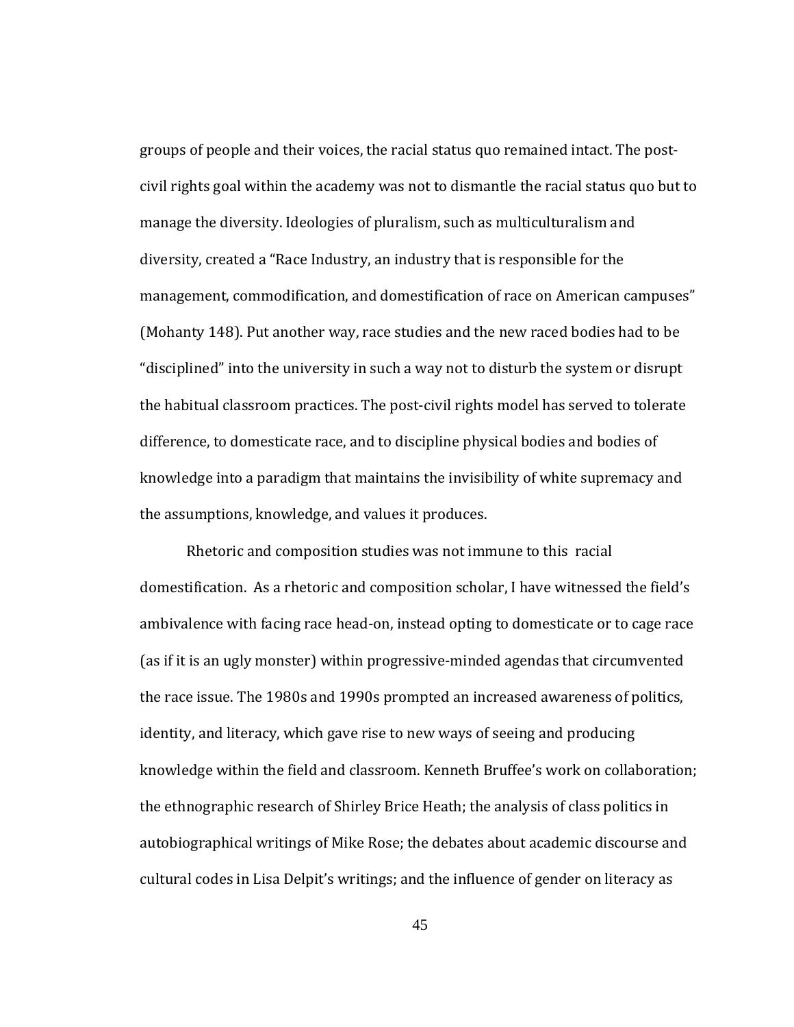groups of people and their voices, the racial status quo remained intact. The post-civil rights goal within the academy was not to dismantle the racial status quo but to manage the diversity. Ideologies of pluralism, such as multiculturalism and diversity, created a "Race Industry, an industry that is responsible for the management, commodification, and domestification of race on American campuses" (Mohanty 148). Put another way, race studies and the new raced bodies had to be "disciplined" into the university in such a way not to disturb the system or disrupt the habitual classroom practices. The post-civil rights model has served to tolerate difference, to domesticate race, and to discipline physical bodies and bodies of knowledge into a paradigm that maintains the invisibility of white supremacy and the assumptions, knowledge, and values it produces.

Rhetoric and composition studies was not immune to this racial domestification. As a rhetoric and composition scholar, I have witnessed the field's ambivalence with facing race head-on, instead opting to domesticate or to cage race (as if it is an ugly monster) within progressive-minded agendas that circumvented the race issue. The 1980s and 1990s prompted an increased awareness of politics, identity, and literacy, which gave rise to new ways of seeing and producing knowledge within the field and classroom. Kenneth Bruffee's work on collaboration; the ethnographic research of Shirley Brice Heath; the analysis of class politics in autobiographical writings of Mike Rose; the debates about academic discourse and cultural codes in Lisa Delpit's writings; and the influence of gender on literacy as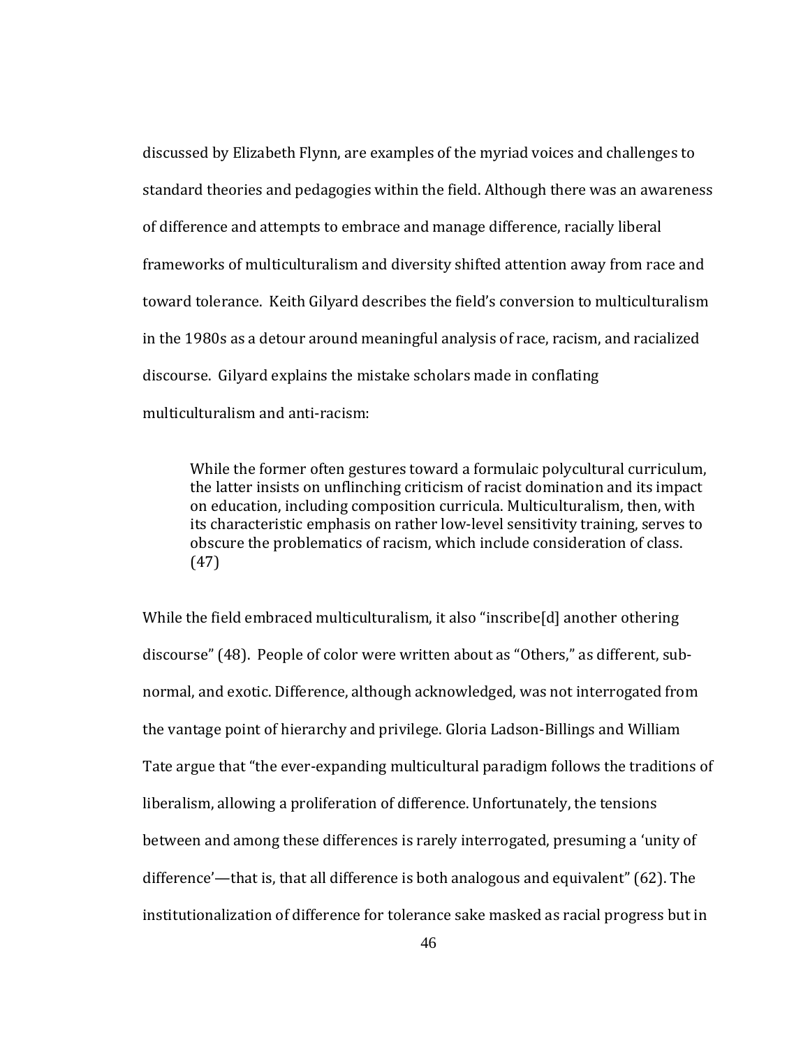discussed by Elizabeth Flynn, are examples of the myriad voices and challenges to standard theories and pedagogies within the field. Although there was an awareness of difference and attempts to embrace and manage difference, racially liberal frameworks of multiculturalism and diversity shifted attention away from race and toward tolerance. Keith Gilyard describes the field's conversion to multiculturalism in the 1980s as a detour around meaningful analysis of race, racism, and racialized discourse. Gilyard explains the mistake scholars made in conflating multiculturalism and anti-racism:

> While the former often gestures toward a formulaic polycultural curriculum, the latter insists on unflinching criticism of racist domination and its impact on education, including composition curricula. Multiculturalism, then, with its characteristic emphasis on rather low-level sensitivity training, serves to obscure the problematics of racism, which include consideration of class. (47)

While the field embraced multiculturalism, it also "inscribe[d] another othering discourse" (48). People of color were written about as "Others," as different, sub-normal, and exotic. Difference, although acknowledged, was not interrogated from the vantage point of hierarchy and privilege. Gloria Ladson-Billings and William Tate argue that "the ever-expanding multicultural paradigm follows the traditions of liberalism, allowing a proliferation of difference. Unfortunately, the tensions between and among these differences is rarely interrogated, presuming a 'unity of difference'—that is, that all difference is both analogous and equivalent" (62). The institutionalization of difference for tolerance sake masked as racial progress but in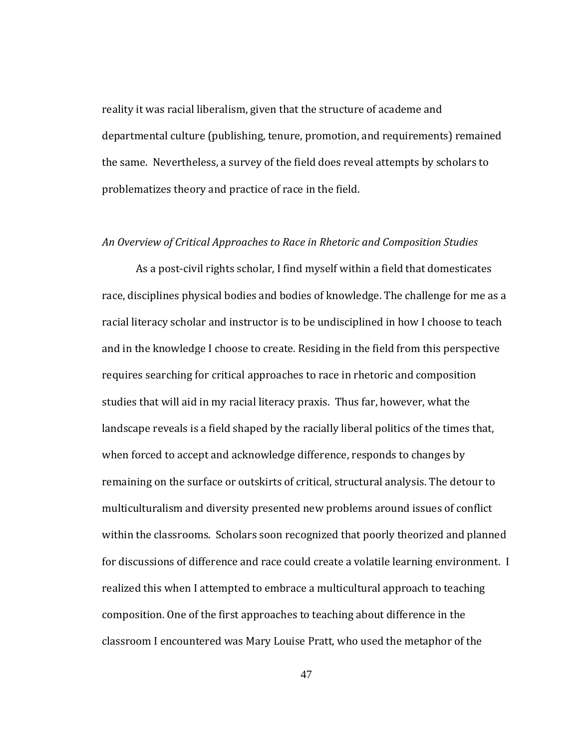reality it was racial liberalism, given that the structure of academe and departmental culture (publishing, tenure, promotion, and requirements) remained the same. Nevertheless, a survey of the field does reveal attempts by scholars to problematizes theory and practice of race in the field.

*An Overview of Critical Approaches to Race in Rhetoric and Composition Studies*

As a post-civil rights scholar, I find myself within a field that domesticates race, disciplines physical bodies and bodies of knowledge. The challenge for me as a racial literacy scholar and instructor is to be undisciplined in how I choose to teach and in the knowledge I choose to create. Residing in the field from this perspective requires searching for critical approaches to race in rhetoric and composition studies that will aid in my racial literacy praxis. Thus far, however, what the landscape reveals is a field shaped by the racially liberal politics of the times that, when forced to accept and acknowledge difference, responds to changes by remaining on the surface or outskirts of critical, structural analysis. The detour to multiculturalism and diversity presented new problems around issues of conflict within the classrooms. Scholars soon recognized that poorly theorized and planned for discussions of difference and race could create a volatile learning environment. I realized this when I attempted to embrace a multicultural approach to teaching composition. One of the first approaches to teaching about difference in the classroom I encountered was Mary Louise Pratt, who used the metaphor of the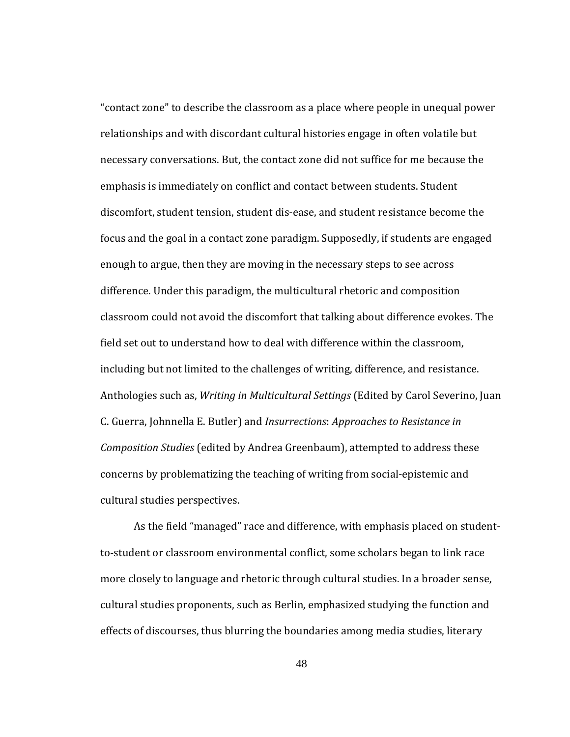“contact zone” to describe the classroom as a place where people in unequal power relationships and with discordant cultural histories engage in often volatile but necessary conversations. But, the contact zone did not suffice for me because the emphasis is immediately on conflict and contact between students. Student discomfort, student tension, student dis-ease, and student resistance become the focus and the goal in a contact zone paradigm. Supposedly, if students are engaged enough to argue, then they are moving in the necessary steps to see across difference. Under this paradigm, the multicultural rhetoric and composition classroom could not avoid the discomfort that talking about difference evokes. The field set out to understand how to deal with difference within the classroom, including but not limited to the challenges of writing, difference, and resistance. Anthologies such as, *Writing in Multicultural Settings* (Edited by Carol Severino, Juan C. Guerra, Johnnella E. Butler) and *Insurrections*: *Approaches to Resistance in Composition Studies* (edited by Andrea Greenbaum), attempted to address these concerns by problematizing the teaching of writing from social-epistemic and cultural studies perspectives.

As the field “managed” race and difference, with emphasis placed on student-to-student or classroom environmental conflict, some scholars began to link race more closely to language and rhetoric through cultural studies. In a broader sense, cultural studies proponents, such as Berlin, emphasized studying the function and effects of discourses, thus blurring the boundaries among media studies, literary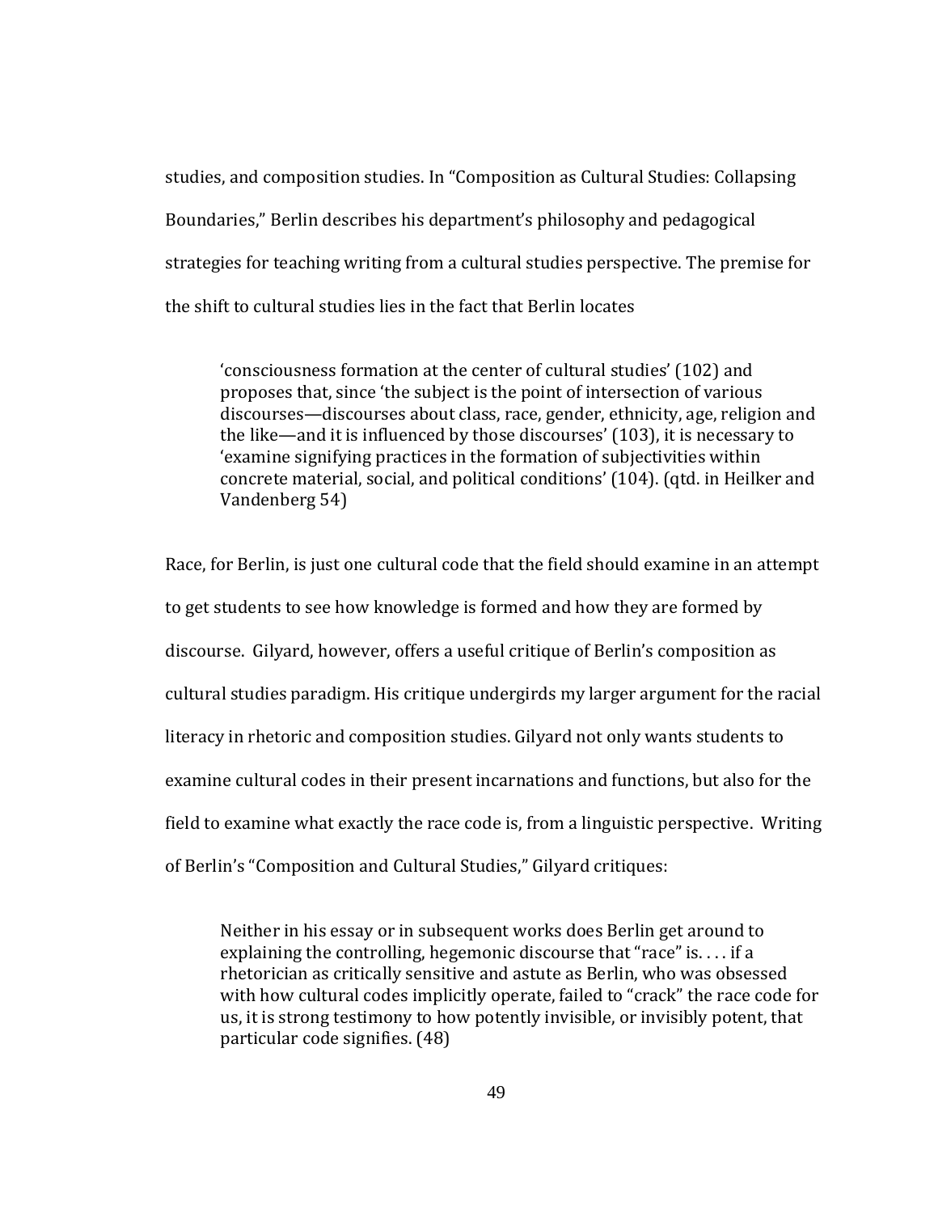studies, and composition studies. In "Composition as Cultural Studies: Collapsing Boundaries," Berlin describes his department's philosophy and pedagogical strategies for teaching writing from a cultural studies perspective. The premise for the shift to cultural studies lies in the fact that Berlin locates

> 'consciousness formation at the center of cultural studies' (102) and proposes that, since 'the subject is the point of intersection of various discourses—discourses about class, race, gender, ethnicity, age, religion and the like—and it is influenced by those discourses' (103), it is necessary to 'examine signifying practices in the formation of subjectivities within concrete material, social, and political conditions' (104). (qtd. in Heilker and Vandenberg 54)

Race, for Berlin, is just one cultural code that the field should examine in an attempt to get students to see how knowledge is formed and how they are formed by discourse. Gilyard, however, offers a useful critique of Berlin's composition as cultural studies paradigm. His critique undergirds my larger argument for the racial literacy in rhetoric and composition studies. Gilyard not only wants students to examine cultural codes in their present incarnations and functions, but also for the field to examine what exactly the race code is, from a linguistic perspective. Writing of Berlin's "Composition and Cultural Studies," Gilyard critiques:

> Neither in his essay or in subsequent works does Berlin get around to explaining the controlling, hegemonic discourse that "race" is. . . . if a rhetorician as critically sensitive and astute as Berlin, who was obsessed with how cultural codes implicitly operate, failed to "crack" the race code for us, it is strong testimony to how potently invisible, or invisibly potent, that particular code signifies. (48)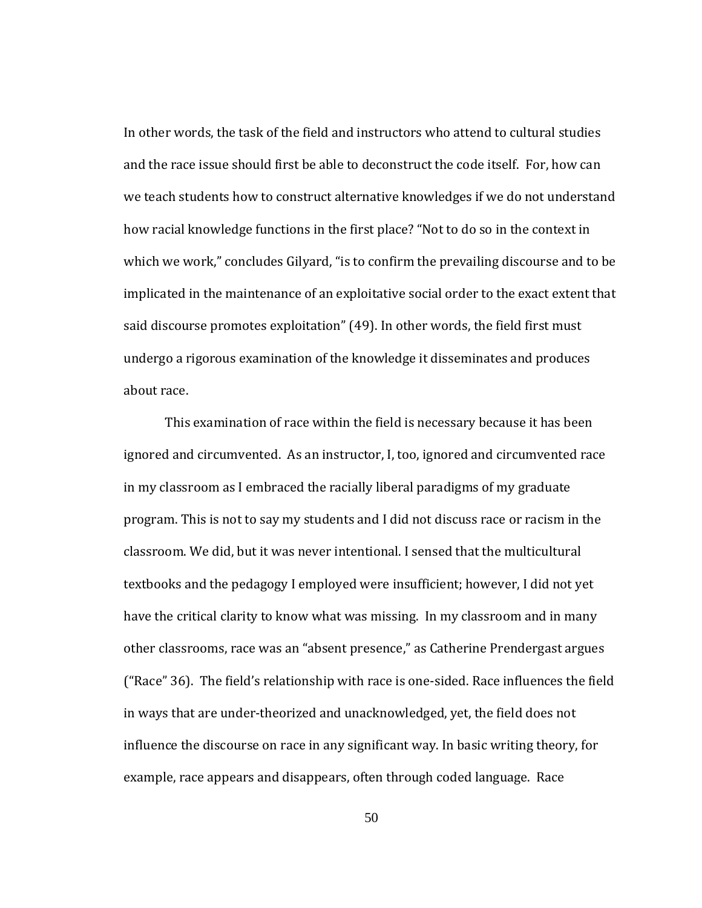In other words, the task of the field and instructors who attend to cultural studies and the race issue should first be able to deconstruct the code itself. For, how can we teach students how to construct alternative knowledges if we do not understand how racial knowledge functions in the first place? "Not to do so in the context in which we work," concludes Gilyard, "is to confirm the prevailing discourse and to be implicated in the maintenance of an exploitative social order to the exact extent that said discourse promotes exploitation" (49). In other words, the field first must undergo a rigorous examination of the knowledge it disseminates and produces about race.

This examination of race within the field is necessary because it has been ignored and circumvented. As an instructor, I, too, ignored and circumvented race in my classroom as I embraced the racially liberal paradigms of my graduate program. This is not to say my students and I did not discuss race or racism in the classroom. We did, but it was never intentional. I sensed that the multicultural textbooks and the pedagogy I employed were insufficient; however, I did not yet have the critical clarity to know what was missing. In my classroom and in many other classrooms, race was an "absent presence," as Catherine Prendergast argues ("Race" 36). The field's relationship with race is one-sided. Race influences the field in ways that are under-theorized and unacknowledged, yet, the field does not influence the discourse on race in any significant way. In basic writing theory, for example, race appears and disappears, often through coded language. Race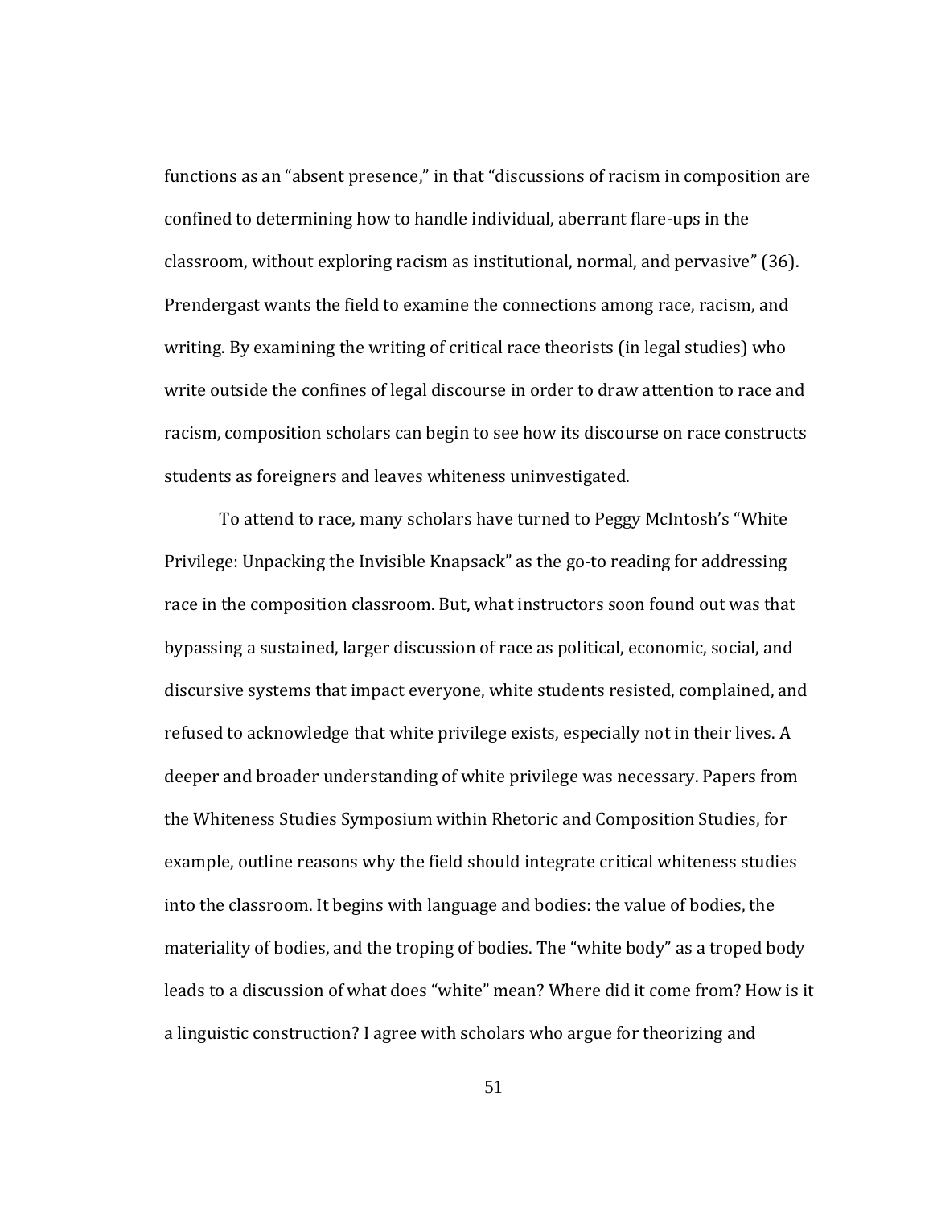functions as an "absent presence," in that "discussions of racism in composition are confined to determining how to handle individual, aberrant flare-ups in the classroom, without exploring racism as institutional, normal, and pervasive" (36). Prendergast wants the field to examine the connections among race, racism, and writing. By examining the writing of critical race theorists (in legal studies) who write outside the confines of legal discourse in order to draw attention to race and racism, composition scholars can begin to see how its discourse on race constructs students as foreigners and leaves whiteness uninvestigated.

To attend to race, many scholars have turned to Peggy McIntosh's "White Privilege: Unpacking the Invisible Knapsack" as the go-to reading for addressing race in the composition classroom. But, what instructors soon found out was that bypassing a sustained, larger discussion of race as political, economic, social, and discursive systems that impact everyone, white students resisted, complained, and refused to acknowledge that white privilege exists, especially not in their lives. A deeper and broader understanding of white privilege was necessary. Papers from the Whiteness Studies Symposium within Rhetoric and Composition Studies, for example, outline reasons why the field should integrate critical whiteness studies into the classroom. It begins with language and bodies: the value of bodies, the materiality of bodies, and the troping of bodies. The "white body" as a troped body leads to a discussion of what does "white" mean? Where did it come from? How is it a linguistic construction? I agree with scholars who argue for theorizing and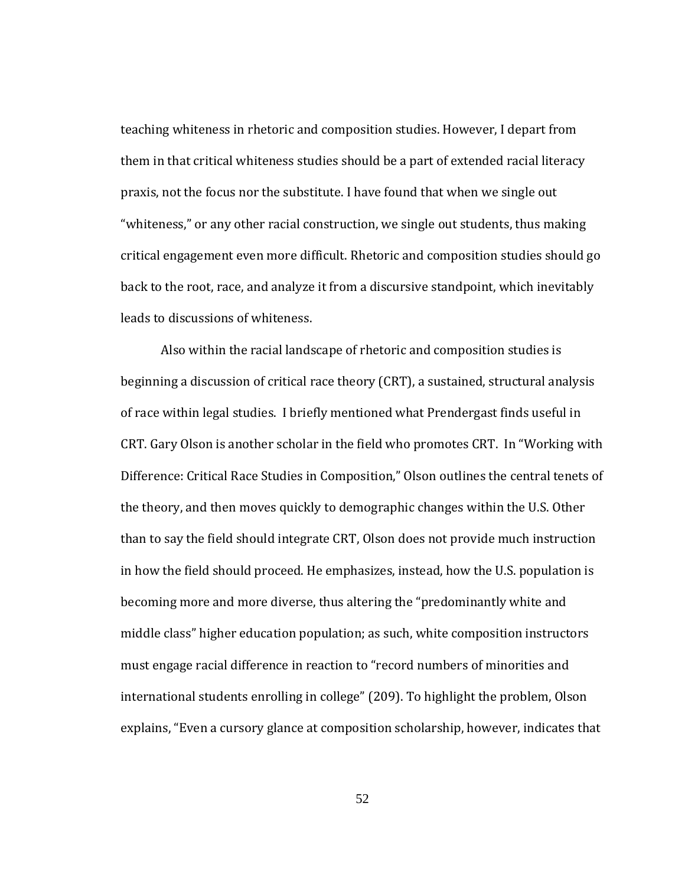teaching whiteness in rhetoric and composition studies. However, I depart from them in that critical whiteness studies should be a part of extended racial literacy praxis, not the focus nor the substitute. I have found that when we single out “whiteness,” or any other racial construction, we single out students, thus making critical engagement even more difficult. Rhetoric and composition studies should go back to the root, race, and analyze it from a discursive standpoint, which inevitably leads to discussions of whiteness.

Also within the racial landscape of rhetoric and composition studies is beginning a discussion of critical race theory (CRT), a sustained, structural analysis of race within legal studies. I briefly mentioned what Prendergast finds useful in CRT. Gary Olson is another scholar in the field who promotes CRT. In “Working with Difference: Critical Race Studies in Composition,” Olson outlines the central tenets of the theory, and then moves quickly to demographic changes within the U.S. Other than to say the field should integrate CRT, Olson does not provide much instruction in how the field should proceed. He emphasizes, instead, how the U.S. population is becoming more and more diverse, thus altering the “predominantly white and middle class” higher education population; as such, white composition instructors must engage racial difference in reaction to “record numbers of minorities and international students enrolling in college” (209). To highlight the problem, Olson explains, “Even a cursory glance at composition scholarship, however, indicates that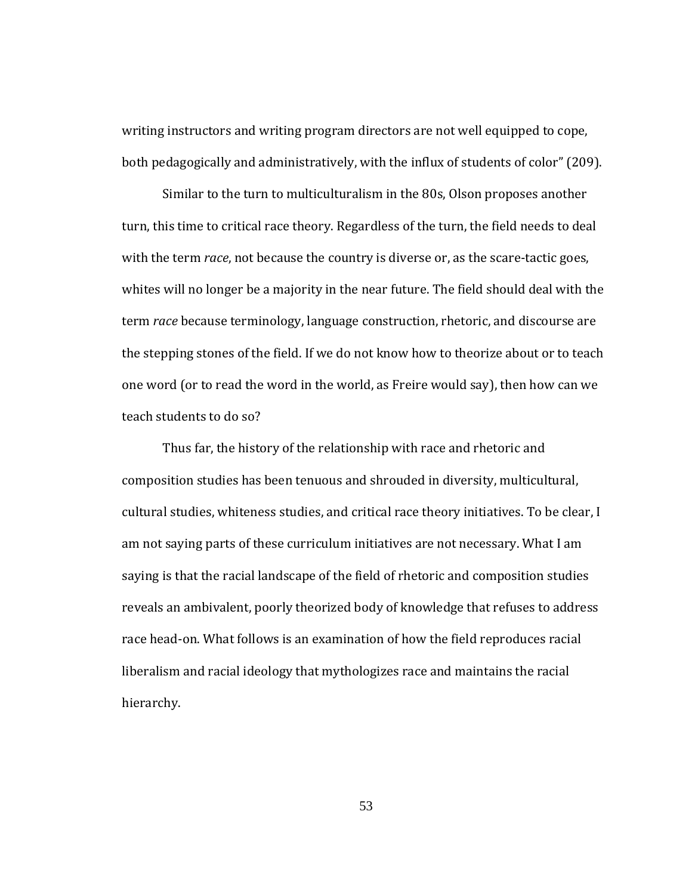writing instructors and writing program directors are not well equipped to cope, both pedagogically and administratively, with the influx of students of color" (209).

Similar to the turn to multiculturalism in the 80s, Olson proposes another turn, this time to critical race theory. Regardless of the turn, the field needs to deal with the term *race*, not because the country is diverse or, as the scare-tactic goes, whites will no longer be a majority in the near future. The field should deal with the term *race* because terminology, language construction, rhetoric, and discourse are the stepping stones of the field. If we do not know how to theorize about or to teach one word (or to read the word in the world, as Freire would say), then how can we teach students to do so?

Thus far, the history of the relationship with race and rhetoric and composition studies has been tenuous and shrouded in diversity, multicultural, cultural studies, whiteness studies, and critical race theory initiatives. To be clear, I am not saying parts of these curriculum initiatives are not necessary. What I am saying is that the racial landscape of the field of rhetoric and composition studies reveals an ambivalent, poorly theorized body of knowledge that refuses to address race head-on. What follows is an examination of how the field reproduces racial liberalism and racial ideology that mythologizes race and maintains the racial hierarchy.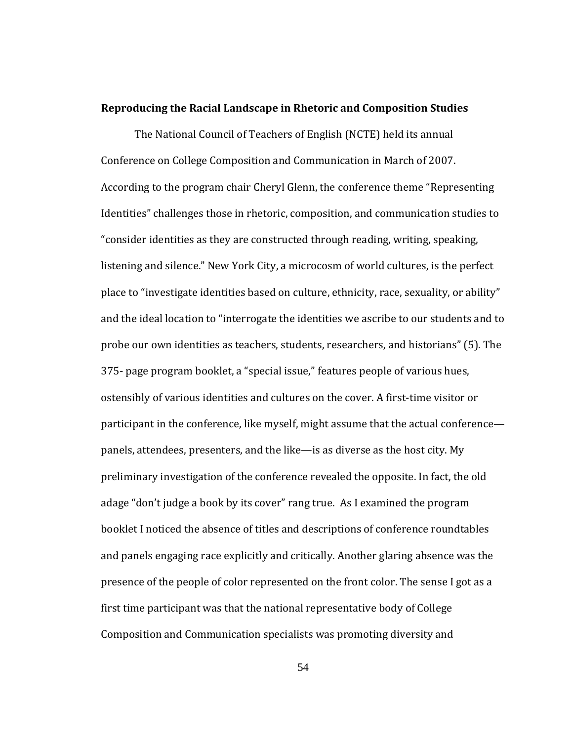**Reproducing the Racial Landscape in Rhetoric and Composition Studies**

The National Council of Teachers of English (NCTE) held its annual Conference on College Composition and Communication in March of 2007. According to the program chair Cheryl Glenn, the conference theme "Representing Identities" challenges those in rhetoric, composition, and communication studies to "consider identities as they are constructed through reading, writing, speaking, listening and silence." New York City, a microcosm of world cultures, is the perfect place to "investigate identities based on culture, ethnicity, race, sexuality, or ability" and the ideal location to "interrogate the identities we ascribe to our students and to probe our own identities as teachers, students, researchers, and historians" (5). The 375- page program booklet, a "special issue," features people of various hues, ostensibly of various identities and cultures on the cover. A first-time visitor or participant in the conference, like myself, might assume that the actual conference—panels, attendees, presenters, and the like—is as diverse as the host city. My preliminary investigation of the conference revealed the opposite. In fact, the old adage "don't judge a book by its cover" rang true. As I examined the program booklet I noticed the absence of titles and descriptions of conference roundtables and panels engaging race explicitly and critically. Another glaring absence was the presence of the people of color represented on the front color. The sense I got as a first time participant was that the national representative body of College Composition and Communication specialists was promoting diversity and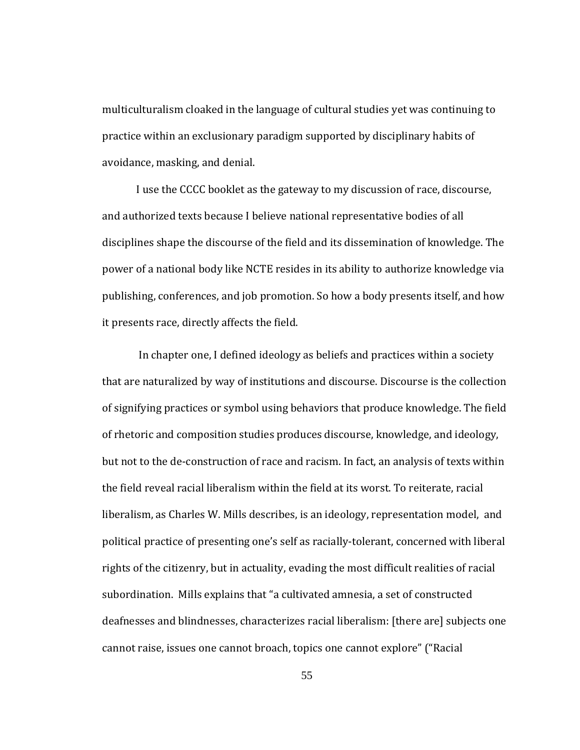multiculturalism cloaked in the language of cultural studies yet was continuing to practice within an exclusionary paradigm supported by disciplinary habits of avoidance, masking, and denial.

I use the CCCC booklet as the gateway to my discussion of race, discourse, and authorized texts because I believe national representative bodies of all disciplines shape the discourse of the field and its dissemination of knowledge. The power of a national body like NCTE resides in its ability to authorize knowledge via publishing, conferences, and job promotion. So how a body presents itself, and how it presents race, directly affects the field.

In chapter one, I defined ideology as beliefs and practices within a society that are naturalized by way of institutions and discourse. Discourse is the collection of signifying practices or symbol using behaviors that produce knowledge. The field of rhetoric and composition studies produces discourse, knowledge, and ideology, but not to the de-construction of race and racism. In fact, an analysis of texts within the field reveal racial liberalism within the field at its worst. To reiterate, racial liberalism, as Charles W. Mills describes, is an ideology, representation model, and political practice of presenting one's self as racially-tolerant, concerned with liberal rights of the citizenry, but in actuality, evading the most difficult realities of racial subordination. Mills explains that "a cultivated amnesia, a set of constructed deafnesses and blindnesses, characterizes racial liberalism: [there are] subjects one cannot raise, issues one cannot broach, topics one cannot explore" ("Racial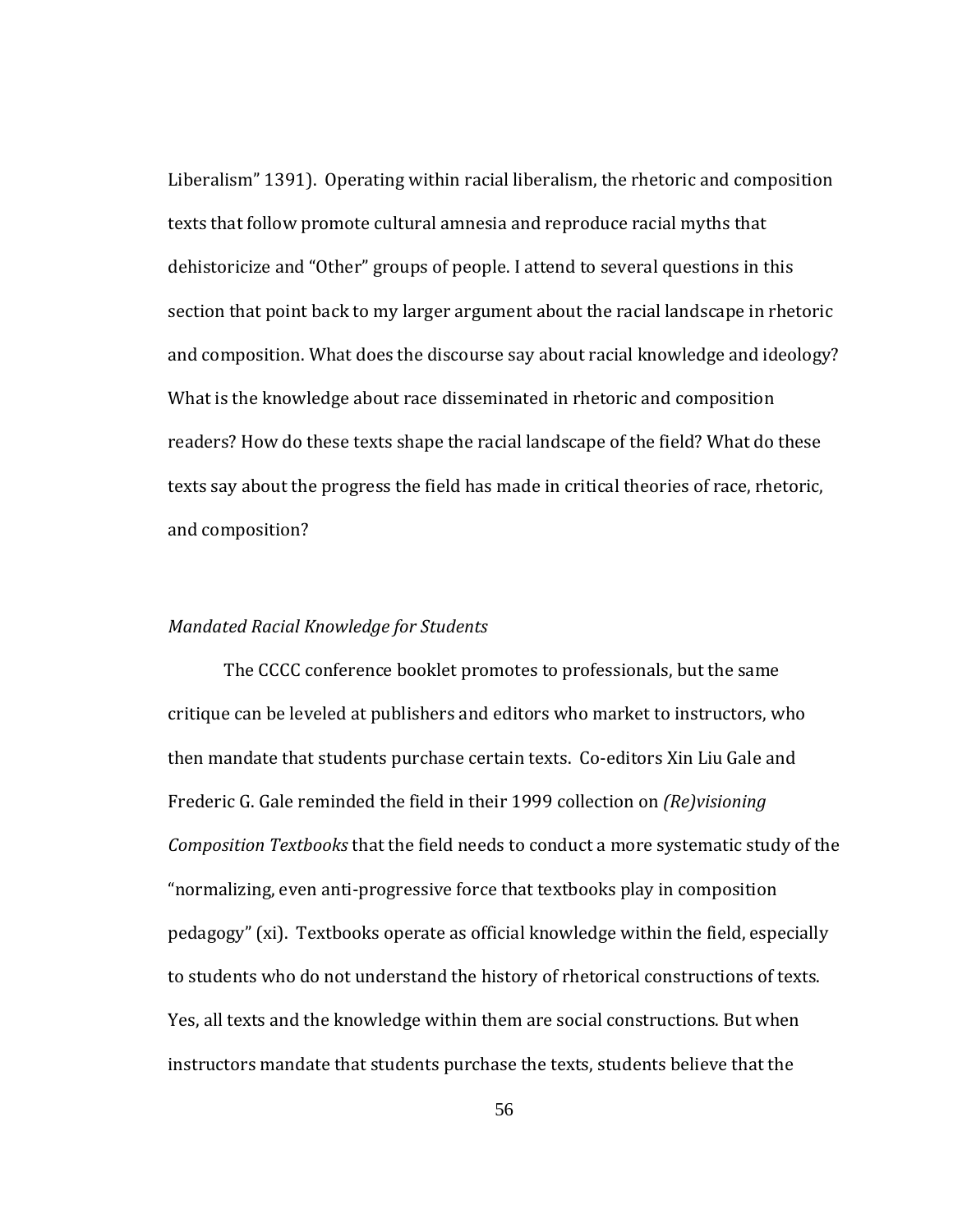Liberalism" 1391). Operating within racial liberalism, the rhetoric and composition texts that follow promote cultural amnesia and reproduce racial myths that dehistoricize and "Other" groups of people. I attend to several questions in this section that point back to my larger argument about the racial landscape in rhetoric and composition. What does the discourse say about racial knowledge and ideology? What is the knowledge about race disseminated in rhetoric and composition readers? How do these texts shape the racial landscape of the field? What do these texts say about the progress the field has made in critical theories of race, rhetoric, and composition?

*Mandated Racial Knowledge for Students*

The CCCC conference booklet promotes to professionals, but the same critique can be leveled at publishers and editors who market to instructors, who then mandate that students purchase certain texts. Co-editors Xin Liu Gale and Frederic G. Gale reminded the field in their 1999 collection on *(Re)visioning Composition Textbooks* that the field needs to conduct a more systematic study of the "normalizing, even anti-progressive force that textbooks play in composition pedagogy" (xi). Textbooks operate as official knowledge within the field, especially to students who do not understand the history of rhetorical constructions of texts. Yes, all texts and the knowledge within them are social constructions. But when instructors mandate that students purchase the texts, students believe that the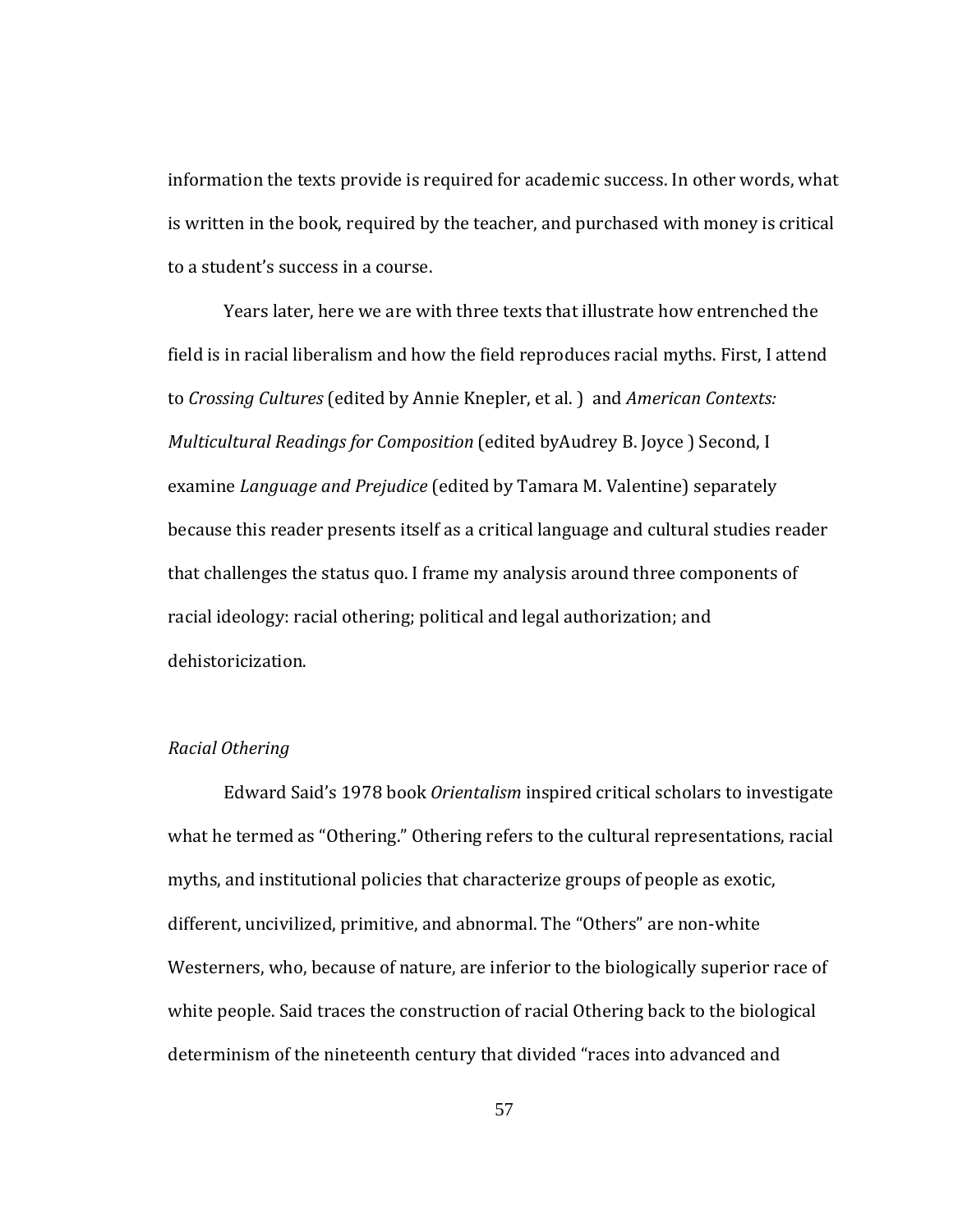information the texts provide is required for academic success. In other words, what is written in the book, required by the teacher, and purchased with money is critical to a student's success in a course.

Years later, here we are with three texts that illustrate how entrenched the field is in racial liberalism and how the field reproduces racial myths. First, I attend to *Crossing Cultures* (edited by Annie Knepler, et al. ) and *American Contexts: Multicultural Readings for Composition* (edited byAudrey B. Joyce ) Second, I examine *Language and Prejudice* (edited by Tamara M. Valentine) separately because this reader presents itself as a critical language and cultural studies reader that challenges the status quo. I frame my analysis around three components of racial ideology: racial othering; political and legal authorization; and dehistoricization.

### *Racial Othering*

Edward Said's 1978 book *Orientalism* inspired critical scholars to investigate what he termed as "Othering." Othering refers to the cultural representations, racial myths, and institutional policies that characterize groups of people as exotic, different, uncivilized, primitive, and abnormal. The "Others" are non-white Westerners, who, because of nature, are inferior to the biologically superior race of white people. Said traces the construction of racial Othering back to the biological determinism of the nineteenth century that divided "races into advanced and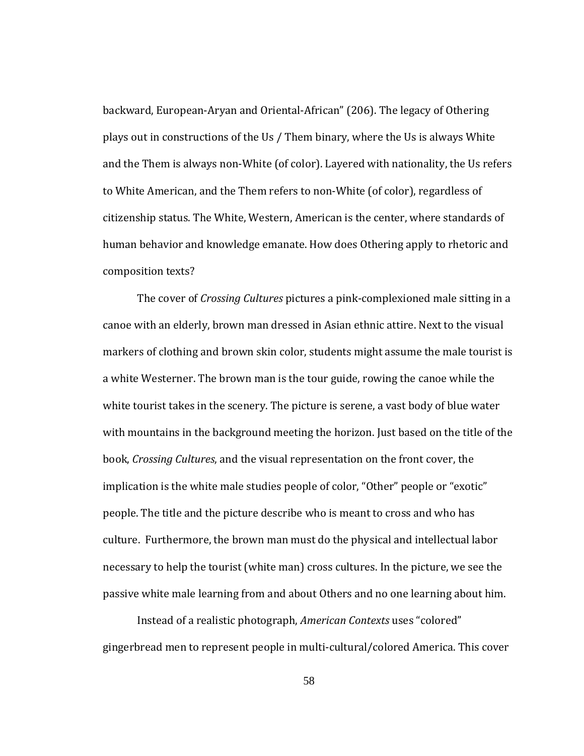backward, European-Aryan and Oriental-African" (206). The legacy of Othering plays out in constructions of the Us / Them binary, where the Us is always White and the Them is always non-White (of color). Layered with nationality, the Us refers to White American, and the Them refers to non-White (of color), regardless of citizenship status. The White, Western, American is the center, where standards of human behavior and knowledge emanate. How does Othering apply to rhetoric and composition texts?

The cover of *Crossing Cultures* pictures a pink-complexioned male sitting in a canoe with an elderly, brown man dressed in Asian ethnic attire. Next to the visual markers of clothing and brown skin color, students might assume the male tourist is a white Westerner. The brown man is the tour guide, rowing the canoe while the white tourist takes in the scenery. The picture is serene, a vast body of blue water with mountains in the background meeting the horizon. Just based on the title of the book, *Crossing Cultures*, and the visual representation on the front cover, the implication is the white male studies people of color, "Other" people or "exotic" people. The title and the picture describe who is meant to cross and who has culture. Furthermore, the brown man must do the physical and intellectual labor necessary to help the tourist (white man) cross cultures. In the picture, we see the passive white male learning from and about Others and no one learning about him.

Instead of a realistic photograph, *American Contexts* uses "colored" gingerbread men to represent people in multi-cultural/colored America. This cover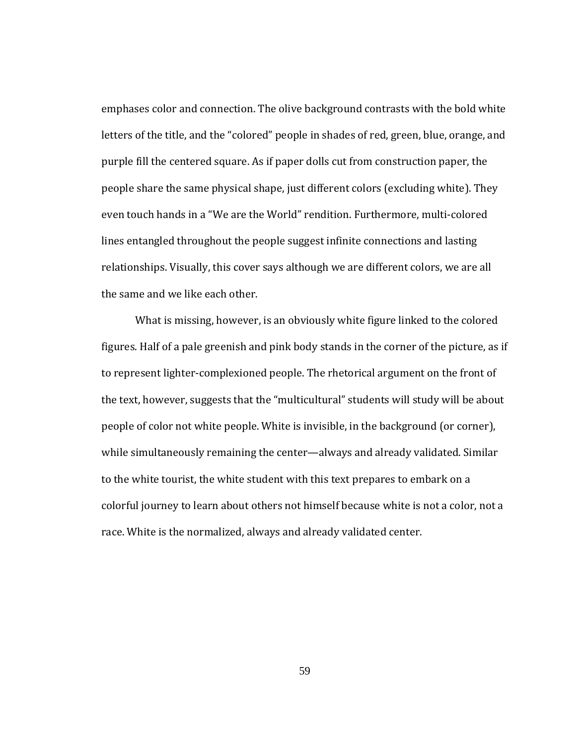emphases color and connection. The olive background contrasts with the bold white letters of the title, and the "colored" people in shades of red, green, blue, orange, and purple fill the centered square. As if paper dolls cut from construction paper, the people share the same physical shape, just different colors (excluding white). They even touch hands in a "We are the World" rendition. Furthermore, multi-colored lines entangled throughout the people suggest infinite connections and lasting relationships. Visually, this cover says although we are different colors, we are all the same and we like each other.

What is missing, however, is an obviously white figure linked to the colored figures. Half of a pale greenish and pink body stands in the corner of the picture, as if to represent lighter-complexioned people. The rhetorical argument on the front of the text, however, suggests that the "multicultural" students will study will be about people of color not white people. White is invisible, in the background (or corner), while simultaneously remaining the center—always and already validated. Similar to the white tourist, the white student with this text prepares to embark on a colorful journey to learn about others not himself because white is not a color, not a race. White is the normalized, always and already validated center.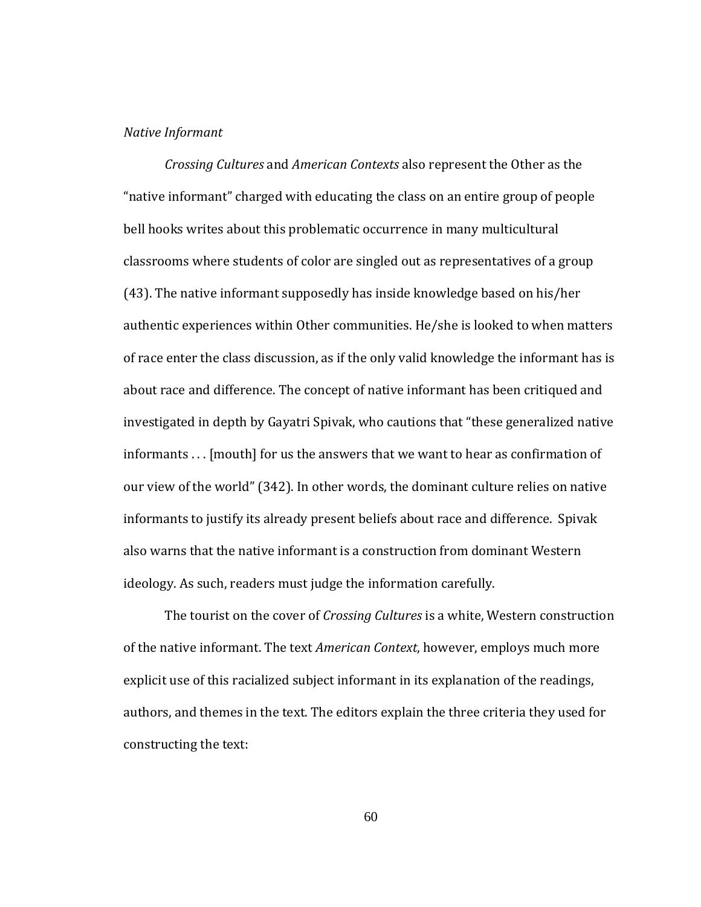*Native Informant*

*Crossing Cultures* and *American Contexts* also represent the Other as the "native informant" charged with educating the class on an entire group of people bell hooks writes about this problematic occurrence in many multicultural classrooms where students of color are singled out as representatives of a group (43). The native informant supposedly has inside knowledge based on his/her authentic experiences within Other communities. He/she is looked to when matters of race enter the class discussion, as if the only valid knowledge the informant has is about race and difference. The concept of native informant has been critiqued and investigated in depth by Gayatri Spivak, who cautions that "these generalized native informants . . . [mouth] for us the answers that we want to hear as confirmation of our view of the world" (342). In other words, the dominant culture relies on native informants to justify its already present beliefs about race and difference. Spivak also warns that the native informant is a construction from dominant Western ideology. As such, readers must judge the information carefully.

The tourist on the cover of *Crossing Cultures* is a white, Western construction of the native informant. The text *American Context*, however, employs much more explicit use of this racialized subject informant in its explanation of the readings, authors, and themes in the text. The editors explain the three criteria they used for constructing the text: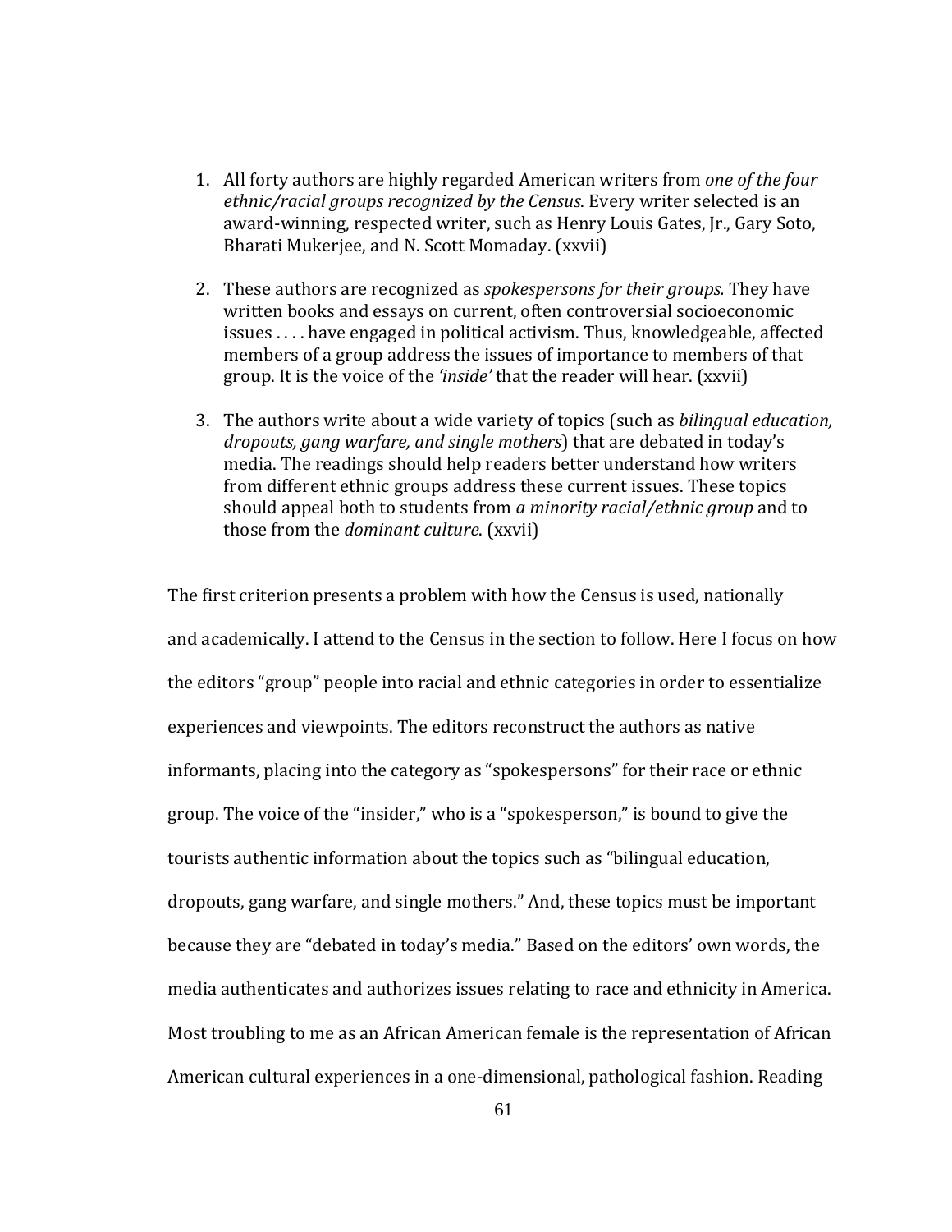1. All forty authors are highly regarded American writers from *one of the four ethnic/racial groups recognized by the Census*. Every writer selected is an award-winning, respected writer, such as Henry Louis Gates, Jr., Gary Soto, Bharati Mukerjee, and N. Scott Momaday. (xxvii)

2. These authors are recognized as *spokespersons for their groups.* They have written books and essays on current, often controversial socioeconomic issues . . . . have engaged in political activism. Thus, knowledgeable, affected members of a group address the issues of importance to members of that group. It is the voice of the *'inside'* that the reader will hear. (xxvii)

3. The authors write about a wide variety of topics (such as *bilingual education, dropouts, gang warfare, and single mothers*) that are debated in today's media. The readings should help readers better understand how writers from different ethnic groups address these current issues. These topics should appeal both to students from *a minority racial/ethnic group* and to those from the *dominant culture*. (xxvii)

The first criterion presents a problem with how the Census is used, nationally and academically. I attend to the Census in the section to follow. Here I focus on how the editors "group" people into racial and ethnic categories in order to essentialize experiences and viewpoints. The editors reconstruct the authors as native informants, placing into the category as "spokespersons" for their race or ethnic group. The voice of the "insider," who is a "spokesperson," is bound to give the tourists authentic information about the topics such as "bilingual education, dropouts, gang warfare, and single mothers." And, these topics must be important because they are "debated in today's media." Based on the editors' own words, the media authenticates and authorizes issues relating to race and ethnicity in America. Most troubling to me as an African American female is the representation of African American cultural experiences in a one-dimensional, pathological fashion. Reading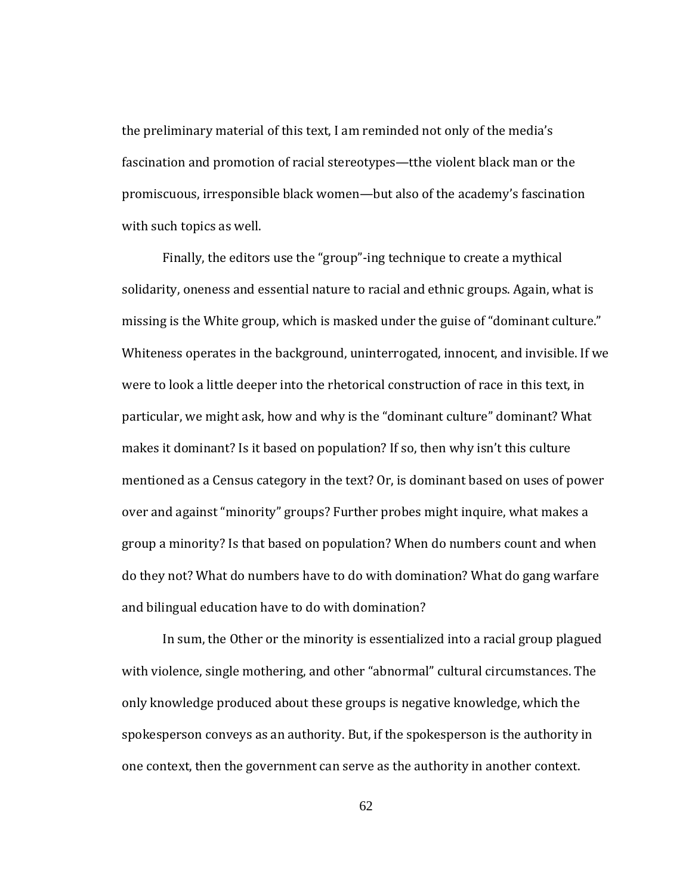the preliminary material of this text, I am reminded not only of the media's fascination and promotion of racial stereotypes—tthe violent black man or the promiscuous, irresponsible black women—but also of the academy's fascination with such topics as well.

Finally, the editors use the "group"-ing technique to create a mythical solidarity, oneness and essential nature to racial and ethnic groups. Again, what is missing is the White group, which is masked under the guise of "dominant culture." Whiteness operates in the background, uninterrogated, innocent, and invisible. If we were to look a little deeper into the rhetorical construction of race in this text, in particular, we might ask, how and why is the "dominant culture" dominant? What makes it dominant? Is it based on population? If so, then why isn't this culture mentioned as a Census category in the text? Or, is dominant based on uses of power over and against "minority" groups? Further probes might inquire, what makes a group a minority? Is that based on population? When do numbers count and when do they not? What do numbers have to do with domination? What do gang warfare and bilingual education have to do with domination?

In sum, the Other or the minority is essentialized into a racial group plagued with violence, single mothering, and other "abnormal" cultural circumstances. The only knowledge produced about these groups is negative knowledge, which the spokesperson conveys as an authority. But, if the spokesperson is the authority in one context, then the government can serve as the authority in another context.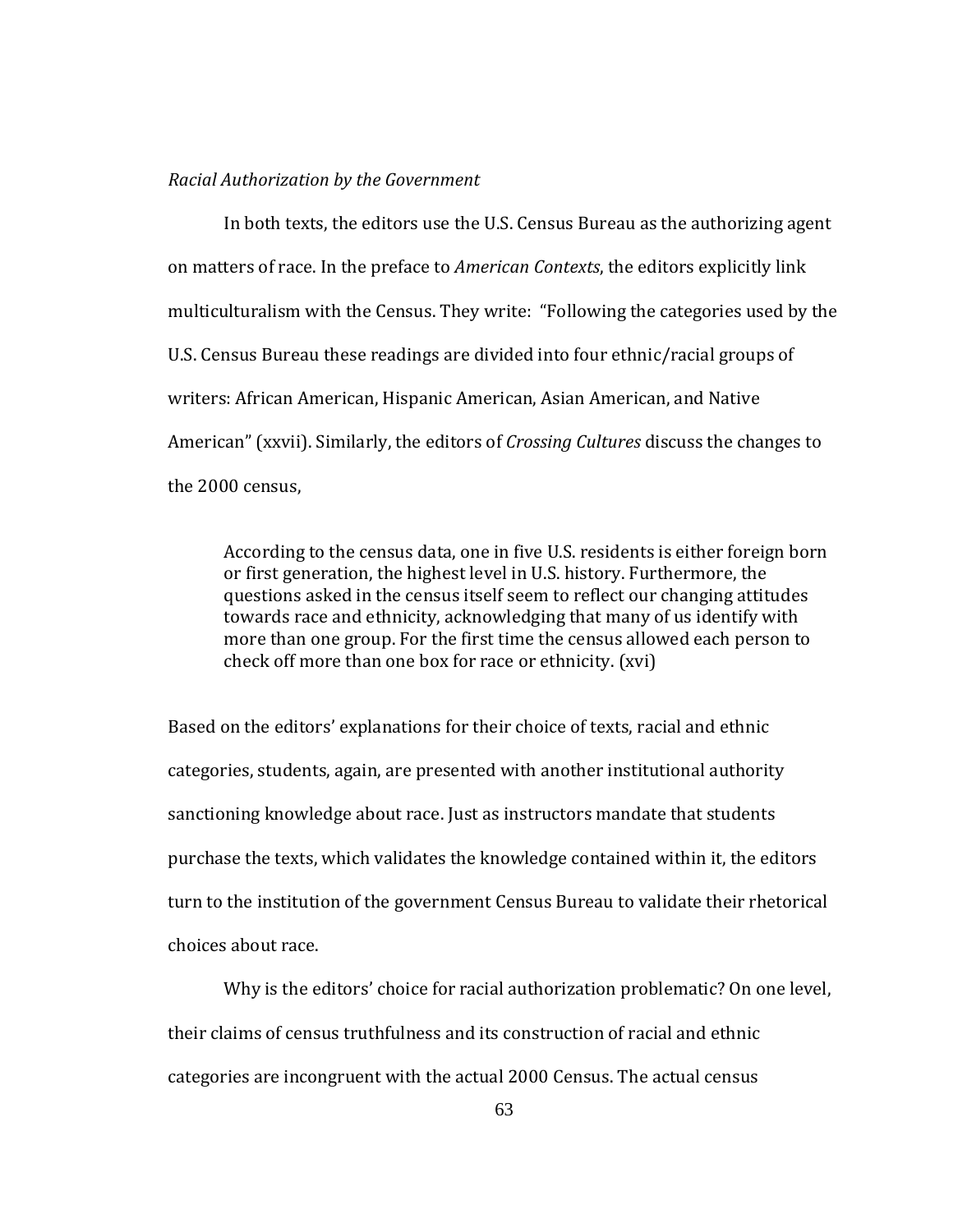*Racial Authorization by the Government*

In both texts, the editors use the U.S. Census Bureau as the authorizing agent on matters of race. In the preface to *American Contexts*, the editors explicitly link multiculturalism with the Census. They write: "Following the categories used by the U.S. Census Bureau these readings are divided into four ethnic/racial groups of writers: African American, Hispanic American, Asian American, and Native American" (xxvii). Similarly, the editors of *Crossing Cultures* discuss the changes to the 2000 census,

> According to the census data, one in five U.S. residents is either foreign born or first generation, the highest level in U.S. history. Furthermore, the questions asked in the census itself seem to reflect our changing attitudes towards race and ethnicity, acknowledging that many of us identify with more than one group. For the first time the census allowed each person to check off more than one box for race or ethnicity. (xvi)

Based on the editors' explanations for their choice of texts, racial and ethnic categories, students, again, are presented with another institutional authority sanctioning knowledge about race. Just as instructors mandate that students purchase the texts, which validates the knowledge contained within it, the editors turn to the institution of the government Census Bureau to validate their rhetorical choices about race.

Why is the editors' choice for racial authorization problematic? On one level, their claims of census truthfulness and its construction of racial and ethnic categories are incongruent with the actual 2000 Census. The actual census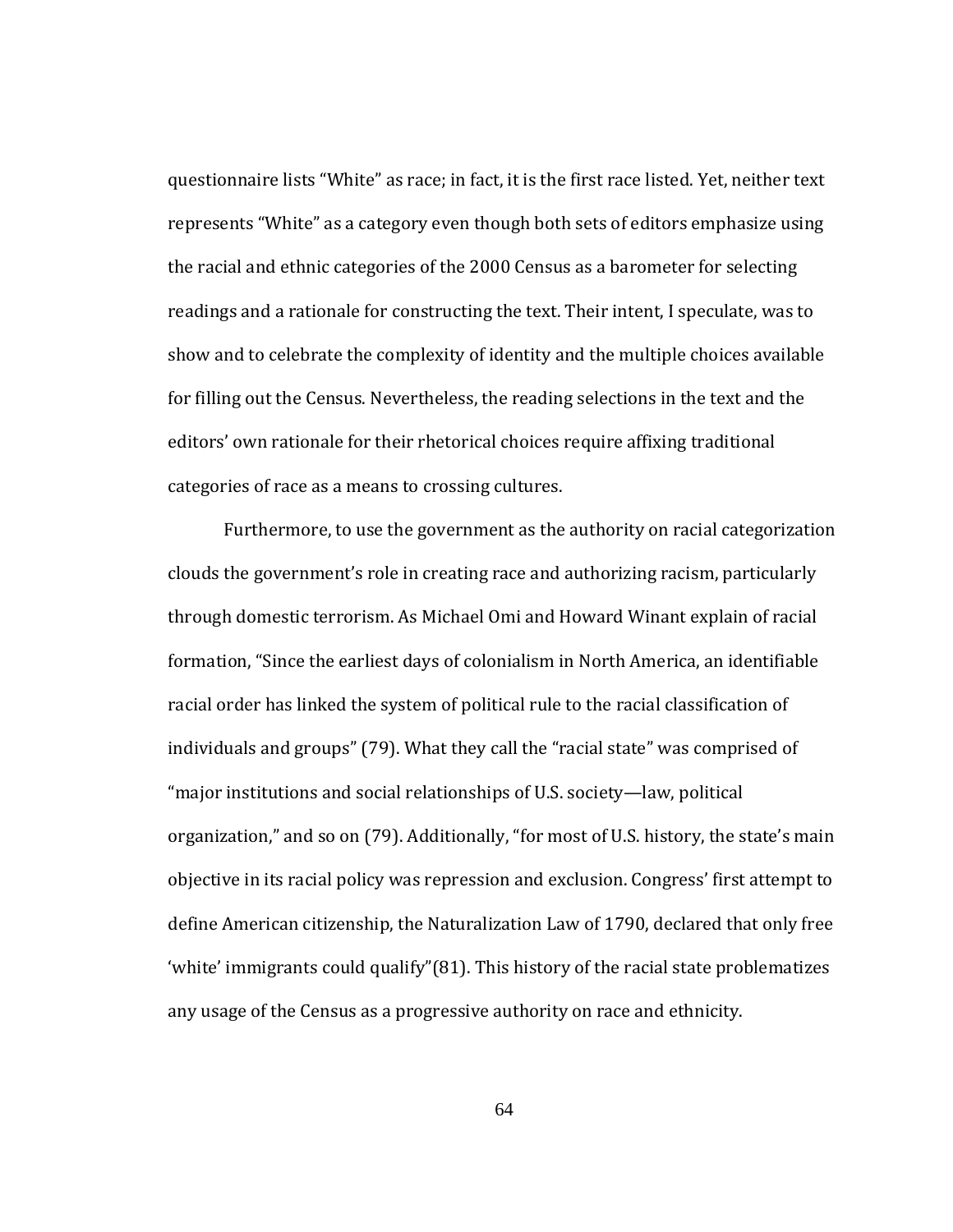questionnaire lists “White” as race; in fact, it is the first race listed. Yet, neither text represents “White” as a category even though both sets of editors emphasize using the racial and ethnic categories of the 2000 Census as a barometer for selecting readings and a rationale for constructing the text. Their intent, I speculate, was to show and to celebrate the complexity of identity and the multiple choices available for filling out the Census. Nevertheless, the reading selections in the text and the editors’ own rationale for their rhetorical choices require affixing traditional categories of race as a means to crossing cultures.

Furthermore, to use the government as the authority on racial categorization clouds the government’s role in creating race and authorizing racism, particularly through domestic terrorism. As Michael Omi and Howard Winant explain of racial formation, “Since the earliest days of colonialism in North America, an identifiable racial order has linked the system of political rule to the racial classification of individuals and groups” (79). What they call the “racial state” was comprised of “major institutions and social relationships of U.S. society—law, political organization,” and so on (79). Additionally, “for most of U.S. history, the state’s main objective in its racial policy was repression and exclusion. Congress’ first attempt to define American citizenship, the Naturalization Law of 1790, declared that only free ‘white’ immigrants could qualify”(81). This history of the racial state problematizes any usage of the Census as a progressive authority on race and ethnicity.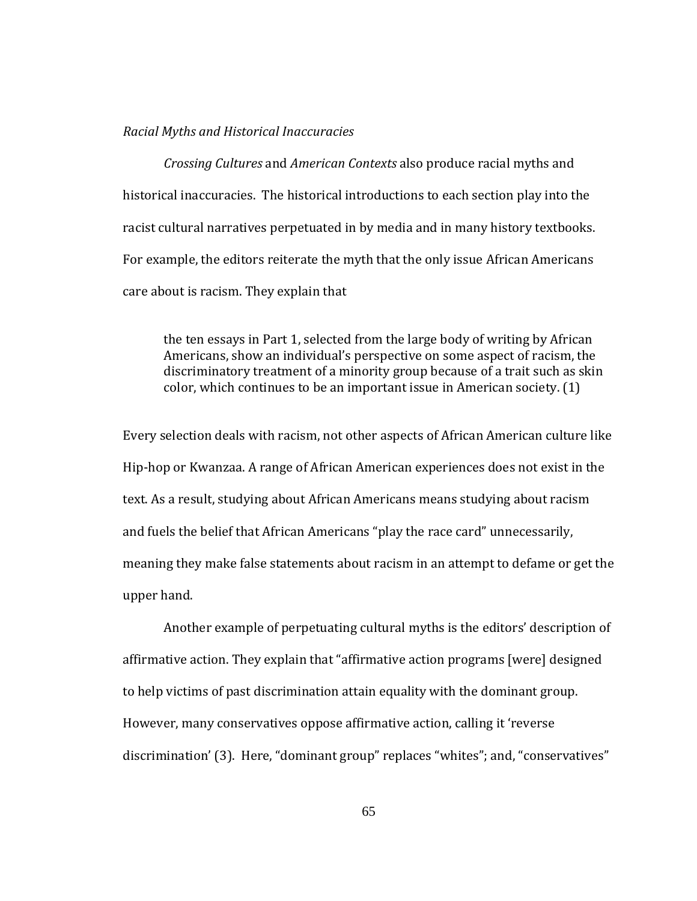*Racial Myths and Historical Inaccuracies*

*Crossing Cultures* and *American Contexts* also produce racial myths and historical inaccuracies. The historical introductions to each section play into the racist cultural narratives perpetuated in by media and in many history textbooks. For example, the editors reiterate the myth that the only issue African Americans care about is racism. They explain that

> the ten essays in Part 1, selected from the large body of writing by African Americans, show an individual's perspective on some aspect of racism, the discriminatory treatment of a minority group because of a trait such as skin color, which continues to be an important issue in American society. (1)

Every selection deals with racism, not other aspects of African American culture like Hip-hop or Kwanzaa. A range of African American experiences does not exist in the text. As a result, studying about African Americans means studying about racism and fuels the belief that African Americans "play the race card" unnecessarily, meaning they make false statements about racism in an attempt to defame or get the upper hand.

Another example of perpetuating cultural myths is the editors' description of affirmative action. They explain that "affirmative action programs [were] designed to help victims of past discrimination attain equality with the dominant group. However, many conservatives oppose affirmative action, calling it 'reverse discrimination' (3). Here, "dominant group" replaces "whites"; and, "conservatives"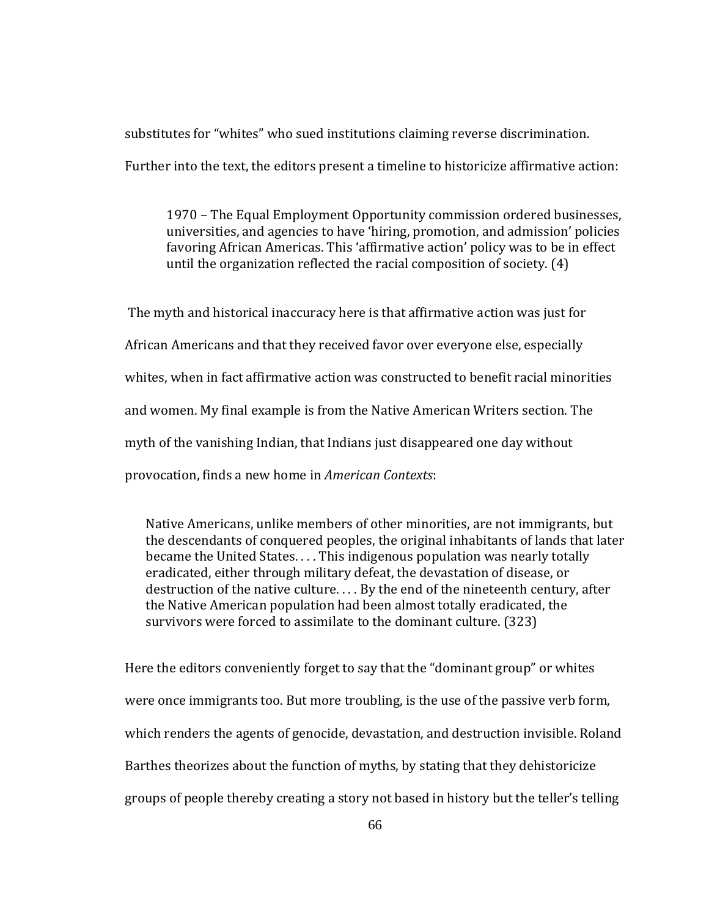substitutes for "whites" who sued institutions claiming reverse discrimination. Further into the text, the editors present a timeline to historicize affirmative action:

> 1970 – The Equal Employment Opportunity commission ordered businesses, universities, and agencies to have 'hiring, promotion, and admission' policies favoring African Americas. This 'affirmative action' policy was to be in effect until the organization reflected the racial composition of society. (4)

The myth and historical inaccuracy here is that affirmative action was just for African Americans and that they received favor over everyone else, especially whites, when in fact affirmative action was constructed to benefit racial minorities and women. My final example is from the Native American Writers section. The myth of the vanishing Indian, that Indians just disappeared one day without provocation, finds a new home in *American Contexts*:

> Native Americans, unlike members of other minorities, are not immigrants, but the descendants of conquered peoples, the original inhabitants of lands that later became the United States. . . . This indigenous population was nearly totally eradicated, either through military defeat, the devastation of disease, or destruction of the native culture. . . . By the end of the nineteenth century, after the Native American population had been almost totally eradicated, the survivors were forced to assimilate to the dominant culture. (323)

Here the editors conveniently forget to say that the "dominant group" or whites were once immigrants too. But more troubling, is the use of the passive verb form, which renders the agents of genocide, devastation, and destruction invisible. Roland Barthes theorizes about the function of myths, by stating that they dehistoricize groups of people thereby creating a story not based in history but the teller's telling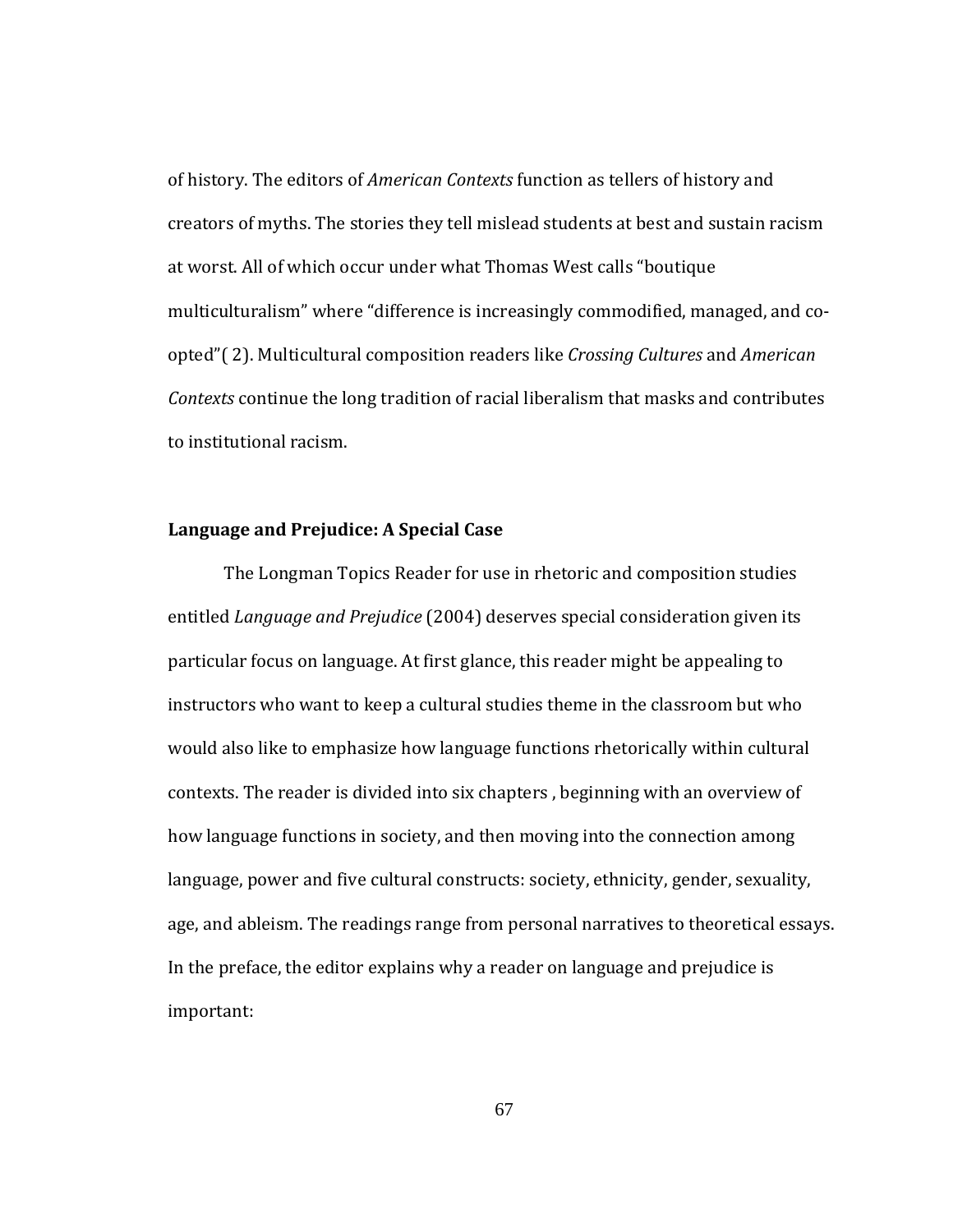of history. The editors of *American Contexts* function as tellers of history and creators of myths. The stories they tell mislead students at best and sustain racism at worst. All of which occur under what Thomas West calls "boutique multiculturalism" where "difference is increasingly commodified, managed, and co-opted"( 2). Multicultural composition readers like *Crossing Cultures* and *American Contexts* continue the long tradition of racial liberalism that masks and contributes to institutional racism.

**Language and Prejudice: A Special Case**

The Longman Topics Reader for use in rhetoric and composition studies entitled *Language and Prejudice* (2004) deserves special consideration given its particular focus on language. At first glance, this reader might be appealing to instructors who want to keep a cultural studies theme in the classroom but who would also like to emphasize how language functions rhetorically within cultural contexts. The reader is divided into six chapters , beginning with an overview of how language functions in society, and then moving into the connection among language, power and five cultural constructs: society, ethnicity, gender, sexuality, age, and ableism. The readings range from personal narratives to theoretical essays. In the preface, the editor explains why a reader on language and prejudice is important: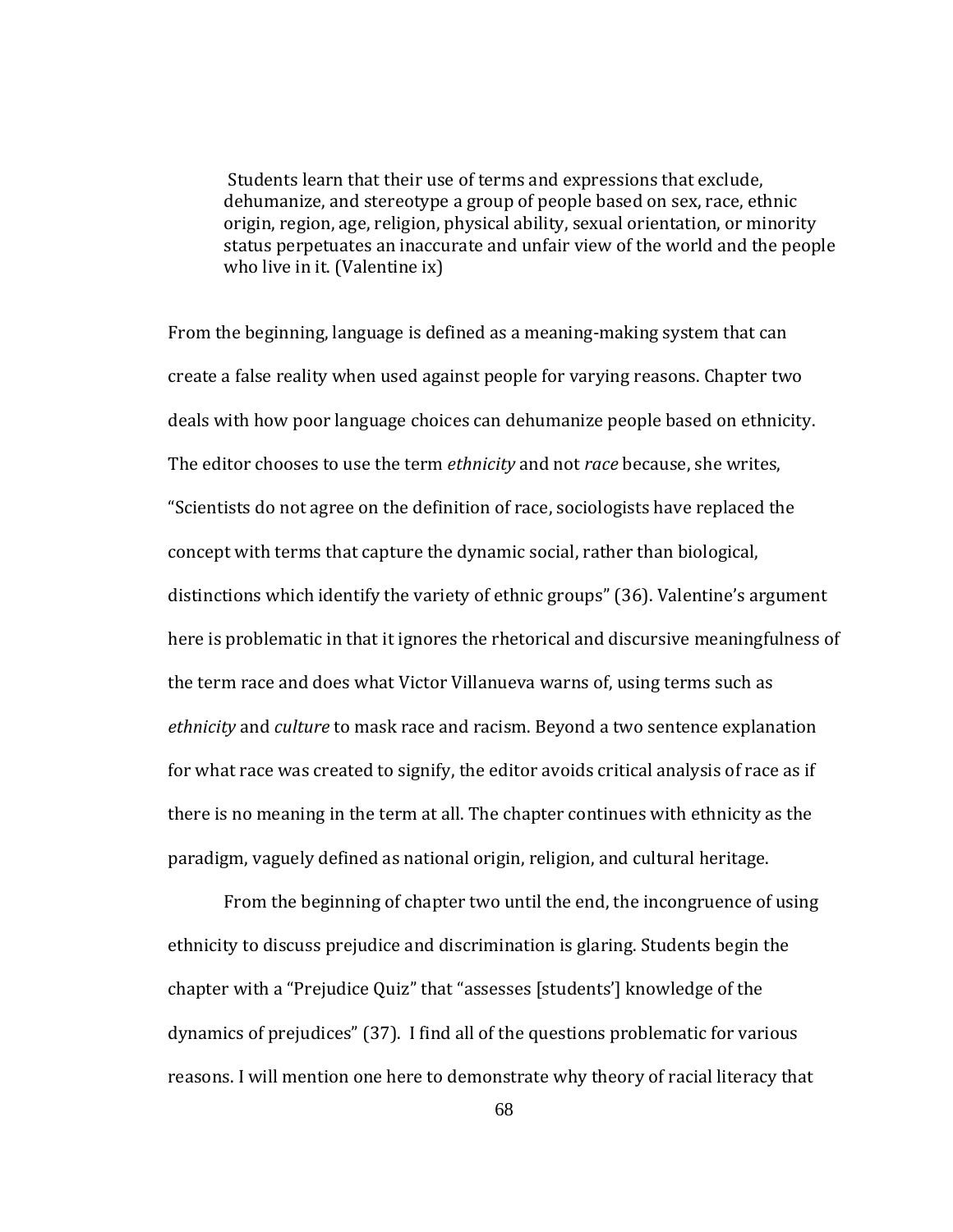> Students learn that their use of terms and expressions that exclude, dehumanize, and stereotype a group of people based on sex, race, ethnic origin, region, age, religion, physical ability, sexual orientation, or minority status perpetuates an inaccurate and unfair view of the world and the people who live in it. (Valentine ix)

From the beginning, language is defined as a meaning-making system that can create a false reality when used against people for varying reasons. Chapter two deals with how poor language choices can dehumanize people based on ethnicity. The editor chooses to use the term *ethnicity* and not *race* because, she writes, "Scientists do not agree on the definition of race, sociologists have replaced the concept with terms that capture the dynamic social, rather than biological, distinctions which identify the variety of ethnic groups" (36). Valentine's argument here is problematic in that it ignores the rhetorical and discursive meaningfulness of the term race and does what Victor Villanueva warns of, using terms such as *ethnicity* and *culture* to mask race and racism. Beyond a two sentence explanation for what race was created to signify, the editor avoids critical analysis of race as if there is no meaning in the term at all. The chapter continues with ethnicity as the paradigm, vaguely defined as national origin, religion, and cultural heritage.

From the beginning of chapter two until the end, the incongruence of using ethnicity to discuss prejudice and discrimination is glaring. Students begin the chapter with a "Prejudice Quiz" that "assesses [students'] knowledge of the dynamics of prejudices" (37). I find all of the questions problematic for various reasons. I will mention one here to demonstrate why theory of racial literacy that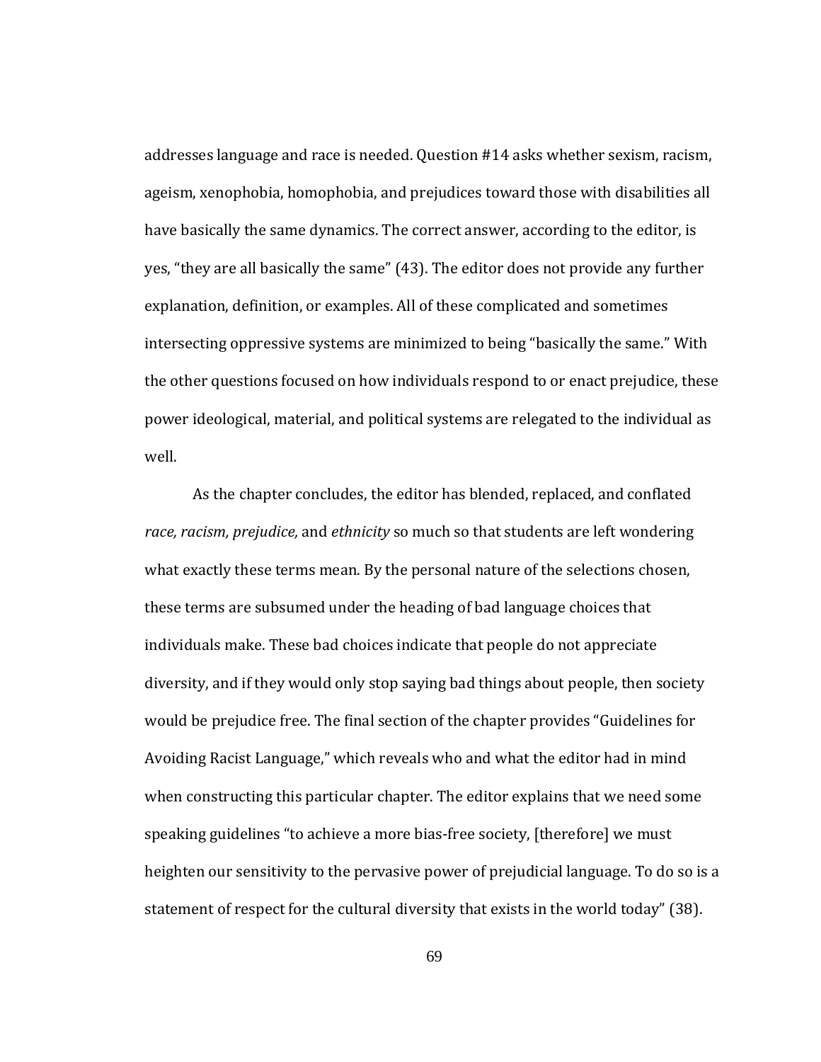addresses language and race is needed. Question #14 asks whether sexism, racism, ageism, xenophobia, homophobia, and prejudices toward those with disabilities all have basically the same dynamics. The correct answer, according to the editor, is yes, "they are all basically the same" (43). The editor does not provide any further explanation, definition, or examples. All of these complicated and sometimes intersecting oppressive systems are minimized to being "basically the same." With the other questions focused on how individuals respond to or enact prejudice, these power ideological, material, and political systems are relegated to the individual as well.

As the chapter concludes, the editor has blended, replaced, and conflated *race, racism, prejudice,* and *ethnicity* so much so that students are left wondering what exactly these terms mean. By the personal nature of the selections chosen, these terms are subsumed under the heading of bad language choices that individuals make. These bad choices indicate that people do not appreciate diversity, and if they would only stop saying bad things about people, then society would be prejudice free. The final section of the chapter provides "Guidelines for Avoiding Racist Language," which reveals who and what the editor had in mind when constructing this particular chapter. The editor explains that we need some speaking guidelines "to achieve a more bias-free society, [therefore] we must heighten our sensitivity to the pervasive power of prejudicial language. To do so is a statement of respect for the cultural diversity that exists in the world today" (38).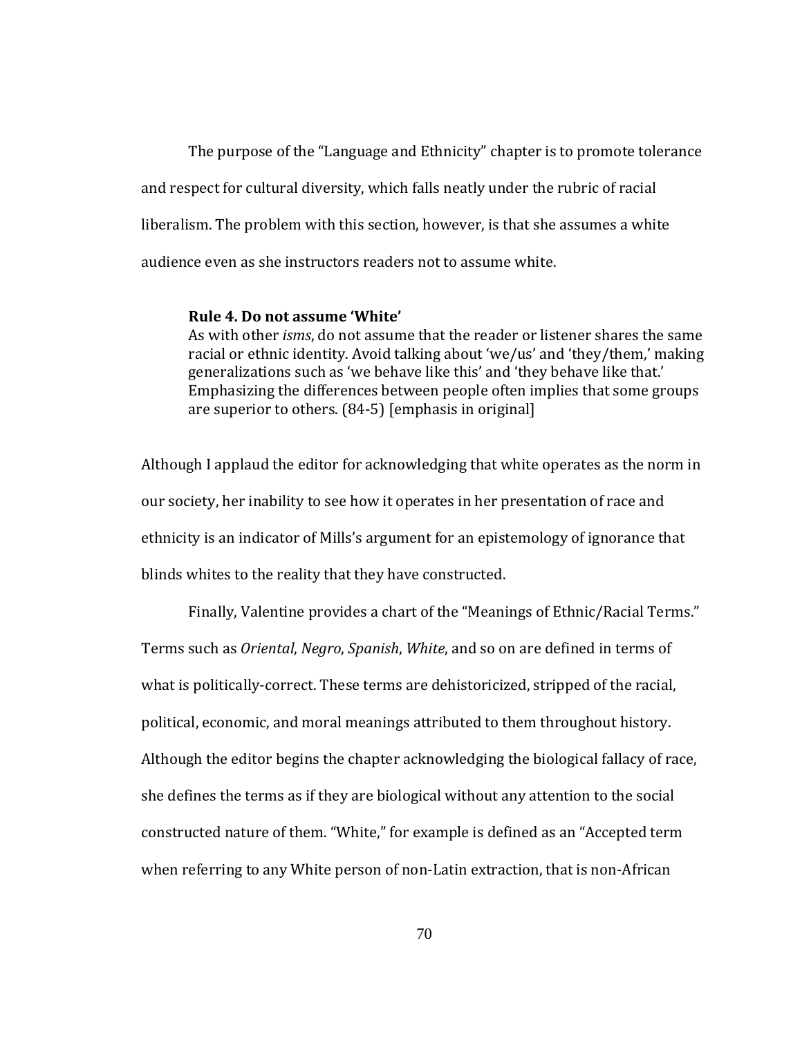The purpose of the "Language and Ethnicity" chapter is to promote tolerance and respect for cultural diversity, which falls neatly under the rubric of racial liberalism. The problem with this section, however, is that she assumes a white audience even as she instructors readers not to assume white.

> **Rule 4. Do not assume 'White'**
> As with other *isms*, do not assume that the reader or listener shares the same racial or ethnic identity. Avoid talking about 'we/us' and 'they/them,' making generalizations such as 'we behave like this' and 'they behave like that.' Emphasizing the differences between people often implies that some groups are superior to others. (84-5) [emphasis in original]

Although I applaud the editor for acknowledging that white operates as the norm in our society, her inability to see how it operates in her presentation of race and ethnicity is an indicator of Mills's argument for an epistemology of ignorance that blinds whites to the reality that they have constructed.

Finally, Valentine provides a chart of the "Meanings of Ethnic/Racial Terms." Terms such as *Oriental*, *Negro*, *Spanish*, *White*, and so on are defined in terms of what is politically-correct. These terms are dehistoricized, stripped of the racial, political, economic, and moral meanings attributed to them throughout history. Although the editor begins the chapter acknowledging the biological fallacy of race, she defines the terms as if they are biological without any attention to the social constructed nature of them. "White," for example is defined as an "Accepted term when referring to any White person of non-Latin extraction, that is non-African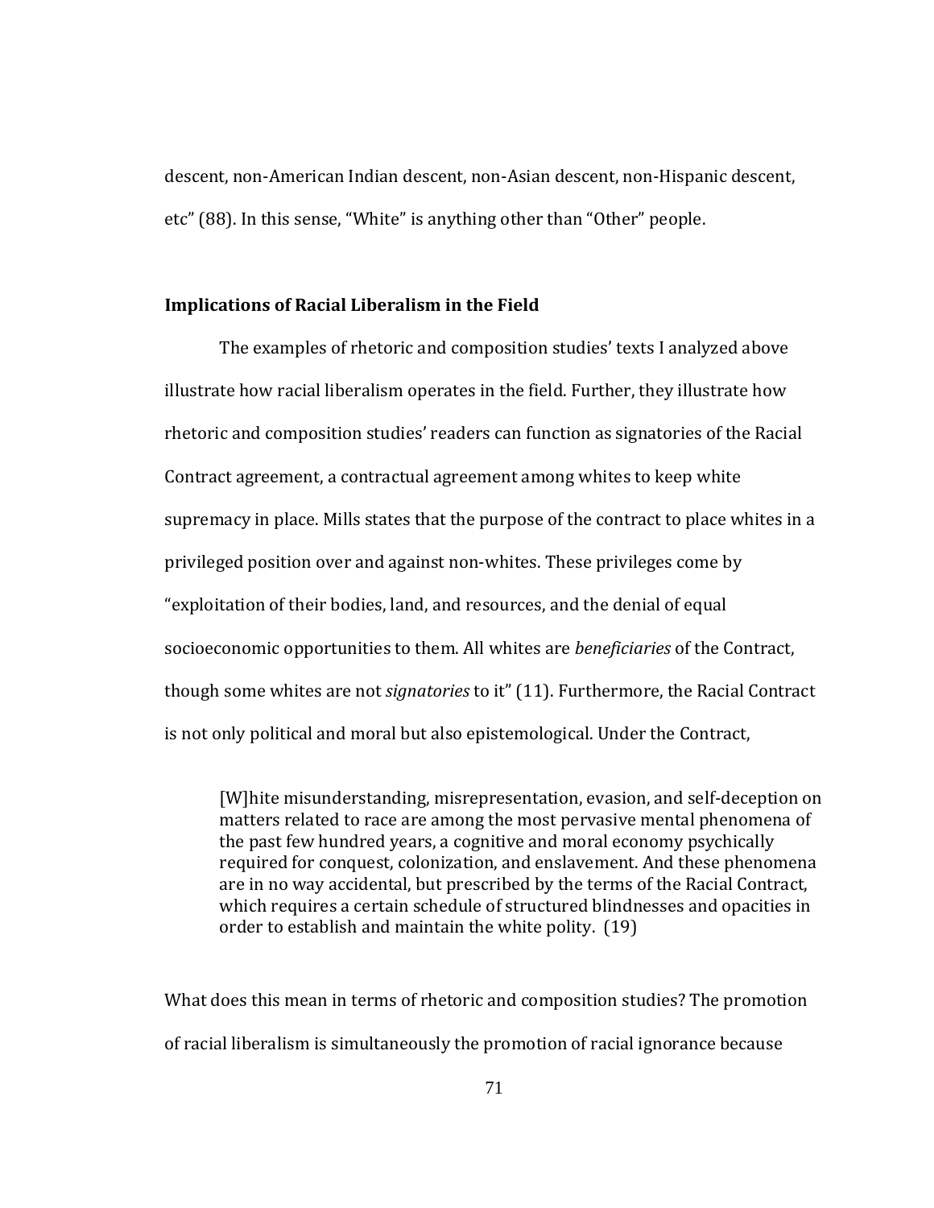descent, non-American Indian descent, non-Asian descent, non-Hispanic descent, etc" (88). In this sense, "White" is anything other than "Other" people.

**Implications of Racial Liberalism in the Field**

The examples of rhetoric and composition studies' texts I analyzed above illustrate how racial liberalism operates in the field. Further, they illustrate how rhetoric and composition studies' readers can function as signatories of the Racial Contract agreement, a contractual agreement among whites to keep white supremacy in place. Mills states that the purpose of the contract to place whites in a privileged position over and against non-whites. These privileges come by "exploitation of their bodies, land, and resources, and the denial of equal socioeconomic opportunities to them. All whites are *beneficiaries* of the Contract, though some whites are not *signatories* to it" (11). Furthermore, the Racial Contract is not only political and moral but also epistemological. Under the Contract,

> [W]hite misunderstanding, misrepresentation, evasion, and self-deception on matters related to race are among the most pervasive mental phenomena of the past few hundred years, a cognitive and moral economy psychically required for conquest, colonization, and enslavement. And these phenomena are in no way accidental, but prescribed by the terms of the Racial Contract, which requires a certain schedule of structured blindnesses and opacities in order to establish and maintain the white polity. (19)

What does this mean in terms of rhetoric and composition studies? The promotion of racial liberalism is simultaneously the promotion of racial ignorance because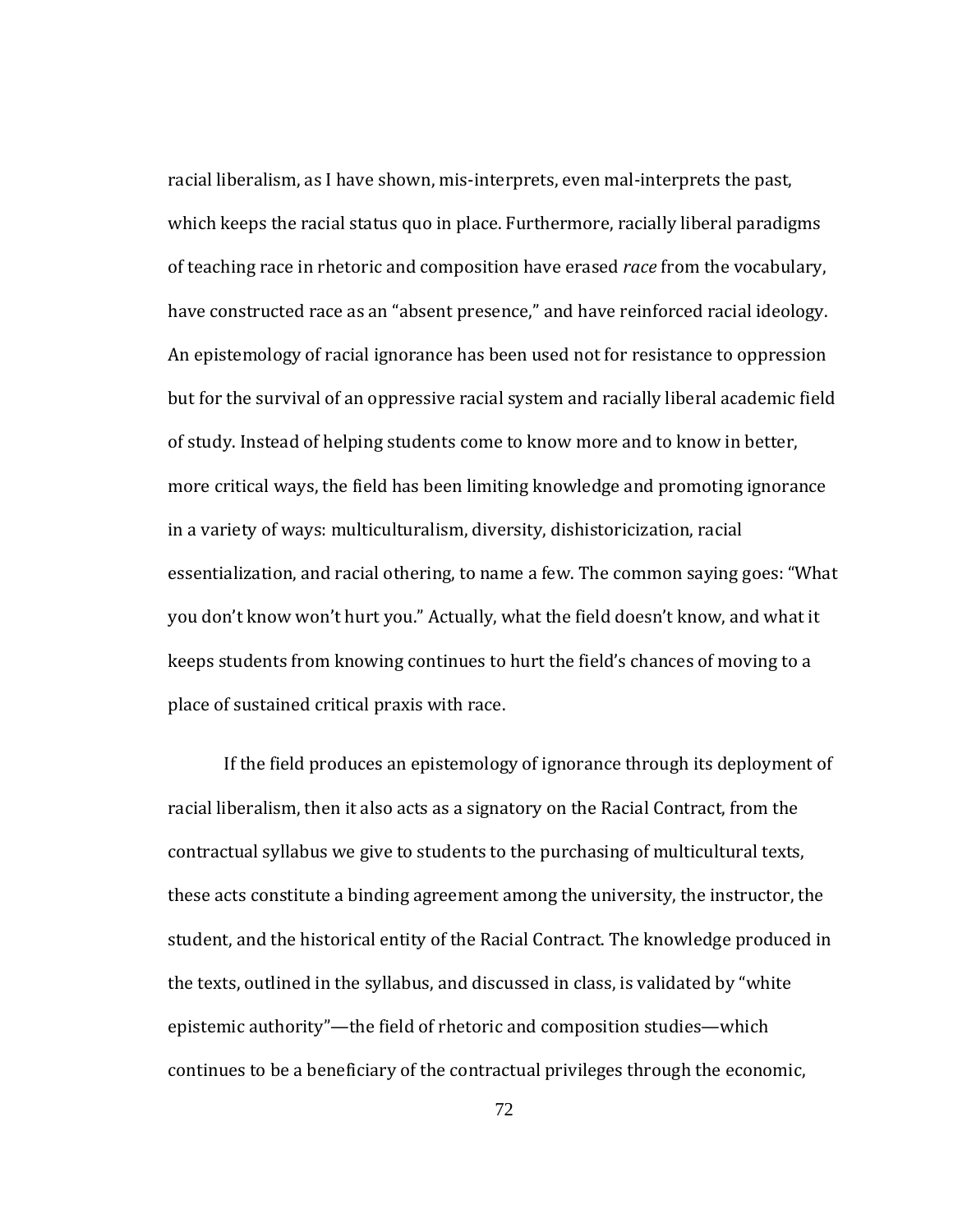racial liberalism, as I have shown, mis-interprets, even mal-interprets the past, which keeps the racial status quo in place. Furthermore, racially liberal paradigms of teaching race in rhetoric and composition have erased *race* from the vocabulary, have constructed race as an "absent presence," and have reinforced racial ideology. An epistemology of racial ignorance has been used not for resistance to oppression but for the survival of an oppressive racial system and racially liberal academic field of study. Instead of helping students come to know more and to know in better, more critical ways, the field has been limiting knowledge and promoting ignorance in a variety of ways: multiculturalism, diversity, dishistoricization, racial essentialization, and racial othering, to name a few. The common saying goes: "What you don't know won't hurt you." Actually, what the field doesn't know, and what it keeps students from knowing continues to hurt the field's chances of moving to a place of sustained critical praxis with race.

If the field produces an epistemology of ignorance through its deployment of racial liberalism, then it also acts as a signatory on the Racial Contract, from the contractual syllabus we give to students to the purchasing of multicultural texts, these acts constitute a binding agreement among the university, the instructor, the student, and the historical entity of the Racial Contract. The knowledge produced in the texts, outlined in the syllabus, and discussed in class, is validated by "white epistemic authority"—the field of rhetoric and composition studies—which continues to be a beneficiary of the contractual privileges through the economic,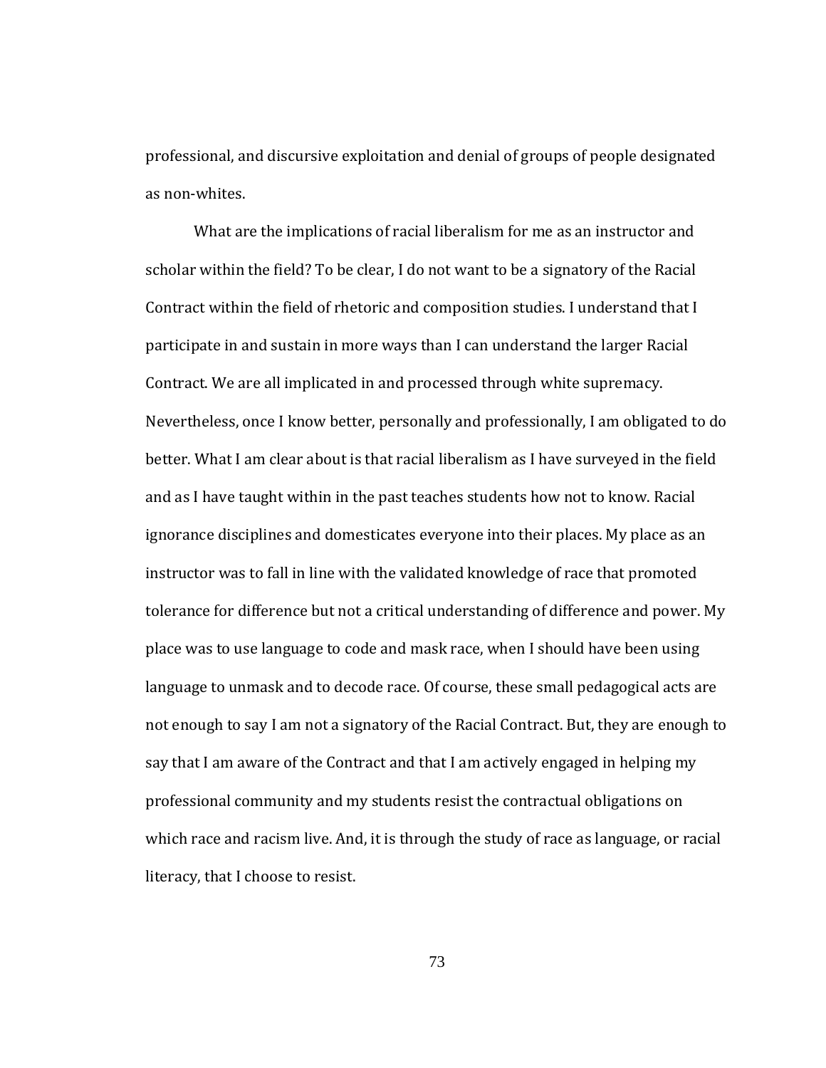professional, and discursive exploitation and denial of groups of people designated as non-whites.

What are the implications of racial liberalism for me as an instructor and scholar within the field? To be clear, I do not want to be a signatory of the Racial Contract within the field of rhetoric and composition studies. I understand that I participate in and sustain in more ways than I can understand the larger Racial Contract. We are all implicated in and processed through white supremacy. Nevertheless, once I know better, personally and professionally, I am obligated to do better. What I am clear about is that racial liberalism as I have surveyed in the field and as I have taught within in the past teaches students how not to know. Racial ignorance disciplines and domesticates everyone into their places. My place as an instructor was to fall in line with the validated knowledge of race that promoted tolerance for difference but not a critical understanding of difference and power. My place was to use language to code and mask race, when I should have been using language to unmask and to decode race. Of course, these small pedagogical acts are not enough to say I am not a signatory of the Racial Contract. But, they are enough to say that I am aware of the Contract and that I am actively engaged in helping my professional community and my students resist the contractual obligations on which race and racism live. And, it is through the study of race as language, or racial literacy, that I choose to resist.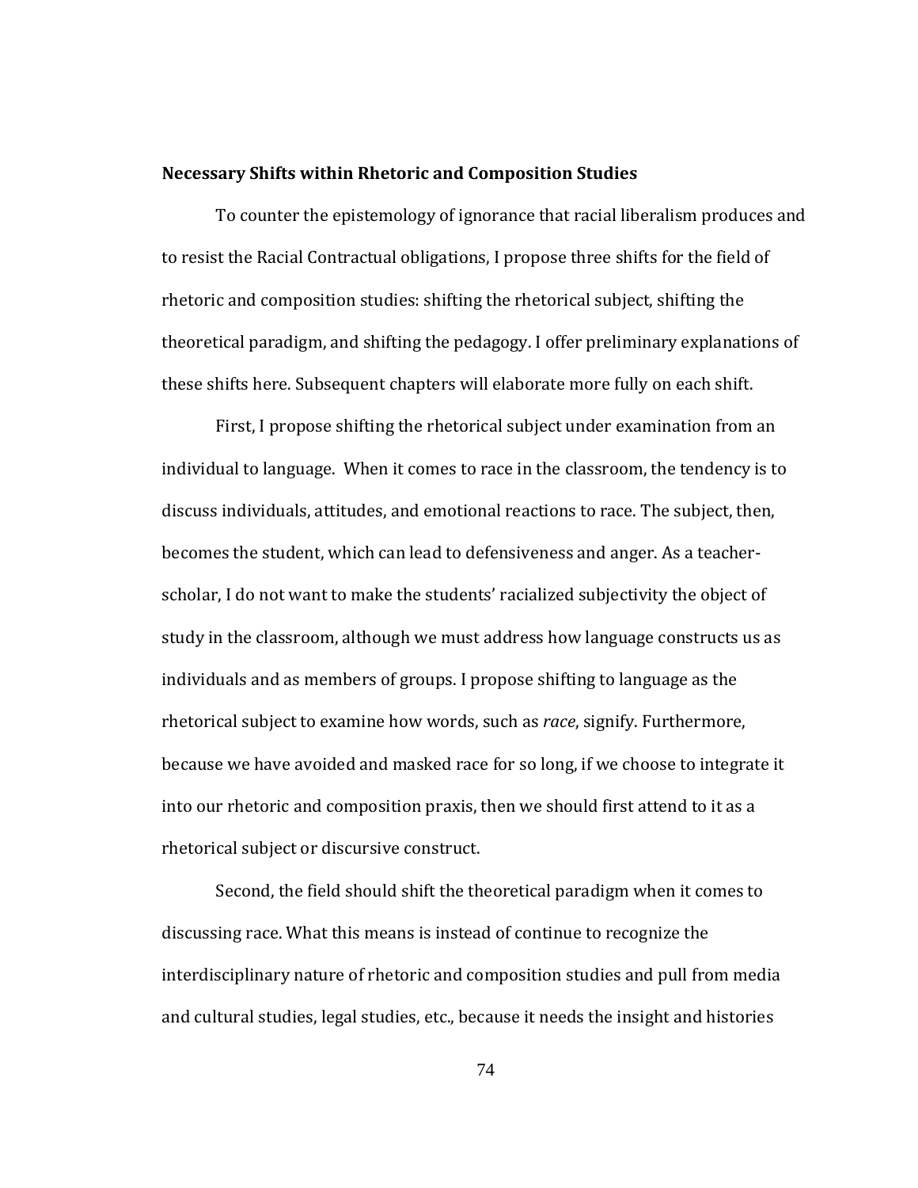**Necessary Shifts within Rhetoric and Composition Studies**

To counter the epistemology of ignorance that racial liberalism produces and to resist the Racial Contractual obligations, I propose three shifts for the field of rhetoric and composition studies: shifting the rhetorical subject, shifting the theoretical paradigm, and shifting the pedagogy. I offer preliminary explanations of these shifts here. Subsequent chapters will elaborate more fully on each shift.

First, I propose shifting the rhetorical subject under examination from an individual to language. When it comes to race in the classroom, the tendency is to discuss individuals, attitudes, and emotional reactions to race. The subject, then, becomes the student, which can lead to defensiveness and anger. As a teacher-scholar, I do not want to make the students' racialized subjectivity the object of study in the classroom, although we must address how language constructs us as individuals and as members of groups. I propose shifting to language as the rhetorical subject to examine how words, such as *race*, signify. Furthermore, because we have avoided and masked race for so long, if we choose to integrate it into our rhetoric and composition praxis, then we should first attend to it as a rhetorical subject or discursive construct.

Second, the field should shift the theoretical paradigm when it comes to discussing race. What this means is instead of continue to recognize the interdisciplinary nature of rhetoric and composition studies and pull from media and cultural studies, legal studies, etc., because it needs the insight and histories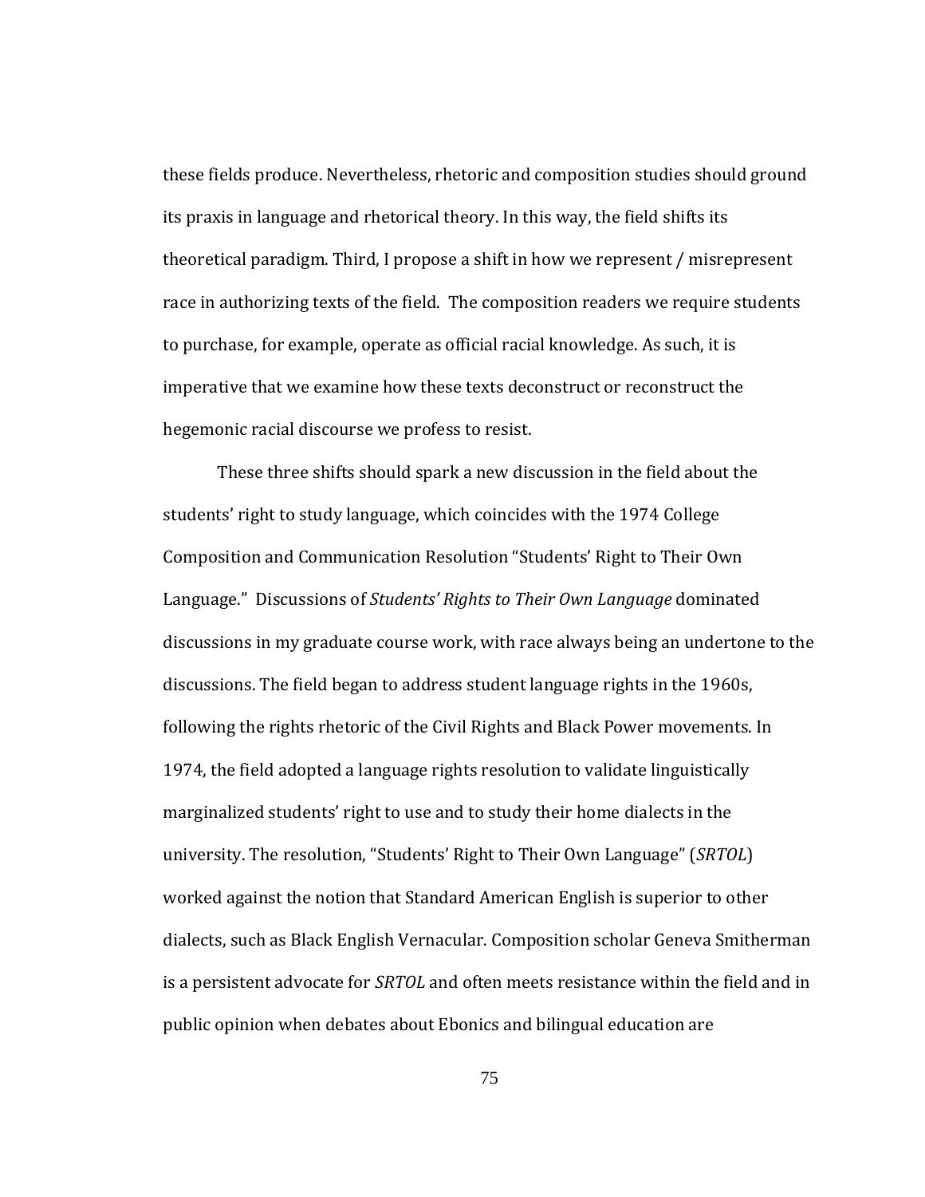these fields produce. Nevertheless, rhetoric and composition studies should ground its praxis in language and rhetorical theory. In this way, the field shifts its theoretical paradigm. Third, I propose a shift in how we represent / misrepresent race in authorizing texts of the field. The composition readers we require students to purchase, for example, operate as official racial knowledge. As such, it is imperative that we examine how these texts deconstruct or reconstruct the hegemonic racial discourse we profess to resist.

These three shifts should spark a new discussion in the field about the students' right to study language, which coincides with the 1974 College Composition and Communication Resolution "Students' Right to Their Own Language." Discussions of *Students' Rights to Their Own Language* dominated discussions in my graduate course work, with race always being an undertone to the discussions. The field began to address student language rights in the 1960s, following the rights rhetoric of the Civil Rights and Black Power movements. In 1974, the field adopted a language rights resolution to validate linguistically marginalized students' right to use and to study their home dialects in the university. The resolution, "Students' Right to Their Own Language" (*SRTOL*) worked against the notion that Standard American English is superior to other dialects, such as Black English Vernacular. Composition scholar Geneva Smitherman is a persistent advocate for *SRTOL* and often meets resistance within the field and in public opinion when debates about Ebonics and bilingual education are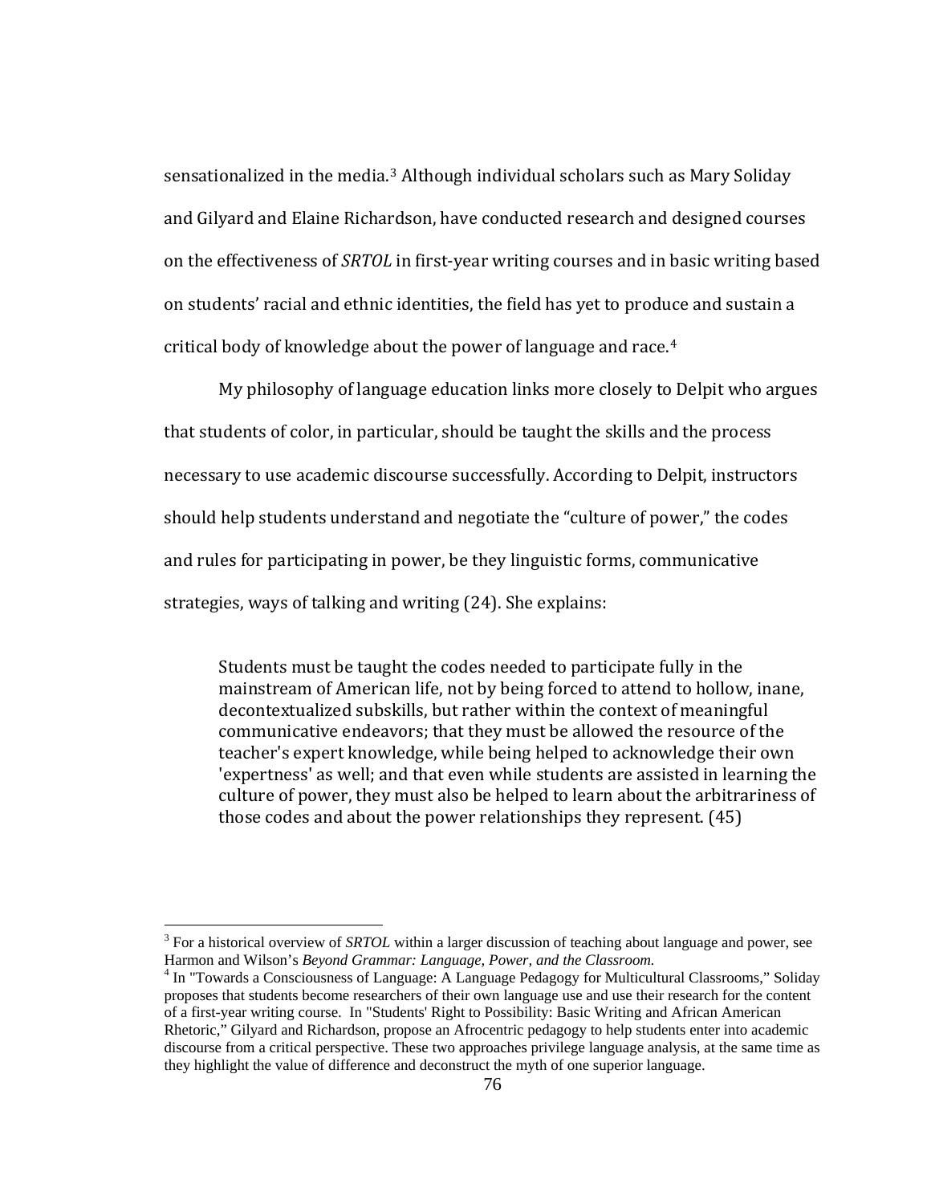sensationalized in the media.[3] Although individual scholars such as Mary Soliday and Gilyard and Elaine Richardson, have conducted research and designed courses on the effectiveness of *SRTOL* in first-year writing courses and in basic writing based on students' racial and ethnic identities, the field has yet to produce and sustain a critical body of knowledge about the power of language and race.[4]

My philosophy of language education links more closely to Delpit who argues that students of color, in particular, should be taught the skills and the process necessary to use academic discourse successfully. According to Delpit, instructors should help students understand and negotiate the "culture of power," the codes and rules for participating in power, be they linguistic forms, communicative strategies, ways of talking and writing (24). She explains:

> Students must be taught the codes needed to participate fully in the mainstream of American life, not by being forced to attend to hollow, inane, decontextualized subskills, but rather within the context of meaningful communicative endeavors; that they must be allowed the resource of the teacher's expert knowledge, while being helped to acknowledge their own 'expertness' as well; and that even while students are assisted in learning the culture of power, they must also be helped to learn about the arbitrariness of those codes and about the power relationships they represent. (45)

---

[3] For a historical overview of *SRTOL* within a larger discussion of teaching about language and power, see Harmon and Wilson's *Beyond Grammar: Language, Power, and the Classroom.*

[4] In "Towards a Consciousness of Language: A Language Pedagogy for Multicultural Classrooms," Soliday proposes that students become researchers of their own language use and use their research for the content of a first-year writing course. In "Students' Right to Possibility: Basic Writing and African American Rhetoric," Gilyard and Richardson, propose an Afrocentric pedagogy to help students enter into academic discourse from a critical perspective. These two approaches privilege language analysis, at the same time as they highlight the value of difference and deconstruct the myth of one superior language.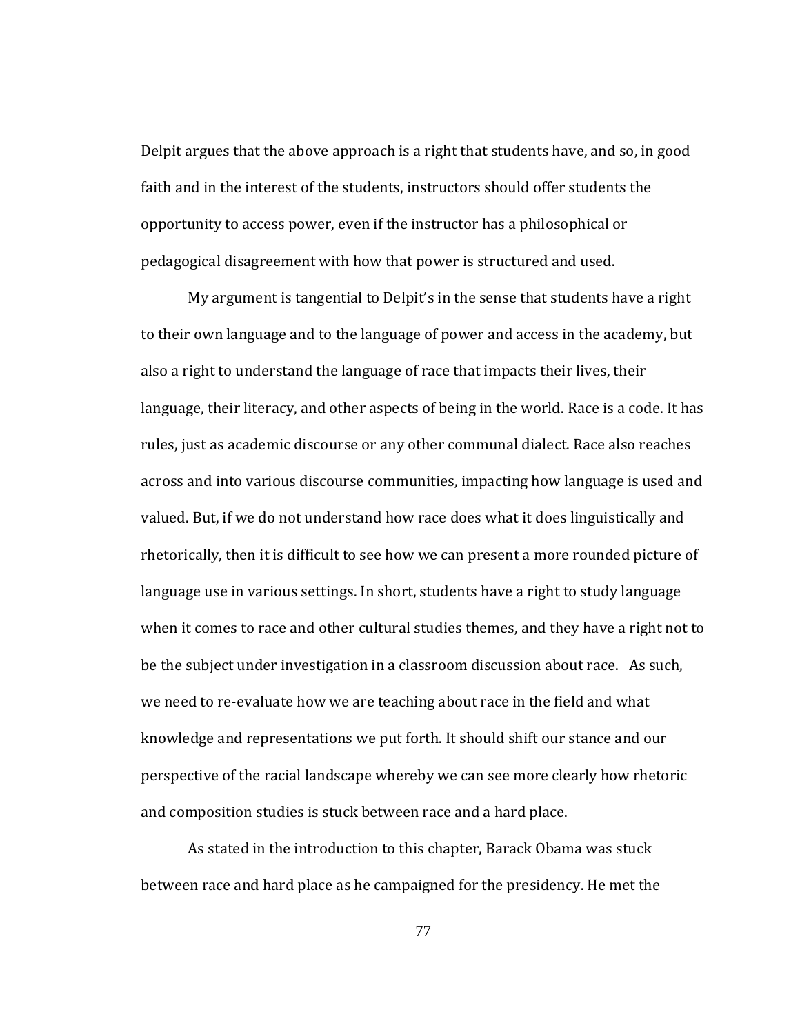Delpit argues that the above approach is a right that students have, and so, in good faith and in the interest of the students, instructors should offer students the opportunity to access power, even if the instructor has a philosophical or pedagogical disagreement with how that power is structured and used.

My argument is tangential to Delpit's in the sense that students have a right to their own language and to the language of power and access in the academy, but also a right to understand the language of race that impacts their lives, their language, their literacy, and other aspects of being in the world. Race is a code. It has rules, just as academic discourse or any other communal dialect. Race also reaches across and into various discourse communities, impacting how language is used and valued. But, if we do not understand how race does what it does linguistically and rhetorically, then it is difficult to see how we can present a more rounded picture of language use in various settings. In short, students have a right to study language when it comes to race and other cultural studies themes, and they have a right not to be the subject under investigation in a classroom discussion about race. As such, we need to re-evaluate how we are teaching about race in the field and what knowledge and representations we put forth. It should shift our stance and our perspective of the racial landscape whereby we can see more clearly how rhetoric and composition studies is stuck between race and a hard place.

As stated in the introduction to this chapter, Barack Obama was stuck between race and hard place as he campaigned for the presidency. He met the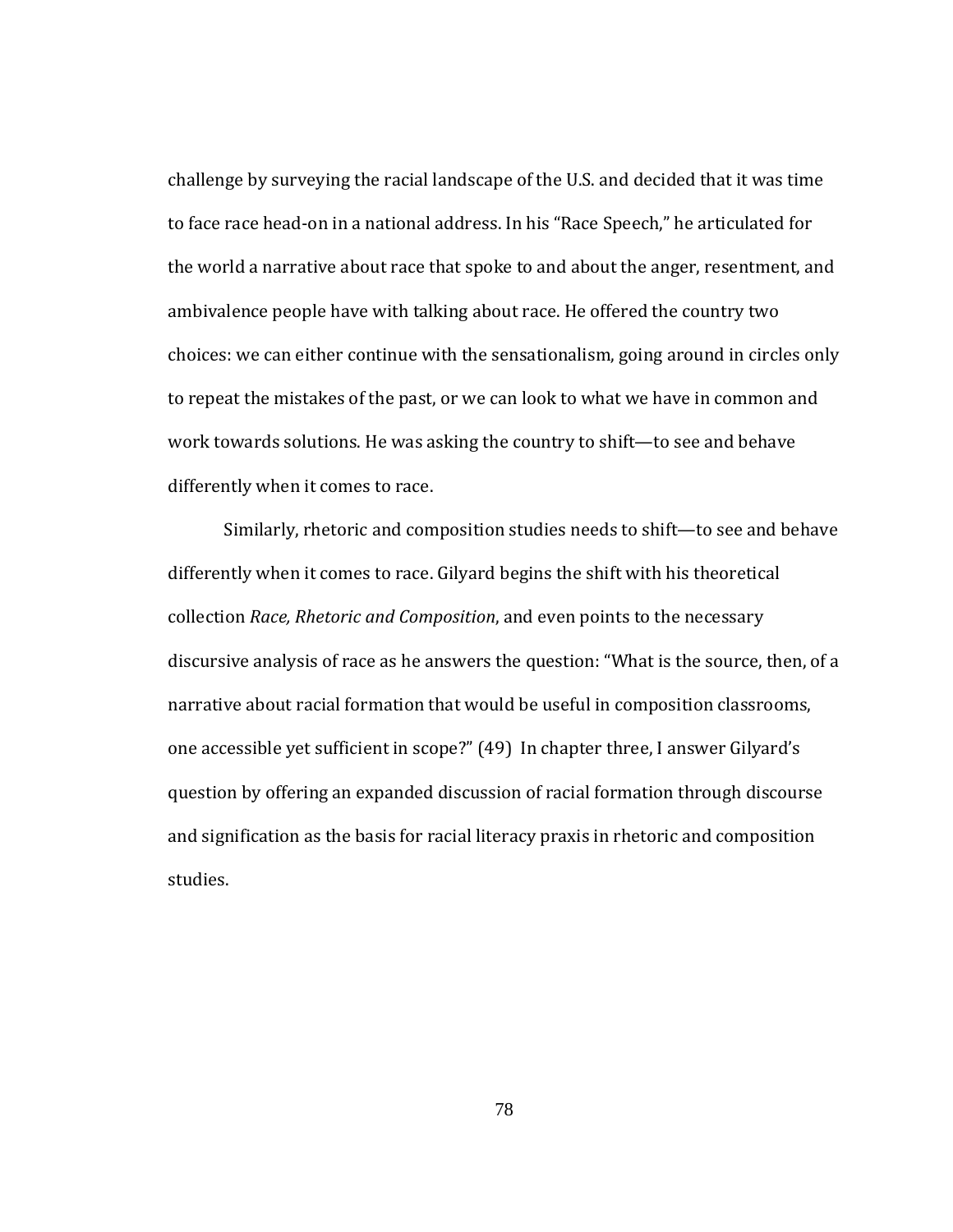challenge by surveying the racial landscape of the U.S. and decided that it was time to face race head-on in a national address. In his "Race Speech," he articulated for the world a narrative about race that spoke to and about the anger, resentment, and ambivalence people have with talking about race. He offered the country two choices: we can either continue with the sensationalism, going around in circles only to repeat the mistakes of the past, or we can look to what we have in common and work towards solutions. He was asking the country to shift—to see and behave differently when it comes to race.

Similarly, rhetoric and composition studies needs to shift—to see and behave differently when it comes to race. Gilyard begins the shift with his theoretical collection *Race, Rhetoric and Composition*, and even points to the necessary discursive analysis of race as he answers the question: "What is the source, then, of a narrative about racial formation that would be useful in composition classrooms, one accessible yet sufficient in scope?" (49) In chapter three, I answer Gilyard's question by offering an expanded discussion of racial formation through discourse and signification as the basis for racial literacy praxis in rhetoric and composition studies.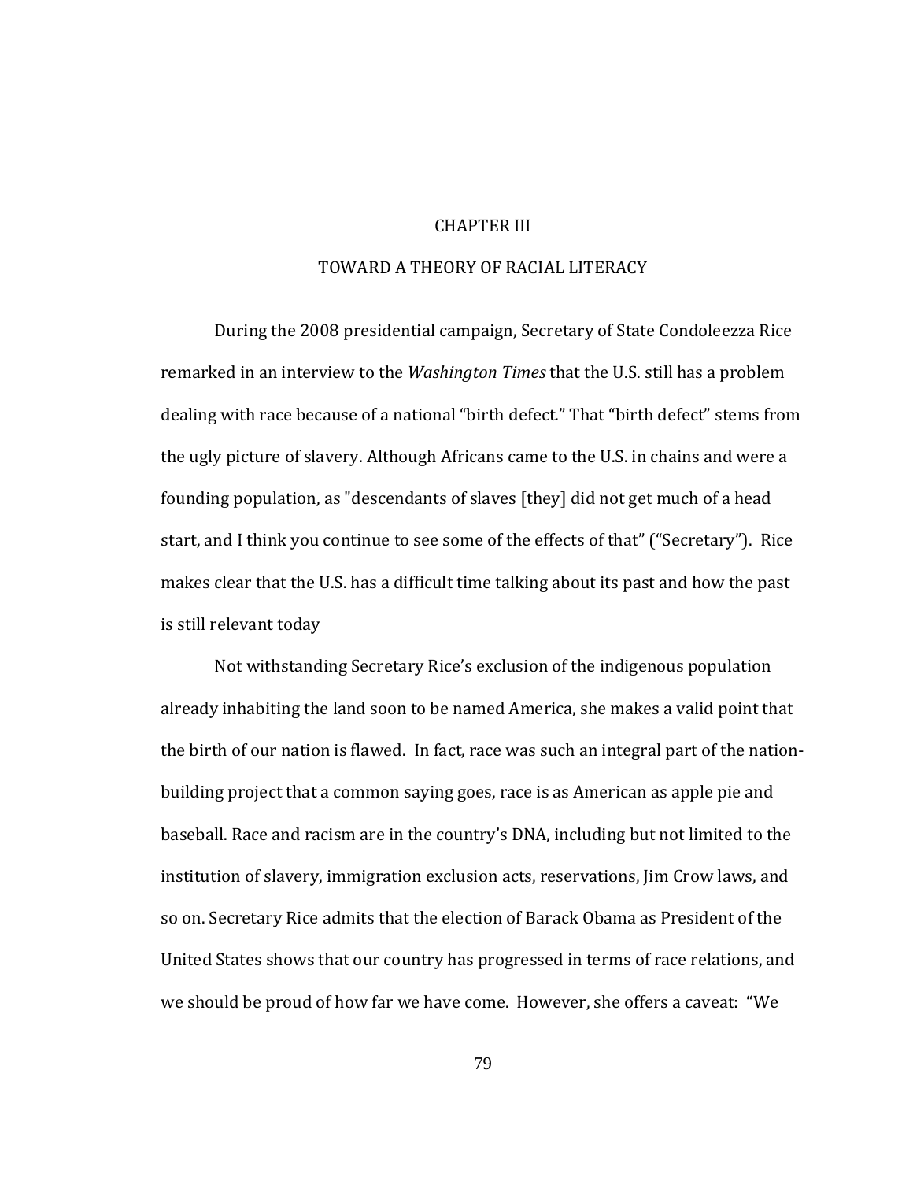# CHAPTER III

## TOWARD A THEORY OF RACIAL LITERACY

During the 2008 presidential campaign, Secretary of State Condoleezza Rice remarked in an interview to the *Washington Times* that the U.S. still has a problem dealing with race because of a national "birth defect." That "birth defect" stems from the ugly picture of slavery. Although Africans came to the U.S. in chains and were a founding population, as "descendants of slaves [they] did not get much of a head start, and I think you continue to see some of the effects of that" ("Secretary"). Rice makes clear that the U.S. has a difficult time talking about its past and how the past is still relevant today

Not withstanding Secretary Rice's exclusion of the indigenous population already inhabiting the land soon to be named America, she makes a valid point that the birth of our nation is flawed. In fact, race was such an integral part of the nation-building project that a common saying goes, race is as American as apple pie and baseball. Race and racism are in the country's DNA, including but not limited to the institution of slavery, immigration exclusion acts, reservations, Jim Crow laws, and so on. Secretary Rice admits that the election of Barack Obama as President of the United States shows that our country has progressed in terms of race relations, and we should be proud of how far we have come. However, she offers a caveat: "We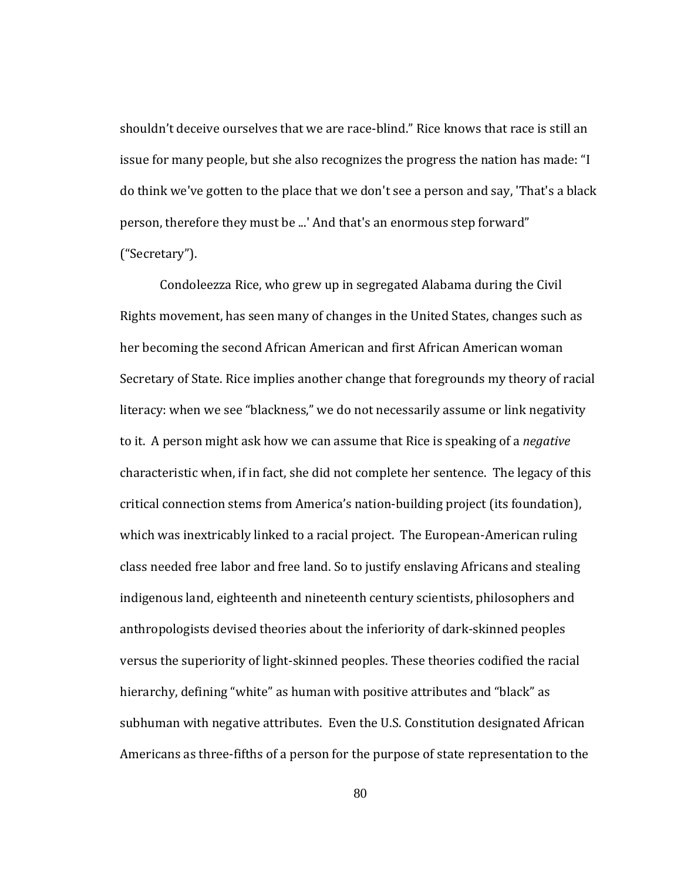shouldn't deceive ourselves that we are race-blind." Rice knows that race is still an issue for many people, but she also recognizes the progress the nation has made: "I do think we've gotten to the place that we don't see a person and say, 'That's a black person, therefore they must be ...' And that's an enormous step forward" ("Secretary").

Condoleezza Rice, who grew up in segregated Alabama during the Civil Rights movement, has seen many of changes in the United States, changes such as her becoming the second African American and first African American woman Secretary of State. Rice implies another change that foregrounds my theory of racial literacy: when we see "blackness," we do not necessarily assume or link negativity to it. A person might ask how we can assume that Rice is speaking of a *negative* characteristic when, if in fact, she did not complete her sentence. The legacy of this critical connection stems from America's nation-building project (its foundation), which was inextricably linked to a racial project. The European-American ruling class needed free labor and free land. So to justify enslaving Africans and stealing indigenous land, eighteenth and nineteenth century scientists, philosophers and anthropologists devised theories about the inferiority of dark-skinned peoples versus the superiority of light-skinned peoples. These theories codified the racial hierarchy, defining "white" as human with positive attributes and "black" as subhuman with negative attributes. Even the U.S. Constitution designated African Americans as three-fifths of a person for the purpose of state representation to the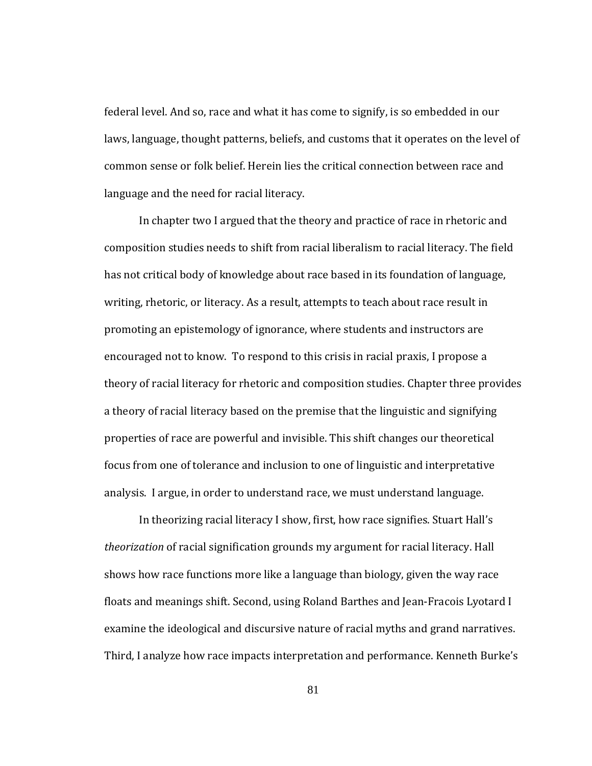federal level. And so, race and what it has come to signify, is so embedded in our laws, language, thought patterns, beliefs, and customs that it operates on the level of common sense or folk belief. Herein lies the critical connection between race and language and the need for racial literacy.

In chapter two I argued that the theory and practice of race in rhetoric and composition studies needs to shift from racial liberalism to racial literacy. The field has not critical body of knowledge about race based in its foundation of language, writing, rhetoric, or literacy. As a result, attempts to teach about race result in promoting an epistemology of ignorance, where students and instructors are encouraged not to know. To respond to this crisis in racial praxis, I propose a theory of racial literacy for rhetoric and composition studies. Chapter three provides a theory of racial literacy based on the premise that the linguistic and signifying properties of race are powerful and invisible. This shift changes our theoretical focus from one of tolerance and inclusion to one of linguistic and interpretative analysis. I argue, in order to understand race, we must understand language.

In theorizing racial literacy I show, first, how race signifies. Stuart Hall's *theorization* of racial signification grounds my argument for racial literacy. Hall shows how race functions more like a language than biology, given the way race floats and meanings shift. Second, using Roland Barthes and Jean-Fracois Lyotard I examine the ideological and discursive nature of racial myths and grand narratives. Third, I analyze how race impacts interpretation and performance. Kenneth Burke's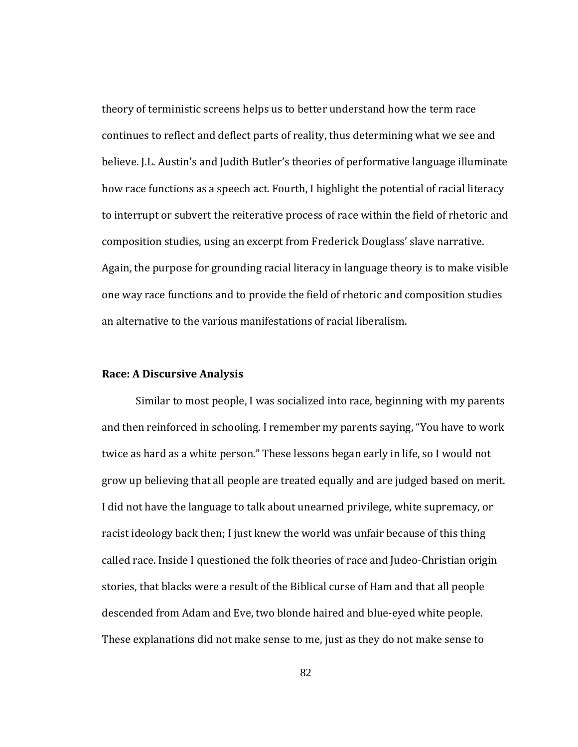theory of terministic screens helps us to better understand how the term race continues to reflect and deflect parts of reality, thus determining what we see and believe. J.L. Austin's and Judith Butler's theories of performative language illuminate how race functions as a speech act. Fourth, I highlight the potential of racial literacy to interrupt or subvert the reiterative process of race within the field of rhetoric and composition studies, using an excerpt from Frederick Douglass' slave narrative. Again, the purpose for grounding racial literacy in language theory is to make visible one way race functions and to provide the field of rhetoric and composition studies an alternative to the various manifestations of racial liberalism.

**Race: A Discursive Analysis**

Similar to most people, I was socialized into race, beginning with my parents and then reinforced in schooling. I remember my parents saying, "You have to work twice as hard as a white person." These lessons began early in life, so I would not grow up believing that all people are treated equally and are judged based on merit. I did not have the language to talk about unearned privilege, white supremacy, or racist ideology back then; I just knew the world was unfair because of this thing called race. Inside I questioned the folk theories of race and Judeo-Christian origin stories, that blacks were a result of the Biblical curse of Ham and that all people descended from Adam and Eve, two blonde haired and blue-eyed white people. These explanations did not make sense to me, just as they do not make sense to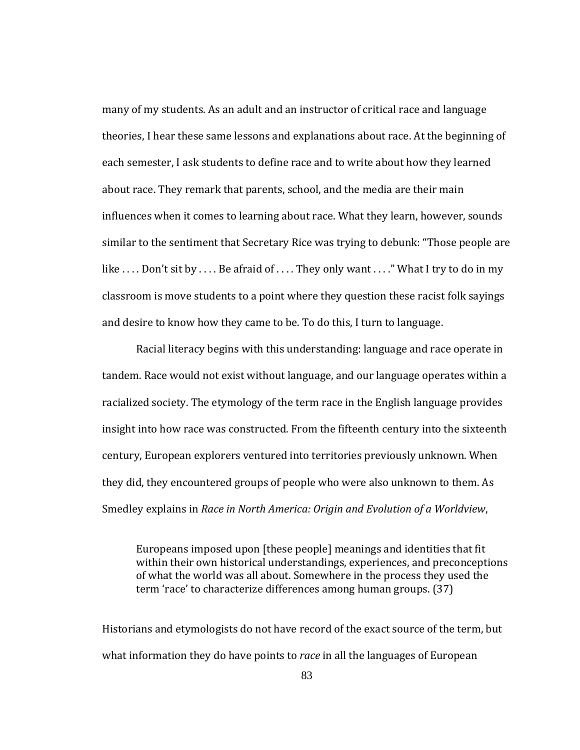many of my students. As an adult and an instructor of critical race and language theories, I hear these same lessons and explanations about race. At the beginning of each semester, I ask students to define race and to write about how they learned about race. They remark that parents, school, and the media are their main influences when it comes to learning about race. What they learn, however, sounds similar to the sentiment that Secretary Rice was trying to debunk: "Those people are like . . . . Don't sit by . . . . Be afraid of . . . . They only want . . . ." What I try to do in my classroom is move students to a point where they question these racist folk sayings and desire to know how they came to be. To do this, I turn to language.

Racial literacy begins with this understanding: language and race operate in tandem. Race would not exist without language, and our language operates within a racialized society. The etymology of the term race in the English language provides insight into how race was constructed. From the fifteenth century into the sixteenth century, European explorers ventured into territories previously unknown. When they did, they encountered groups of people who were also unknown to them. As Smedley explains in *Race in North America: Origin and Evolution of a Worldview*,

> Europeans imposed upon [these people] meanings and identities that fit within their own historical understandings, experiences, and preconceptions of what the world was all about. Somewhere in the process they used the term 'race' to characterize differences among human groups. (37)

Historians and etymologists do not have record of the exact source of the term, but what information they do have points to *race* in all the languages of European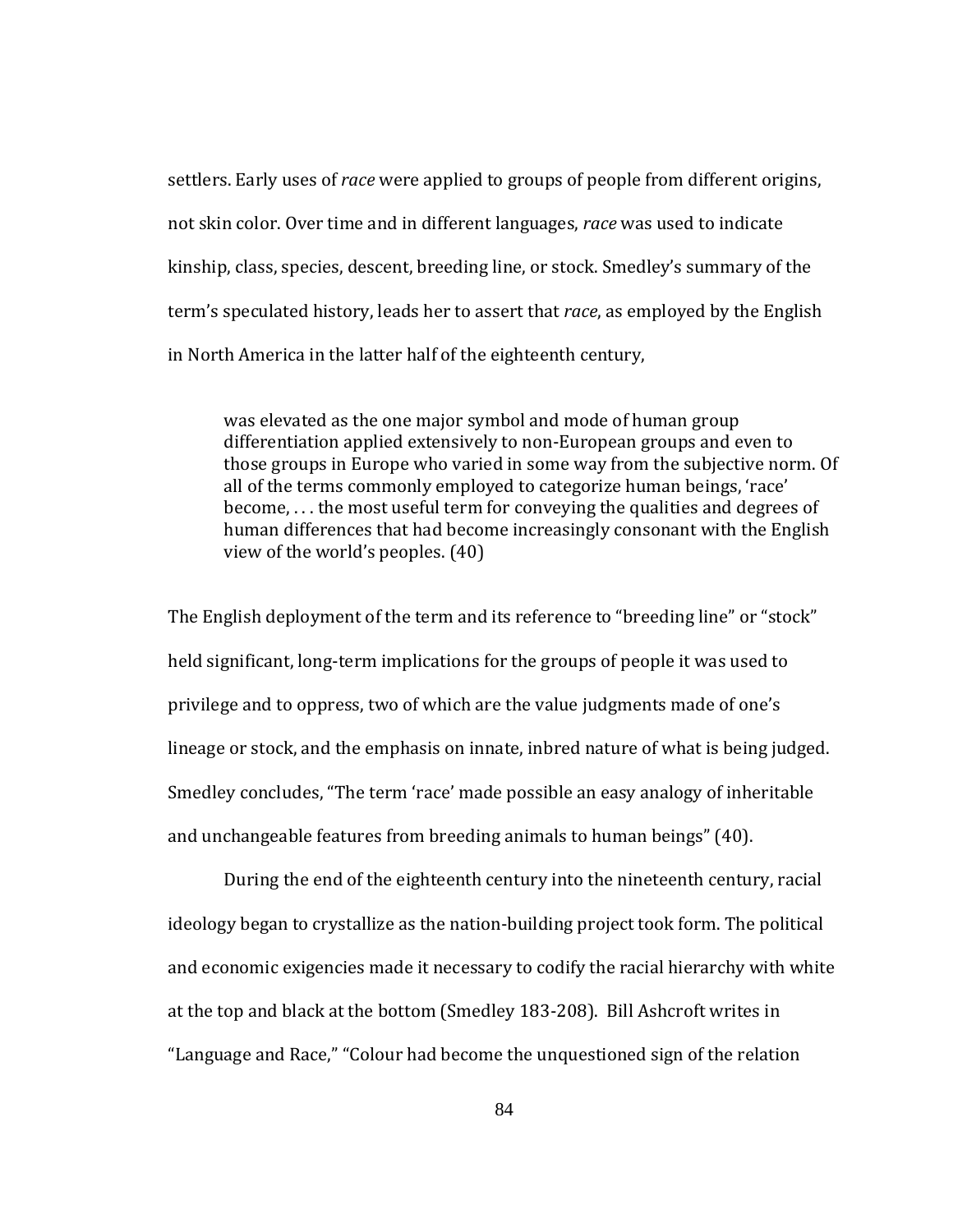settlers. Early uses of *race* were applied to groups of people from different origins, not skin color. Over time and in different languages, *race* was used to indicate kinship, class, species, descent, breeding line, or stock. Smedley's summary of the term's speculated history, leads her to assert that *race*, as employed by the English in North America in the latter half of the eighteenth century,

> was elevated as the one major symbol and mode of human group differentiation applied extensively to non-European groups and even to those groups in Europe who varied in some way from the subjective norm. Of all of the terms commonly employed to categorize human beings, 'race' become, . . . the most useful term for conveying the qualities and degrees of human differences that had become increasingly consonant with the English view of the world's peoples. (40)

The English deployment of the term and its reference to "breeding line" or "stock" held significant, long-term implications for the groups of people it was used to privilege and to oppress, two of which are the value judgments made of one's lineage or stock, and the emphasis on innate, inbred nature of what is being judged. Smedley concludes, "The term 'race' made possible an easy analogy of inheritable and unchangeable features from breeding animals to human beings" (40).

During the end of the eighteenth century into the nineteenth century, racial ideology began to crystallize as the nation-building project took form. The political and economic exigencies made it necessary to codify the racial hierarchy with white at the top and black at the bottom (Smedley 183-208). Bill Ashcroft writes in "Language and Race," "Colour had become the unquestioned sign of the relation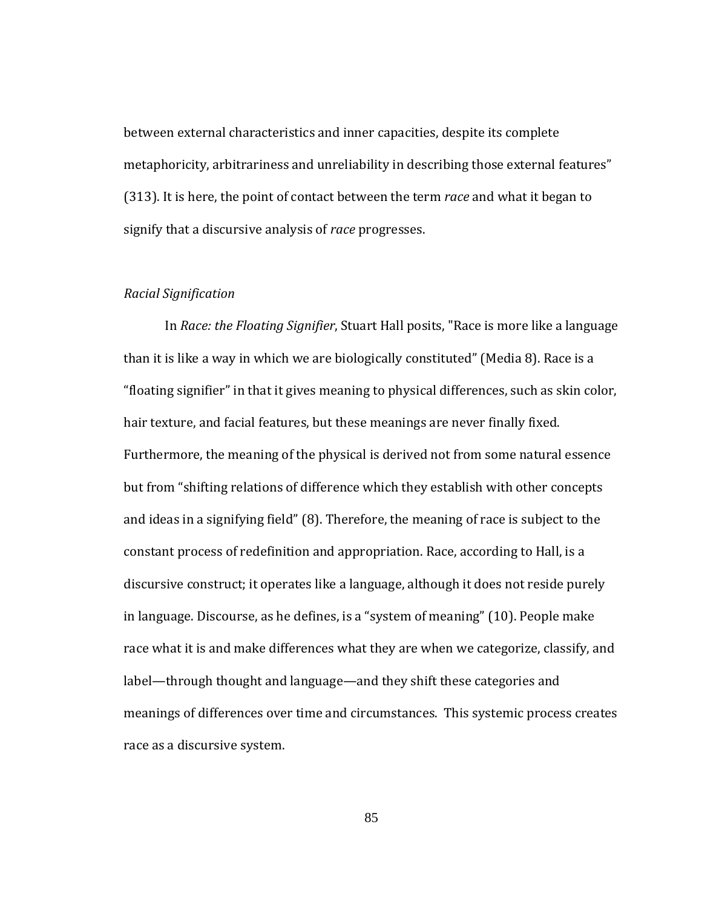between external characteristics and inner capacities, despite its complete metaphoricity, arbitrariness and unreliability in describing those external features" (313). It is here, the point of contact between the term *race* and what it began to signify that a discursive analysis of *race* progresses.

*Racial Signification*

In *Race: the Floating Signifier*, Stuart Hall posits, "Race is more like a language than it is like a way in which we are biologically constituted" (Media 8). Race is a "floating signifier" in that it gives meaning to physical differences, such as skin color, hair texture, and facial features, but these meanings are never finally fixed. Furthermore, the meaning of the physical is derived not from some natural essence but from "shifting relations of difference which they establish with other concepts and ideas in a signifying field" (8). Therefore, the meaning of race is subject to the constant process of redefinition and appropriation. Race, according to Hall, is a discursive construct; it operates like a language, although it does not reside purely in language. Discourse, as he defines, is a "system of meaning" (10). People make race what it is and make differences what they are when we categorize, classify, and label—through thought and language—and they shift these categories and meanings of differences over time and circumstances. This systemic process creates race as a discursive system.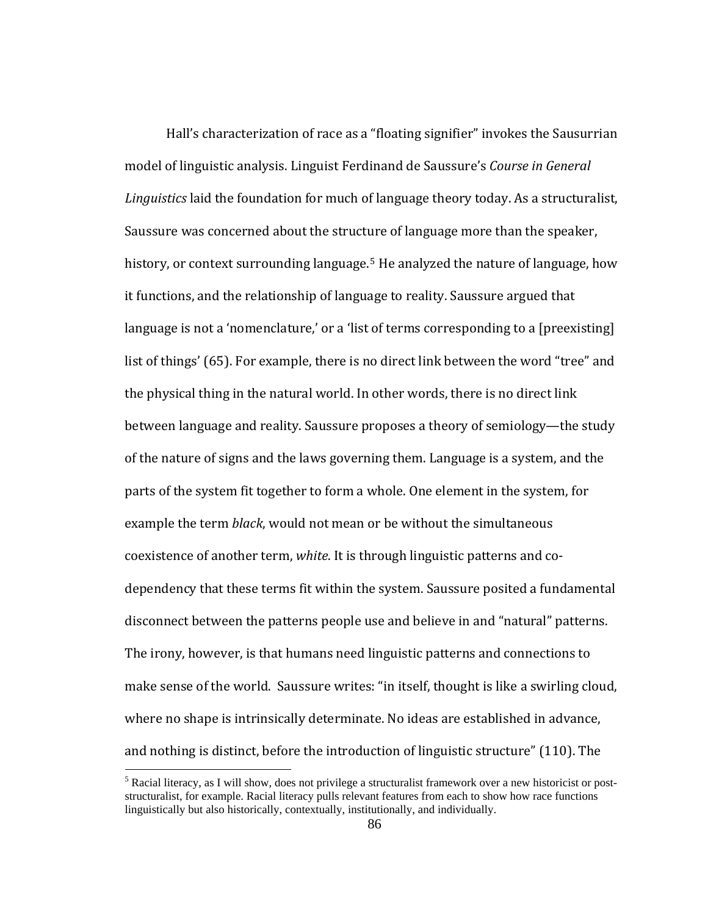Hall's characterization of race as a "floating signifier" invokes the Sausurrian model of linguistic analysis. Linguist Ferdinand de Saussure's *Course in General Linguistics* laid the foundation for much of language theory today. As a structuralist, Saussure was concerned about the structure of language more than the speaker, history, or context surrounding language.[5] He analyzed the nature of language, how it functions, and the relationship of language to reality. Saussure argued that language is not a 'nomenclature,' or a 'list of terms corresponding to a [preexisting] list of things' (65). For example, there is no direct link between the word "tree" and the physical thing in the natural world. In other words, there is no direct link between language and reality. Saussure proposes a theory of semiology—the study of the nature of signs and the laws governing them. Language is a system, and the parts of the system fit together to form a whole. One element in the system, for example the term *black*, would not mean or be without the simultaneous coexistence of another term, *white*. It is through linguistic patterns and co-dependency that these terms fit within the system. Saussure posited a fundamental disconnect between the patterns people use and believe in and "natural" patterns. The irony, however, is that humans need linguistic patterns and connections to make sense of the world. Saussure writes: "in itself, thought is like a swirling cloud, where no shape is intrinsically determinate. No ideas are established in advance, and nothing is distinct, before the introduction of linguistic structure" (110). The

[5] Racial literacy, as I will show, does not privilege a structuralist framework over a new historicist or post-structuralist, for example. Racial literacy pulls relevant features from each to show how race functions linguistically but also historically, contextually, institutionally, and individually.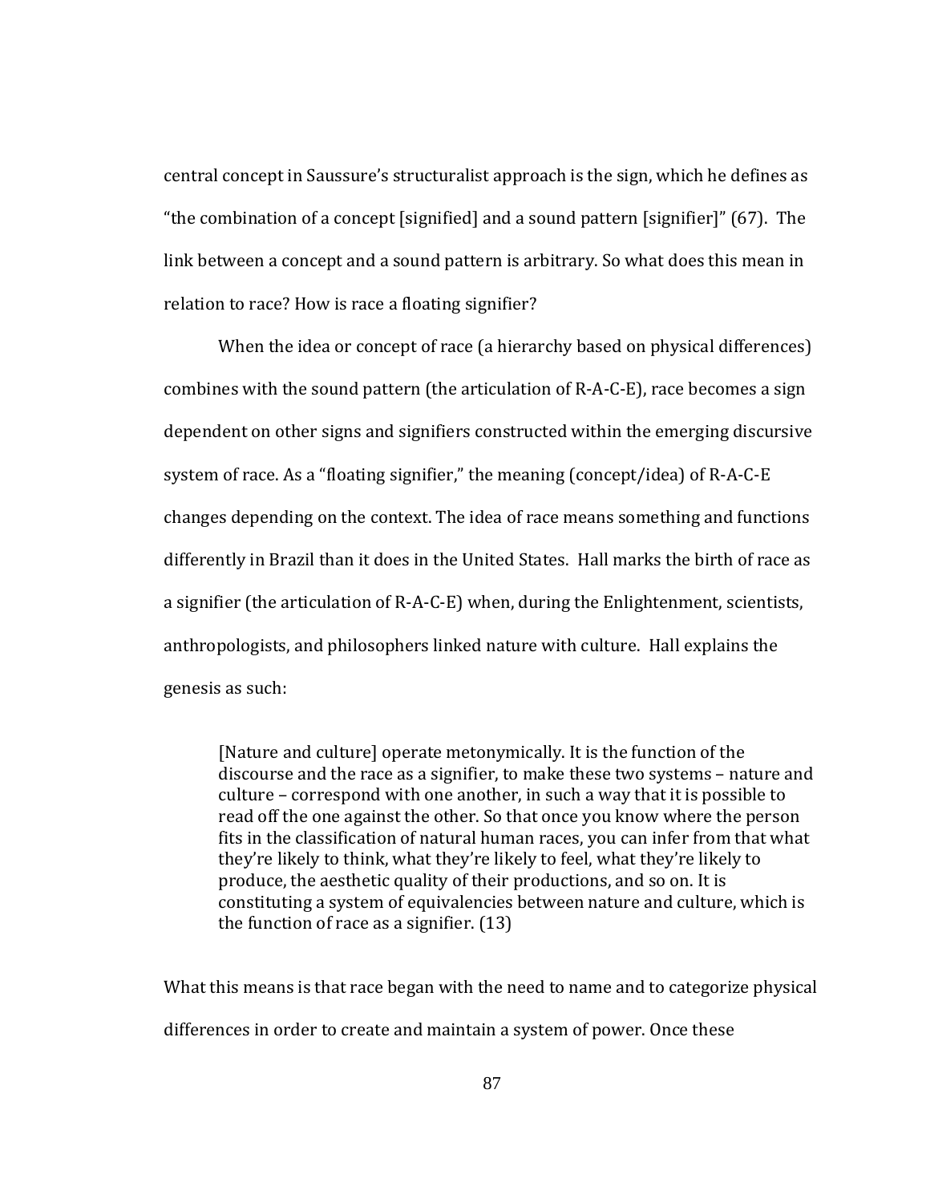central concept in Saussure's structuralist approach is the sign, which he defines as "the combination of a concept [signified] and a sound pattern [signifier]" (67). The link between a concept and a sound pattern is arbitrary. So what does this mean in relation to race? How is race a floating signifier?

When the idea or concept of race (a hierarchy based on physical differences) combines with the sound pattern (the articulation of R-A-C-E), race becomes a sign dependent on other signs and signifiers constructed within the emerging discursive system of race. As a "floating signifier," the meaning (concept/idea) of R-A-C-E changes depending on the context. The idea of race means something and functions differently in Brazil than it does in the United States. Hall marks the birth of race as a signifier (the articulation of R-A-C-E) when, during the Enlightenment, scientists, anthropologists, and philosophers linked nature with culture. Hall explains the genesis as such:

> [Nature and culture] operate metonymically. It is the function of the discourse and the race as a signifier, to make these two systems – nature and culture – correspond with one another, in such a way that it is possible to read off the one against the other. So that once you know where the person fits in the classification of natural human races, you can infer from that what they're likely to think, what they're likely to feel, what they're likely to produce, the aesthetic quality of their productions, and so on. It is constituting a system of equivalencies between nature and culture, which is the function of race as a signifier. (13)

What this means is that race began with the need to name and to categorize physical differences in order to create and maintain a system of power. Once these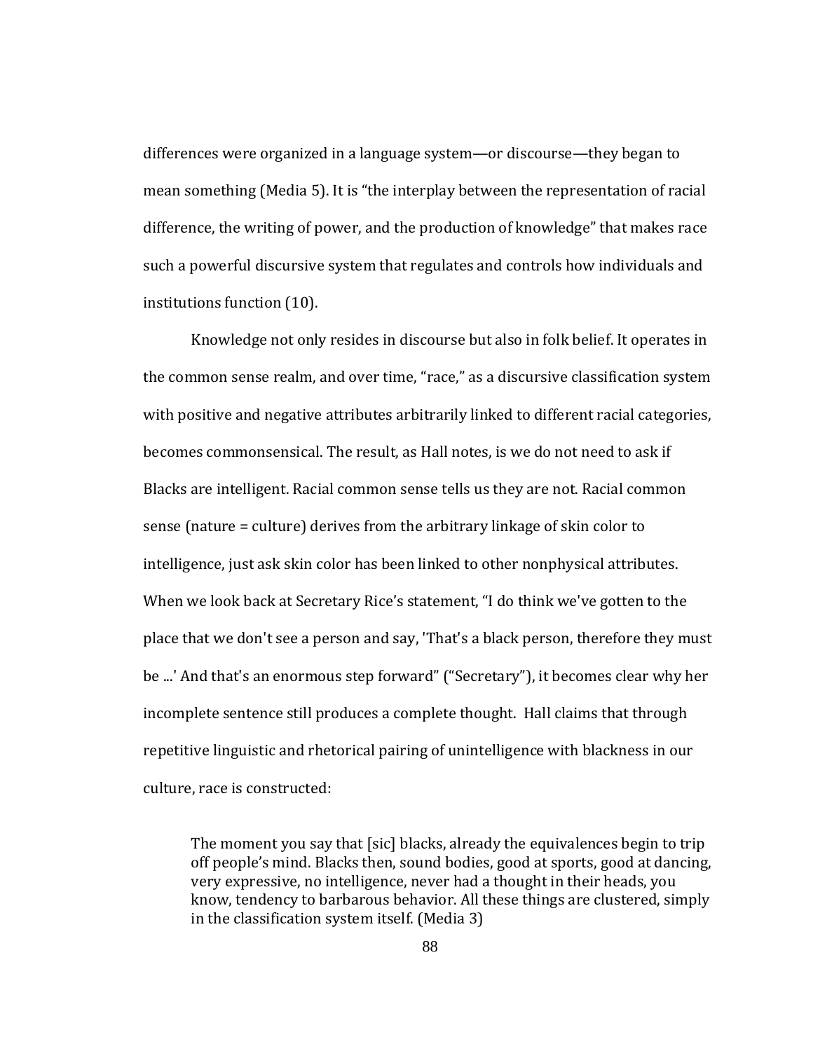differences were organized in a language system—or discourse—they began to mean something (Media 5). It is "the interplay between the representation of racial difference, the writing of power, and the production of knowledge" that makes race such a powerful discursive system that regulates and controls how individuals and institutions function (10).

Knowledge not only resides in discourse but also in folk belief. It operates in the common sense realm, and over time, "race," as a discursive classification system with positive and negative attributes arbitrarily linked to different racial categories, becomes commonsensical. The result, as Hall notes, is we do not need to ask if Blacks are intelligent. Racial common sense tells us they are not. Racial common sense (nature = culture) derives from the arbitrary linkage of skin color to intelligence, just ask skin color has been linked to other nonphysical attributes. When we look back at Secretary Rice's statement, "I do think we've gotten to the place that we don't see a person and say, 'That's a black person, therefore they must be ...' And that's an enormous step forward" ("Secretary"), it becomes clear why her incomplete sentence still produces a complete thought. Hall claims that through repetitive linguistic and rhetorical pairing of unintelligence with blackness in our culture, race is constructed:

> The moment you say that [sic] blacks, already the equivalences begin to trip off people's mind. Blacks then, sound bodies, good at sports, good at dancing, very expressive, no intelligence, never had a thought in their heads, you know, tendency to barbarous behavior. All these things are clustered, simply in the classification system itself. (Media 3)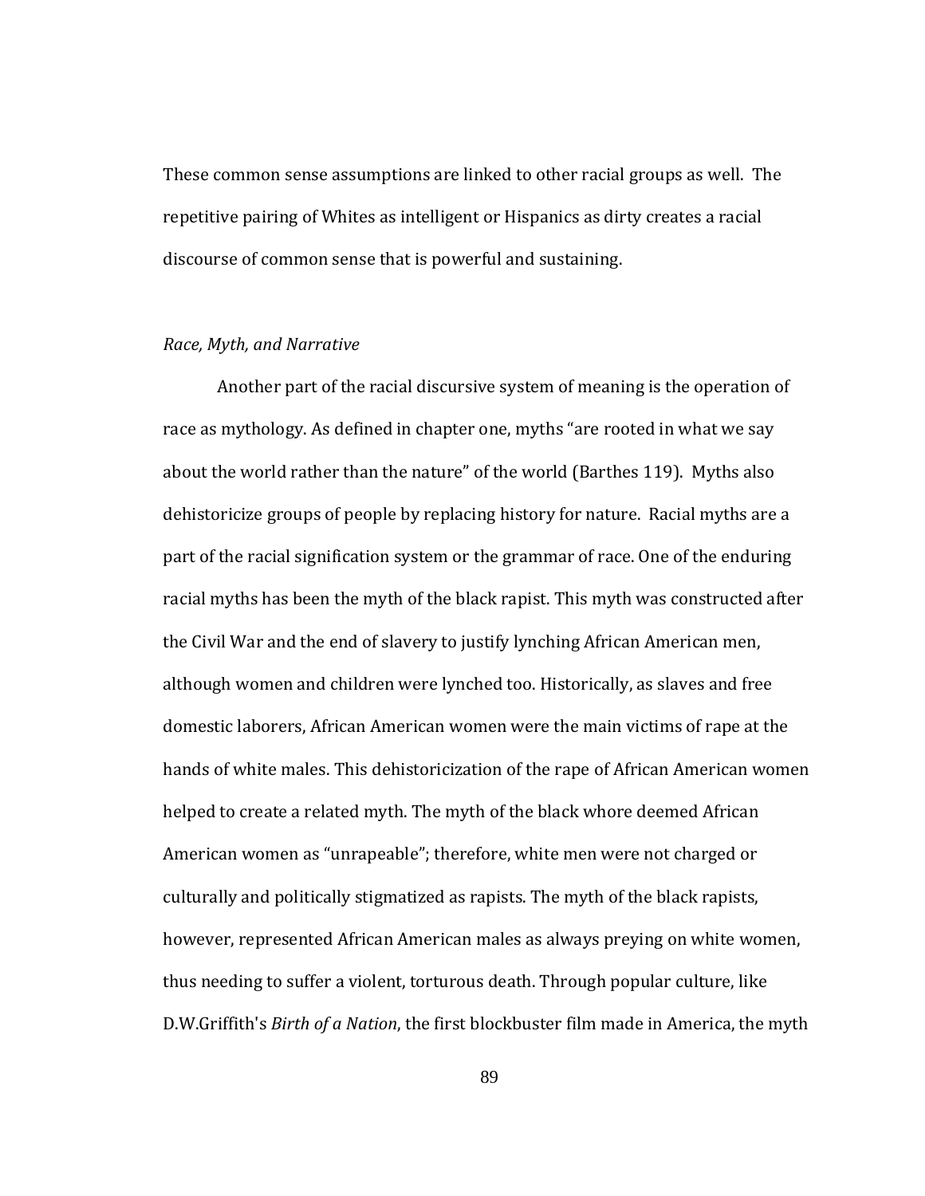These common sense assumptions are linked to other racial groups as well. The repetitive pairing of Whites as intelligent or Hispanics as dirty creates a racial discourse of common sense that is powerful and sustaining.

*Race, Myth, and Narrative*

Another part of the racial discursive system of meaning is the operation of race as mythology. As defined in chapter one, myths "are rooted in what we say about the world rather than the nature" of the world (Barthes 119). Myths also dehistoricize groups of people by replacing history for nature. Racial myths are a part of the racial signification system or the grammar of race. One of the enduring racial myths has been the myth of the black rapist. This myth was constructed after the Civil War and the end of slavery to justify lynching African American men, although women and children were lynched too. Historically, as slaves and free domestic laborers, African American women were the main victims of rape at the hands of white males. This dehistoricization of the rape of African American women helped to create a related myth. The myth of the black whore deemed African American women as "unrapeable"; therefore, white men were not charged or culturally and politically stigmatized as rapists. The myth of the black rapists, however, represented African American males as always preying on white women, thus needing to suffer a violent, torturous death. Through popular culture, like D.W.Griffith's *Birth of a Nation*, the first blockbuster film made in America, the myth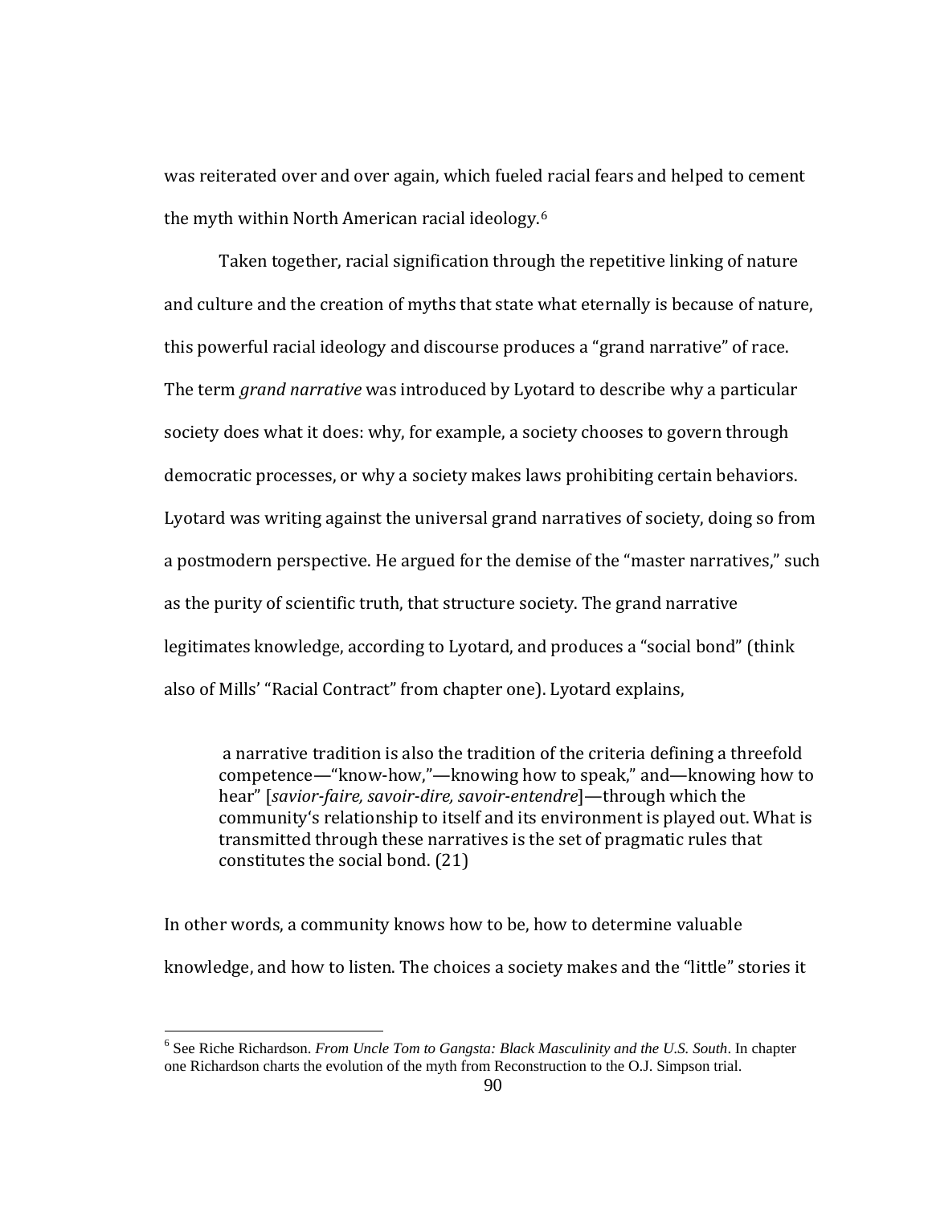was reiterated over and over again, which fueled racial fears and helped to cement the myth within North American racial ideology.[6]

Taken together, racial signification through the repetitive linking of nature and culture and the creation of myths that state what eternally is because of nature, this powerful racial ideology and discourse produces a "grand narrative" of race. The term *grand narrative* was introduced by Lyotard to describe why a particular society does what it does: why, for example, a society chooses to govern through democratic processes, or why a society makes laws prohibiting certain behaviors. Lyotard was writing against the universal grand narratives of society, doing so from a postmodern perspective. He argued for the demise of the "master narratives," such as the purity of scientific truth, that structure society. The grand narrative legitimates knowledge, according to Lyotard, and produces a "social bond" (think also of Mills' "Racial Contract" from chapter one). Lyotard explains,

> a narrative tradition is also the tradition of the criteria defining a threefold competence—"know-how,"—knowing how to speak," and—knowing how to hear" [*savior-faire, savoir-dire, savoir-entendre*]—through which the community's relationship to itself and its environment is played out. What is transmitted through these narratives is the set of pragmatic rules that constitutes the social bond. (21)

In other words, a community knows how to be, how to determine valuable knowledge, and how to listen. The choices a society makes and the "little" stories it

[6] See Riche Richardson. *From Uncle Tom to Gangsta: Black Masculinity and the U.S. South*. In chapter one Richardson charts the evolution of the myth from Reconstruction to the O.J. Simpson trial.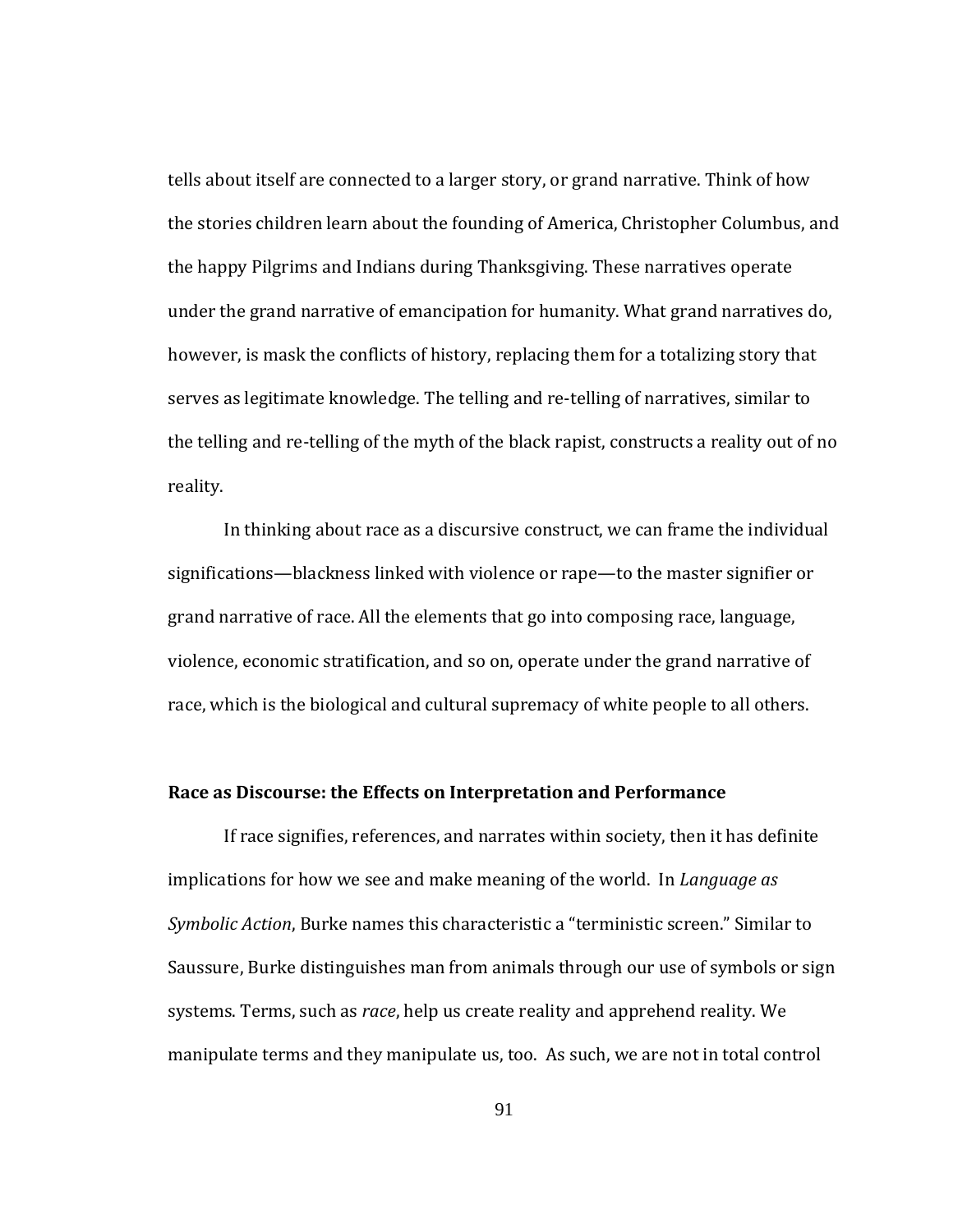tells about itself are connected to a larger story, or grand narrative. Think of how the stories children learn about the founding of America, Christopher Columbus, and the happy Pilgrims and Indians during Thanksgiving. These narratives operate under the grand narrative of emancipation for humanity. What grand narratives do, however, is mask the conflicts of history, replacing them for a totalizing story that serves as legitimate knowledge. The telling and re-telling of narratives, similar to the telling and re-telling of the myth of the black rapist, constructs a reality out of no reality.

In thinking about race as a discursive construct, we can frame the individual significations—blackness linked with violence or rape—to the master signifier or grand narrative of race. All the elements that go into composing race, language, violence, economic stratification, and so on, operate under the grand narrative of race, which is the biological and cultural supremacy of white people to all others.

**Race as Discourse: the Effects on Interpretation and Performance**

If race signifies, references, and narrates within society, then it has definite implications for how we see and make meaning of the world. In *Language as Symbolic Action*, Burke names this characteristic a "terministic screen." Similar to Saussure, Burke distinguishes man from animals through our use of symbols or sign systems. Terms, such as *race*, help us create reality and apprehend reality. We manipulate terms and they manipulate us, too. As such, we are not in total control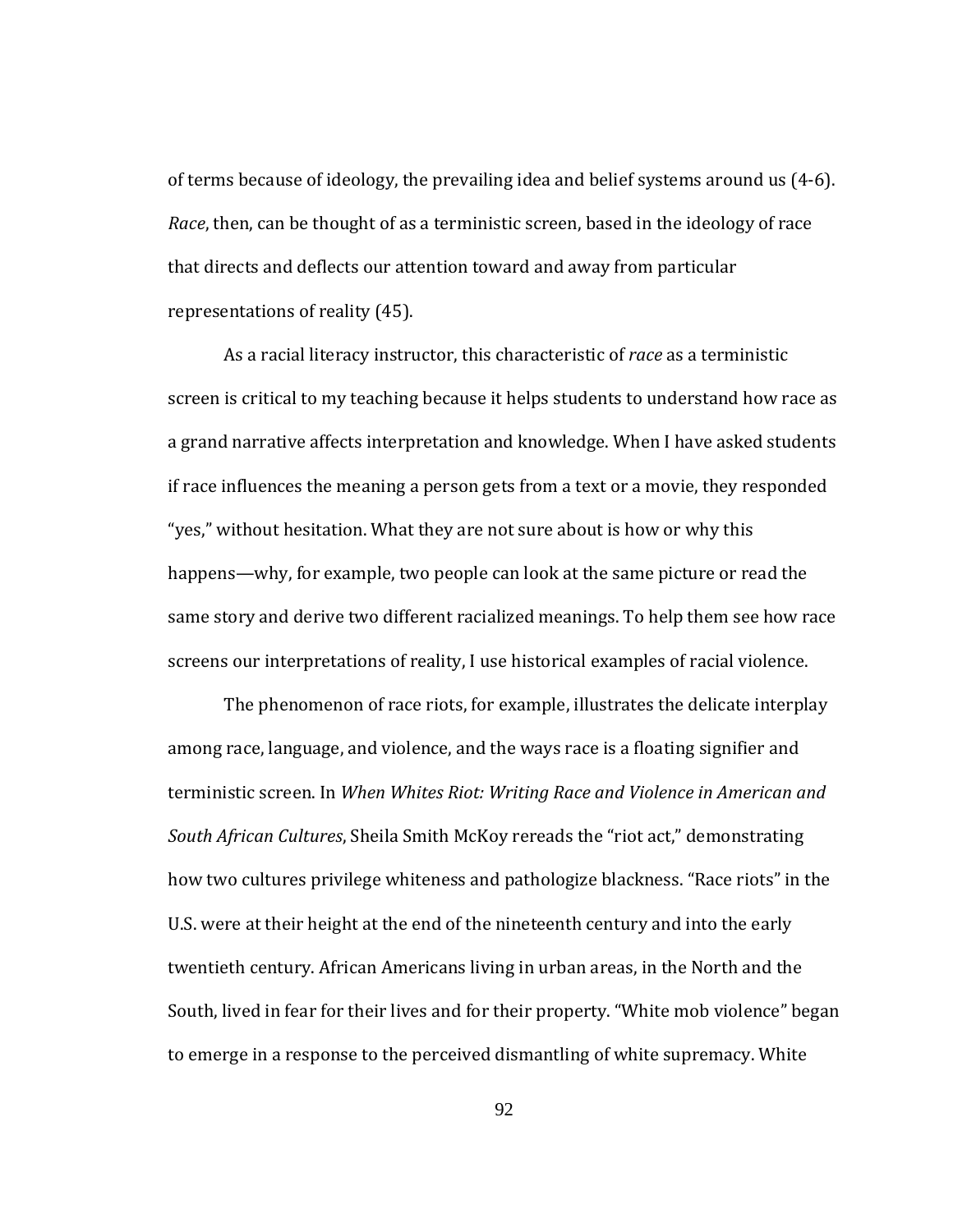of terms because of ideology, the prevailing idea and belief systems around us (4-6). *Race*, then, can be thought of as a terministic screen, based in the ideology of race that directs and deflects our attention toward and away from particular representations of reality (45).

As a racial literacy instructor, this characteristic of *race* as a terministic screen is critical to my teaching because it helps students to understand how race as a grand narrative affects interpretation and knowledge. When I have asked students if race influences the meaning a person gets from a text or a movie, they responded "yes," without hesitation. What they are not sure about is how or why this happens—why, for example, two people can look at the same picture or read the same story and derive two different racialized meanings. To help them see how race screens our interpretations of reality, I use historical examples of racial violence.

The phenomenon of race riots, for example, illustrates the delicate interplay among race, language, and violence, and the ways race is a floating signifier and terministic screen. In *When Whites Riot: Writing Race and Violence in American and South African Cultures*, Sheila Smith McKoy rereads the "riot act," demonstrating how two cultures privilege whiteness and pathologize blackness. "Race riots" in the U.S. were at their height at the end of the nineteenth century and into the early twentieth century. African Americans living in urban areas, in the North and the South, lived in fear for their lives and for their property. "White mob violence" began to emerge in a response to the perceived dismantling of white supremacy. White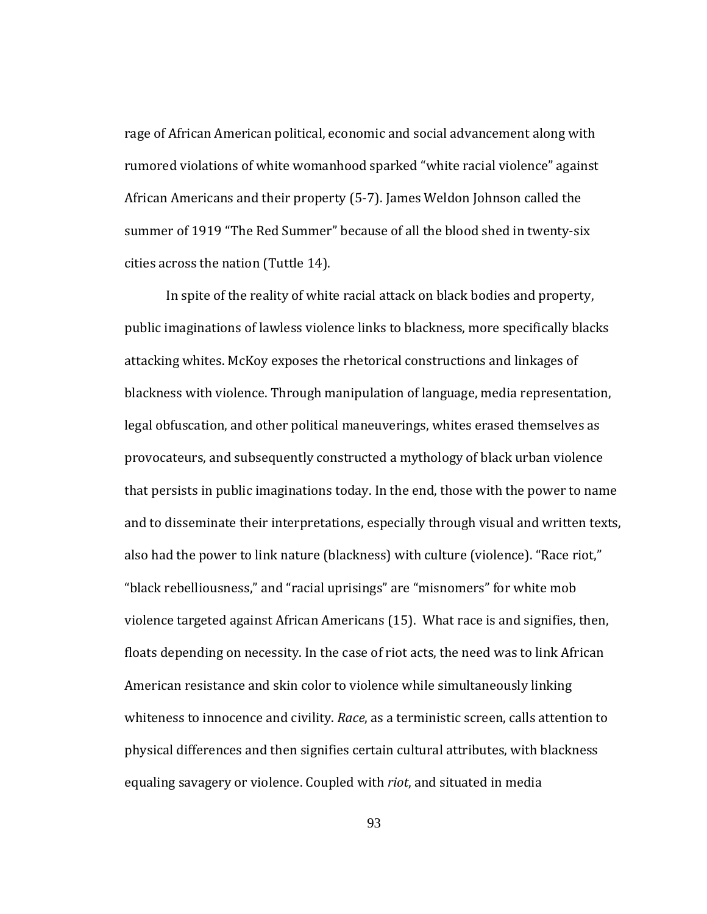rage of African American political, economic and social advancement along with rumored violations of white womanhood sparked "white racial violence" against African Americans and their property (5-7). James Weldon Johnson called the summer of 1919 "The Red Summer" because of all the blood shed in twenty-six cities across the nation (Tuttle 14).

In spite of the reality of white racial attack on black bodies and property, public imaginations of lawless violence links to blackness, more specifically blacks attacking whites. McKoy exposes the rhetorical constructions and linkages of blackness with violence. Through manipulation of language, media representation, legal obfuscation, and other political maneuverings, whites erased themselves as provocateurs, and subsequently constructed a mythology of black urban violence that persists in public imaginations today. In the end, those with the power to name and to disseminate their interpretations, especially through visual and written texts, also had the power to link nature (blackness) with culture (violence). "Race riot," "black rebelliousness," and "racial uprisings" are "misnomers" for white mob violence targeted against African Americans (15). What race is and signifies, then, floats depending on necessity. In the case of riot acts, the need was to link African American resistance and skin color to violence while simultaneously linking whiteness to innocence and civility. *Race*, as a terministic screen, calls attention to physical differences and then signifies certain cultural attributes, with blackness equaling savagery or violence. Coupled with *riot*, and situated in media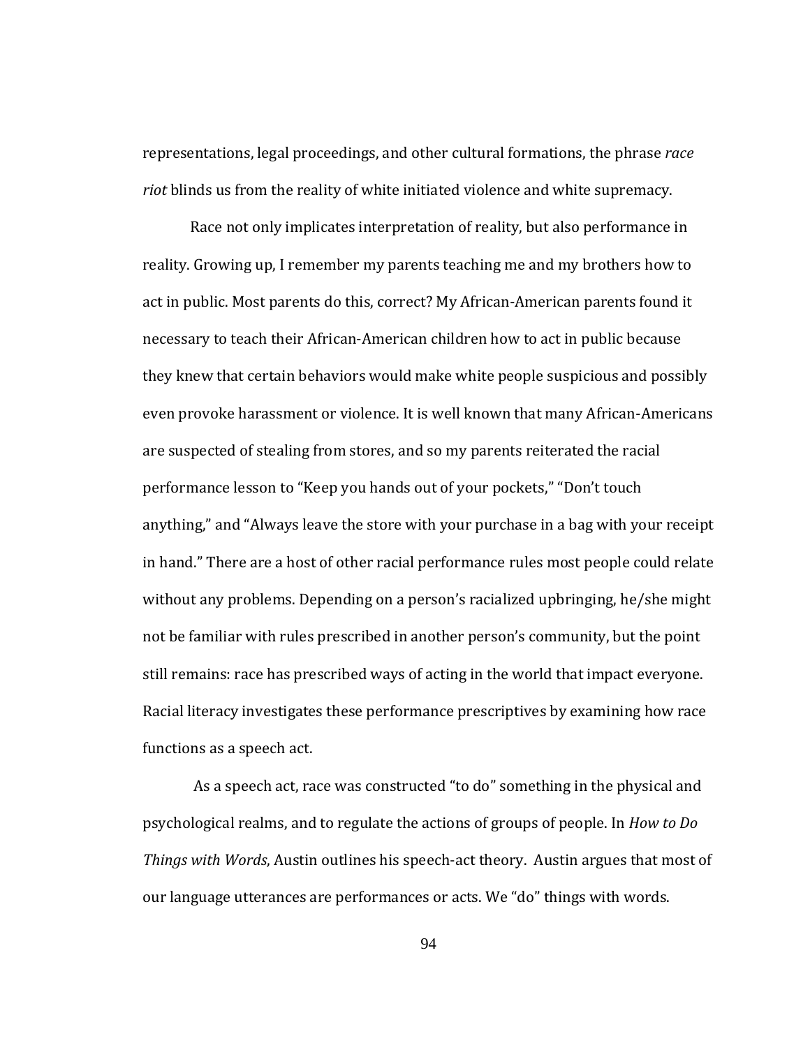representations, legal proceedings, and other cultural formations, the phrase *race riot* blinds us from the reality of white initiated violence and white supremacy.

Race not only implicates interpretation of reality, but also performance in reality. Growing up, I remember my parents teaching me and my brothers how to act in public. Most parents do this, correct? My African-American parents found it necessary to teach their African-American children how to act in public because they knew that certain behaviors would make white people suspicious and possibly even provoke harassment or violence. It is well known that many African-Americans are suspected of stealing from stores, and so my parents reiterated the racial performance lesson to "Keep you hands out of your pockets," "Don't touch anything," and "Always leave the store with your purchase in a bag with your receipt in hand." There are a host of other racial performance rules most people could relate without any problems. Depending on a person's racialized upbringing, he/she might not be familiar with rules prescribed in another person's community, but the point still remains: race has prescribed ways of acting in the world that impact everyone. Racial literacy investigates these performance prescriptives by examining how race functions as a speech act.

As a speech act, race was constructed "to do" something in the physical and psychological realms, and to regulate the actions of groups of people. In *How to Do Things with Words*, Austin outlines his speech-act theory. Austin argues that most of our language utterances are performances or acts. We "do" things with words.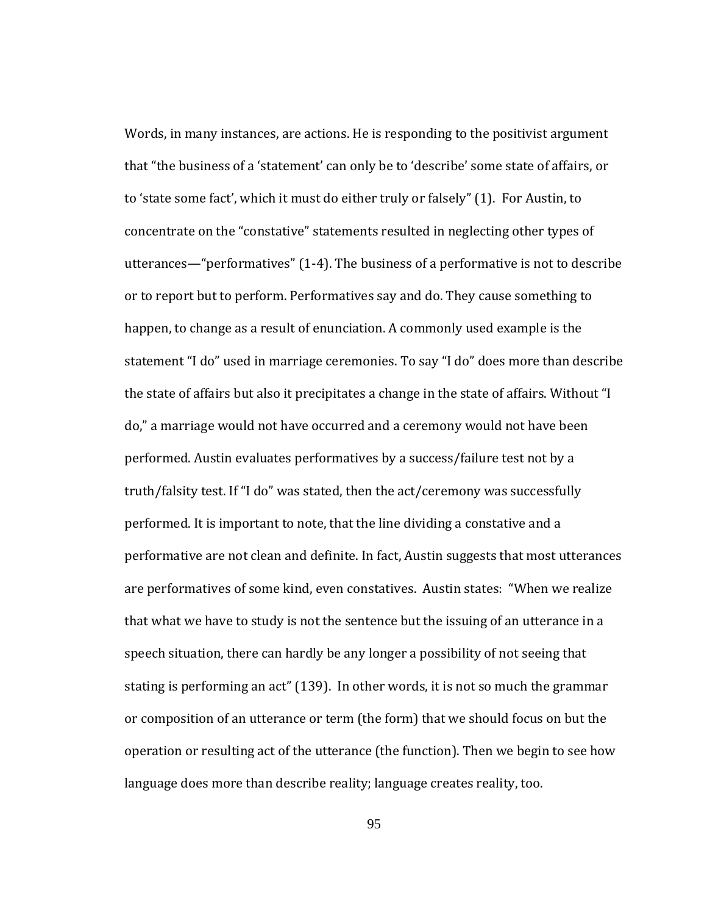Words, in many instances, are actions. He is responding to the positivist argument that "the business of a 'statement' can only be to 'describe' some state of affairs, or to 'state some fact', which it must do either truly or falsely" (1). For Austin, to concentrate on the "constative" statements resulted in neglecting other types of utterances—"performatives" (1-4). The business of a performative is not to describe or to report but to perform. Performatives say and do. They cause something to happen, to change as a result of enunciation. A commonly used example is the statement "I do" used in marriage ceremonies. To say "I do" does more than describe the state of affairs but also it precipitates a change in the state of affairs. Without "I do," a marriage would not have occurred and a ceremony would not have been performed. Austin evaluates performatives by a success/failure test not by a truth/falsity test. If "I do" was stated, then the act/ceremony was successfully performed. It is important to note, that the line dividing a constative and a performative are not clean and definite. In fact, Austin suggests that most utterances are performatives of some kind, even constatives. Austin states: "When we realize that what we have to study is not the sentence but the issuing of an utterance in a speech situation, there can hardly be any longer a possibility of not seeing that stating is performing an act" (139). In other words, it is not so much the grammar or composition of an utterance or term (the form) that we should focus on but the operation or resulting act of the utterance (the function). Then we begin to see how language does more than describe reality; language creates reality, too.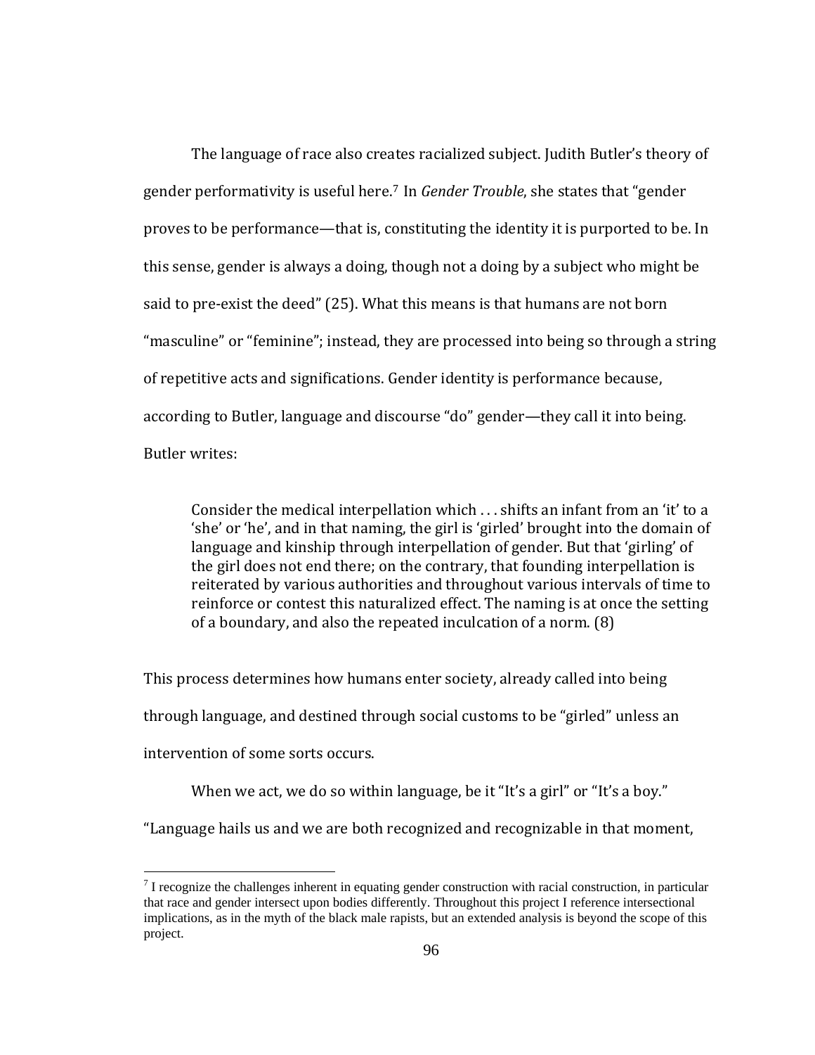The language of race also creates racialized subject. Judith Butler's theory of gender performativity is useful here.[7] In *Gender Trouble*, she states that "gender proves to be performance—that is, constituting the identity it is purported to be. In this sense, gender is always a doing, though not a doing by a subject who might be said to pre-exist the deed" (25). What this means is that humans are not born "masculine" or "feminine"; instead, they are processed into being so through a string of repetitive acts and significations. Gender identity is performance because, according to Butler, language and discourse "do" gender—they call it into being. Butler writes:

> Consider the medical interpellation which . . . shifts an infant from an 'it' to a 'she' or 'he', and in that naming, the girl is 'girled' brought into the domain of language and kinship through interpellation of gender. But that 'girling' of the girl does not end there; on the contrary, that founding interpellation is reiterated by various authorities and throughout various intervals of time to reinforce or contest this naturalized effect. The naming is at once the setting of a boundary, and also the repeated inculcation of a norm. (8)

This process determines how humans enter society, already called into being through language, and destined through social customs to be "girled" unless an intervention of some sorts occurs.

When we act, we do so within language, be it "It's a girl" or "It's a boy." "Language hails us and we are both recognized and recognizable in that moment,

[7] I recognize the challenges inherent in equating gender construction with racial construction, in particular that race and gender intersect upon bodies differently. Throughout this project I reference intersectional implications, as in the myth of the black male rapists, but an extended analysis is beyond the scope of this project.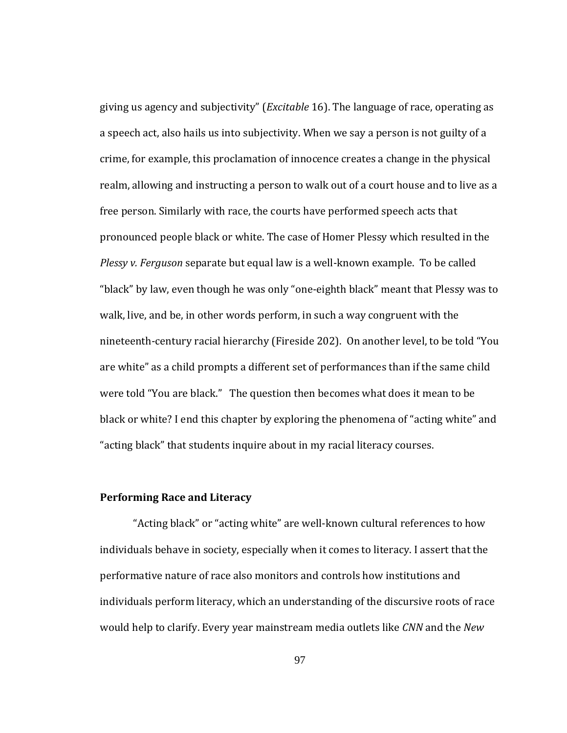giving us agency and subjectivity" (*Excitable* 16). The language of race, operating as a speech act, also hails us into subjectivity. When we say a person is not guilty of a crime, for example, this proclamation of innocence creates a change in the physical realm, allowing and instructing a person to walk out of a court house and to live as a free person. Similarly with race, the courts have performed speech acts that pronounced people black or white. The case of Homer Plessy which resulted in the *Plessy v. Ferguson* separate but equal law is a well-known example. To be called "black" by law, even though he was only "one-eighth black" meant that Plessy was to walk, live, and be, in other words perform, in such a way congruent with the nineteenth-century racial hierarchy (Fireside 202). On another level, to be told "You are white" as a child prompts a different set of performances than if the same child were told "You are black." The question then becomes what does it mean to be black or white? I end this chapter by exploring the phenomena of "acting white" and "acting black" that students inquire about in my racial literacy courses.

### Performing Race and Literacy

"Acting black" or "acting white" are well-known cultural references to how individuals behave in society, especially when it comes to literacy. I assert that the performative nature of race also monitors and controls how institutions and individuals perform literacy, which an understanding of the discursive roots of race would help to clarify. Every year mainstream media outlets like *CNN* and the *New*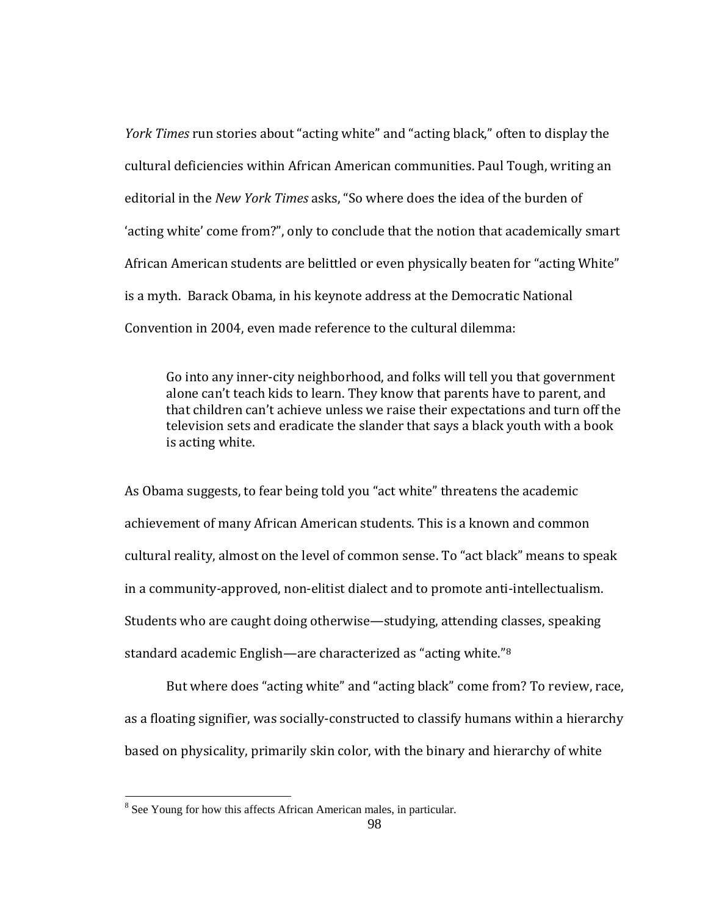*York Times* run stories about "acting white" and "acting black," often to display the cultural deficiencies within African American communities. Paul Tough, writing an editorial in the *New York Times* asks, "So where does the idea of the burden of 'acting white' come from?", only to conclude that the notion that academically smart African American students are belittled or even physically beaten for "acting White" is a myth. Barack Obama, in his keynote address at the Democratic National Convention in 2004, even made reference to the cultural dilemma:

> Go into any inner-city neighborhood, and folks will tell you that government alone can't teach kids to learn. They know that parents have to parent, and that children can't achieve unless we raise their expectations and turn off the television sets and eradicate the slander that says a black youth with a book is acting white.

As Obama suggests, to fear being told you "act white" threatens the academic achievement of many African American students. This is a known and common cultural reality, almost on the level of common sense. To "act black" means to speak in a community-approved, non-elitist dialect and to promote anti-intellectualism. Students who are caught doing otherwise—studying, attending classes, speaking standard academic English—are characterized as "acting white."[8]

But where does "acting white" and "acting black" come from? To review, race, as a floating signifier, was socially-constructed to classify humans within a hierarchy based on physicality, primarily skin color, with the binary and hierarchy of white

---

[8] See Young for how this affects African American males, in particular.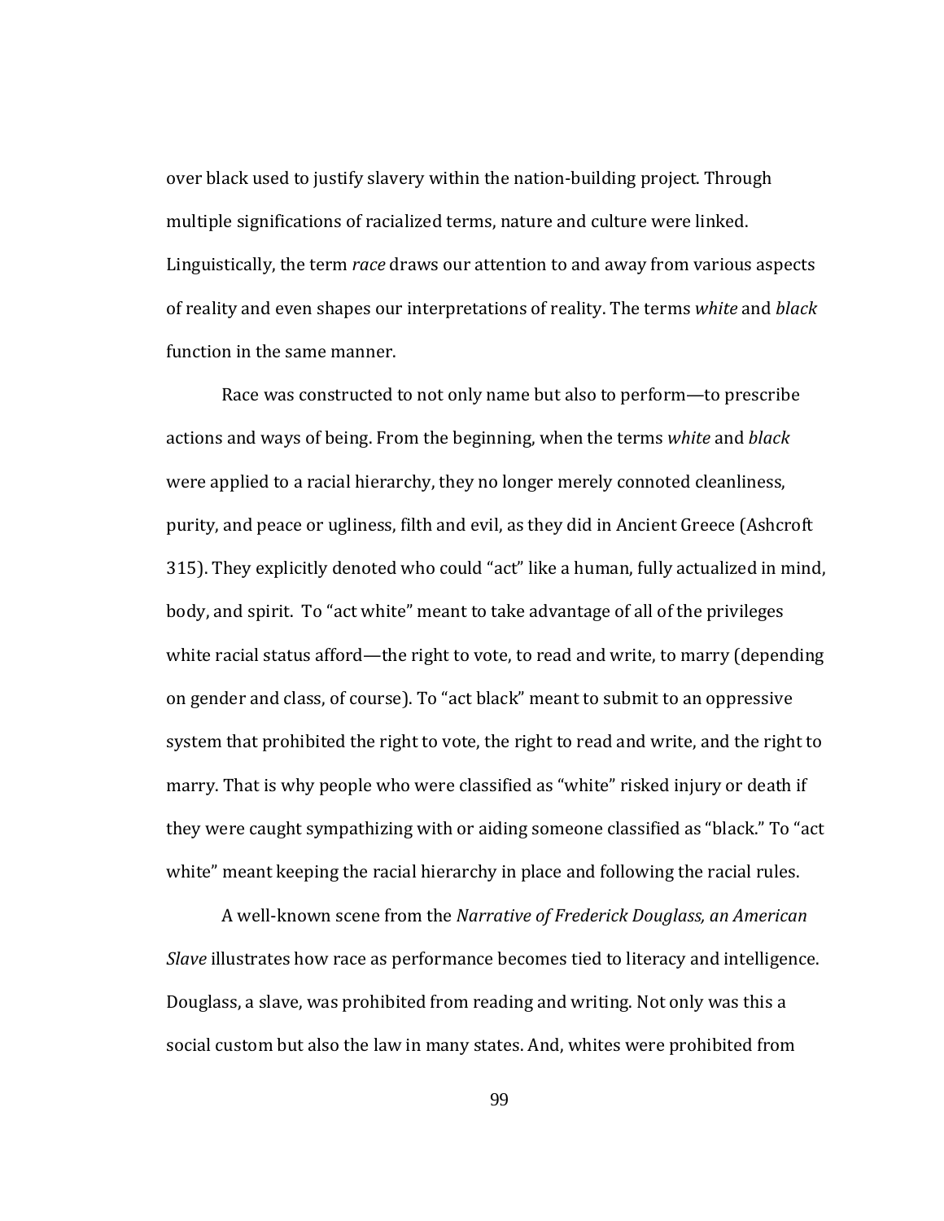over black used to justify slavery within the nation-building project. Through multiple significations of racialized terms, nature and culture were linked. Linguistically, the term *race* draws our attention to and away from various aspects of reality and even shapes our interpretations of reality. The terms *white* and *black* function in the same manner.

Race was constructed to not only name but also to perform—to prescribe actions and ways of being. From the beginning, when the terms *white* and *black* were applied to a racial hierarchy, they no longer merely connoted cleanliness, purity, and peace or ugliness, filth and evil, as they did in Ancient Greece (Ashcroft 315). They explicitly denoted who could "act" like a human, fully actualized in mind, body, and spirit. To "act white" meant to take advantage of all of the privileges white racial status afford—the right to vote, to read and write, to marry (depending on gender and class, of course). To "act black" meant to submit to an oppressive system that prohibited the right to vote, the right to read and write, and the right to marry. That is why people who were classified as "white" risked injury or death if they were caught sympathizing with or aiding someone classified as "black." To "act white" meant keeping the racial hierarchy in place and following the racial rules.

A well-known scene from the *Narrative of Frederick Douglass, an American Slave* illustrates how race as performance becomes tied to literacy and intelligence. Douglass, a slave, was prohibited from reading and writing. Not only was this a social custom but also the law in many states. And, whites were prohibited from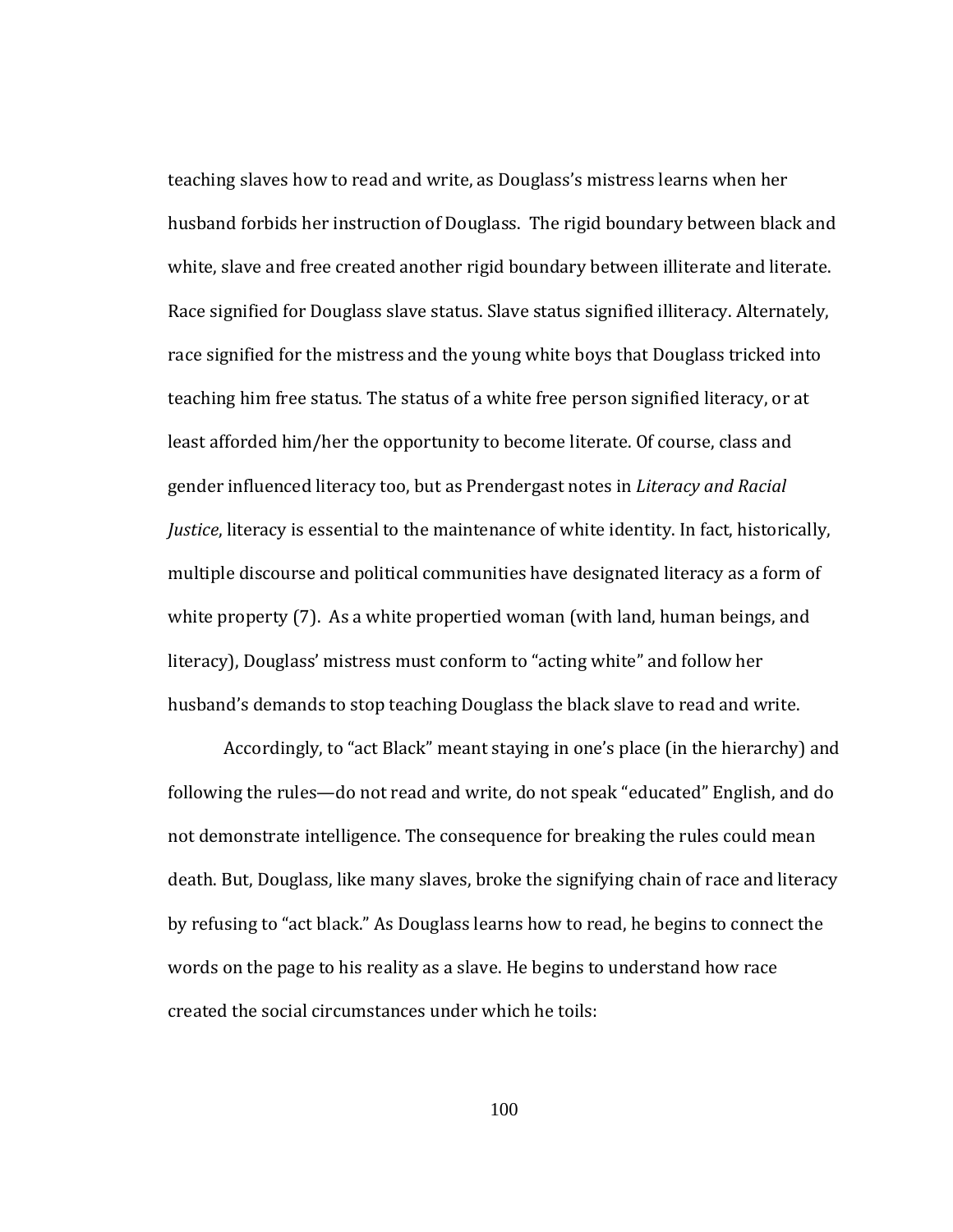teaching slaves how to read and write, as Douglass's mistress learns when her husband forbids her instruction of Douglass. The rigid boundary between black and white, slave and free created another rigid boundary between illiterate and literate. Race signified for Douglass slave status. Slave status signified illiteracy. Alternately, race signified for the mistress and the young white boys that Douglass tricked into teaching him free status. The status of a white free person signified literacy, or at least afforded him/her the opportunity to become literate. Of course, class and gender influenced literacy too, but as Prendergast notes in *Literacy and Racial Justice*, literacy is essential to the maintenance of white identity. In fact, historically, multiple discourse and political communities have designated literacy as a form of white property (7). As a white propertied woman (with land, human beings, and literacy), Douglass' mistress must conform to "acting white" and follow her husband's demands to stop teaching Douglass the black slave to read and write.

Accordingly, to "act Black" meant staying in one's place (in the hierarchy) and following the rules—do not read and write, do not speak "educated" English, and do not demonstrate intelligence. The consequence for breaking the rules could mean death. But, Douglass, like many slaves, broke the signifying chain of race and literacy by refusing to "act black." As Douglass learns how to read, he begins to connect the words on the page to his reality as a slave. He begins to understand how race created the social circumstances under which he toils: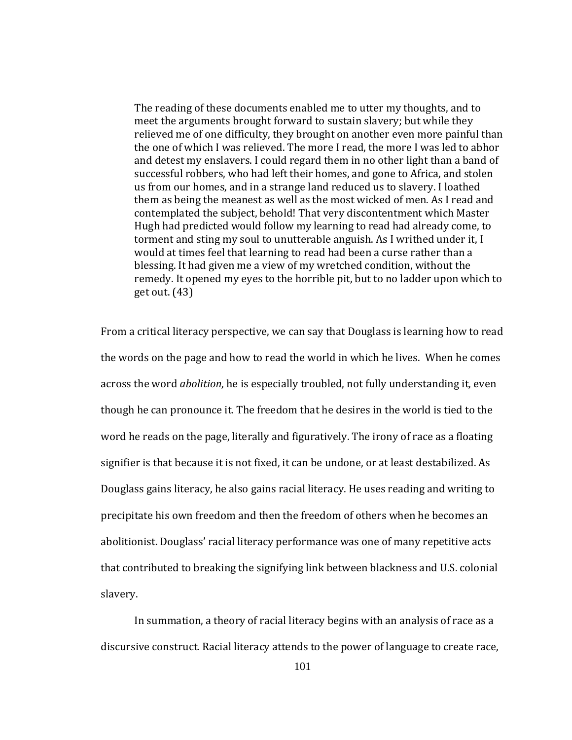> The reading of these documents enabled me to utter my thoughts, and to meet the arguments brought forward to sustain slavery; but while they relieved me of one difficulty, they brought on another even more painful than the one of which I was relieved. The more I read, the more I was led to abhor and detest my enslavers. I could regard them in no other light than a band of successful robbers, who had left their homes, and gone to Africa, and stolen us from our homes, and in a strange land reduced us to slavery. I loathed them as being the meanest as well as the most wicked of men. As I read and contemplated the subject, behold! That very discontentment which Master Hugh had predicted would follow my learning to read had already come, to torment and sting my soul to unutterable anguish. As I writhed under it, I would at times feel that learning to read had been a curse rather than a blessing. It had given me a view of my wretched condition, without the remedy. It opened my eyes to the horrible pit, but to no ladder upon which to get out. (43)

From a critical literacy perspective, we can say that Douglass is learning how to read the words on the page and how to read the world in which he lives. When he comes across the word *abolition*, he is especially troubled, not fully understanding it, even though he can pronounce it. The freedom that he desires in the world is tied to the word he reads on the page, literally and figuratively. The irony of race as a floating signifier is that because it is not fixed, it can be undone, or at least destabilized. As Douglass gains literacy, he also gains racial literacy. He uses reading and writing to precipitate his own freedom and then the freedom of others when he becomes an abolitionist. Douglass' racial literacy performance was one of many repetitive acts that contributed to breaking the signifying link between blackness and U.S. colonial slavery.

In summation, a theory of racial literacy begins with an analysis of race as a discursive construct. Racial literacy attends to the power of language to create race,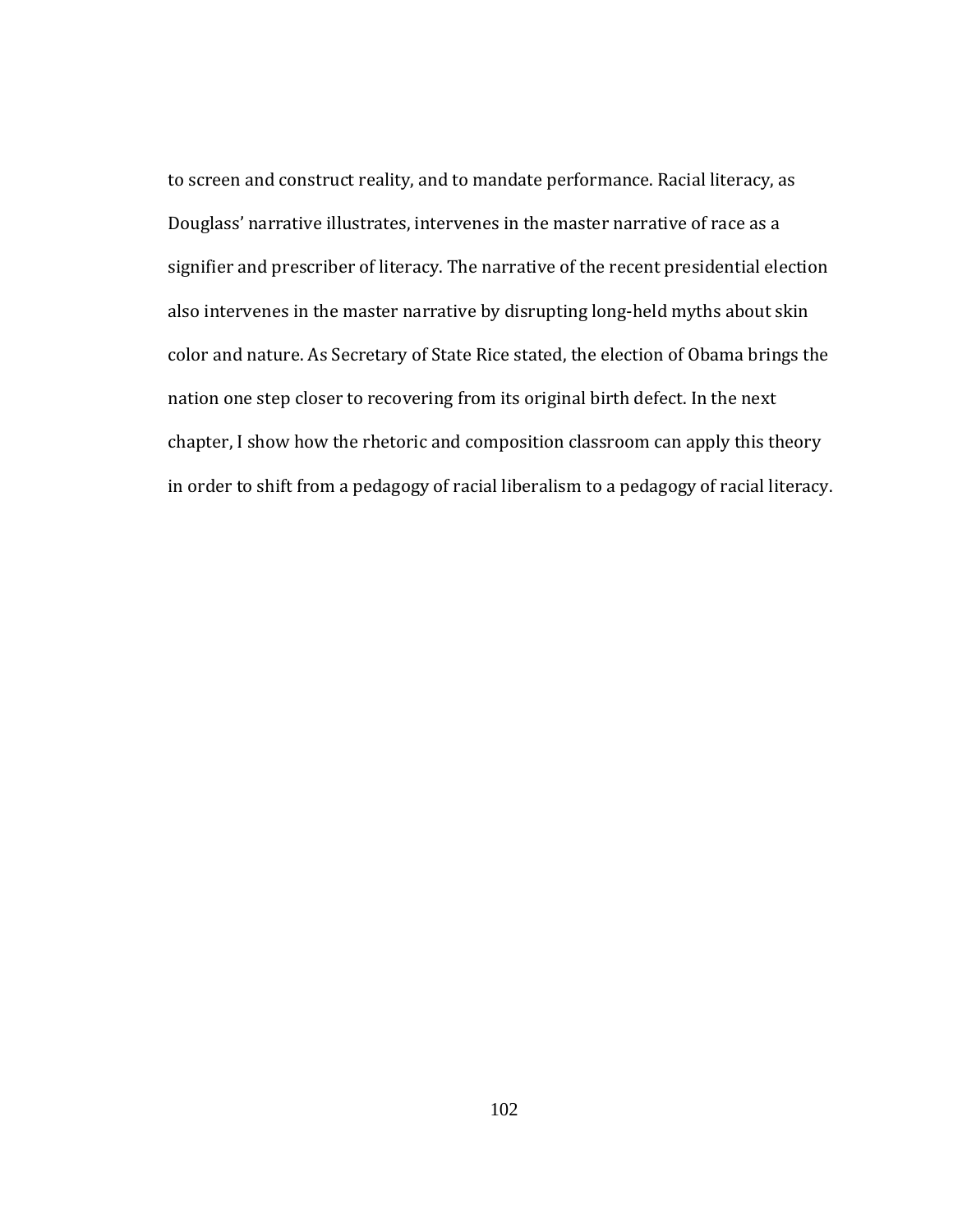to screen and construct reality, and to mandate performance. Racial literacy, as Douglass' narrative illustrates, intervenes in the master narrative of race as a signifier and prescriber of literacy. The narrative of the recent presidential election also intervenes in the master narrative by disrupting long-held myths about skin color and nature. As Secretary of State Rice stated, the election of Obama brings the nation one step closer to recovering from its original birth defect. In the next chapter, I show how the rhetoric and composition classroom can apply this theory in order to shift from a pedagogy of racial liberalism to a pedagogy of racial literacy.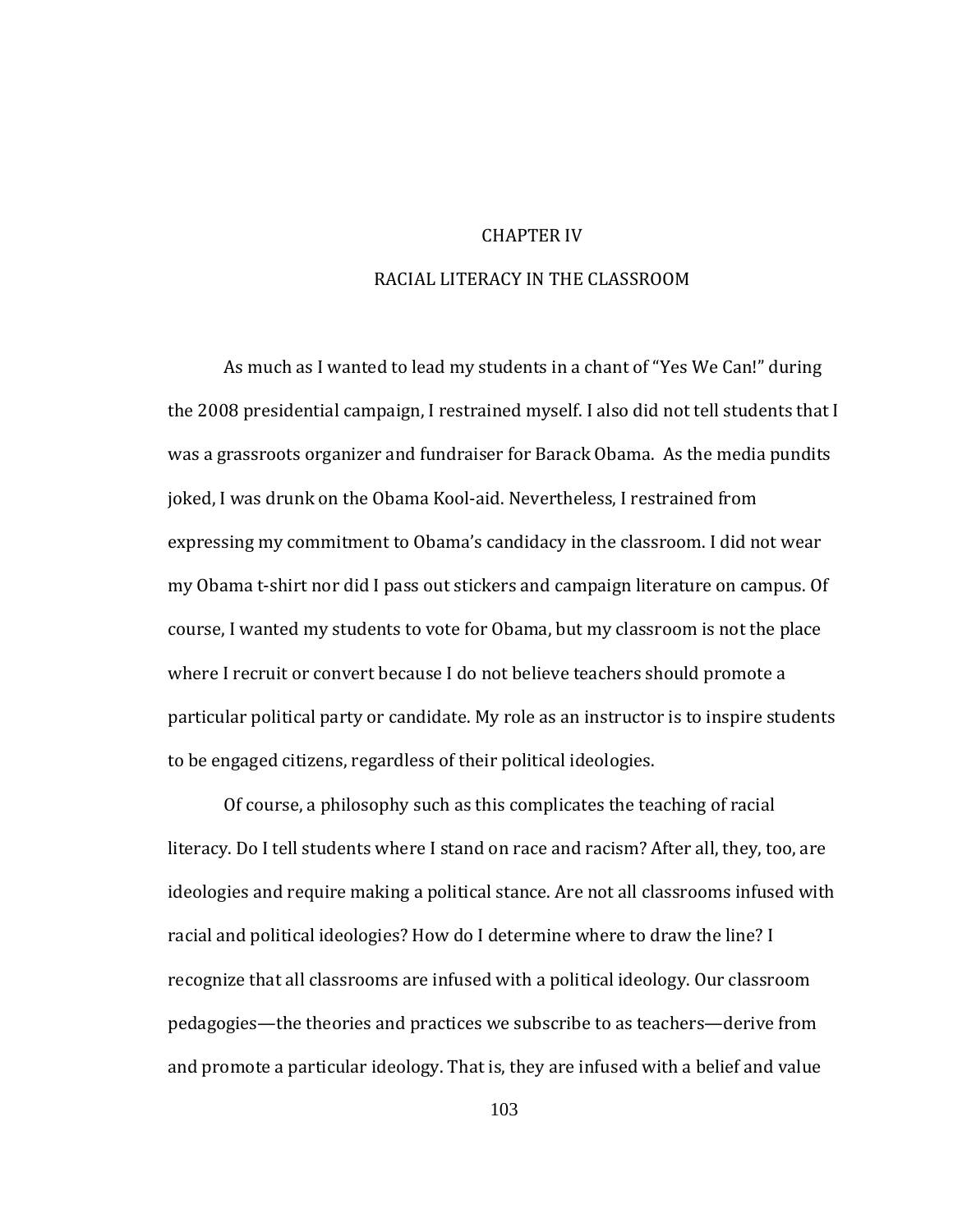# CHAPTER IV

# RACIAL LITERACY IN THE CLASSROOM

As much as I wanted to lead my students in a chant of "Yes We Can!" during the 2008 presidential campaign, I restrained myself. I also did not tell students that I was a grassroots organizer and fundraiser for Barack Obama. As the media pundits joked, I was drunk on the Obama Kool-aid. Nevertheless, I restrained from expressing my commitment to Obama's candidacy in the classroom. I did not wear my Obama t-shirt nor did I pass out stickers and campaign literature on campus. Of course, I wanted my students to vote for Obama, but my classroom is not the place where I recruit or convert because I do not believe teachers should promote a particular political party or candidate. My role as an instructor is to inspire students to be engaged citizens, regardless of their political ideologies.

Of course, a philosophy such as this complicates the teaching of racial literacy. Do I tell students where I stand on race and racism? After all, they, too, are ideologies and require making a political stance. Are not all classrooms infused with racial and political ideologies? How do I determine where to draw the line? I recognize that all classrooms are infused with a political ideology. Our classroom pedagogies—the theories and practices we subscribe to as teachers—derive from and promote a particular ideology. That is, they are infused with a belief and value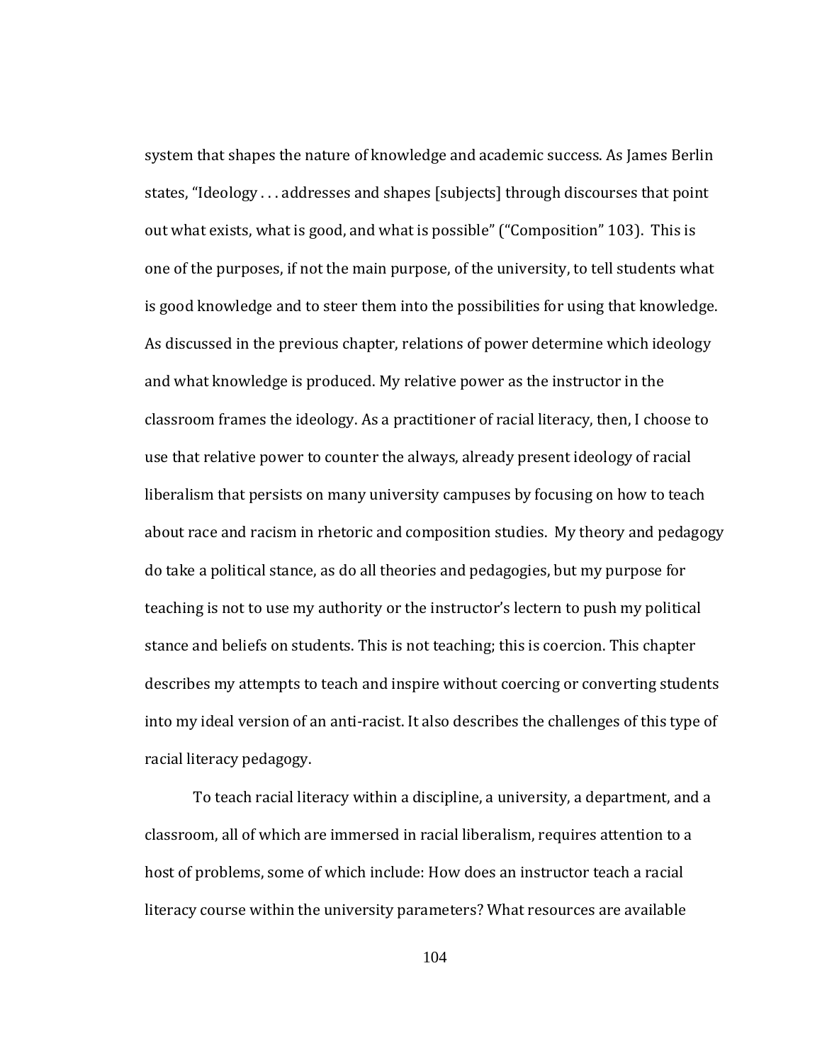system that shapes the nature of knowledge and academic success. As James Berlin states, "Ideology . . . addresses and shapes [subjects] through discourses that point out what exists, what is good, and what is possible" ("Composition" 103). This is one of the purposes, if not the main purpose, of the university, to tell students what is good knowledge and to steer them into the possibilities for using that knowledge. As discussed in the previous chapter, relations of power determine which ideology and what knowledge is produced. My relative power as the instructor in the classroom frames the ideology. As a practitioner of racial literacy, then, I choose to use that relative power to counter the always, already present ideology of racial liberalism that persists on many university campuses by focusing on how to teach about race and racism in rhetoric and composition studies. My theory and pedagogy do take a political stance, as do all theories and pedagogies, but my purpose for teaching is not to use my authority or the instructor's lectern to push my political stance and beliefs on students. This is not teaching; this is coercion. This chapter describes my attempts to teach and inspire without coercing or converting students into my ideal version of an anti-racist. It also describes the challenges of this type of racial literacy pedagogy.

To teach racial literacy within a discipline, a university, a department, and a classroom, all of which are immersed in racial liberalism, requires attention to a host of problems, some of which include: How does an instructor teach a racial literacy course within the university parameters? What resources are available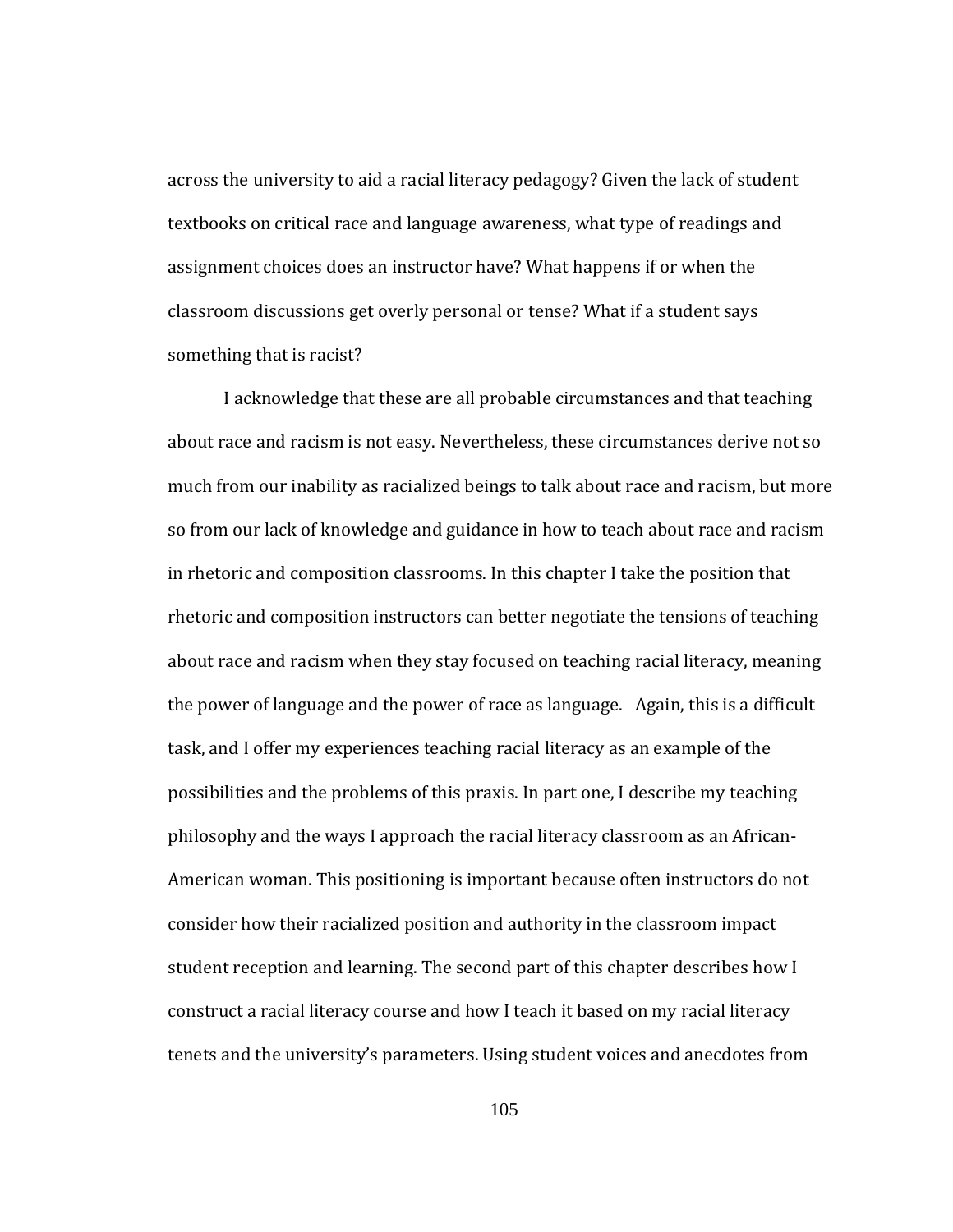across the university to aid a racial literacy pedagogy? Given the lack of student textbooks on critical race and language awareness, what type of readings and assignment choices does an instructor have? What happens if or when the classroom discussions get overly personal or tense? What if a student says something that is racist?

I acknowledge that these are all probable circumstances and that teaching about race and racism is not easy. Nevertheless, these circumstances derive not so much from our inability as racialized beings to talk about race and racism, but more so from our lack of knowledge and guidance in how to teach about race and racism in rhetoric and composition classrooms. In this chapter I take the position that rhetoric and composition instructors can better negotiate the tensions of teaching about race and racism when they stay focused on teaching racial literacy, meaning the power of language and the power of race as language. Again, this is a difficult task, and I offer my experiences teaching racial literacy as an example of the possibilities and the problems of this praxis. In part one, I describe my teaching philosophy and the ways I approach the racial literacy classroom as an African-American woman. This positioning is important because often instructors do not consider how their racialized position and authority in the classroom impact student reception and learning. The second part of this chapter describes how I construct a racial literacy course and how I teach it based on my racial literacy tenets and the university's parameters. Using student voices and anecdotes from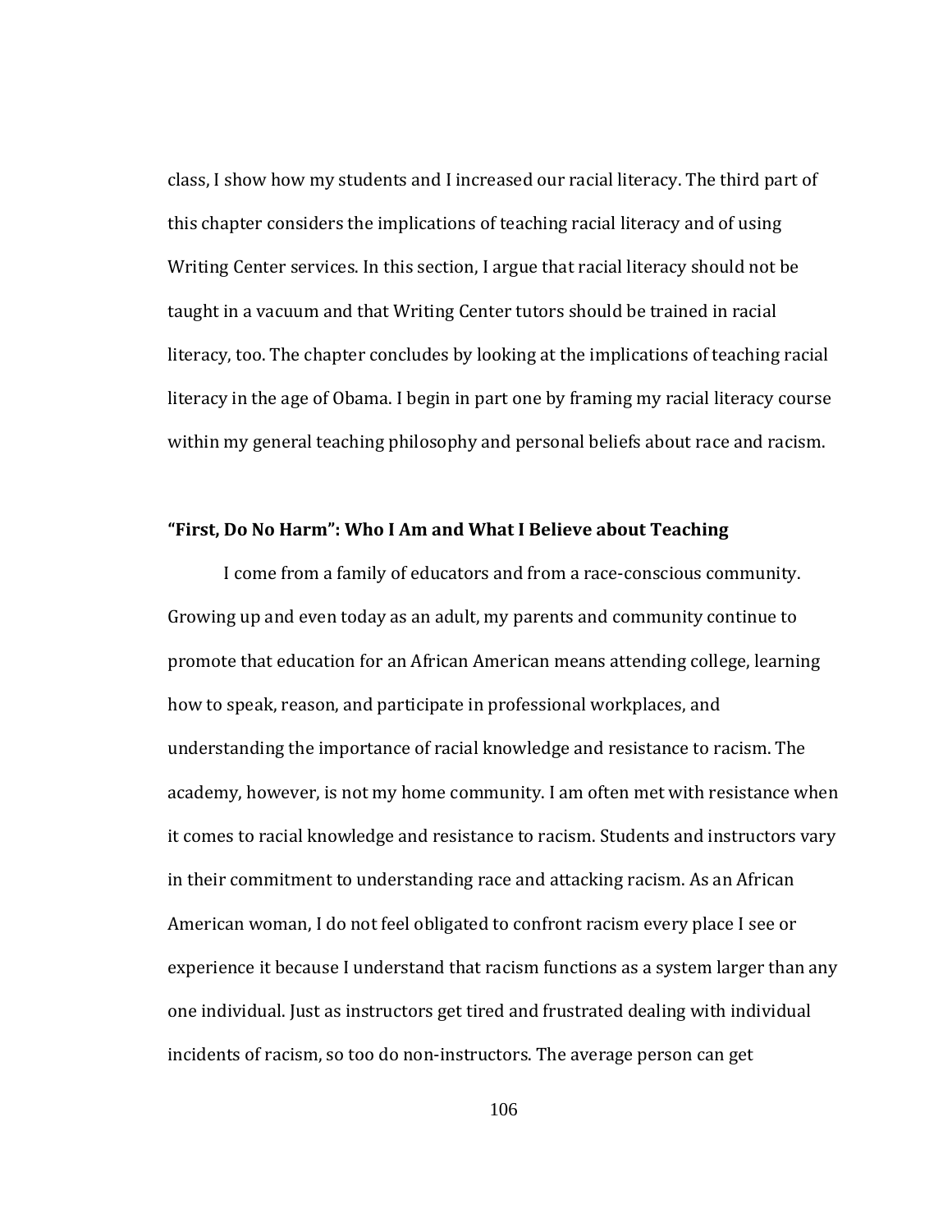class, I show how my students and I increased our racial literacy. The third part of this chapter considers the implications of teaching racial literacy and of using Writing Center services. In this section, I argue that racial literacy should not be taught in a vacuum and that Writing Center tutors should be trained in racial literacy, too. The chapter concludes by looking at the implications of teaching racial literacy in the age of Obama. I begin in part one by framing my racial literacy course within my general teaching philosophy and personal beliefs about race and racism.

### "First, Do No Harm": Who I Am and What I Believe about Teaching

I come from a family of educators and from a race-conscious community. Growing up and even today as an adult, my parents and community continue to promote that education for an African American means attending college, learning how to speak, reason, and participate in professional workplaces, and understanding the importance of racial knowledge and resistance to racism. The academy, however, is not my home community. I am often met with resistance when it comes to racial knowledge and resistance to racism. Students and instructors vary in their commitment to understanding race and attacking racism. As an African American woman, I do not feel obligated to confront racism every place I see or experience it because I understand that racism functions as a system larger than any one individual. Just as instructors get tired and frustrated dealing with individual incidents of racism, so too do non-instructors. The average person can get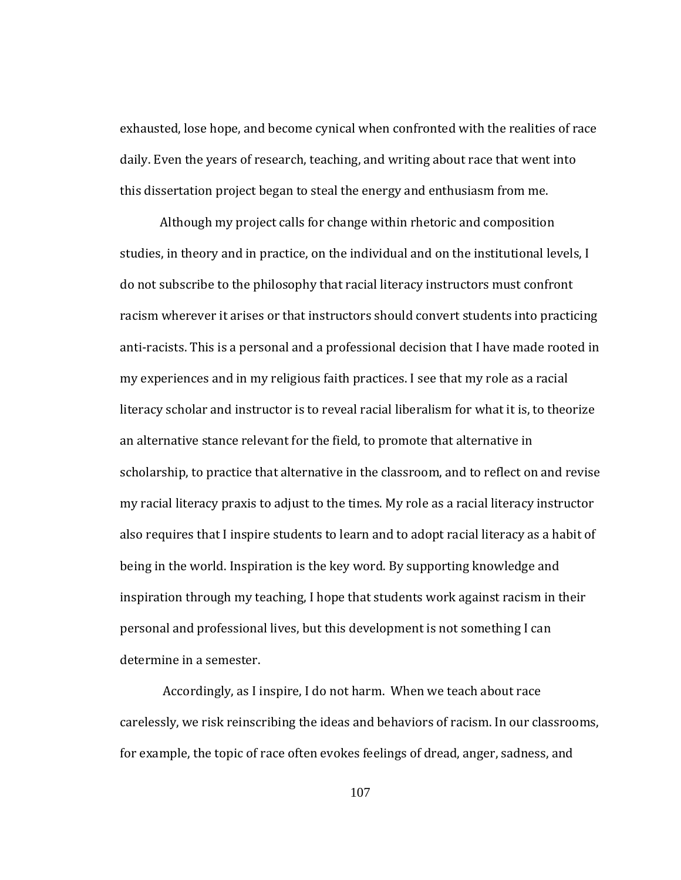exhausted, lose hope, and become cynical when confronted with the realities of race daily. Even the years of research, teaching, and writing about race that went into this dissertation project began to steal the energy and enthusiasm from me.

Although my project calls for change within rhetoric and composition studies, in theory and in practice, on the individual and on the institutional levels, I do not subscribe to the philosophy that racial literacy instructors must confront racism wherever it arises or that instructors should convert students into practicing anti-racists. This is a personal and a professional decision that I have made rooted in my experiences and in my religious faith practices. I see that my role as a racial literacy scholar and instructor is to reveal racial liberalism for what it is, to theorize an alternative stance relevant for the field, to promote that alternative in scholarship, to practice that alternative in the classroom, and to reflect on and revise my racial literacy praxis to adjust to the times. My role as a racial literacy instructor also requires that I inspire students to learn and to adopt racial literacy as a habit of being in the world. Inspiration is the key word. By supporting knowledge and inspiration through my teaching, I hope that students work against racism in their personal and professional lives, but this development is not something I can determine in a semester.

Accordingly, as I inspire, I do not harm. When we teach about race carelessly, we risk reinscribing the ideas and behaviors of racism. In our classrooms, for example, the topic of race often evokes feelings of dread, anger, sadness, and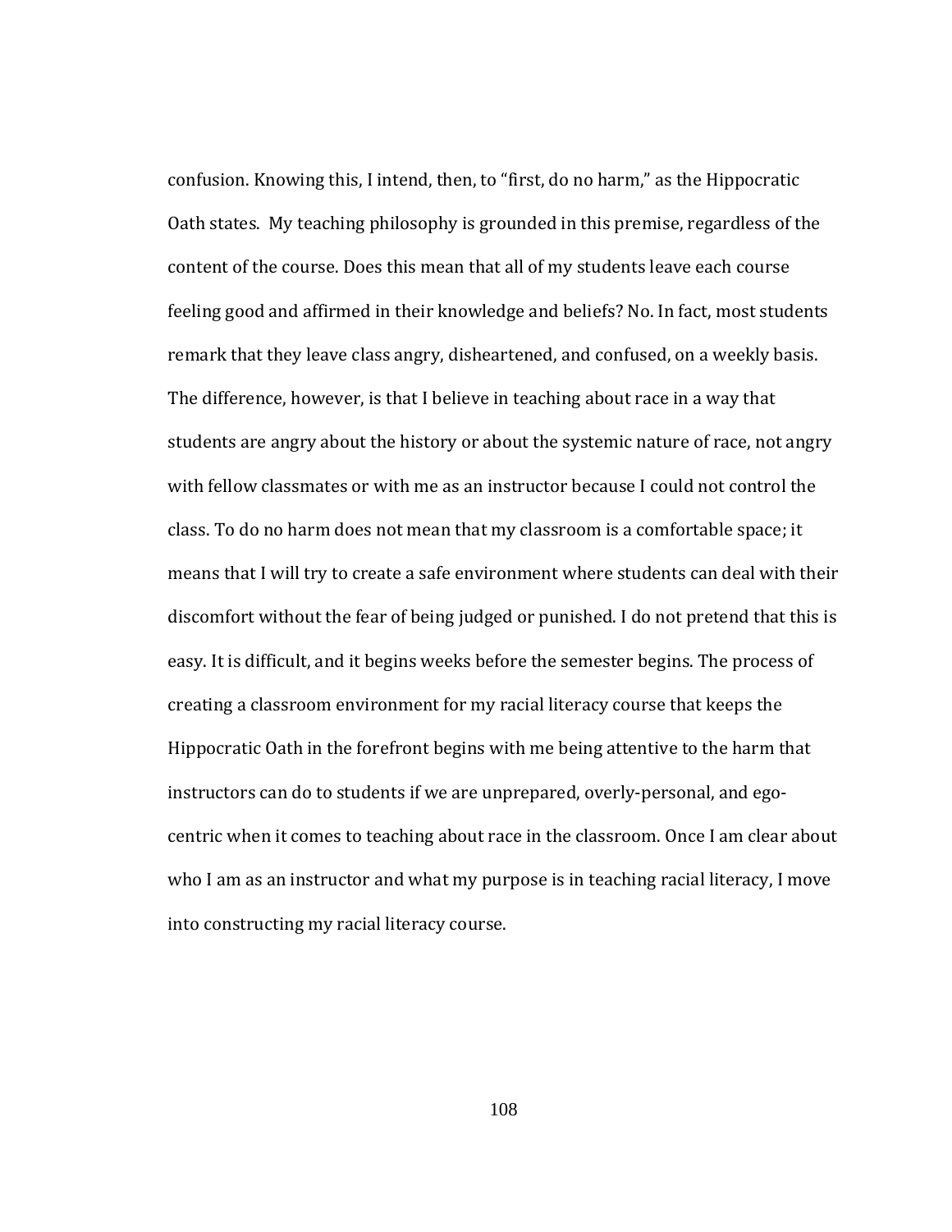confusion. Knowing this, I intend, then, to "first, do no harm," as the Hippocratic Oath states. My teaching philosophy is grounded in this premise, regardless of the content of the course. Does this mean that all of my students leave each course feeling good and affirmed in their knowledge and beliefs? No. In fact, most students remark that they leave class angry, disheartened, and confused, on a weekly basis. The difference, however, is that I believe in teaching about race in a way that students are angry about the history or about the systemic nature of race, not angry with fellow classmates or with me as an instructor because I could not control the class. To do no harm does not mean that my classroom is a comfortable space; it means that I will try to create a safe environment where students can deal with their discomfort without the fear of being judged or punished. I do not pretend that this is easy. It is difficult, and it begins weeks before the semester begins. The process of creating a classroom environment for my racial literacy course that keeps the Hippocratic Oath in the forefront begins with me being attentive to the harm that instructors can do to students if we are unprepared, overly-personal, and ego-centric when it comes to teaching about race in the classroom. Once I am clear about who I am as an instructor and what my purpose is in teaching racial literacy, I move into constructing my racial literacy course.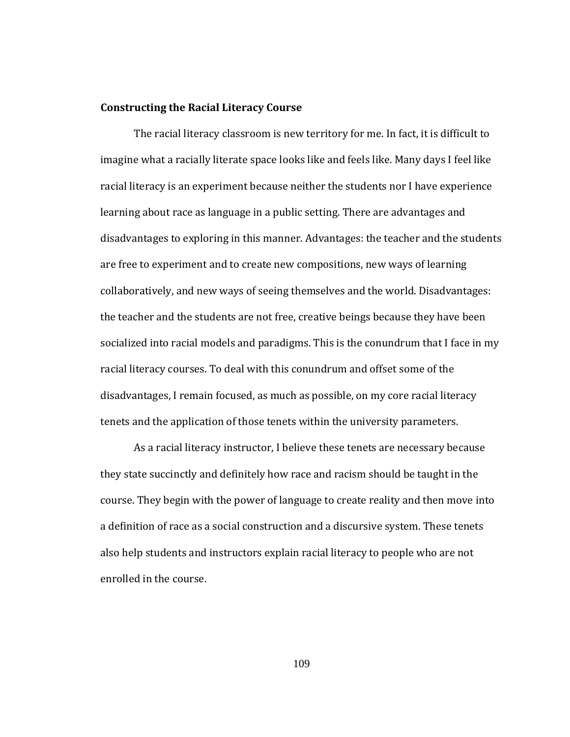**Constructing the Racial Literacy Course**

The racial literacy classroom is new territory for me. In fact, it is difficult to imagine what a racially literate space looks like and feels like. Many days I feel like racial literacy is an experiment because neither the students nor I have experience learning about race as language in a public setting. There are advantages and disadvantages to exploring in this manner. Advantages: the teacher and the students are free to experiment and to create new compositions, new ways of learning collaboratively, and new ways of seeing themselves and the world. Disadvantages: the teacher and the students are not free, creative beings because they have been socialized into racial models and paradigms. This is the conundrum that I face in my racial literacy courses. To deal with this conundrum and offset some of the disadvantages, I remain focused, as much as possible, on my core racial literacy tenets and the application of those tenets within the university parameters.

As a racial literacy instructor, I believe these tenets are necessary because they state succinctly and definitely how race and racism should be taught in the course. They begin with the power of language to create reality and then move into a definition of race as a social construction and a discursive system. These tenets also help students and instructors explain racial literacy to people who are not enrolled in the course.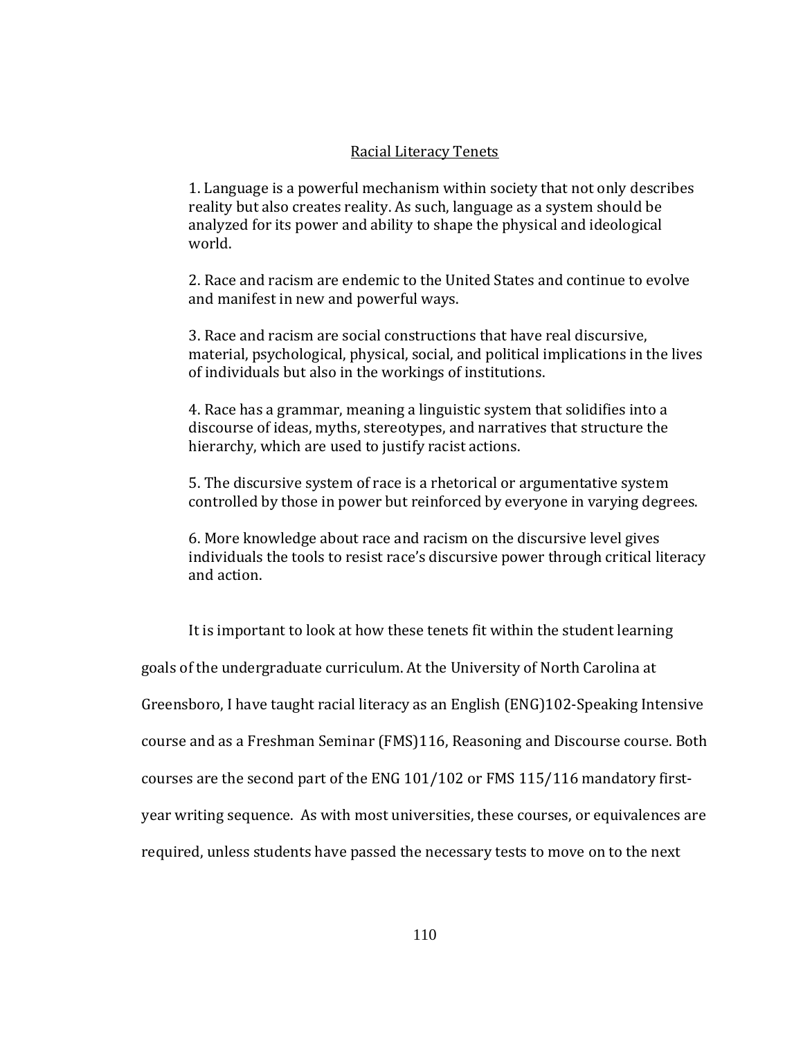<u>Racial Literacy Tenets</u>

1. Language is a powerful mechanism within society that not only describes reality but also creates reality. As such, language as a system should be analyzed for its power and ability to shape the physical and ideological world.

2. Race and racism are endemic to the United States and continue to evolve and manifest in new and powerful ways.

3. Race and racism are social constructions that have real discursive, material, psychological, physical, social, and political implications in the lives of individuals but also in the workings of institutions.

4. Race has a grammar, meaning a linguistic system that solidifies into a discourse of ideas, myths, stereotypes, and narratives that structure the hierarchy, which are used to justify racist actions.

5. The discursive system of race is a rhetorical or argumentative system controlled by those in power but reinforced by everyone in varying degrees.

6. More knowledge about race and racism on the discursive level gives individuals the tools to resist race's discursive power through critical literacy and action.

It is important to look at how these tenets fit within the student learning goals of the undergraduate curriculum. At the University of North Carolina at Greensboro, I have taught racial literacy as an English (ENG)102-Speaking Intensive course and as a Freshman Seminar (FMS)116, Reasoning and Discourse course. Both courses are the second part of the ENG 101/102 or FMS 115/116 mandatory first-year writing sequence. As with most universities, these courses, or equivalences are required, unless students have passed the necessary tests to move on to the next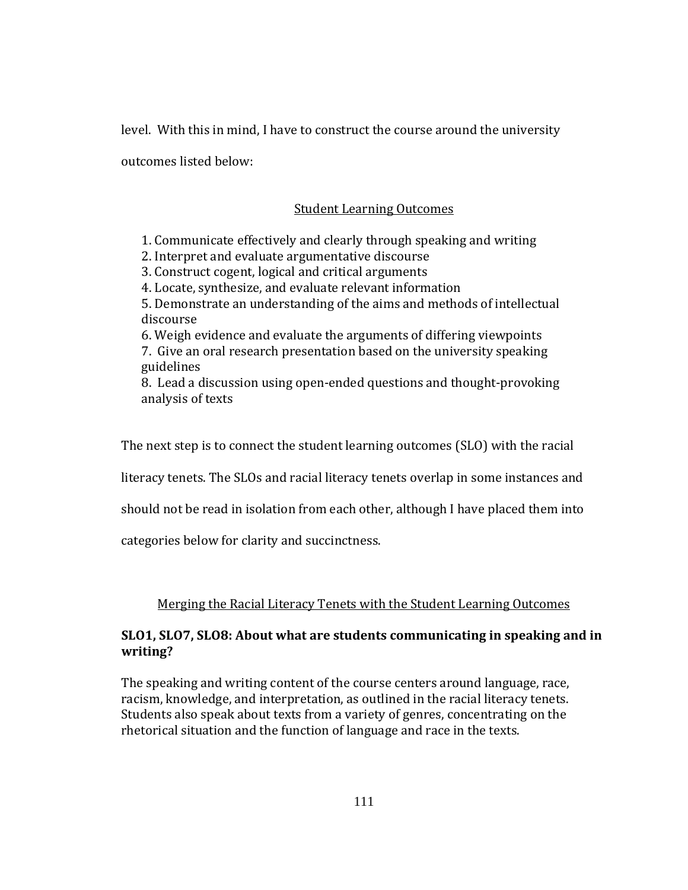level. With this in mind, I have to construct the course around the university outcomes listed below:

Student Learning Outcomes

1. Communicate effectively and clearly through speaking and writing
2. Interpret and evaluate argumentative discourse
3. Construct cogent, logical and critical arguments
4. Locate, synthesize, and evaluate relevant information
5. Demonstrate an understanding of the aims and methods of intellectual discourse
6. Weigh evidence and evaluate the arguments of differing viewpoints
7. Give an oral research presentation based on the university speaking guidelines
8. Lead a discussion using open-ended questions and thought-provoking analysis of texts

The next step is to connect the student learning outcomes (SLO) with the racial literacy tenets. The SLOs and racial literacy tenets overlap in some instances and should not be read in isolation from each other, although I have placed them into categories below for clarity and succinctness.

Merging the Racial Literacy Tenets with the Student Learning Outcomes

**SLO1, SLO7, SLO8: About what are students communicating in speaking and in writing?**

The speaking and writing content of the course centers around language, race, racism, knowledge, and interpretation, as outlined in the racial literacy tenets. Students also speak about texts from a variety of genres, concentrating on the rhetorical situation and the function of language and race in the texts.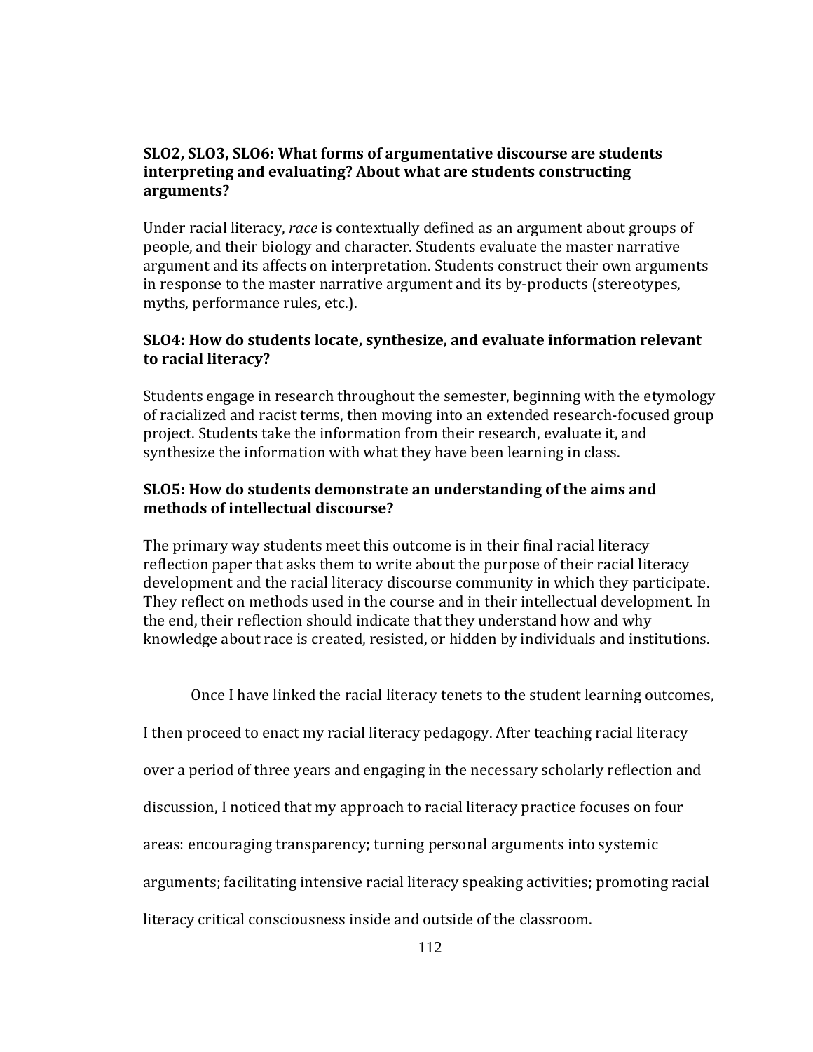**SLO2, SLO3, SLO6: What forms of argumentative discourse are students interpreting and evaluating? About what are students constructing arguments?**

Under racial literacy, *race* is contextually defined as an argument about groups of people, and their biology and character. Students evaluate the master narrative argument and its affects on interpretation. Students construct their own arguments in response to the master narrative argument and its by-products (stereotypes, myths, performance rules, etc.).

**SLO4: How do students locate, synthesize, and evaluate information relevant to racial literacy?**

Students engage in research throughout the semester, beginning with the etymology of racialized and racist terms, then moving into an extended research-focused group project. Students take the information from their research, evaluate it, and synthesize the information with what they have been learning in class.

**SLO5: How do students demonstrate an understanding of the aims and methods of intellectual discourse?**

The primary way students meet this outcome is in their final racial literacy reflection paper that asks them to write about the purpose of their racial literacy development and the racial literacy discourse community in which they participate. They reflect on methods used in the course and in their intellectual development. In the end, their reflection should indicate that they understand how and why knowledge about race is created, resisted, or hidden by individuals and institutions.

Once I have linked the racial literacy tenets to the student learning outcomes, I then proceed to enact my racial literacy pedagogy. After teaching racial literacy over a period of three years and engaging in the necessary scholarly reflection and discussion, I noticed that my approach to racial literacy practice focuses on four areas: encouraging transparency; turning personal arguments into systemic arguments; facilitating intensive racial literacy speaking activities; promoting racial literacy critical consciousness inside and outside of the classroom.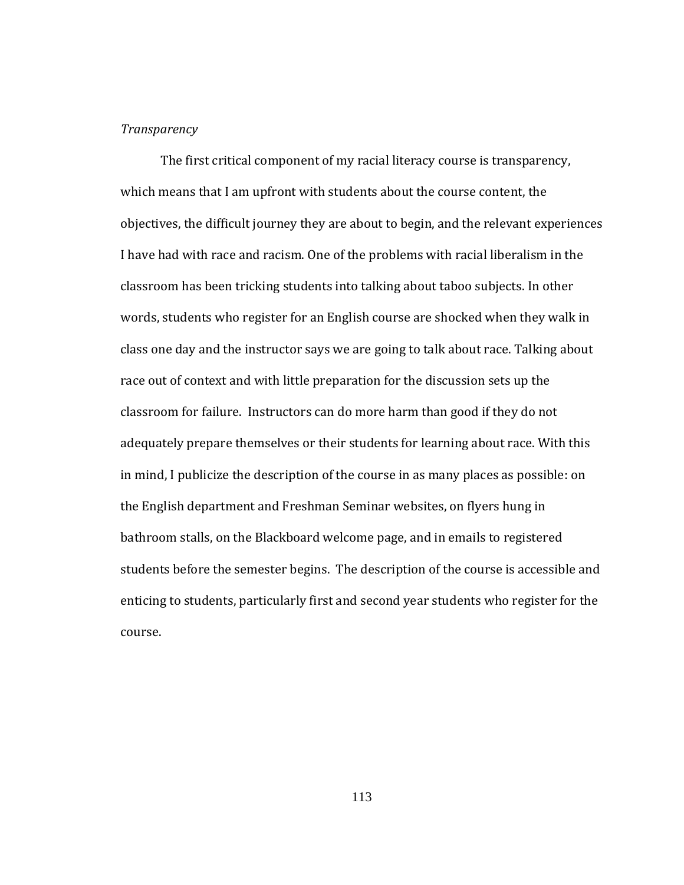*Transparency*

The first critical component of my racial literacy course is transparency, which means that I am upfront with students about the course content, the objectives, the difficult journey they are about to begin, and the relevant experiences I have had with race and racism. One of the problems with racial liberalism in the classroom has been tricking students into talking about taboo subjects. In other words, students who register for an English course are shocked when they walk in class one day and the instructor says we are going to talk about race. Talking about race out of context and with little preparation for the discussion sets up the classroom for failure. Instructors can do more harm than good if they do not adequately prepare themselves or their students for learning about race. With this in mind, I publicize the description of the course in as many places as possible: on the English department and Freshman Seminar websites, on flyers hung in bathroom stalls, on the Blackboard welcome page, and in emails to registered students before the semester begins. The description of the course is accessible and enticing to students, particularly first and second year students who register for the course.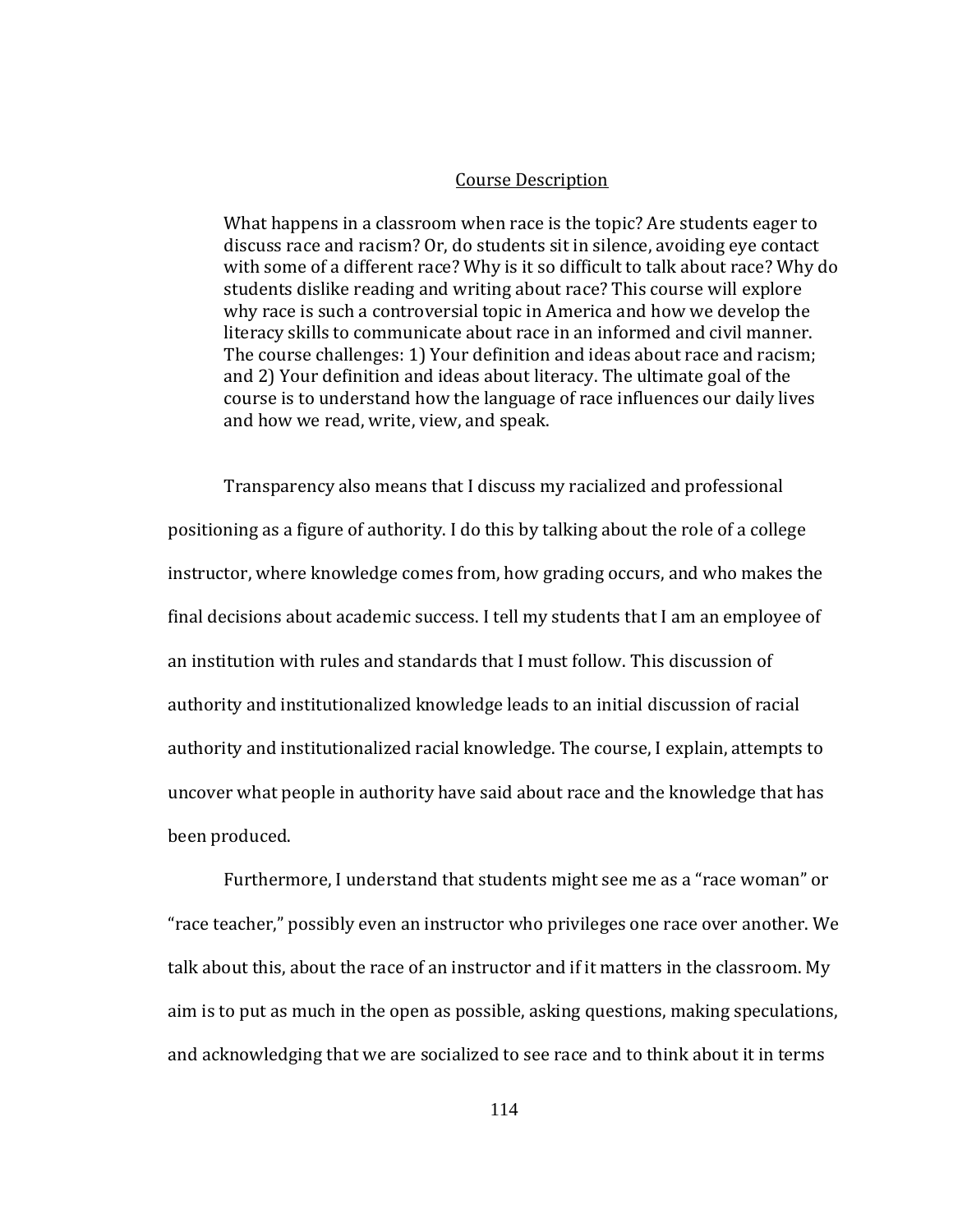Course Description

> What happens in a classroom when race is the topic? Are students eager to discuss race and racism? Or, do students sit in silence, avoiding eye contact with some of a different race? Why is it so difficult to talk about race? Why do students dislike reading and writing about race? This course will explore why race is such a controversial topic in America and how we develop the literacy skills to communicate about race in an informed and civil manner. The course challenges: 1) Your definition and ideas about race and racism; and 2) Your definition and ideas about literacy. The ultimate goal of the course is to understand how the language of race influences our daily lives and how we read, write, view, and speak.

Transparency also means that I discuss my racialized and professional positioning as a figure of authority. I do this by talking about the role of a college instructor, where knowledge comes from, how grading occurs, and who makes the final decisions about academic success. I tell my students that I am an employee of an institution with rules and standards that I must follow. This discussion of authority and institutionalized knowledge leads to an initial discussion of racial authority and institutionalized racial knowledge. The course, I explain, attempts to uncover what people in authority have said about race and the knowledge that has been produced.

Furthermore, I understand that students might see me as a "race woman" or "race teacher," possibly even an instructor who privileges one race over another. We talk about this, about the race of an instructor and if it matters in the classroom. My aim is to put as much in the open as possible, asking questions, making speculations, and acknowledging that we are socialized to see race and to think about it in terms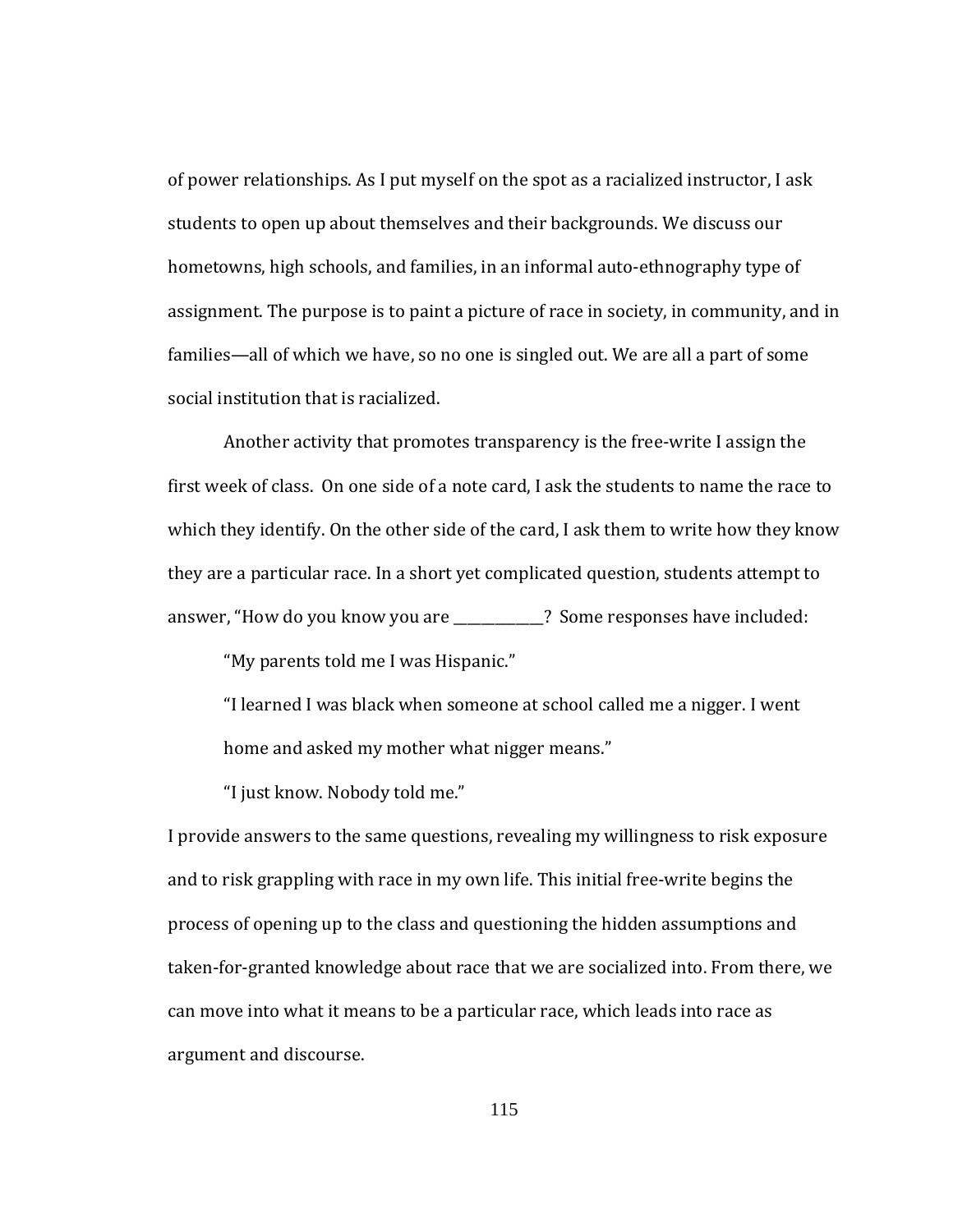of power relationships. As I put myself on the spot as a racialized instructor, I ask students to open up about themselves and their backgrounds. We discuss our hometowns, high schools, and families, in an informal auto-ethnography type of assignment. The purpose is to paint a picture of race in society, in community, and in families—all of which we have, so no one is singled out. We are all a part of some social institution that is racialized.

Another activity that promotes transparency is the free-write I assign the first week of class. On one side of a note card, I ask the students to name the race to which they identify. On the other side of the card, I ask them to write how they know they are a particular race. In a short yet complicated question, students attempt to answer, "How do you know you are _____________? Some responses have included:

> "My parents told me I was Hispanic."
>
> "I learned I was black when someone at school called me a nigger. I went home and asked my mother what nigger means."
>
> "I just know. Nobody told me."

I provide answers to the same questions, revealing my willingness to risk exposure and to risk grappling with race in my own life. This initial free-write begins the process of opening up to the class and questioning the hidden assumptions and taken-for-granted knowledge about race that we are socialized into. From there, we can move into what it means to be a particular race, which leads into race as argument and discourse.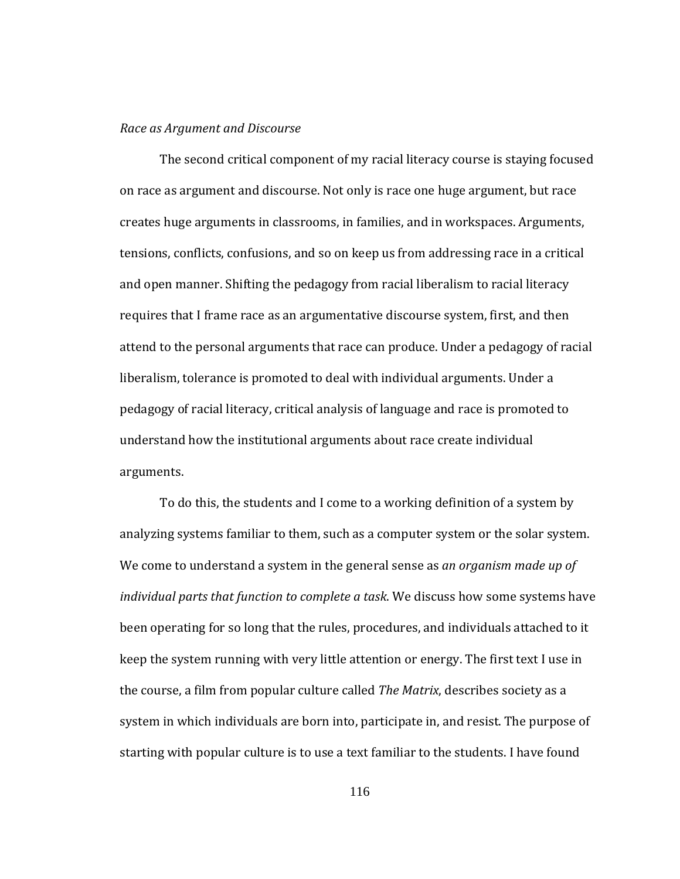*Race as Argument and Discourse*

The second critical component of my racial literacy course is staying focused on race as argument and discourse. Not only is race one huge argument, but race creates huge arguments in classrooms, in families, and in workspaces. Arguments, tensions, conflicts, confusions, and so on keep us from addressing race in a critical and open manner. Shifting the pedagogy from racial liberalism to racial literacy requires that I frame race as an argumentative discourse system, first, and then attend to the personal arguments that race can produce. Under a pedagogy of racial liberalism, tolerance is promoted to deal with individual arguments. Under a pedagogy of racial literacy, critical analysis of language and race is promoted to understand how the institutional arguments about race create individual arguments.

To do this, the students and I come to a working definition of a system by analyzing systems familiar to them, such as a computer system or the solar system. We come to understand a system in the general sense as *an organism made up of individual parts that function to complete a task*. We discuss how some systems have been operating for so long that the rules, procedures, and individuals attached to it keep the system running with very little attention or energy. The first text I use in the course, a film from popular culture called *The Matrix*, describes society as a system in which individuals are born into, participate in, and resist. The purpose of starting with popular culture is to use a text familiar to the students. I have found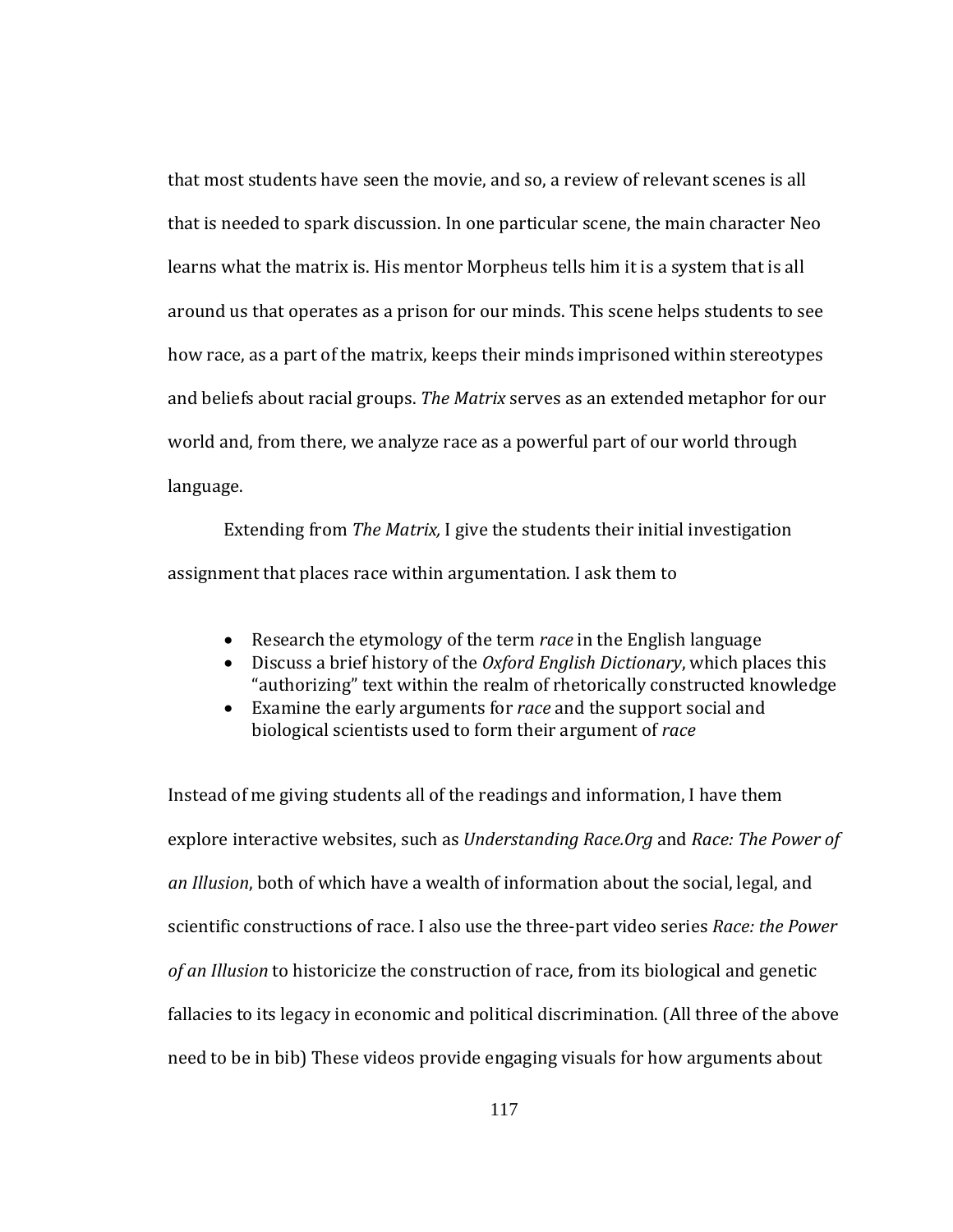that most students have seen the movie, and so, a review of relevant scenes is all that is needed to spark discussion. In one particular scene, the main character Neo learns what the matrix is. His mentor Morpheus tells him it is a system that is all around us that operates as a prison for our minds. This scene helps students to see how race, as a part of the matrix, keeps their minds imprisoned within stereotypes and beliefs about racial groups. *The Matrix* serves as an extended metaphor for our world and, from there, we analyze race as a powerful part of our world through language.

Extending from *The Matrix,* I give the students their initial investigation assignment that places race within argumentation. I ask them to

- Research the etymology of the term *race* in the English language
- Discuss a brief history of the *Oxford English Dictionary*, which places this "authorizing" text within the realm of rhetorically constructed knowledge
- Examine the early arguments for *race* and the support social and biological scientists used to form their argument of *race*

Instead of me giving students all of the readings and information, I have them explore interactive websites, such as *Understanding Race.Org* and *Race: The Power of an Illusion*, both of which have a wealth of information about the social, legal, and scientific constructions of race. I also use the three-part video series *Race: the Power of an Illusion* to historicize the construction of race, from its biological and genetic fallacies to its legacy in economic and political discrimination. (All three of the above need to be in bib) These videos provide engaging visuals for how arguments about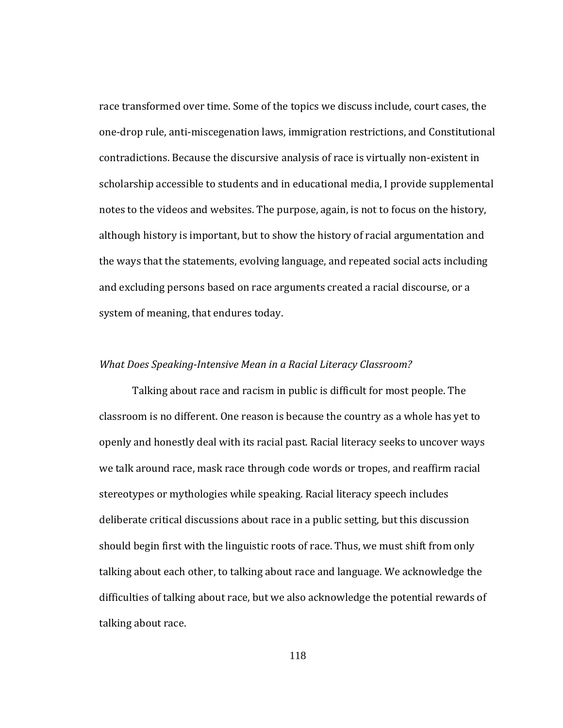race transformed over time. Some of the topics we discuss include, court cases, the one-drop rule, anti-miscegenation laws, immigration restrictions, and Constitutional contradictions. Because the discursive analysis of race is virtually non-existent in scholarship accessible to students and in educational media, I provide supplemental notes to the videos and websites. The purpose, again, is not to focus on the history, although history is important, but to show the history of racial argumentation and the ways that the statements, evolving language, and repeated social acts including and excluding persons based on race arguments created a racial discourse, or a system of meaning, that endures today.

### *What Does Speaking-Intensive Mean in a Racial Literacy Classroom?*

Talking about race and racism in public is difficult for most people. The classroom is no different. One reason is because the country as a whole has yet to openly and honestly deal with its racial past. Racial literacy seeks to uncover ways we talk around race, mask race through code words or tropes, and reaffirm racial stereotypes or mythologies while speaking. Racial literacy speech includes deliberate critical discussions about race in a public setting, but this discussion should begin first with the linguistic roots of race. Thus, we must shift from only talking about each other, to talking about race and language. We acknowledge the difficulties of talking about race, but we also acknowledge the potential rewards of talking about race.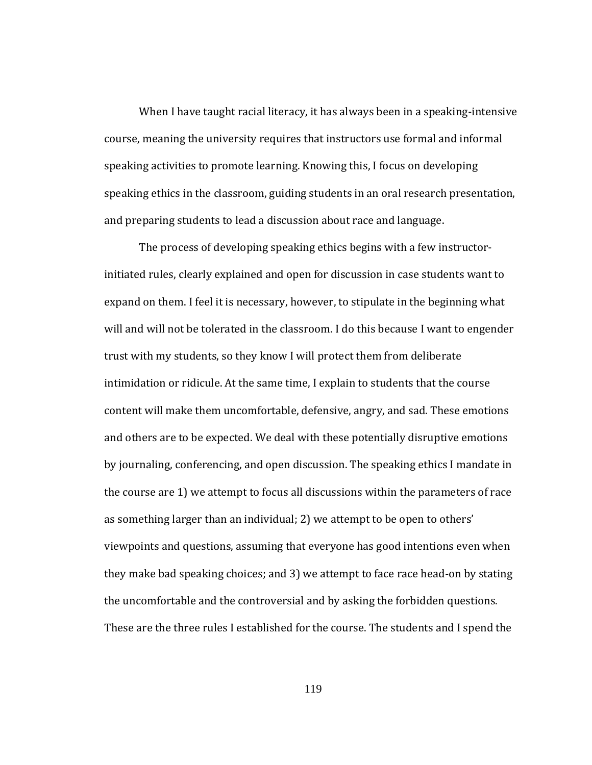When I have taught racial literacy, it has always been in a speaking-intensive course, meaning the university requires that instructors use formal and informal speaking activities to promote learning. Knowing this, I focus on developing speaking ethics in the classroom, guiding students in an oral research presentation, and preparing students to lead a discussion about race and language.

The process of developing speaking ethics begins with a few instructor-initiated rules, clearly explained and open for discussion in case students want to expand on them. I feel it is necessary, however, to stipulate in the beginning what will and will not be tolerated in the classroom. I do this because I want to engender trust with my students, so they know I will protect them from deliberate intimidation or ridicule. At the same time, I explain to students that the course content will make them uncomfortable, defensive, angry, and sad. These emotions and others are to be expected. We deal with these potentially disruptive emotions by journaling, conferencing, and open discussion. The speaking ethics I mandate in the course are 1) we attempt to focus all discussions within the parameters of race as something larger than an individual; 2) we attempt to be open to others' viewpoints and questions, assuming that everyone has good intentions even when they make bad speaking choices; and 3) we attempt to face race head-on by stating the uncomfortable and the controversial and by asking the forbidden questions. These are the three rules I established for the course. The students and I spend the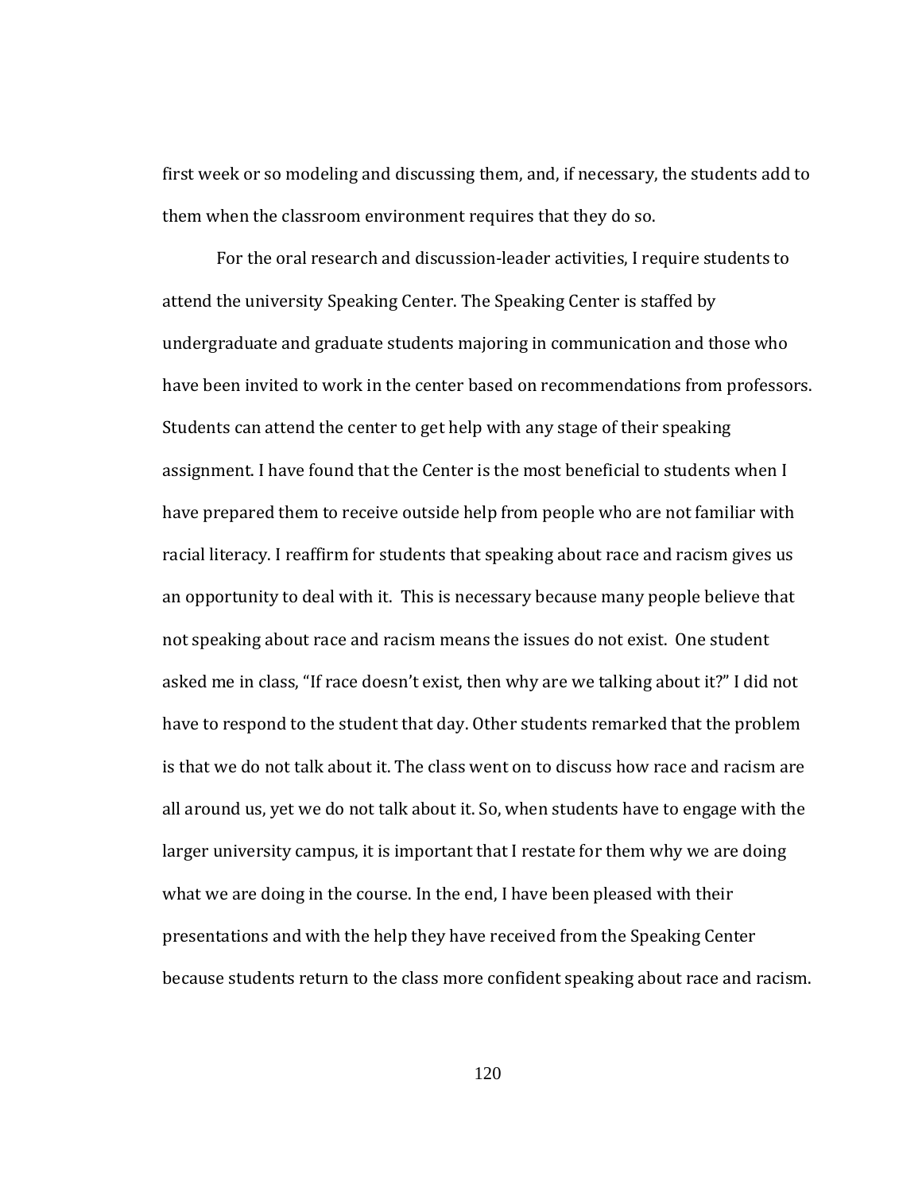first week or so modeling and discussing them, and, if necessary, the students add to them when the classroom environment requires that they do so.

For the oral research and discussion-leader activities, I require students to attend the university Speaking Center. The Speaking Center is staffed by undergraduate and graduate students majoring in communication and those who have been invited to work in the center based on recommendations from professors. Students can attend the center to get help with any stage of their speaking assignment. I have found that the Center is the most beneficial to students when I have prepared them to receive outside help from people who are not familiar with racial literacy. I reaffirm for students that speaking about race and racism gives us an opportunity to deal with it. This is necessary because many people believe that not speaking about race and racism means the issues do not exist. One student asked me in class, "If race doesn't exist, then why are we talking about it?" I did not have to respond to the student that day. Other students remarked that the problem is that we do not talk about it. The class went on to discuss how race and racism are all around us, yet we do not talk about it. So, when students have to engage with the larger university campus, it is important that I restate for them why we are doing what we are doing in the course. In the end, I have been pleased with their presentations and with the help they have received from the Speaking Center because students return to the class more confident speaking about race and racism.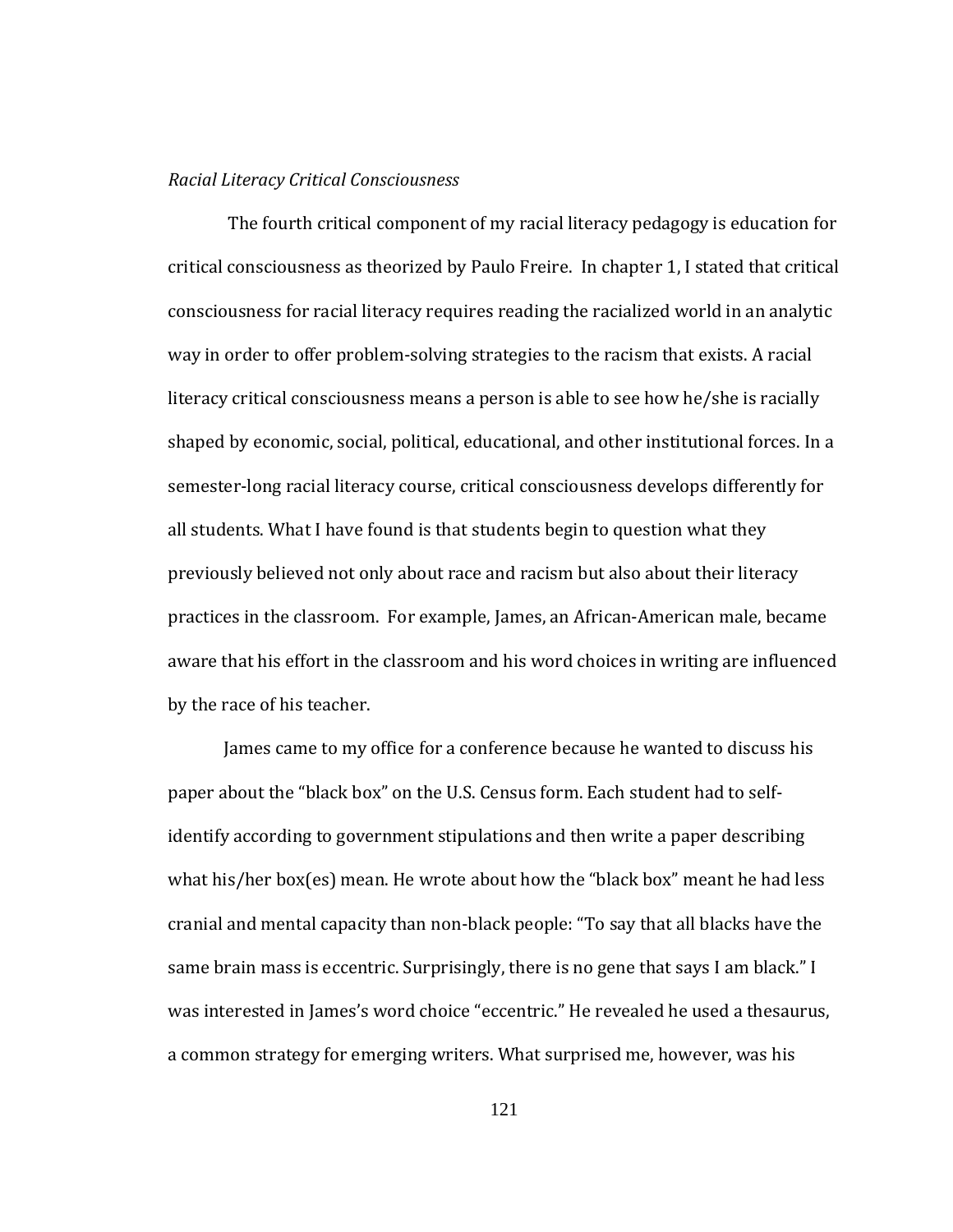*Racial Literacy Critical Consciousness*

The fourth critical component of my racial literacy pedagogy is education for critical consciousness as theorized by Paulo Freire. In chapter 1, I stated that critical consciousness for racial literacy requires reading the racialized world in an analytic way in order to offer problem-solving strategies to the racism that exists. A racial literacy critical consciousness means a person is able to see how he/she is racially shaped by economic, social, political, educational, and other institutional forces. In a semester-long racial literacy course, critical consciousness develops differently for all students. What I have found is that students begin to question what they previously believed not only about race and racism but also about their literacy practices in the classroom. For example, James, an African-American male, became aware that his effort in the classroom and his word choices in writing are influenced by the race of his teacher.

James came to my office for a conference because he wanted to discuss his paper about the "black box" on the U.S. Census form. Each student had to self-identify according to government stipulations and then write a paper describing what his/her box(es) mean. He wrote about how the "black box" meant he had less cranial and mental capacity than non-black people: "To say that all blacks have the same brain mass is eccentric. Surprisingly, there is no gene that says I am black." I was interested in James's word choice "eccentric." He revealed he used a thesaurus, a common strategy for emerging writers. What surprised me, however, was his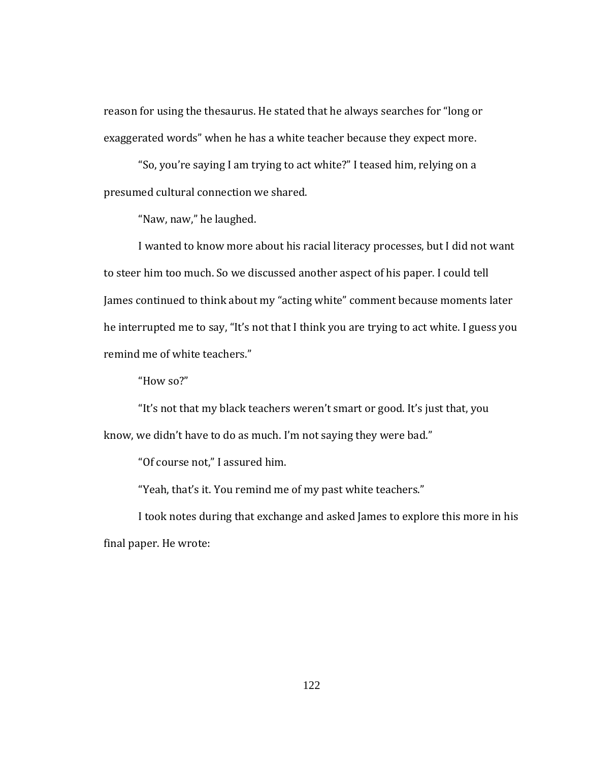reason for using the thesaurus. He stated that he always searches for "long or exaggerated words" when he has a white teacher because they expect more.

"So, you're saying I am trying to act white?" I teased him, relying on a presumed cultural connection we shared.

"Naw, naw," he laughed.

I wanted to know more about his racial literacy processes, but I did not want to steer him too much. So we discussed another aspect of his paper. I could tell James continued to think about my "acting white" comment because moments later he interrupted me to say, "It's not that I think you are trying to act white. I guess you remind me of white teachers."

"How so?"

"It's not that my black teachers weren't smart or good. It's just that, you know, we didn't have to do as much. I'm not saying they were bad."

"Of course not," I assured him.

"Yeah, that's it. You remind me of my past white teachers."

I took notes during that exchange and asked James to explore this more in his final paper. He wrote: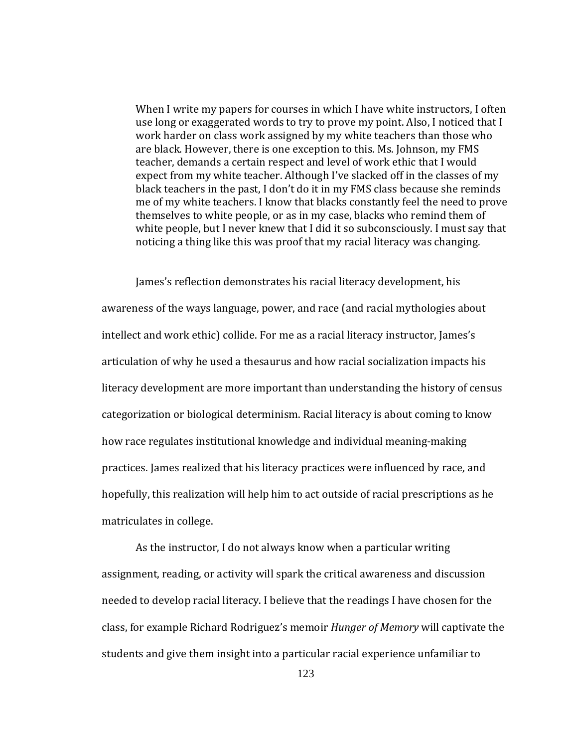> When I write my papers for courses in which I have white instructors, I often use long or exaggerated words to try to prove my point. Also, I noticed that I work harder on class work assigned by my white teachers than those who are black. However, there is one exception to this. Ms. Johnson, my FMS teacher, demands a certain respect and level of work ethic that I would expect from my white teacher. Although I've slacked off in the classes of my black teachers in the past, I don't do it in my FMS class because she reminds me of my white teachers. I know that blacks constantly feel the need to prove themselves to white people, or as in my case, blacks who remind them of white people, but I never knew that I did it so subconsciously. I must say that noticing a thing like this was proof that my racial literacy was changing.

James's reflection demonstrates his racial literacy development, his awareness of the ways language, power, and race (and racial mythologies about intellect and work ethic) collide. For me as a racial literacy instructor, James's articulation of why he used a thesaurus and how racial socialization impacts his literacy development are more important than understanding the history of census categorization or biological determinism. Racial literacy is about coming to know how race regulates institutional knowledge and individual meaning-making practices. James realized that his literacy practices were influenced by race, and hopefully, this realization will help him to act outside of racial prescriptions as he matriculates in college.

As the instructor, I do not always know when a particular writing assignment, reading, or activity will spark the critical awareness and discussion needed to develop racial literacy. I believe that the readings I have chosen for the class, for example Richard Rodriguez's memoir *Hunger of Memory* will captivate the students and give them insight into a particular racial experience unfamiliar to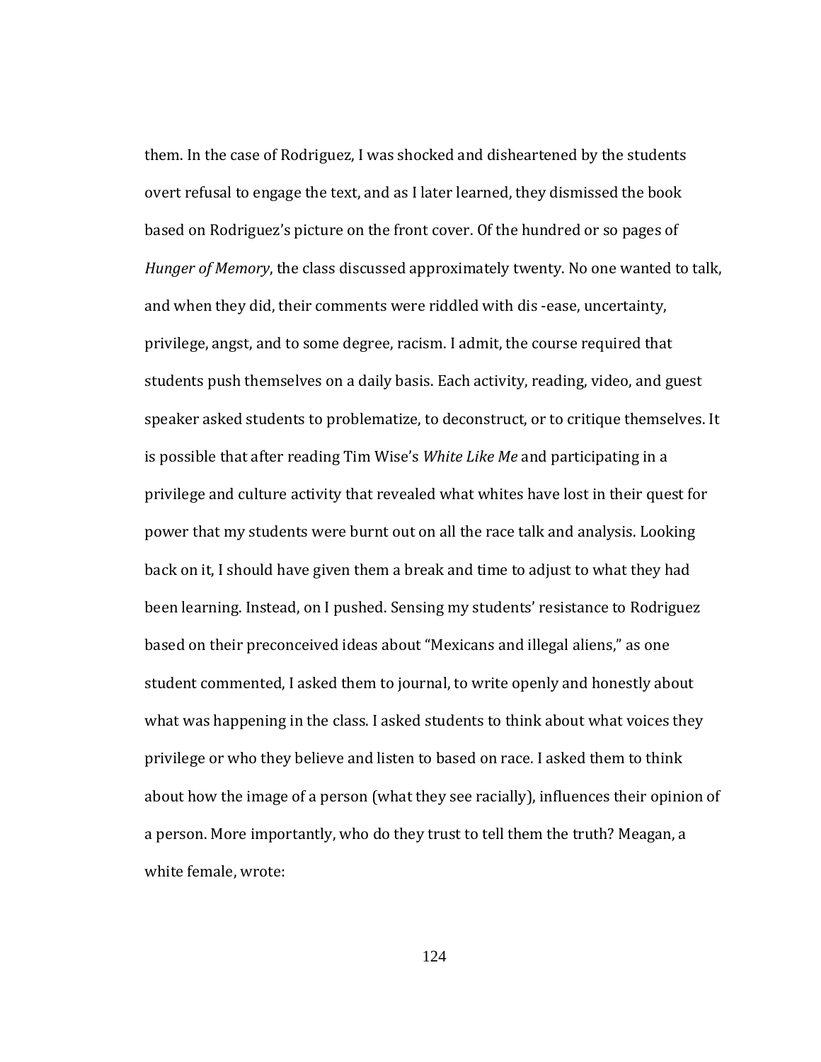them. In the case of Rodriguez, I was shocked and disheartened by the students overt refusal to engage the text, and as I later learned, they dismissed the book based on Rodriguez's picture on the front cover. Of the hundred or so pages of *Hunger of Memory*, the class discussed approximately twenty. No one wanted to talk, and when they did, their comments were riddled with dis -ease, uncertainty, privilege, angst, and to some degree, racism. I admit, the course required that students push themselves on a daily basis. Each activity, reading, video, and guest speaker asked students to problematize, to deconstruct, or to critique themselves. It is possible that after reading Tim Wise's *White Like Me* and participating in a privilege and culture activity that revealed what whites have lost in their quest for power that my students were burnt out on all the race talk and analysis. Looking back on it, I should have given them a break and time to adjust to what they had been learning. Instead, on I pushed. Sensing my students' resistance to Rodriguez based on their preconceived ideas about "Mexicans and illegal aliens," as one student commented, I asked them to journal, to write openly and honestly about what was happening in the class. I asked students to think about what voices they privilege or who they believe and listen to based on race. I asked them to think about how the image of a person (what they see racially), influences their opinion of a person. More importantly, who do they trust to tell them the truth? Meagan, a white female, wrote: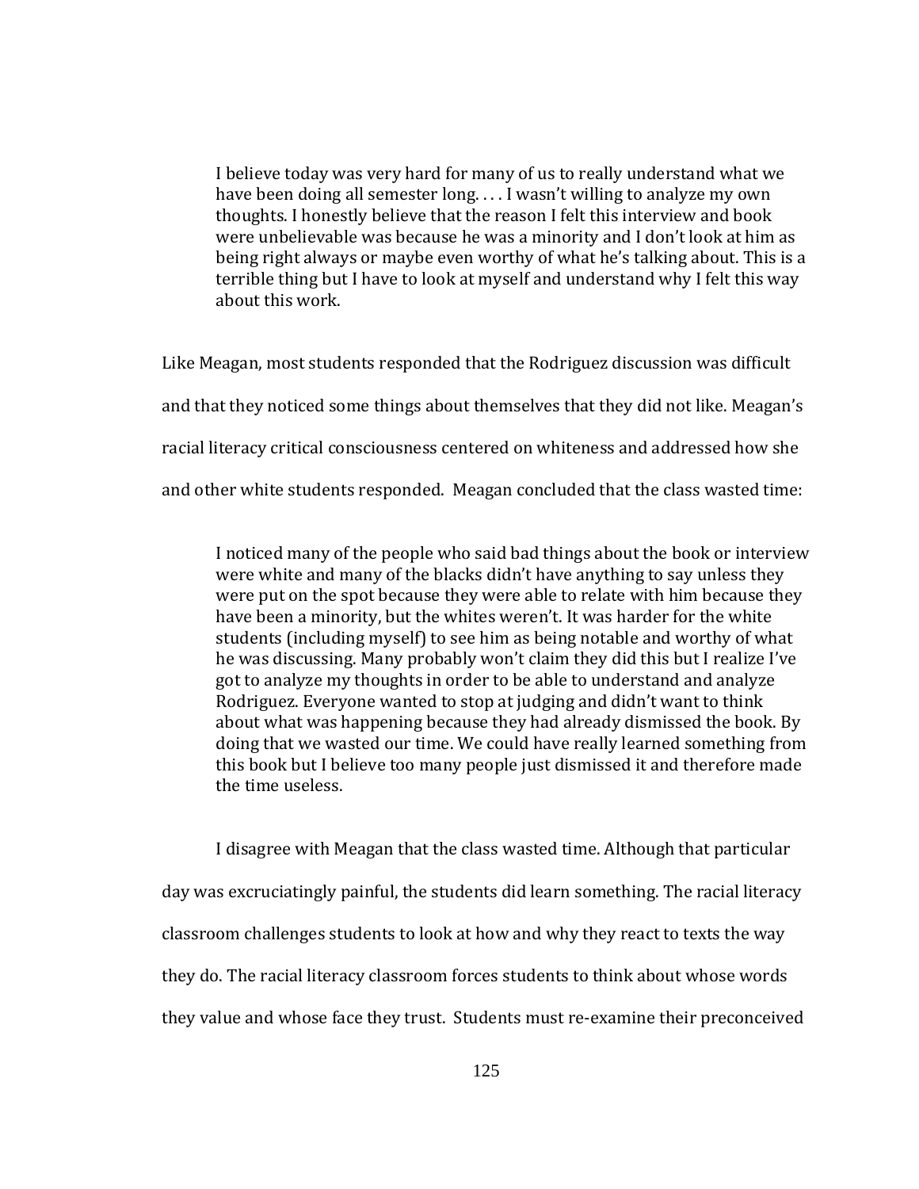> I believe today was very hard for many of us to really understand what we have been doing all semester long. . . . I wasn't willing to analyze my own thoughts. I honestly believe that the reason I felt this interview and book were unbelievable was because he was a minority and I don't look at him as being right always or maybe even worthy of what he's talking about. This is a terrible thing but I have to look at myself and understand why I felt this way about this work.

Like Meagan, most students responded that the Rodriguez discussion was difficult and that they noticed some things about themselves that they did not like. Meagan's racial literacy critical consciousness centered on whiteness and addressed how she and other white students responded. Meagan concluded that the class wasted time:

> I noticed many of the people who said bad things about the book or interview were white and many of the blacks didn't have anything to say unless they were put on the spot because they were able to relate with him because they have been a minority, but the whites weren't. It was harder for the white students (including myself) to see him as being notable and worthy of what he was discussing. Many probably won't claim they did this but I realize I've got to analyze my thoughts in order to be able to understand and analyze Rodriguez. Everyone wanted to stop at judging and didn't want to think about what was happening because they had already dismissed the book. By doing that we wasted our time. We could have really learned something from this book but I believe too many people just dismissed it and therefore made the time useless.

I disagree with Meagan that the class wasted time. Although that particular day was excruciatingly painful, the students did learn something. The racial literacy classroom challenges students to look at how and why they react to texts the way they do. The racial literacy classroom forces students to think about whose words they value and whose face they trust. Students must re-examine their preconceived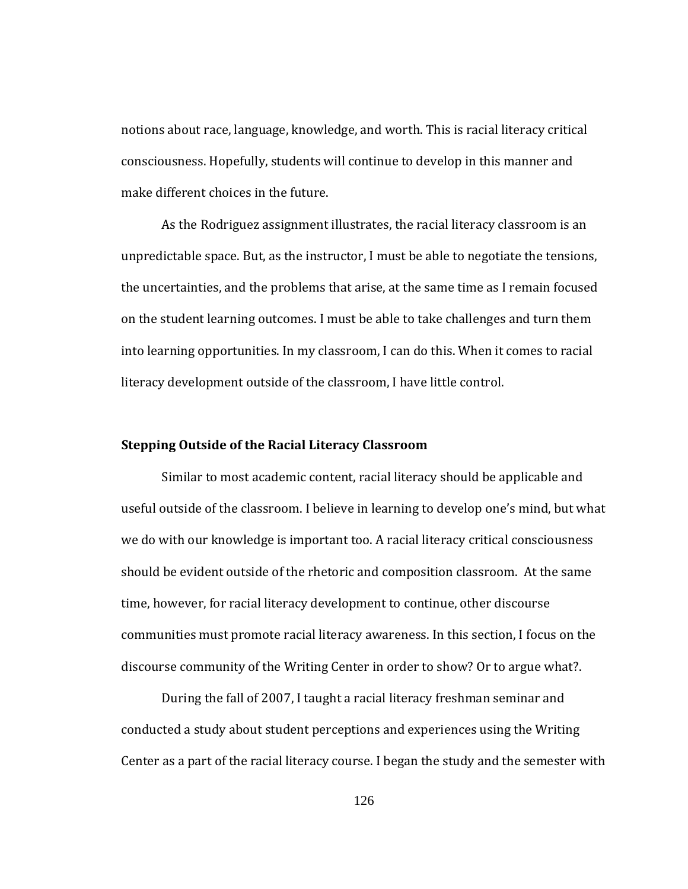notions about race, language, knowledge, and worth. This is racial literacy critical consciousness. Hopefully, students will continue to develop in this manner and make different choices in the future.

As the Rodriguez assignment illustrates, the racial literacy classroom is an unpredictable space. But, as the instructor, I must be able to negotiate the tensions, the uncertainties, and the problems that arise, at the same time as I remain focused on the student learning outcomes. I must be able to take challenges and turn them into learning opportunities. In my classroom, I can do this. When it comes to racial literacy development outside of the classroom, I have little control.

**Stepping Outside of the Racial Literacy Classroom**

Similar to most academic content, racial literacy should be applicable and useful outside of the classroom. I believe in learning to develop one's mind, but what we do with our knowledge is important too. A racial literacy critical consciousness should be evident outside of the rhetoric and composition classroom. At the same time, however, for racial literacy development to continue, other discourse communities must promote racial literacy awareness. In this section, I focus on the discourse community of the Writing Center in order to show? Or to argue what?.

During the fall of 2007, I taught a racial literacy freshman seminar and conducted a study about student perceptions and experiences using the Writing Center as a part of the racial literacy course. I began the study and the semester with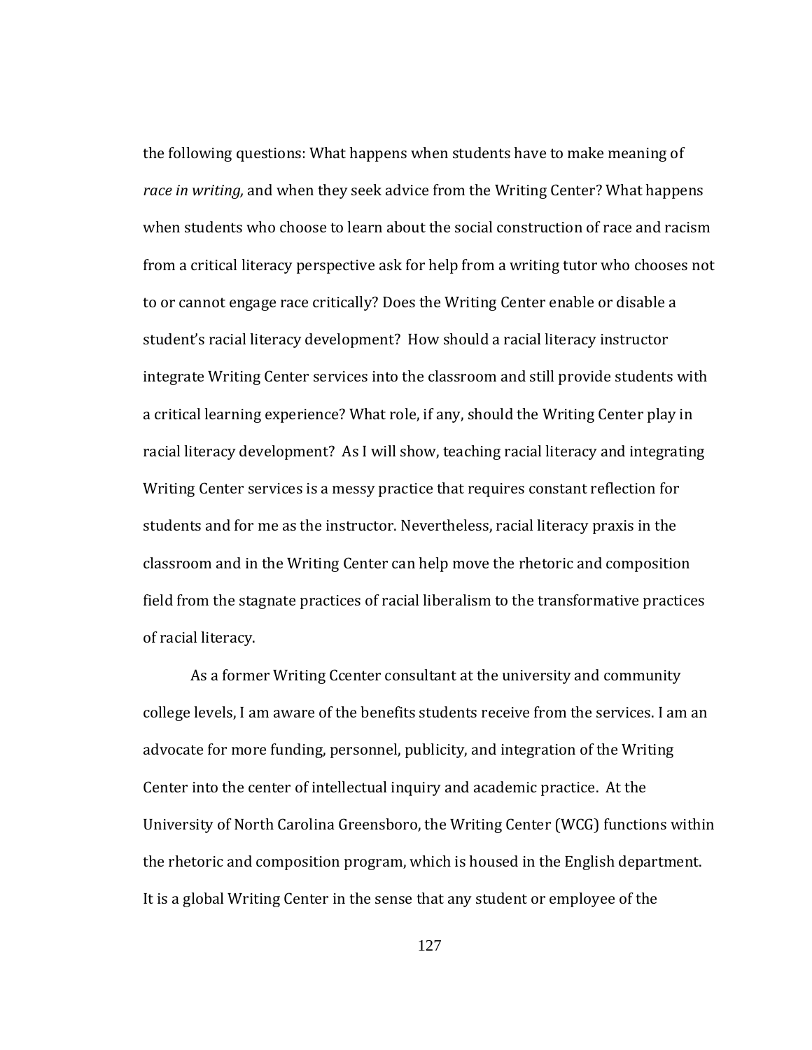the following questions: What happens when students have to make meaning of *race in writing,* and when they seek advice from the Writing Center? What happens when students who choose to learn about the social construction of race and racism from a critical literacy perspective ask for help from a writing tutor who chooses not to or cannot engage race critically? Does the Writing Center enable or disable a student's racial literacy development? How should a racial literacy instructor integrate Writing Center services into the classroom and still provide students with a critical learning experience? What role, if any, should the Writing Center play in racial literacy development? As I will show, teaching racial literacy and integrating Writing Center services is a messy practice that requires constant reflection for students and for me as the instructor. Nevertheless, racial literacy praxis in the classroom and in the Writing Center can help move the rhetoric and composition field from the stagnate practices of racial liberalism to the transformative practices of racial literacy.

As a former Writing Ccenter consultant at the university and community college levels, I am aware of the benefits students receive from the services. I am an advocate for more funding, personnel, publicity, and integration of the Writing Center into the center of intellectual inquiry and academic practice. At the University of North Carolina Greensboro, the Writing Center (WCG) functions within the rhetoric and composition program, which is housed in the English department. It is a global Writing Center in the sense that any student or employee of the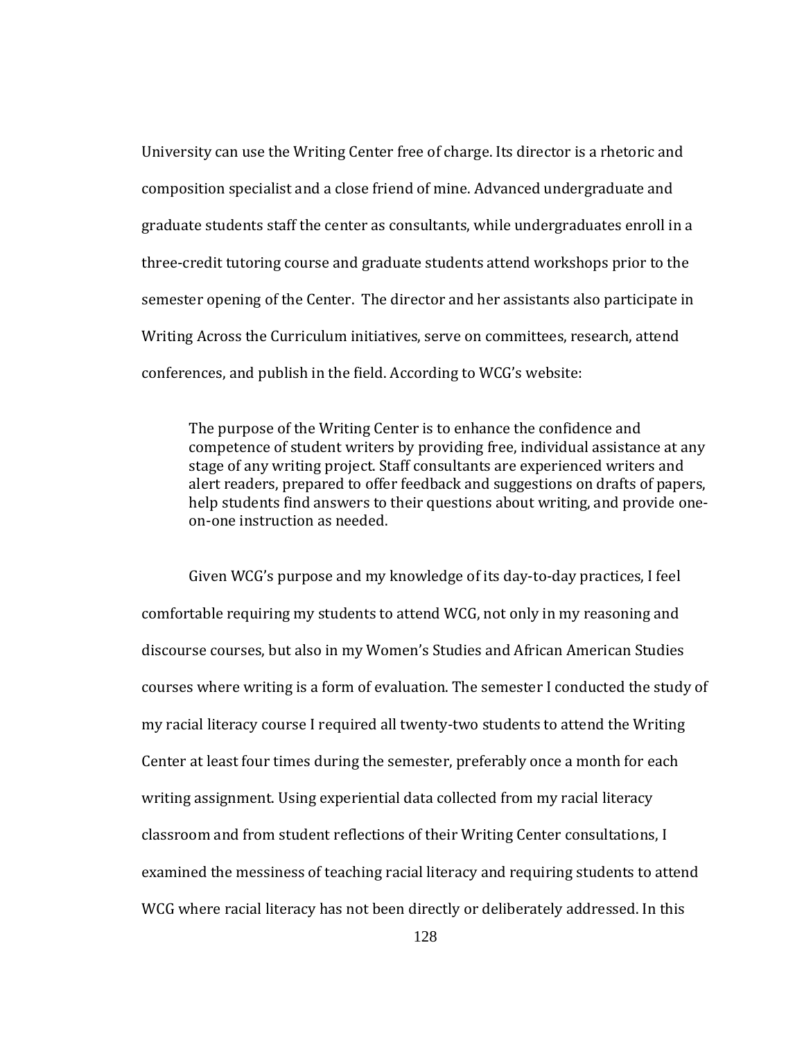University can use the Writing Center free of charge. Its director is a rhetoric and composition specialist and a close friend of mine. Advanced undergraduate and graduate students staff the center as consultants, while undergraduates enroll in a three-credit tutoring course and graduate students attend workshops prior to the semester opening of the Center. The director and her assistants also participate in Writing Across the Curriculum initiatives, serve on committees, research, attend conferences, and publish in the field. According to WCG's website:

> The purpose of the Writing Center is to enhance the confidence and competence of student writers by providing free, individual assistance at any stage of any writing project. Staff consultants are experienced writers and alert readers, prepared to offer feedback and suggestions on drafts of papers, help students find answers to their questions about writing, and provide one-on-one instruction as needed.

Given WCG's purpose and my knowledge of its day-to-day practices, I feel comfortable requiring my students to attend WCG, not only in my reasoning and discourse courses, but also in my Women's Studies and African American Studies courses where writing is a form of evaluation. The semester I conducted the study of my racial literacy course I required all twenty-two students to attend the Writing Center at least four times during the semester, preferably once a month for each writing assignment. Using experiential data collected from my racial literacy classroom and from student reflections of their Writing Center consultations, I examined the messiness of teaching racial literacy and requiring students to attend WCG where racial literacy has not been directly or deliberately addressed. In this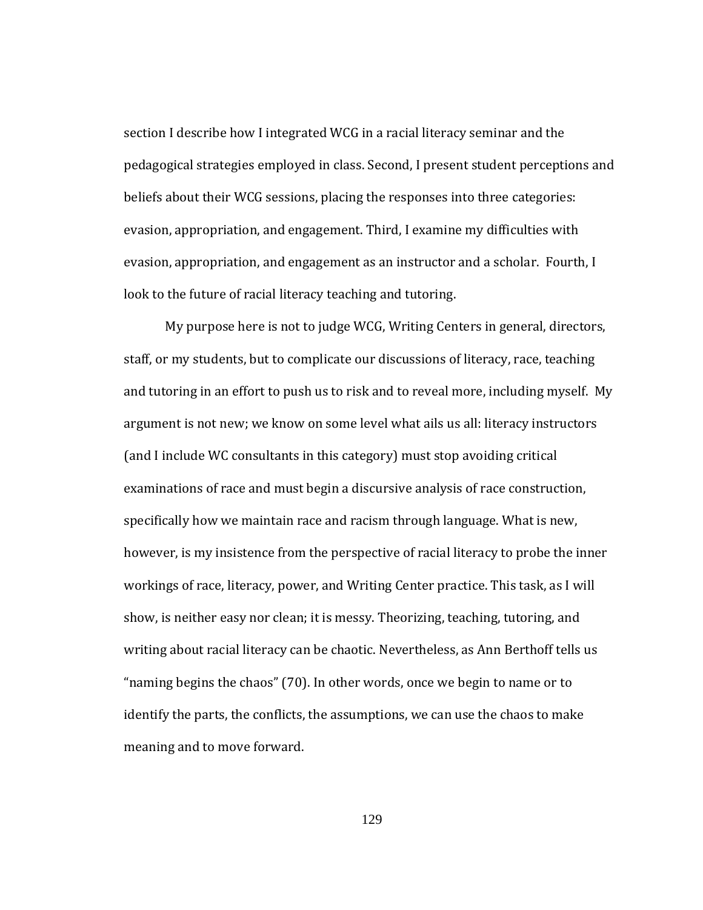section I describe how I integrated WCG in a racial literacy seminar and the pedagogical strategies employed in class. Second, I present student perceptions and beliefs about their WCG sessions, placing the responses into three categories: evasion, appropriation, and engagement. Third, I examine my difficulties with evasion, appropriation, and engagement as an instructor and a scholar. Fourth, I look to the future of racial literacy teaching and tutoring.

My purpose here is not to judge WCG, Writing Centers in general, directors, staff, or my students, but to complicate our discussions of literacy, race, teaching and tutoring in an effort to push us to risk and to reveal more, including myself. My argument is not new; we know on some level what ails us all: literacy instructors (and I include WC consultants in this category) must stop avoiding critical examinations of race and must begin a discursive analysis of race construction, specifically how we maintain race and racism through language. What is new, however, is my insistence from the perspective of racial literacy to probe the inner workings of race, literacy, power, and Writing Center practice. This task, as I will show, is neither easy nor clean; it is messy. Theorizing, teaching, tutoring, and writing about racial literacy can be chaotic. Nevertheless, as Ann Berthoff tells us "naming begins the chaos" (70). In other words, once we begin to name or to identify the parts, the conflicts, the assumptions, we can use the chaos to make meaning and to move forward.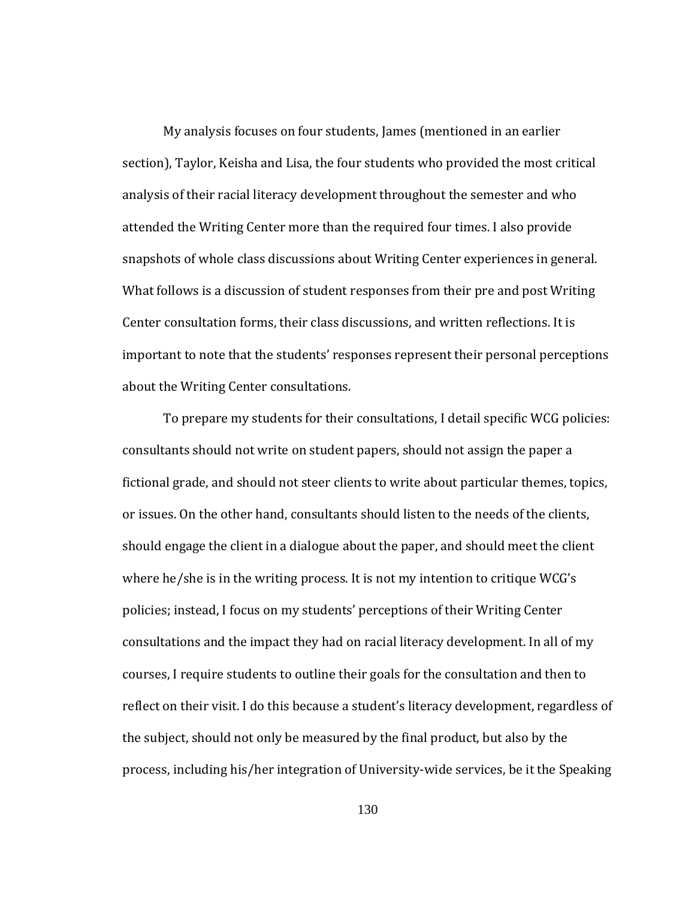My analysis focuses on four students, James (mentioned in an earlier section), Taylor, Keisha and Lisa, the four students who provided the most critical analysis of their racial literacy development throughout the semester and who attended the Writing Center more than the required four times. I also provide snapshots of whole class discussions about Writing Center experiences in general. What follows is a discussion of student responses from their pre and post Writing Center consultation forms, their class discussions, and written reflections. It is important to note that the students' responses represent their personal perceptions about the Writing Center consultations.

To prepare my students for their consultations, I detail specific WCG policies: consultants should not write on student papers, should not assign the paper a fictional grade, and should not steer clients to write about particular themes, topics, or issues. On the other hand, consultants should listen to the needs of the clients, should engage the client in a dialogue about the paper, and should meet the client where he/she is in the writing process. It is not my intention to critique WCG's policies; instead, I focus on my students' perceptions of their Writing Center consultations and the impact they had on racial literacy development. In all of my courses, I require students to outline their goals for the consultation and then to reflect on their visit. I do this because a student's literacy development, regardless of the subject, should not only be measured by the final product, but also by the process, including his/her integration of University-wide services, be it the Speaking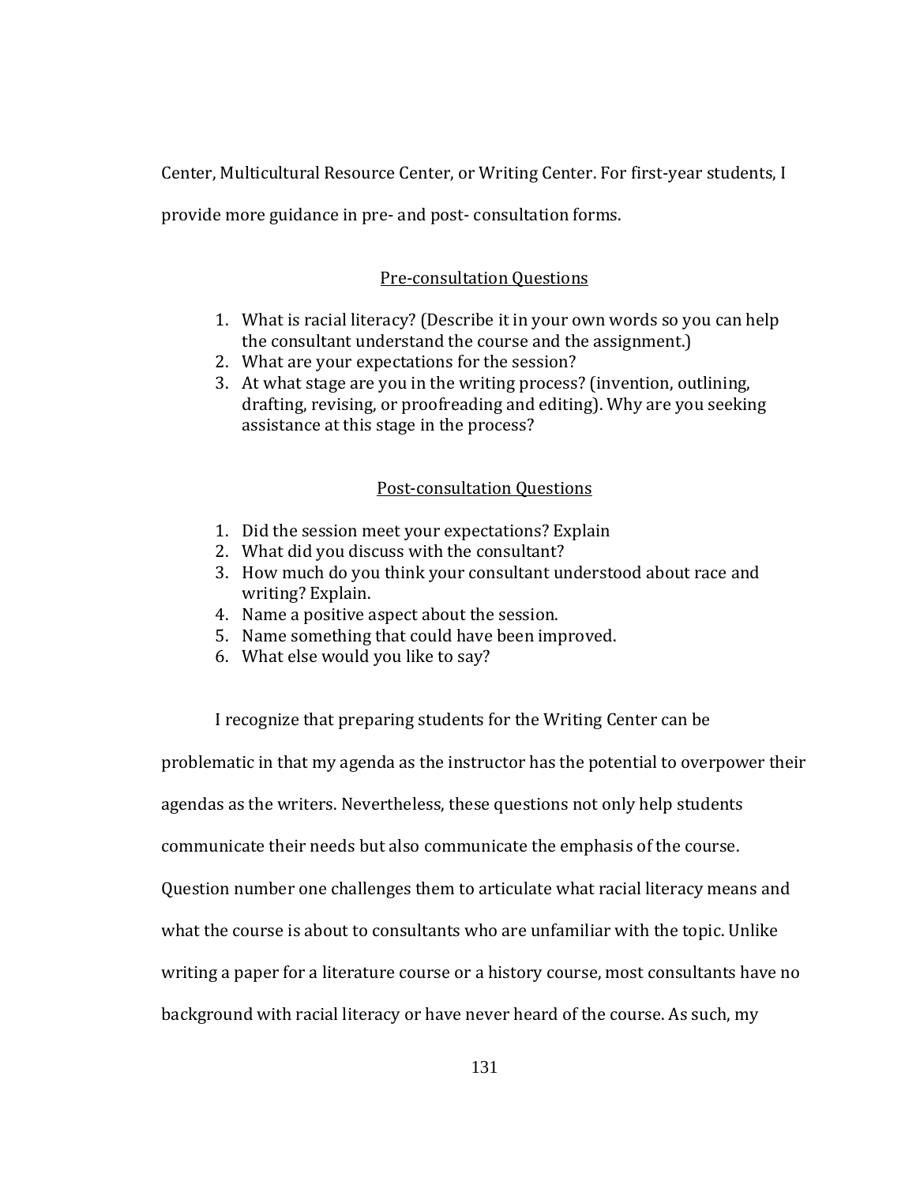Center, Multicultural Resource Center, or Writing Center. For first-year students, I provide more guidance in pre- and post- consultation forms.

<u>Pre-consultation Questions</u>

1. What is racial literacy? (Describe it in your own words so you can help the consultant understand the course and the assignment.)
2. What are your expectations for the session?
3. At what stage are you in the writing process? (invention, outlining, drafting, revising, or proofreading and editing). Why are you seeking assistance at this stage in the process?

<u>Post-consultation Questions</u>

1. Did the session meet your expectations? Explain
2. What did you discuss with the consultant?
3. How much do you think your consultant understood about race and writing? Explain.
4. Name a positive aspect about the session.
5. Name something that could have been improved.
6. What else would you like to say?

I recognize that preparing students for the Writing Center can be problematic in that my agenda as the instructor has the potential to overpower their agendas as the writers. Nevertheless, these questions not only help students communicate their needs but also communicate the emphasis of the course. Question number one challenges them to articulate what racial literacy means and what the course is about to consultants who are unfamiliar with the topic. Unlike writing a paper for a literature course or a history course, most consultants have no background with racial literacy or have never heard of the course. As such, my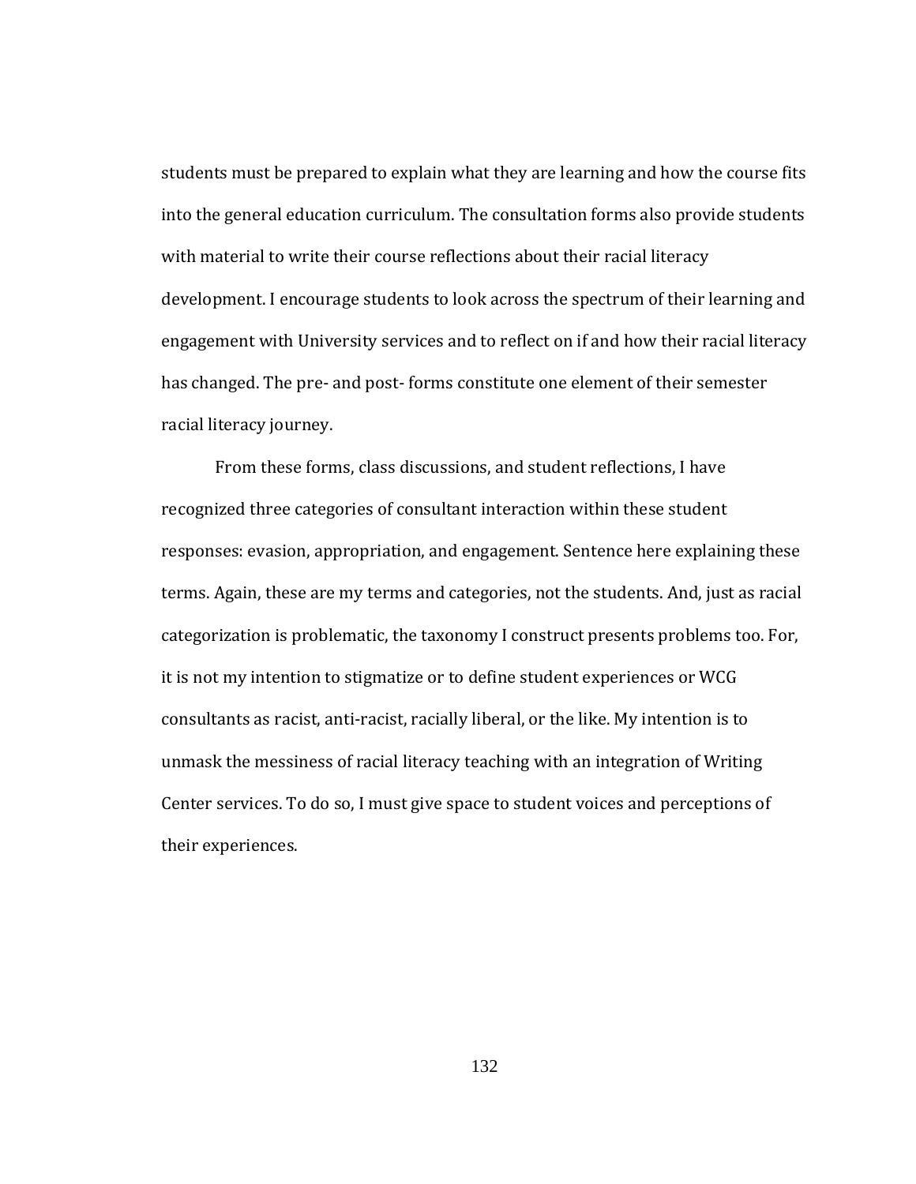students must be prepared to explain what they are learning and how the course fits into the general education curriculum. The consultation forms also provide students with material to write their course reflections about their racial literacy development. I encourage students to look across the spectrum of their learning and engagement with University services and to reflect on if and how their racial literacy has changed. The pre- and post- forms constitute one element of their semester racial literacy journey.

From these forms, class discussions, and student reflections, I have recognized three categories of consultant interaction within these student responses: evasion, appropriation, and engagement. Sentence here explaining these terms. Again, these are my terms and categories, not the students. And, just as racial categorization is problematic, the taxonomy I construct presents problems too. For, it is not my intention to stigmatize or to define student experiences or WCG consultants as racist, anti-racist, racially liberal, or the like. My intention is to unmask the messiness of racial literacy teaching with an integration of Writing Center services. To do so, I must give space to student voices and perceptions of their experiences.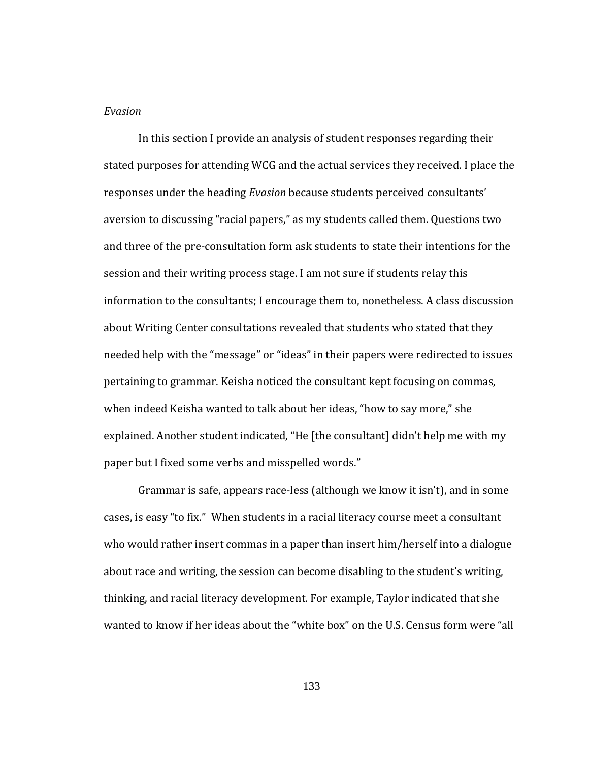*Evasion*

In this section I provide an analysis of student responses regarding their stated purposes for attending WCG and the actual services they received. I place the responses under the heading *Evasion* because students perceived consultants' aversion to discussing "racial papers," as my students called them. Questions two and three of the pre-consultation form ask students to state their intentions for the session and their writing process stage. I am not sure if students relay this information to the consultants; I encourage them to, nonetheless. A class discussion about Writing Center consultations revealed that students who stated that they needed help with the "message" or "ideas" in their papers were redirected to issues pertaining to grammar. Keisha noticed the consultant kept focusing on commas, when indeed Keisha wanted to talk about her ideas, "how to say more," she explained. Another student indicated, "He [the consultant] didn't help me with my paper but I fixed some verbs and misspelled words."

Grammar is safe, appears race-less (although we know it isn't), and in some cases, is easy "to fix." When students in a racial literacy course meet a consultant who would rather insert commas in a paper than insert him/herself into a dialogue about race and writing, the session can become disabling to the student's writing, thinking, and racial literacy development. For example, Taylor indicated that she wanted to know if her ideas about the "white box" on the U.S. Census form were "all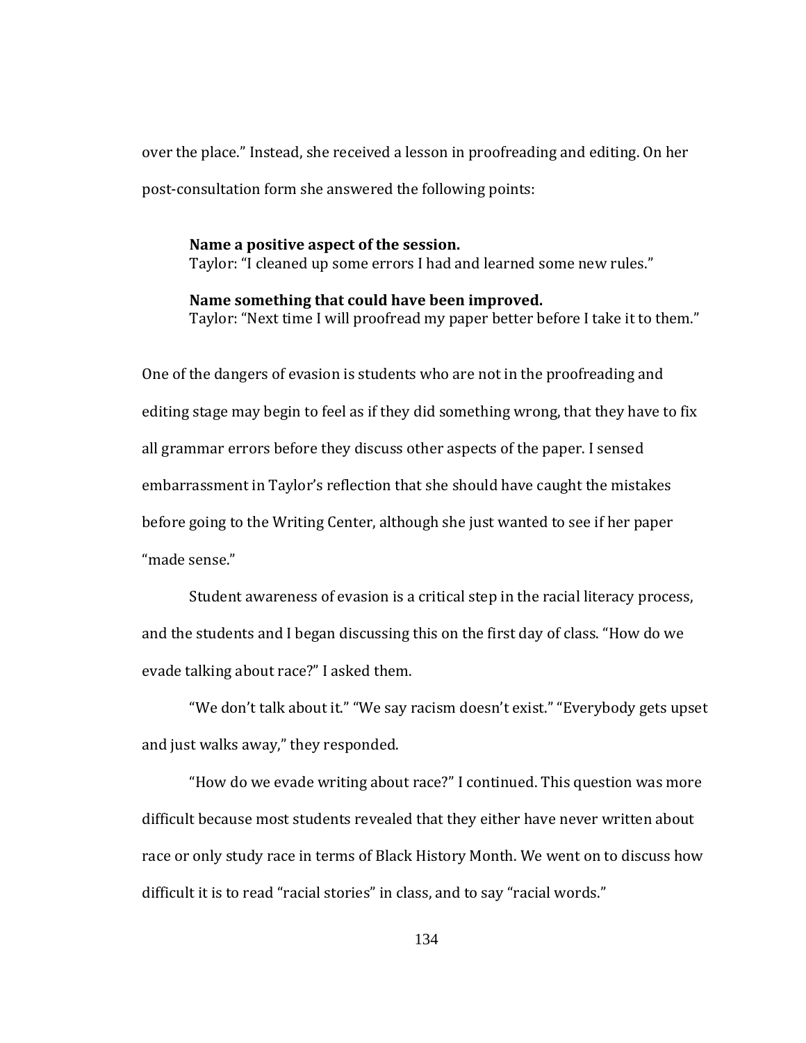over the place." Instead, she received a lesson in proofreading and editing. On her post-consultation form she answered the following points:

> **Name a positive aspect of the session.**
> Taylor: "I cleaned up some errors I had and learned some new rules."
>
> **Name something that could have been improved.**
> Taylor: "Next time I will proofread my paper better before I take it to them."

One of the dangers of evasion is students who are not in the proofreading and editing stage may begin to feel as if they did something wrong, that they have to fix all grammar errors before they discuss other aspects of the paper. I sensed embarrassment in Taylor's reflection that she should have caught the mistakes before going to the Writing Center, although she just wanted to see if her paper "made sense."

Student awareness of evasion is a critical step in the racial literacy process, and the students and I began discussing this on the first day of class. "How do we evade talking about race?" I asked them.

"We don't talk about it." "We say racism doesn't exist." "Everybody gets upset and just walks away," they responded.

"How do we evade writing about race?" I continued. This question was more difficult because most students revealed that they either have never written about race or only study race in terms of Black History Month. We went on to discuss how difficult it is to read "racial stories" in class, and to say "racial words."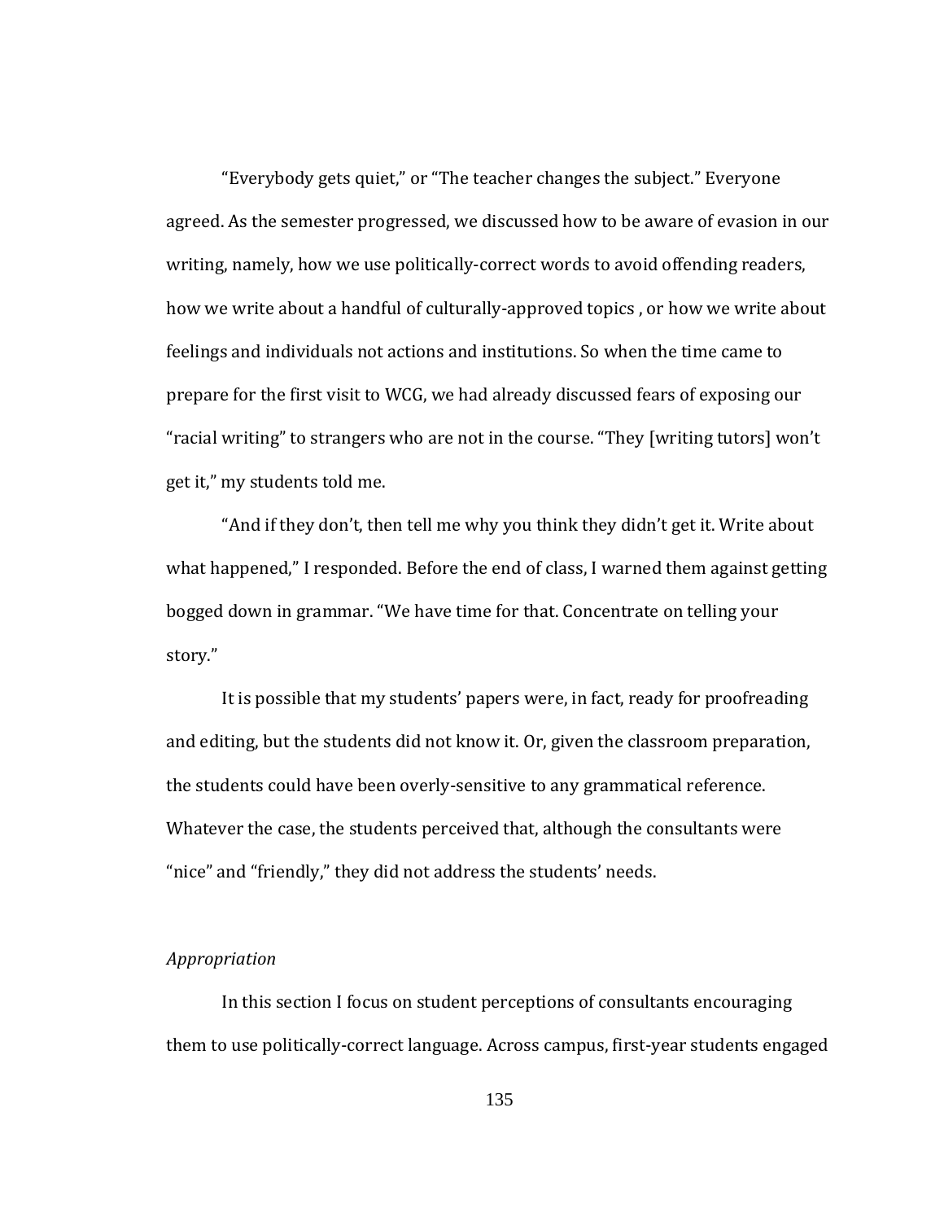"Everybody gets quiet," or "The teacher changes the subject." Everyone agreed. As the semester progressed, we discussed how to be aware of evasion in our writing, namely, how we use politically-correct words to avoid offending readers, how we write about a handful of culturally-approved topics , or how we write about feelings and individuals not actions and institutions. So when the time came to prepare for the first visit to WCG, we had already discussed fears of exposing our "racial writing" to strangers who are not in the course. "They [writing tutors] won't get it," my students told me.

"And if they don't, then tell me why you think they didn't get it. Write about what happened," I responded. Before the end of class, I warned them against getting bogged down in grammar. "We have time for that. Concentrate on telling your story."

It is possible that my students' papers were, in fact, ready for proofreading and editing, but the students did not know it. Or, given the classroom preparation, the students could have been overly-sensitive to any grammatical reference. Whatever the case, the students perceived that, although the consultants were "nice" and "friendly," they did not address the students' needs.

*Appropriation*

In this section I focus on student perceptions of consultants encouraging them to use politically-correct language. Across campus, first-year students engaged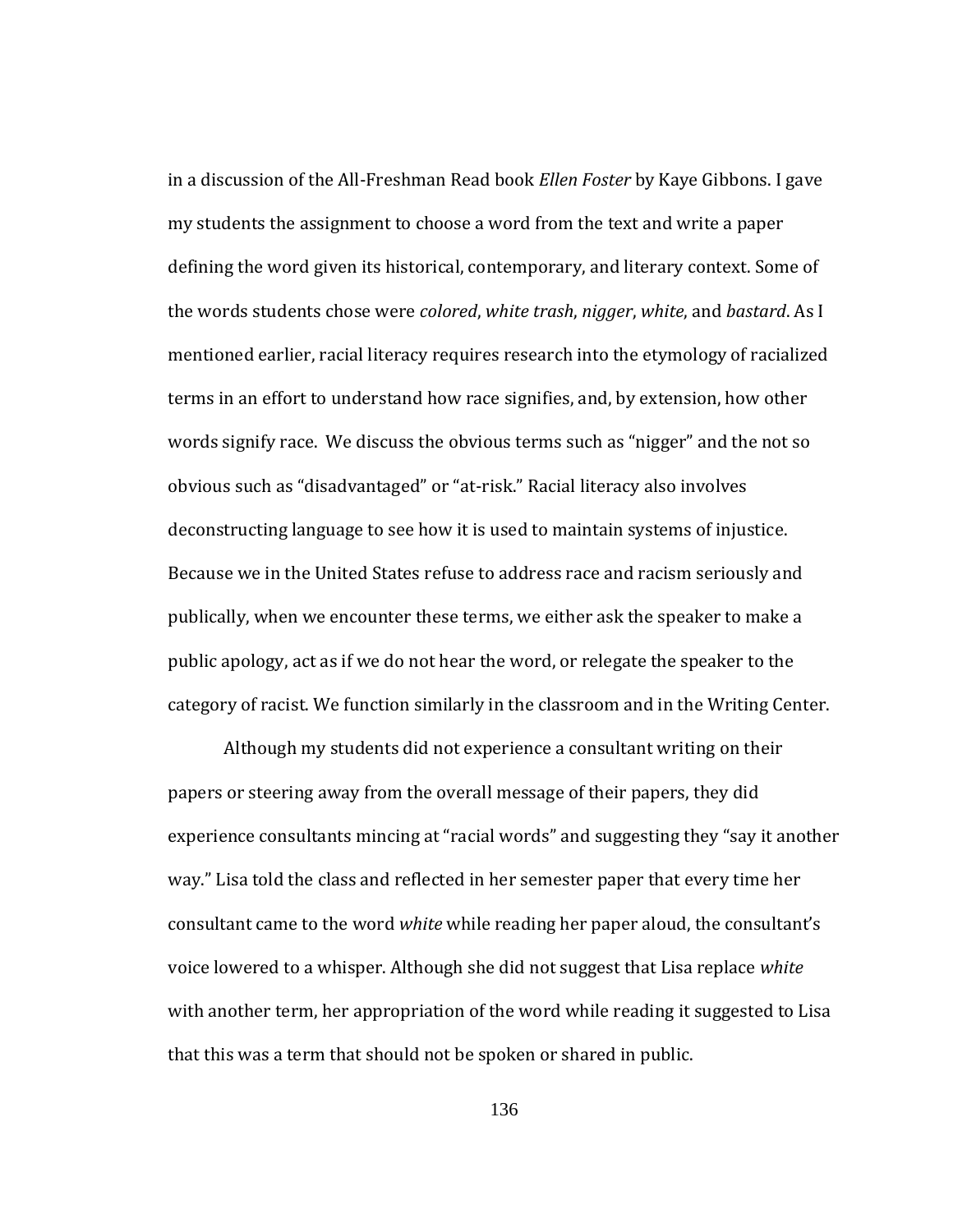in a discussion of the All-Freshman Read book *Ellen Foster* by Kaye Gibbons. I gave my students the assignment to choose a word from the text and write a paper defining the word given its historical, contemporary, and literary context. Some of the words students chose were *colored*, *white trash*, *nigger*, *white*, and *bastard*. As I mentioned earlier, racial literacy requires research into the etymology of racialized terms in an effort to understand how race signifies, and, by extension, how other words signify race. We discuss the obvious terms such as "nigger" and the not so obvious such as "disadvantaged" or "at-risk." Racial literacy also involves deconstructing language to see how it is used to maintain systems of injustice. Because we in the United States refuse to address race and racism seriously and publically, when we encounter these terms, we either ask the speaker to make a public apology, act as if we do not hear the word, or relegate the speaker to the category of racist. We function similarly in the classroom and in the Writing Center.

Although my students did not experience a consultant writing on their papers or steering away from the overall message of their papers, they did experience consultants mincing at "racial words" and suggesting they "say it another way." Lisa told the class and reflected in her semester paper that every time her consultant came to the word *white* while reading her paper aloud, the consultant's voice lowered to a whisper. Although she did not suggest that Lisa replace *white* with another term, her appropriation of the word while reading it suggested to Lisa that this was a term that should not be spoken or shared in public.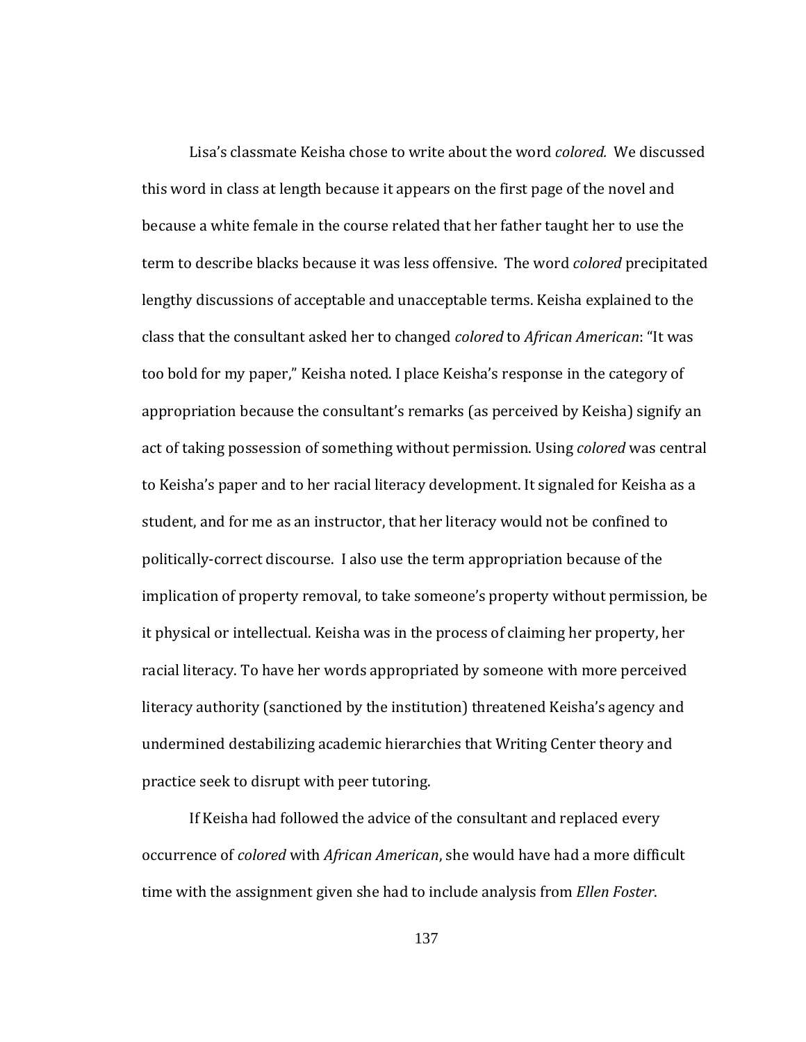Lisa's classmate Keisha chose to write about the word *colored.* We discussed this word in class at length because it appears on the first page of the novel and because a white female in the course related that her father taught her to use the term to describe blacks because it was less offensive. The word *colored* precipitated lengthy discussions of acceptable and unacceptable terms. Keisha explained to the class that the consultant asked her to changed *colored* to *African American*: "It was too bold for my paper," Keisha noted. I place Keisha's response in the category of appropriation because the consultant's remarks (as perceived by Keisha) signify an act of taking possession of something without permission. Using *colored* was central to Keisha's paper and to her racial literacy development. It signaled for Keisha as a student, and for me as an instructor, that her literacy would not be confined to politically-correct discourse. I also use the term appropriation because of the implication of property removal, to take someone's property without permission, be it physical or intellectual. Keisha was in the process of claiming her property, her racial literacy. To have her words appropriated by someone with more perceived literacy authority (sanctioned by the institution) threatened Keisha's agency and undermined destabilizing academic hierarchies that Writing Center theory and practice seek to disrupt with peer tutoring.

If Keisha had followed the advice of the consultant and replaced every occurrence of *colored* with *African American*, she would have had a more difficult time with the assignment given she had to include analysis from *Ellen Foster*.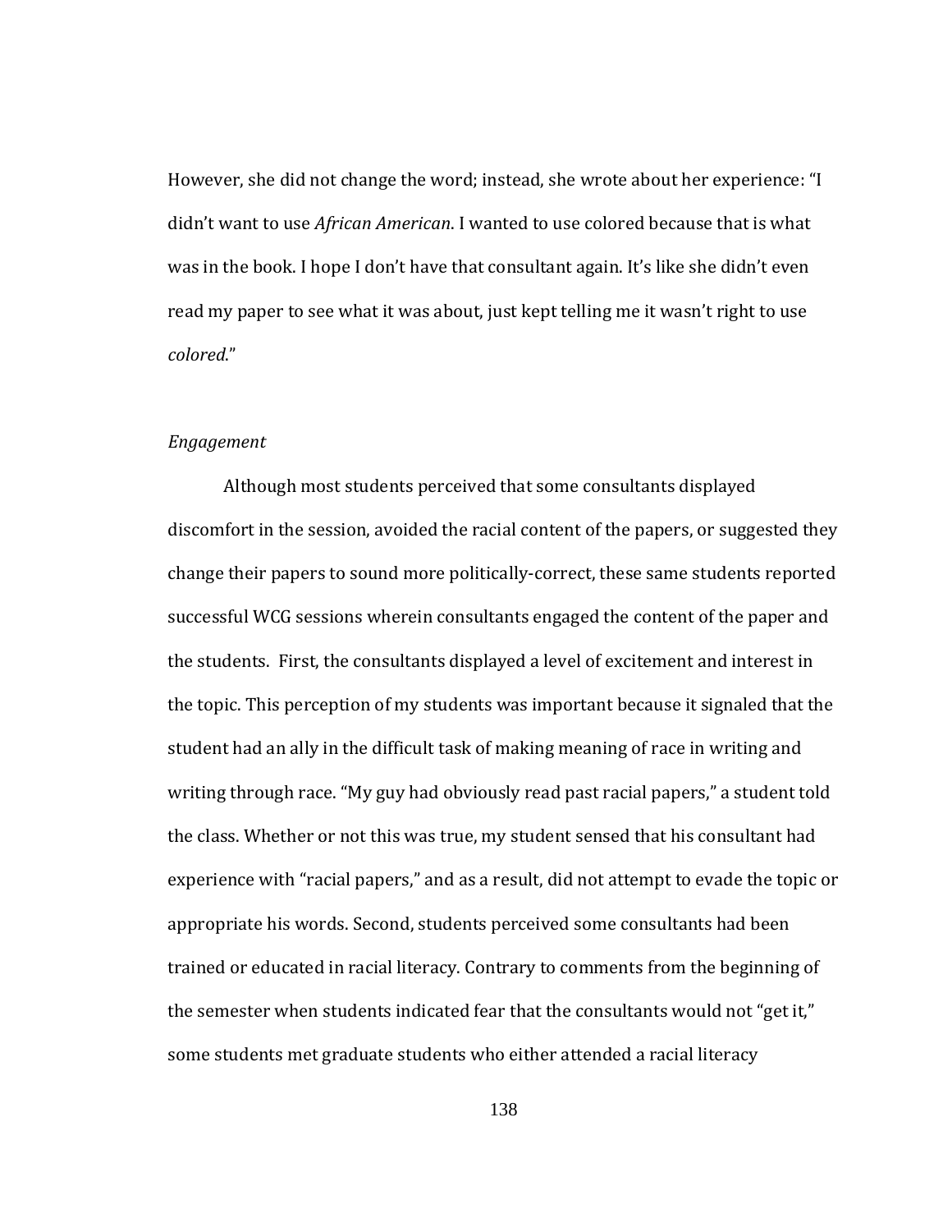However, she did not change the word; instead, she wrote about her experience: "I didn't want to use *African American*. I wanted to use colored because that is what was in the book. I hope I don't have that consultant again. It's like she didn't even read my paper to see what it was about, just kept telling me it wasn't right to use *colored*."

### *Engagement*

Although most students perceived that some consultants displayed discomfort in the session, avoided the racial content of the papers, or suggested they change their papers to sound more politically-correct, these same students reported successful WCG sessions wherein consultants engaged the content of the paper and the students. First, the consultants displayed a level of excitement and interest in the topic. This perception of my students was important because it signaled that the student had an ally in the difficult task of making meaning of race in writing and writing through race. "My guy had obviously read past racial papers," a student told the class. Whether or not this was true, my student sensed that his consultant had experience with "racial papers," and as a result, did not attempt to evade the topic or appropriate his words. Second, students perceived some consultants had been trained or educated in racial literacy. Contrary to comments from the beginning of the semester when students indicated fear that the consultants would not "get it," some students met graduate students who either attended a racial literacy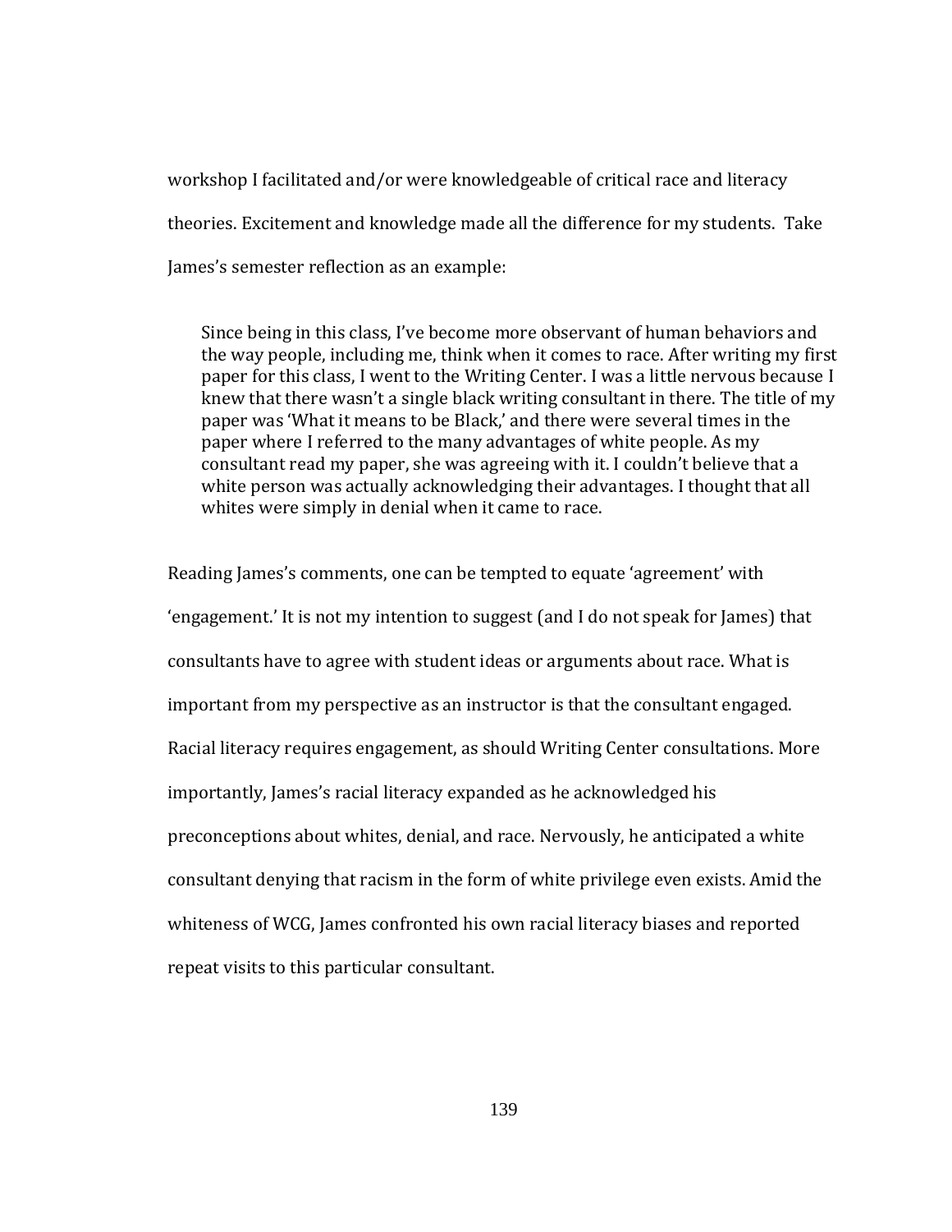workshop I facilitated and/or were knowledgeable of critical race and literacy theories. Excitement and knowledge made all the difference for my students. Take James's semester reflection as an example:

> Since being in this class, I've become more observant of human behaviors and the way people, including me, think when it comes to race. After writing my first paper for this class, I went to the Writing Center. I was a little nervous because I knew that there wasn't a single black writing consultant in there. The title of my paper was 'What it means to be Black,' and there were several times in the paper where I referred to the many advantages of white people. As my consultant read my paper, she was agreeing with it. I couldn't believe that a white person was actually acknowledging their advantages. I thought that all whites were simply in denial when it came to race.

Reading James's comments, one can be tempted to equate 'agreement' with 'engagement.' It is not my intention to suggest (and I do not speak for James) that consultants have to agree with student ideas or arguments about race. What is important from my perspective as an instructor is that the consultant engaged. Racial literacy requires engagement, as should Writing Center consultations. More importantly, James's racial literacy expanded as he acknowledged his preconceptions about whites, denial, and race. Nervously, he anticipated a white consultant denying that racism in the form of white privilege even exists. Amid the whiteness of WCG, James confronted his own racial literacy biases and reported repeat visits to this particular consultant.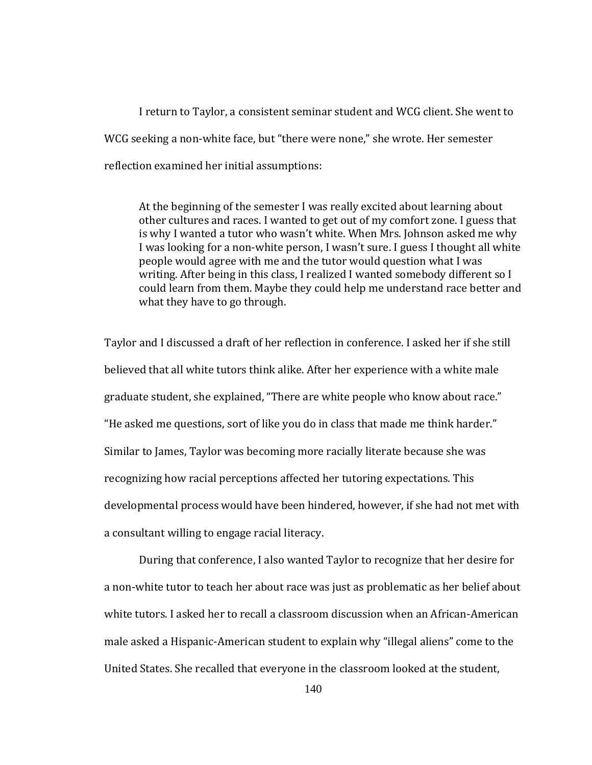I return to Taylor, a consistent seminar student and WCG client. She went to WCG seeking a non-white face, but "there were none," she wrote. Her semester reflection examined her initial assumptions:

> At the beginning of the semester I was really excited about learning about other cultures and races. I wanted to get out of my comfort zone. I guess that is why I wanted a tutor who wasn't white. When Mrs. Johnson asked me why I was looking for a non-white person, I wasn't sure. I guess I thought all white people would agree with me and the tutor would question what I was writing. After being in this class, I realized I wanted somebody different so I could learn from them. Maybe they could help me understand race better and what they have to go through.

Taylor and I discussed a draft of her reflection in conference. I asked her if she still believed that all white tutors think alike. After her experience with a white male graduate student, she explained, "There are white people who know about race." "He asked me questions, sort of like you do in class that made me think harder." Similar to James, Taylor was becoming more racially literate because she was recognizing how racial perceptions affected her tutoring expectations. This developmental process would have been hindered, however, if she had not met with a consultant willing to engage racial literacy.

During that conference, I also wanted Taylor to recognize that her desire for a non-white tutor to teach her about race was just as problematic as her belief about white tutors. I asked her to recall a classroom discussion when an African-American male asked a Hispanic-American student to explain why "illegal aliens" come to the United States. She recalled that everyone in the classroom looked at the student,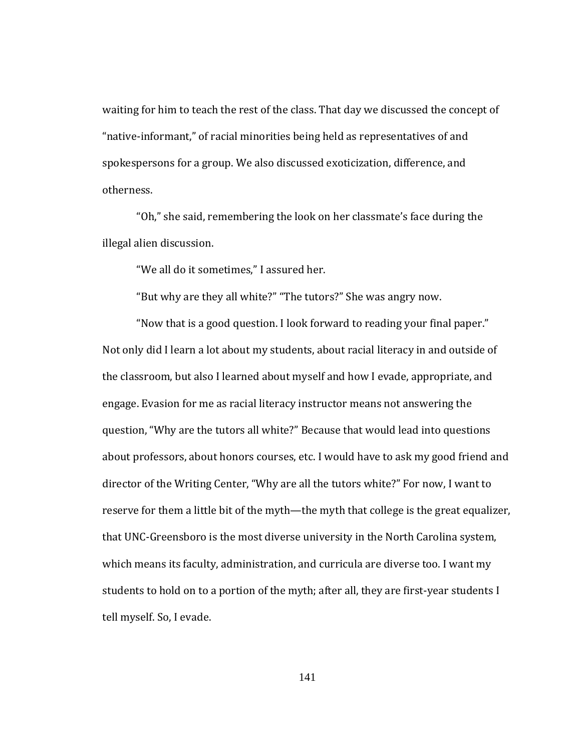waiting for him to teach the rest of the class. That day we discussed the concept of "native-informant," of racial minorities being held as representatives of and spokespersons for a group. We also discussed exoticization, difference, and otherness.

"Oh," she said, remembering the look on her classmate's face during the illegal alien discussion.

"We all do it sometimes," I assured her.

"But why are they all white?" "The tutors?" She was angry now.

"Now that is a good question. I look forward to reading your final paper." Not only did I learn a lot about my students, about racial literacy in and outside of the classroom, but also I learned about myself and how I evade, appropriate, and engage. Evasion for me as racial literacy instructor means not answering the question, "Why are the tutors all white?" Because that would lead into questions about professors, about honors courses, etc. I would have to ask my good friend and director of the Writing Center, "Why are all the tutors white?" For now, I want to reserve for them a little bit of the myth—the myth that college is the great equalizer, that UNC-Greensboro is the most diverse university in the North Carolina system, which means its faculty, administration, and curricula are diverse too. I want my students to hold on to a portion of the myth; after all, they are first-year students I tell myself. So, I evade.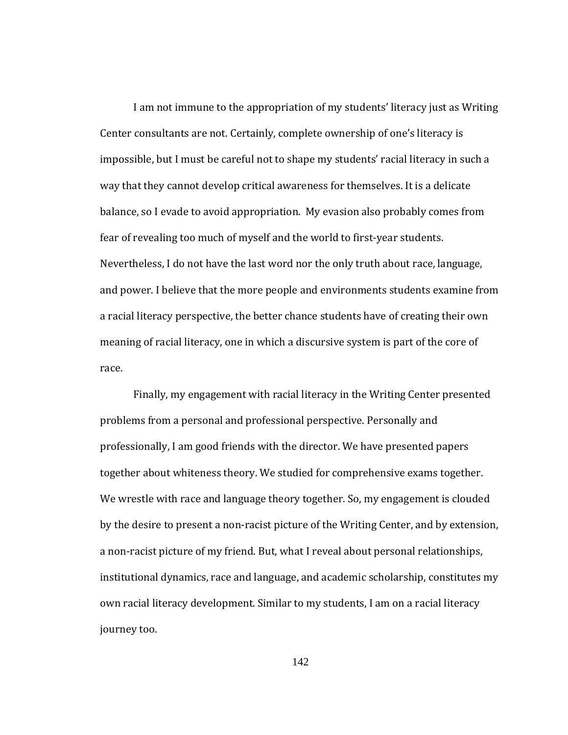I am not immune to the appropriation of my students' literacy just as Writing Center consultants are not. Certainly, complete ownership of one's literacy is impossible, but I must be careful not to shape my students' racial literacy in such a way that they cannot develop critical awareness for themselves. It is a delicate balance, so I evade to avoid appropriation. My evasion also probably comes from fear of revealing too much of myself and the world to first-year students. Nevertheless, I do not have the last word nor the only truth about race, language, and power. I believe that the more people and environments students examine from a racial literacy perspective, the better chance students have of creating their own meaning of racial literacy, one in which a discursive system is part of the core of race.

Finally, my engagement with racial literacy in the Writing Center presented problems from a personal and professional perspective. Personally and professionally, I am good friends with the director. We have presented papers together about whiteness theory. We studied for comprehensive exams together. We wrestle with race and language theory together. So, my engagement is clouded by the desire to present a non-racist picture of the Writing Center, and by extension, a non-racist picture of my friend. But, what I reveal about personal relationships, institutional dynamics, race and language, and academic scholarship, constitutes my own racial literacy development. Similar to my students, I am on a racial literacy journey too.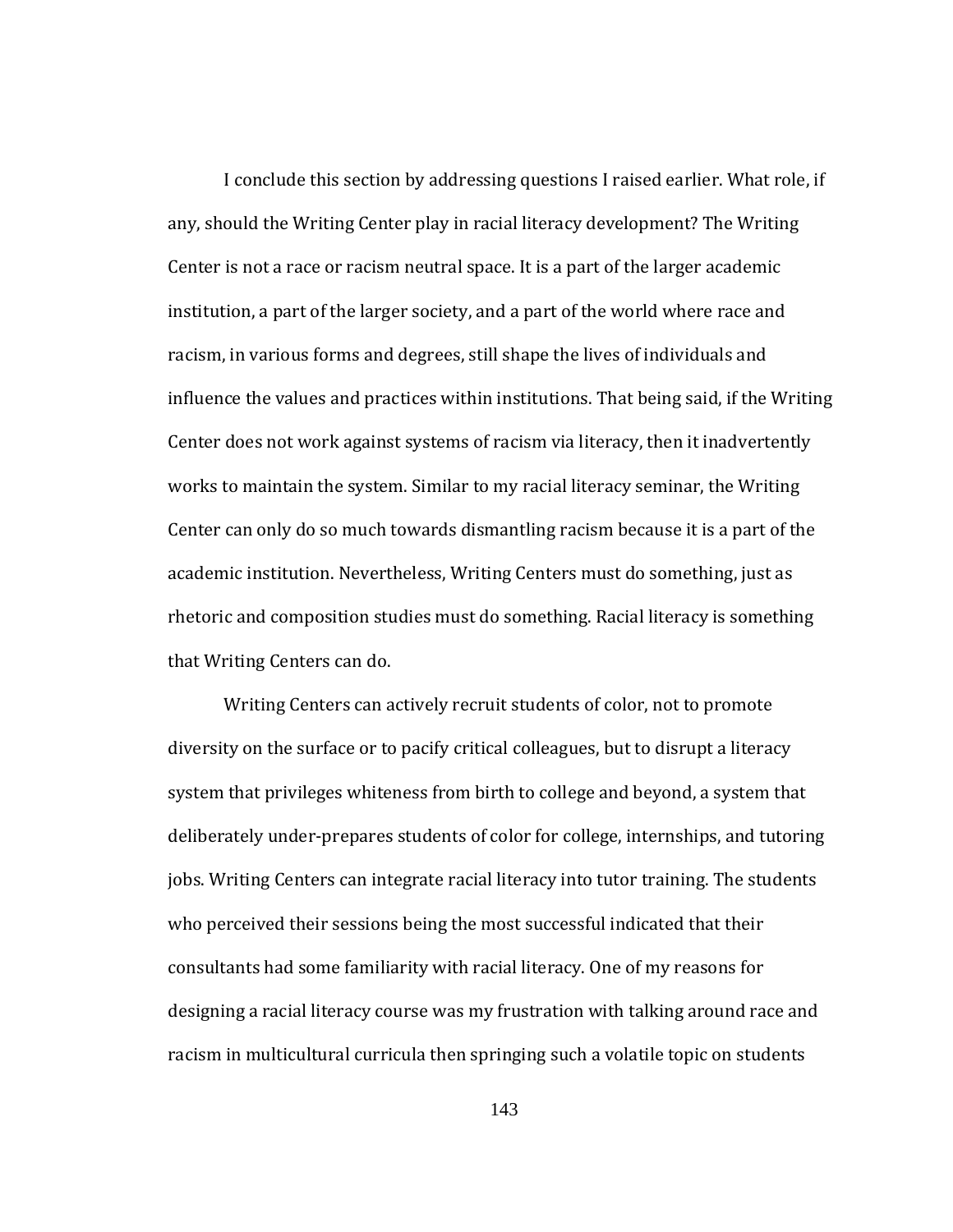I conclude this section by addressing questions I raised earlier. What role, if any, should the Writing Center play in racial literacy development? The Writing Center is not a race or racism neutral space. It is a part of the larger academic institution, a part of the larger society, and a part of the world where race and racism, in various forms and degrees, still shape the lives of individuals and influence the values and practices within institutions. That being said, if the Writing Center does not work against systems of racism via literacy, then it inadvertently works to maintain the system. Similar to my racial literacy seminar, the Writing Center can only do so much towards dismantling racism because it is a part of the academic institution. Nevertheless, Writing Centers must do something, just as rhetoric and composition studies must do something. Racial literacy is something that Writing Centers can do.

Writing Centers can actively recruit students of color, not to promote diversity on the surface or to pacify critical colleagues, but to disrupt a literacy system that privileges whiteness from birth to college and beyond, a system that deliberately under-prepares students of color for college, internships, and tutoring jobs. Writing Centers can integrate racial literacy into tutor training. The students who perceived their sessions being the most successful indicated that their consultants had some familiarity with racial literacy. One of my reasons for designing a racial literacy course was my frustration with talking around race and racism in multicultural curricula then springing such a volatile topic on students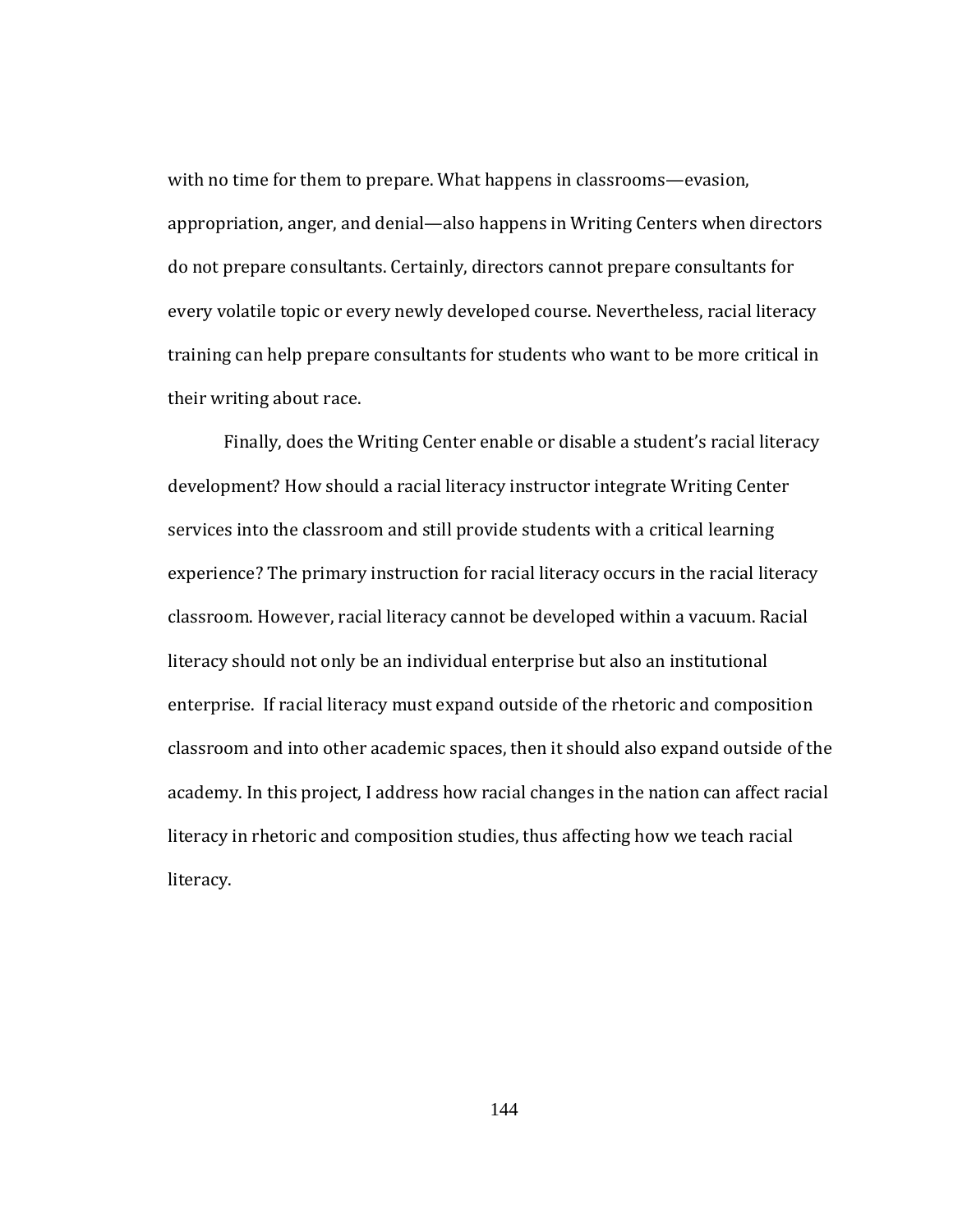with no time for them to prepare. What happens in classrooms—evasion, appropriation, anger, and denial—also happens in Writing Centers when directors do not prepare consultants. Certainly, directors cannot prepare consultants for every volatile topic or every newly developed course. Nevertheless, racial literacy training can help prepare consultants for students who want to be more critical in their writing about race.

Finally, does the Writing Center enable or disable a student's racial literacy development? How should a racial literacy instructor integrate Writing Center services into the classroom and still provide students with a critical learning experience? The primary instruction for racial literacy occurs in the racial literacy classroom. However, racial literacy cannot be developed within a vacuum. Racial literacy should not only be an individual enterprise but also an institutional enterprise. If racial literacy must expand outside of the rhetoric and composition classroom and into other academic spaces, then it should also expand outside of the academy. In this project, I address how racial changes in the nation can affect racial literacy in rhetoric and composition studies, thus affecting how we teach racial literacy.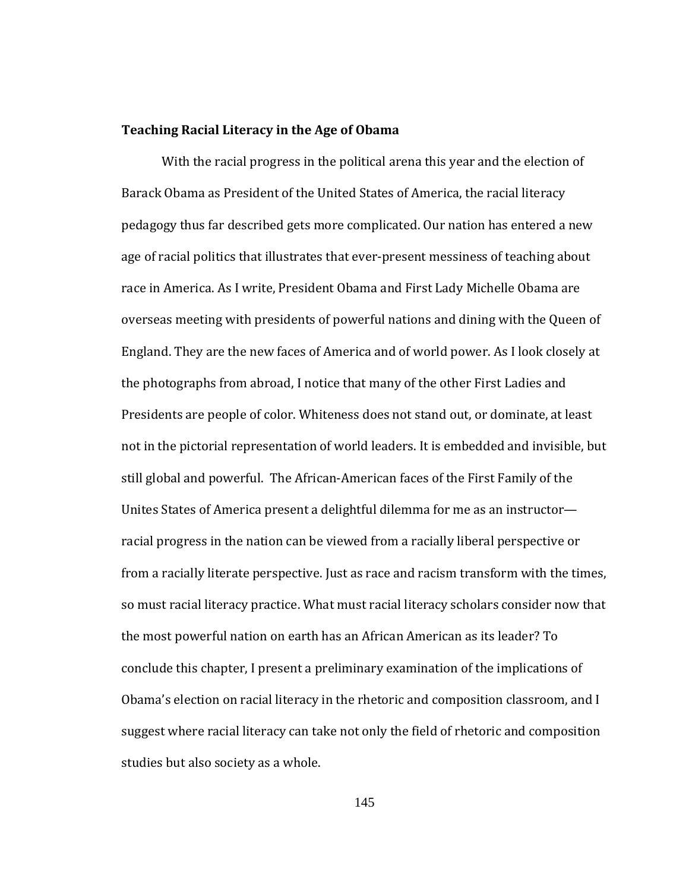### Teaching Racial Literacy in the Age of Obama

With the racial progress in the political arena this year and the election of Barack Obama as President of the United States of America, the racial literacy pedagogy thus far described gets more complicated. Our nation has entered a new age of racial politics that illustrates that ever-present messiness of teaching about race in America. As I write, President Obama and First Lady Michelle Obama are overseas meeting with presidents of powerful nations and dining with the Queen of England. They are the new faces of America and of world power. As I look closely at the photographs from abroad, I notice that many of the other First Ladies and Presidents are people of color. Whiteness does not stand out, or dominate, at least not in the pictorial representation of world leaders. It is embedded and invisible, but still global and powerful. The African-American faces of the First Family of the Unites States of America present a delightful dilemma for me as an instructor—racial progress in the nation can be viewed from a racially liberal perspective or from a racially literate perspective. Just as race and racism transform with the times, so must racial literacy practice. What must racial literacy scholars consider now that the most powerful nation on earth has an African American as its leader? To conclude this chapter, I present a preliminary examination of the implications of Obama's election on racial literacy in the rhetoric and composition classroom, and I suggest where racial literacy can take not only the field of rhetoric and composition studies but also society as a whole.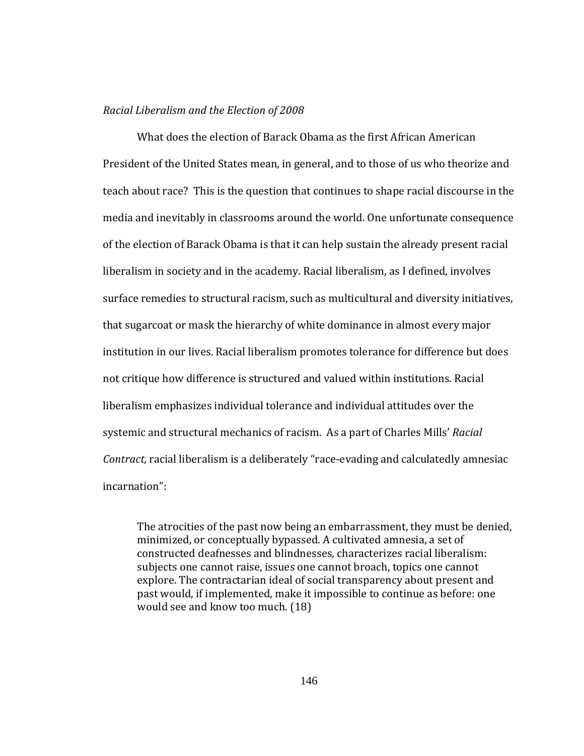*Racial Liberalism and the Election of 2008*

What does the election of Barack Obama as the first African American President of the United States mean, in general, and to those of us who theorize and teach about race? This is the question that continues to shape racial discourse in the media and inevitably in classrooms around the world. One unfortunate consequence of the election of Barack Obama is that it can help sustain the already present racial liberalism in society and in the academy. Racial liberalism, as I defined, involves surface remedies to structural racism, such as multicultural and diversity initiatives, that sugarcoat or mask the hierarchy of white dominance in almost every major institution in our lives. Racial liberalism promotes tolerance for difference but does not critique how difference is structured and valued within institutions. Racial liberalism emphasizes individual tolerance and individual attitudes over the systemic and structural mechanics of racism. As a part of Charles Mills' *Racial Contract,* racial liberalism is a deliberately "race-evading and calculatedly amnesiac incarnation":

> The atrocities of the past now being an embarrassment, they must be denied, minimized, or conceptually bypassed. A cultivated amnesia, a set of constructed deafnesses and blindnesses, characterizes racial liberalism: subjects one cannot raise, issues one cannot broach, topics one cannot explore. The contractarian ideal of social transparency about present and past would, if implemented, make it impossible to continue as before: one would see and know too much. (18)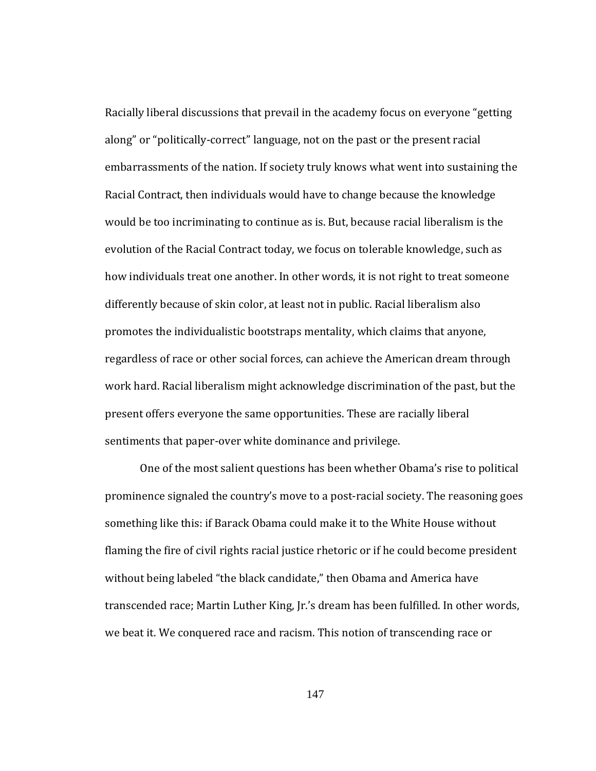Racially liberal discussions that prevail in the academy focus on everyone "getting along" or "politically-correct" language, not on the past or the present racial embarrassments of the nation. If society truly knows what went into sustaining the Racial Contract, then individuals would have to change because the knowledge would be too incriminating to continue as is. But, because racial liberalism is the evolution of the Racial Contract today, we focus on tolerable knowledge, such as how individuals treat one another. In other words, it is not right to treat someone differently because of skin color, at least not in public. Racial liberalism also promotes the individualistic bootstraps mentality, which claims that anyone, regardless of race or other social forces, can achieve the American dream through work hard. Racial liberalism might acknowledge discrimination of the past, but the present offers everyone the same opportunities. These are racially liberal sentiments that paper-over white dominance and privilege.

One of the most salient questions has been whether Obama's rise to political prominence signaled the country's move to a post-racial society. The reasoning goes something like this: if Barack Obama could make it to the White House without flaming the fire of civil rights racial justice rhetoric or if he could become president without being labeled "the black candidate," then Obama and America have transcended race; Martin Luther King, Jr.'s dream has been fulfilled. In other words, we beat it. We conquered race and racism. This notion of transcending race or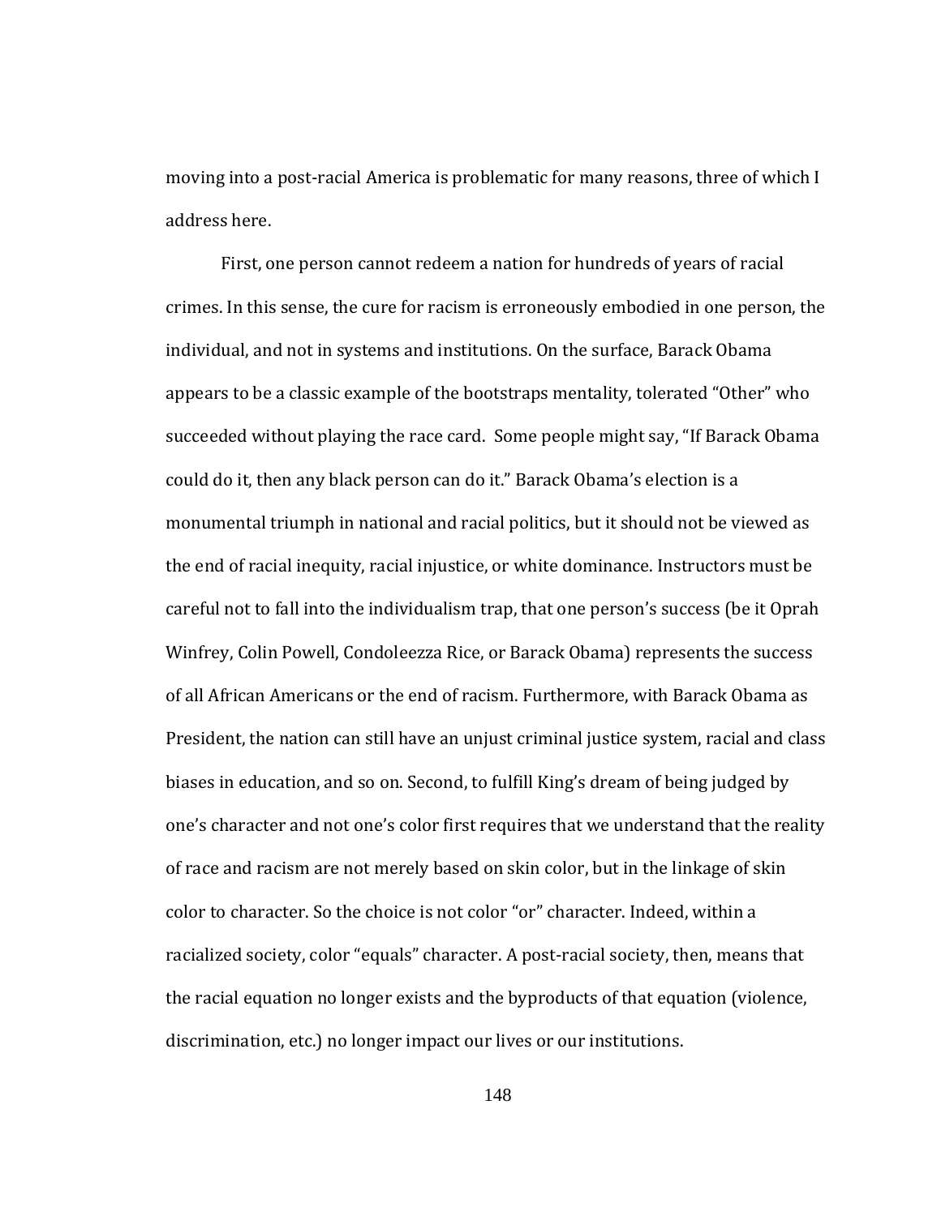moving into a post-racial America is problematic for many reasons, three of which I address here.

First, one person cannot redeem a nation for hundreds of years of racial crimes. In this sense, the cure for racism is erroneously embodied in one person, the individual, and not in systems and institutions. On the surface, Barack Obama appears to be a classic example of the bootstraps mentality, tolerated "Other" who succeeded without playing the race card. Some people might say, "If Barack Obama could do it, then any black person can do it." Barack Obama's election is a monumental triumph in national and racial politics, but it should not be viewed as the end of racial inequity, racial injustice, or white dominance. Instructors must be careful not to fall into the individualism trap, that one person's success (be it Oprah Winfrey, Colin Powell, Condoleezza Rice, or Barack Obama) represents the success of all African Americans or the end of racism. Furthermore, with Barack Obama as President, the nation can still have an unjust criminal justice system, racial and class biases in education, and so on. Second, to fulfill King's dream of being judged by one's character and not one's color first requires that we understand that the reality of race and racism are not merely based on skin color, but in the linkage of skin color to character. So the choice is not color "or" character. Indeed, within a racialized society, color "equals" character. A post-racial society, then, means that the racial equation no longer exists and the byproducts of that equation (violence, discrimination, etc.) no longer impact our lives or our institutions.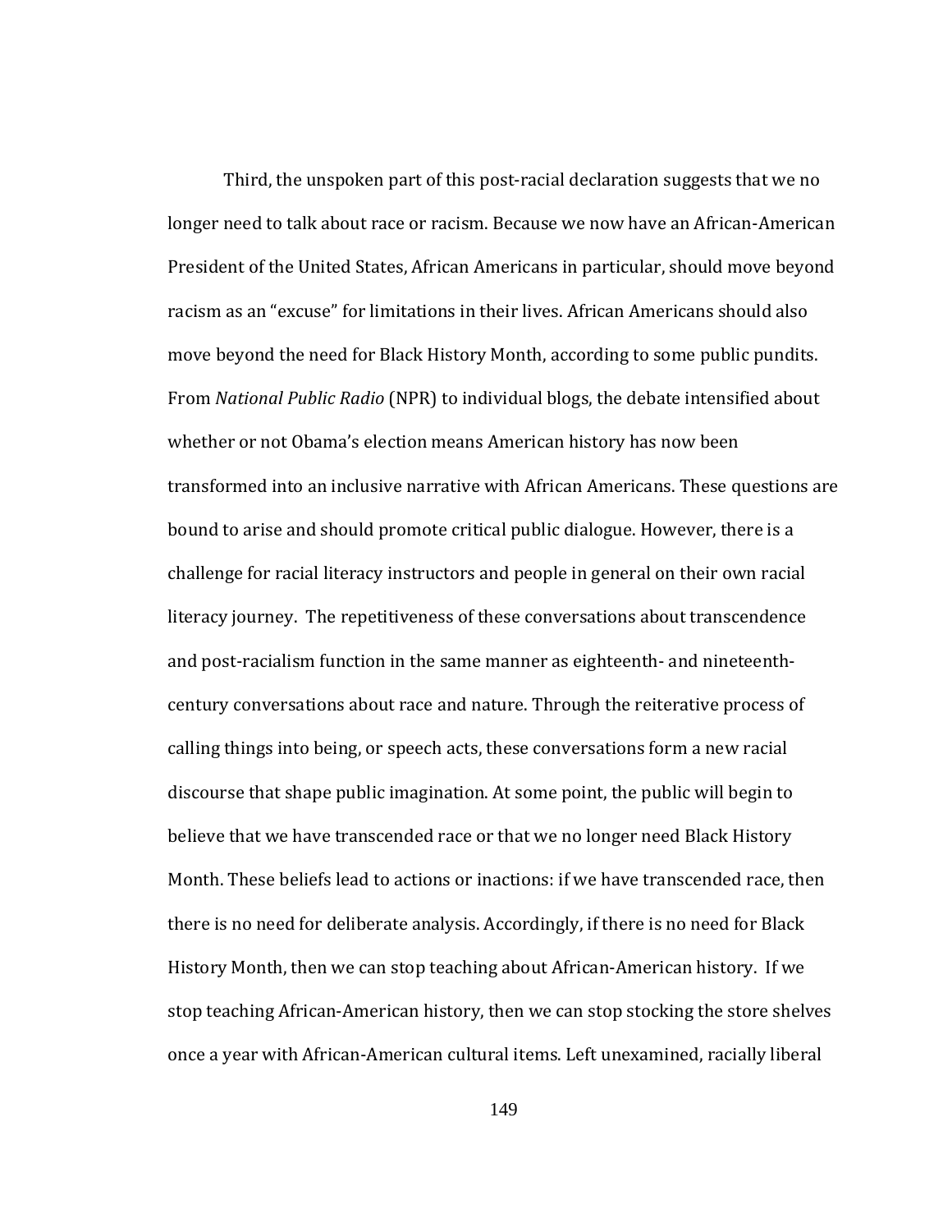Third, the unspoken part of this post-racial declaration suggests that we no longer need to talk about race or racism. Because we now have an African-American President of the United States, African Americans in particular, should move beyond racism as an "excuse" for limitations in their lives. African Americans should also move beyond the need for Black History Month, according to some public pundits. From *National Public Radio* (NPR) to individual blogs, the debate intensified about whether or not Obama's election means American history has now been transformed into an inclusive narrative with African Americans. These questions are bound to arise and should promote critical public dialogue. However, there is a challenge for racial literacy instructors and people in general on their own racial literacy journey. The repetitiveness of these conversations about transcendence and post-racialism function in the same manner as eighteenth- and nineteenth-century conversations about race and nature. Through the reiterative process of calling things into being, or speech acts, these conversations form a new racial discourse that shape public imagination. At some point, the public will begin to believe that we have transcended race or that we no longer need Black History Month. These beliefs lead to actions or inactions: if we have transcended race, then there is no need for deliberate analysis. Accordingly, if there is no need for Black History Month, then we can stop teaching about African-American history. If we stop teaching African-American history, then we can stop stocking the store shelves once a year with African-American cultural items. Left unexamined, racially liberal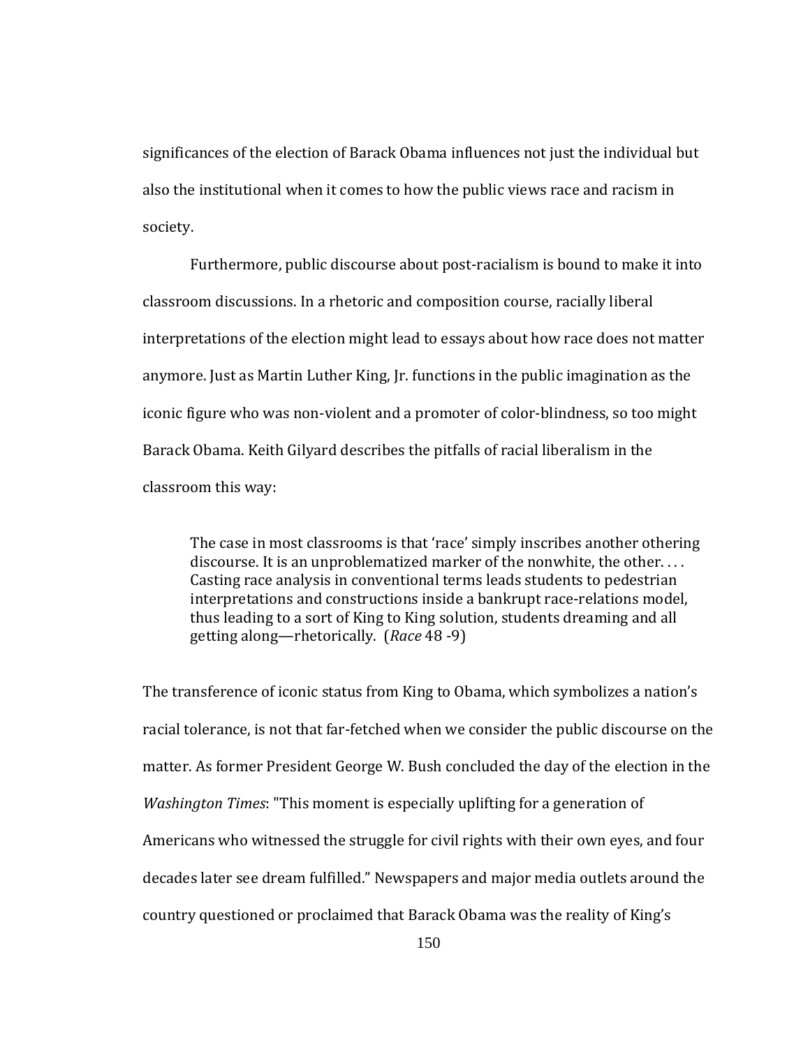significances of the election of Barack Obama influences not just the individual but also the institutional when it comes to how the public views race and racism in society.

Furthermore, public discourse about post-racialism is bound to make it into classroom discussions. In a rhetoric and composition course, racially liberal interpretations of the election might lead to essays about how race does not matter anymore. Just as Martin Luther King, Jr. functions in the public imagination as the iconic figure who was non-violent and a promoter of color-blindness, so too might Barack Obama. Keith Gilyard describes the pitfalls of racial liberalism in the classroom this way:

> The case in most classrooms is that 'race' simply inscribes another othering discourse. It is an unproblematized marker of the nonwhite, the other. . . . Casting race analysis in conventional terms leads students to pedestrian interpretations and constructions inside a bankrupt race-relations model, thus leading to a sort of King to King solution, students dreaming and all getting along—rhetorically. (*Race* 48 -9)

The transference of iconic status from King to Obama, which symbolizes a nation's racial tolerance, is not that far-fetched when we consider the public discourse on the matter. As former President George W. Bush concluded the day of the election in the *Washington Times*: "This moment is especially uplifting for a generation of Americans who witnessed the struggle for civil rights with their own eyes, and four decades later see dream fulfilled." Newspapers and major media outlets around the country questioned or proclaimed that Barack Obama was the reality of King's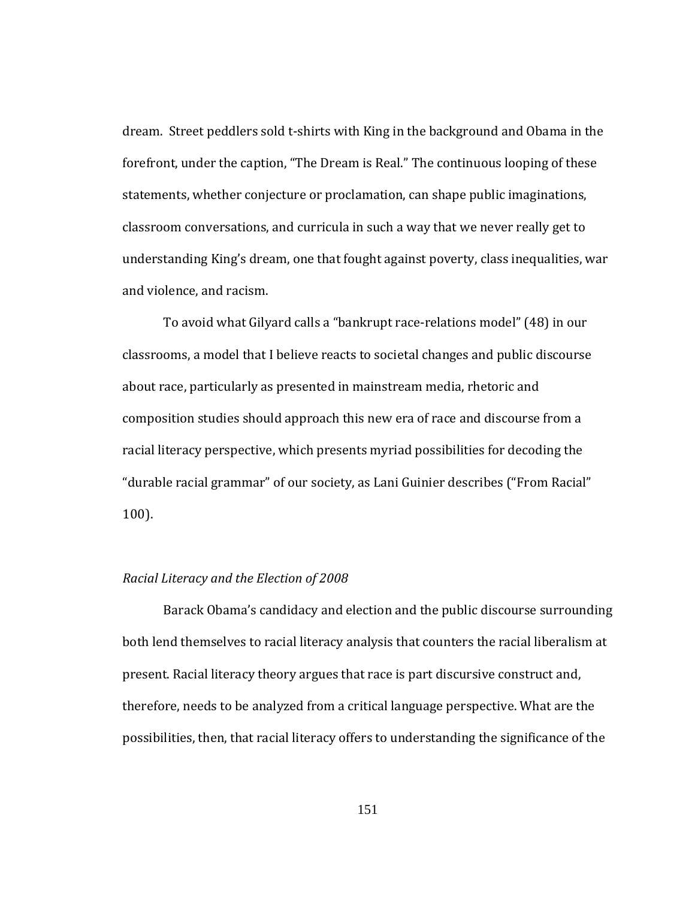dream. Street peddlers sold t-shirts with King in the background and Obama in the forefront, under the caption, "The Dream is Real." The continuous looping of these statements, whether conjecture or proclamation, can shape public imaginations, classroom conversations, and curricula in such a way that we never really get to understanding King's dream, one that fought against poverty, class inequalities, war and violence, and racism.

To avoid what Gilyard calls a "bankrupt race-relations model" (48) in our classrooms, a model that I believe reacts to societal changes and public discourse about race, particularly as presented in mainstream media, rhetoric and composition studies should approach this new era of race and discourse from a racial literacy perspective, which presents myriad possibilities for decoding the "durable racial grammar" of our society, as Lani Guinier describes ("From Racial" 100).

*Racial Literacy and the Election of 2008*

Barack Obama's candidacy and election and the public discourse surrounding both lend themselves to racial literacy analysis that counters the racial liberalism at present. Racial literacy theory argues that race is part discursive construct and, therefore, needs to be analyzed from a critical language perspective. What are the possibilities, then, that racial literacy offers to understanding the significance of the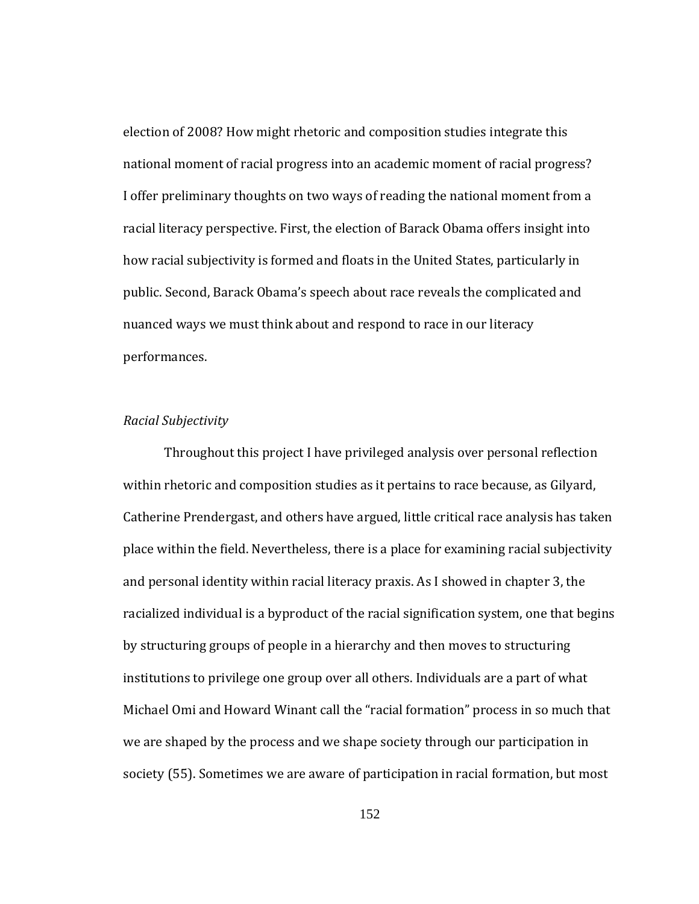election of 2008? How might rhetoric and composition studies integrate this national moment of racial progress into an academic moment of racial progress? I offer preliminary thoughts on two ways of reading the national moment from a racial literacy perspective. First, the election of Barack Obama offers insight into how racial subjectivity is formed and floats in the United States, particularly in public. Second, Barack Obama's speech about race reveals the complicated and nuanced ways we must think about and respond to race in our literacy performances.

### *Racial Subjectivity*

Throughout this project I have privileged analysis over personal reflection within rhetoric and composition studies as it pertains to race because, as Gilyard, Catherine Prendergast, and others have argued, little critical race analysis has taken place within the field. Nevertheless, there is a place for examining racial subjectivity and personal identity within racial literacy praxis. As I showed in chapter 3, the racialized individual is a byproduct of the racial signification system, one that begins by structuring groups of people in a hierarchy and then moves to structuring institutions to privilege one group over all others. Individuals are a part of what Michael Omi and Howard Winant call the "racial formation" process in so much that we are shaped by the process and we shape society through our participation in society (55). Sometimes we are aware of participation in racial formation, but most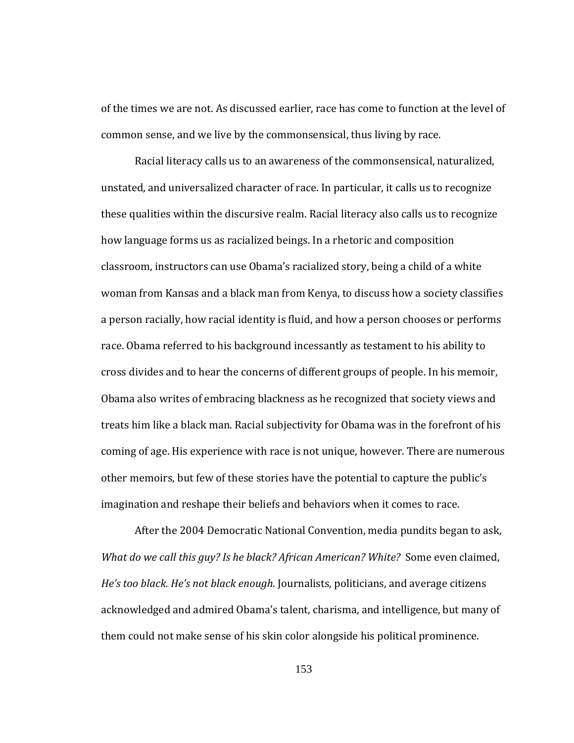of the times we are not. As discussed earlier, race has come to function at the level of common sense, and we live by the commonsensical, thus living by race.

Racial literacy calls us to an awareness of the commonsensical, naturalized, unstated, and universalized character of race. In particular, it calls us to recognize these qualities within the discursive realm. Racial literacy also calls us to recognize how language forms us as racialized beings. In a rhetoric and composition classroom, instructors can use Obama's racialized story, being a child of a white woman from Kansas and a black man from Kenya, to discuss how a society classifies a person racially, how racial identity is fluid, and how a person chooses or performs race. Obama referred to his background incessantly as testament to his ability to cross divides and to hear the concerns of different groups of people. In his memoir, Obama also writes of embracing blackness as he recognized that society views and treats him like a black man. Racial subjectivity for Obama was in the forefront of his coming of age. His experience with race is not unique, however. There are numerous other memoirs, but few of these stories have the potential to capture the public's imagination and reshape their beliefs and behaviors when it comes to race.

After the 2004 Democratic National Convention, media pundits began to ask, *What do we call this guy? Is he black? African American? White?* Some even claimed, *He's too black. He's not black enough.* Journalists, politicians, and average citizens acknowledged and admired Obama's talent, charisma, and intelligence, but many of them could not make sense of his skin color alongside his political prominence.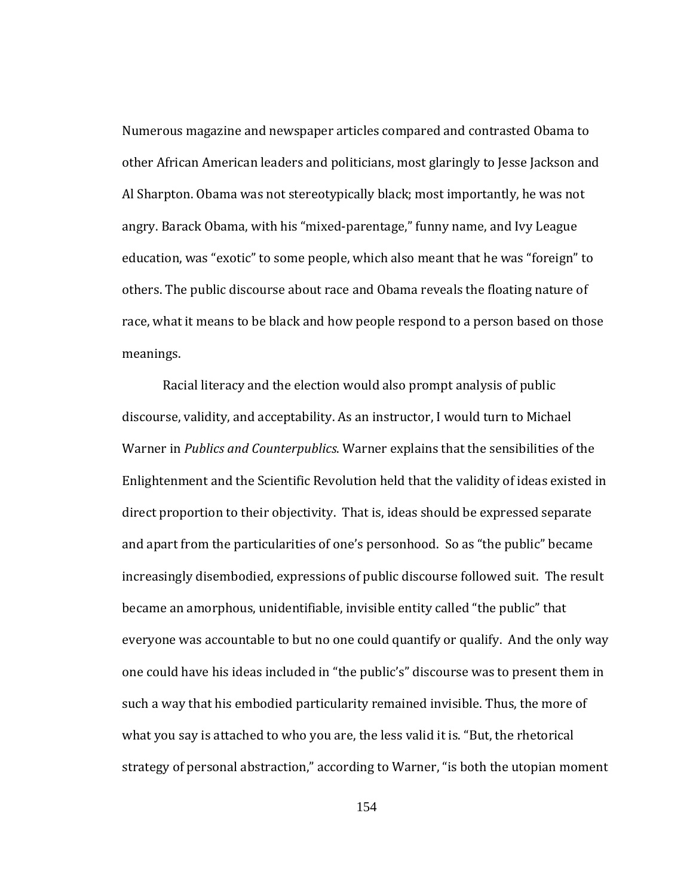Numerous magazine and newspaper articles compared and contrasted Obama to other African American leaders and politicians, most glaringly to Jesse Jackson and Al Sharpton. Obama was not stereotypically black; most importantly, he was not angry. Barack Obama, with his "mixed-parentage," funny name, and Ivy League education, was "exotic" to some people, which also meant that he was "foreign" to others. The public discourse about race and Obama reveals the floating nature of race, what it means to be black and how people respond to a person based on those meanings.

Racial literacy and the election would also prompt analysis of public discourse, validity, and acceptability. As an instructor, I would turn to Michael Warner in *Publics and Counterpublics*. Warner explains that the sensibilities of the Enlightenment and the Scientific Revolution held that the validity of ideas existed in direct proportion to their objectivity. That is, ideas should be expressed separate and apart from the particularities of one's personhood. So as "the public" became increasingly disembodied, expressions of public discourse followed suit. The result became an amorphous, unidentifiable, invisible entity called "the public" that everyone was accountable to but no one could quantify or qualify. And the only way one could have his ideas included in "the public's" discourse was to present them in such a way that his embodied particularity remained invisible. Thus, the more of what you say is attached to who you are, the less valid it is. "But, the rhetorical strategy of personal abstraction," according to Warner, "is both the utopian moment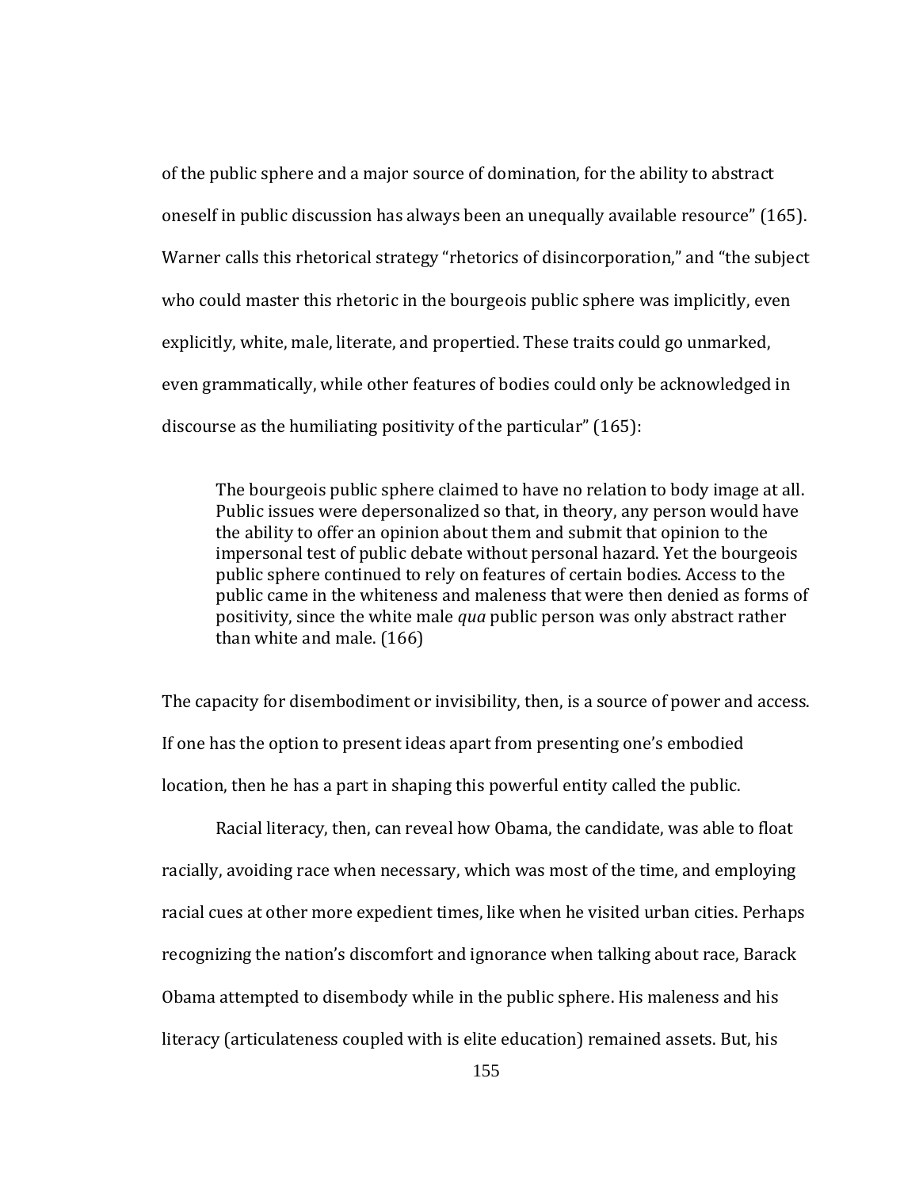of the public sphere and a major source of domination, for the ability to abstract oneself in public discussion has always been an unequally available resource" (165). Warner calls this rhetorical strategy "rhetorics of disincorporation," and "the subject who could master this rhetoric in the bourgeois public sphere was implicitly, even explicitly, white, male, literate, and propertied. These traits could go unmarked, even grammatically, while other features of bodies could only be acknowledged in discourse as the humiliating positivity of the particular" (165):

> The bourgeois public sphere claimed to have no relation to body image at all. Public issues were depersonalized so that, in theory, any person would have the ability to offer an opinion about them and submit that opinion to the impersonal test of public debate without personal hazard. Yet the bourgeois public sphere continued to rely on features of certain bodies. Access to the public came in the whiteness and maleness that were then denied as forms of positivity, since the white male *qua* public person was only abstract rather than white and male. (166)

The capacity for disembodiment or invisibility, then, is a source of power and access. If one has the option to present ideas apart from presenting one's embodied location, then he has a part in shaping this powerful entity called the public.

Racial literacy, then, can reveal how Obama, the candidate, was able to float racially, avoiding race when necessary, which was most of the time, and employing racial cues at other more expedient times, like when he visited urban cities. Perhaps recognizing the nation's discomfort and ignorance when talking about race, Barack Obama attempted to disembody while in the public sphere. His maleness and his literacy (articulateness coupled with is elite education) remained assets. But, his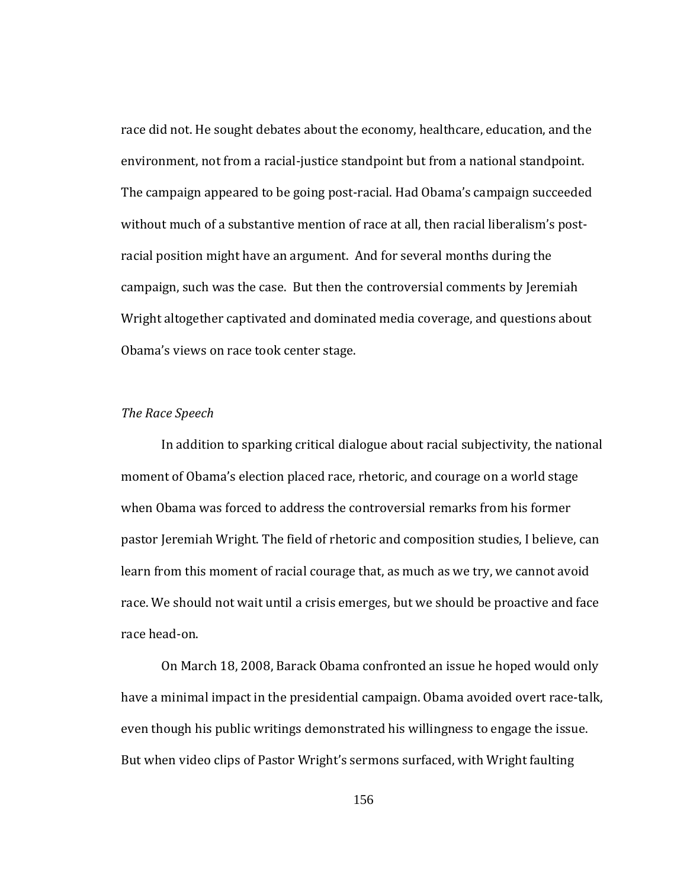race did not. He sought debates about the economy, healthcare, education, and the environment, not from a racial-justice standpoint but from a national standpoint. The campaign appeared to be going post-racial. Had Obama's campaign succeeded without much of a substantive mention of race at all, then racial liberalism's post-racial position might have an argument. And for several months during the campaign, such was the case. But then the controversial comments by Jeremiah Wright altogether captivated and dominated media coverage, and questions about Obama's views on race took center stage.

*The Race Speech*

In addition to sparking critical dialogue about racial subjectivity, the national moment of Obama's election placed race, rhetoric, and courage on a world stage when Obama was forced to address the controversial remarks from his former pastor Jeremiah Wright. The field of rhetoric and composition studies, I believe, can learn from this moment of racial courage that, as much as we try, we cannot avoid race. We should not wait until a crisis emerges, but we should be proactive and face race head-on.

On March 18, 2008, Barack Obama confronted an issue he hoped would only have a minimal impact in the presidential campaign. Obama avoided overt race-talk, even though his public writings demonstrated his willingness to engage the issue. But when video clips of Pastor Wright's sermons surfaced, with Wright faulting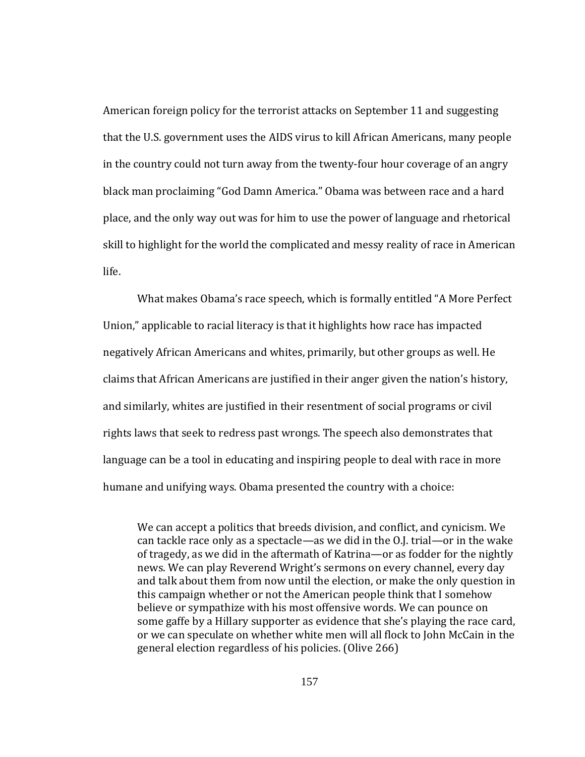American foreign policy for the terrorist attacks on September 11 and suggesting that the U.S. government uses the AIDS virus to kill African Americans, many people in the country could not turn away from the twenty-four hour coverage of an angry black man proclaiming "God Damn America." Obama was between race and a hard place, and the only way out was for him to use the power of language and rhetorical skill to highlight for the world the complicated and messy reality of race in American life.

What makes Obama's race speech, which is formally entitled "A More Perfect Union," applicable to racial literacy is that it highlights how race has impacted negatively African Americans and whites, primarily, but other groups as well. He claims that African Americans are justified in their anger given the nation's history, and similarly, whites are justified in their resentment of social programs or civil rights laws that seek to redress past wrongs. The speech also demonstrates that language can be a tool in educating and inspiring people to deal with race in more humane and unifying ways. Obama presented the country with a choice:

> We can accept a politics that breeds division, and conflict, and cynicism. We can tackle race only as a spectacle—as we did in the O.J. trial—or in the wake of tragedy, as we did in the aftermath of Katrina—or as fodder for the nightly news. We can play Reverend Wright's sermons on every channel, every day and talk about them from now until the election, or make the only question in this campaign whether or not the American people think that I somehow believe or sympathize with his most offensive words. We can pounce on some gaffe by a Hillary supporter as evidence that she's playing the race card, or we can speculate on whether white men will all flock to John McCain in the general election regardless of his policies. (Olive 266)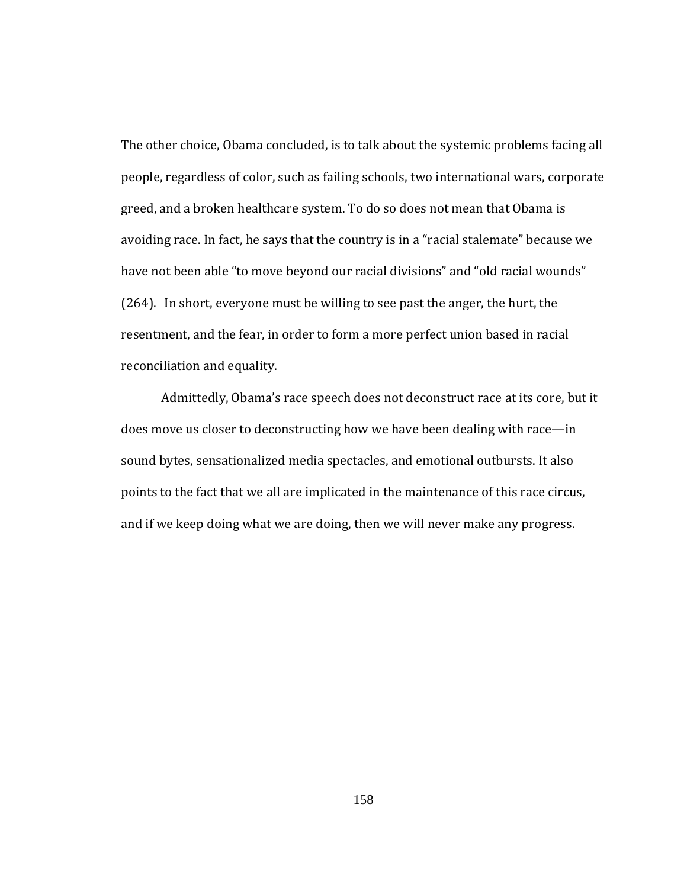The other choice, Obama concluded, is to talk about the systemic problems facing all people, regardless of color, such as failing schools, two international wars, corporate greed, and a broken healthcare system. To do so does not mean that Obama is avoiding race. In fact, he says that the country is in a "racial stalemate" because we have not been able "to move beyond our racial divisions" and "old racial wounds" (264). In short, everyone must be willing to see past the anger, the hurt, the resentment, and the fear, in order to form a more perfect union based in racial reconciliation and equality.

Admittedly, Obama's race speech does not deconstruct race at its core, but it does move us closer to deconstructing how we have been dealing with race—in sound bytes, sensationalized media spectacles, and emotional outbursts. It also points to the fact that we all are implicated in the maintenance of this race circus, and if we keep doing what we are doing, then we will never make any progress.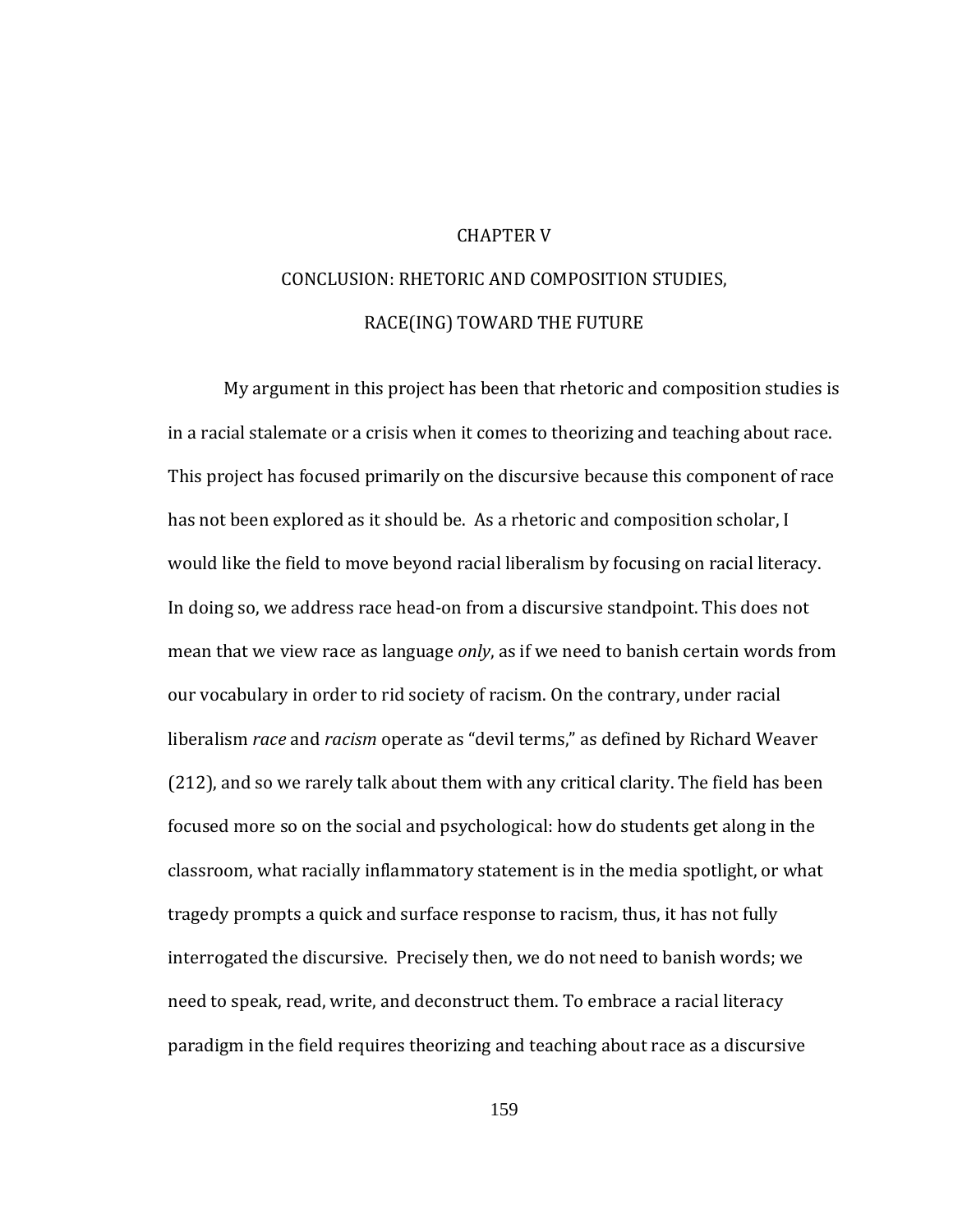# CHAPTER V

# CONCLUSION: RHETORIC AND COMPOSITION STUDIES, RACE(ING) TOWARD THE FUTURE

My argument in this project has been that rhetoric and composition studies is in a racial stalemate or a crisis when it comes to theorizing and teaching about race. This project has focused primarily on the discursive because this component of race has not been explored as it should be. As a rhetoric and composition scholar, I would like the field to move beyond racial liberalism by focusing on racial literacy. In doing so, we address race head-on from a discursive standpoint. This does not mean that we view race as language *only*, as if we need to banish certain words from our vocabulary in order to rid society of racism. On the contrary, under racial liberalism *race* and *racism* operate as "devil terms," as defined by Richard Weaver (212), and so we rarely talk about them with any critical clarity. The field has been focused more so on the social and psychological: how do students get along in the classroom, what racially inflammatory statement is in the media spotlight, or what tragedy prompts a quick and surface response to racism, thus, it has not fully interrogated the discursive. Precisely then, we do not need to banish words; we need to speak, read, write, and deconstruct them. To embrace a racial literacy paradigm in the field requires theorizing and teaching about race as a discursive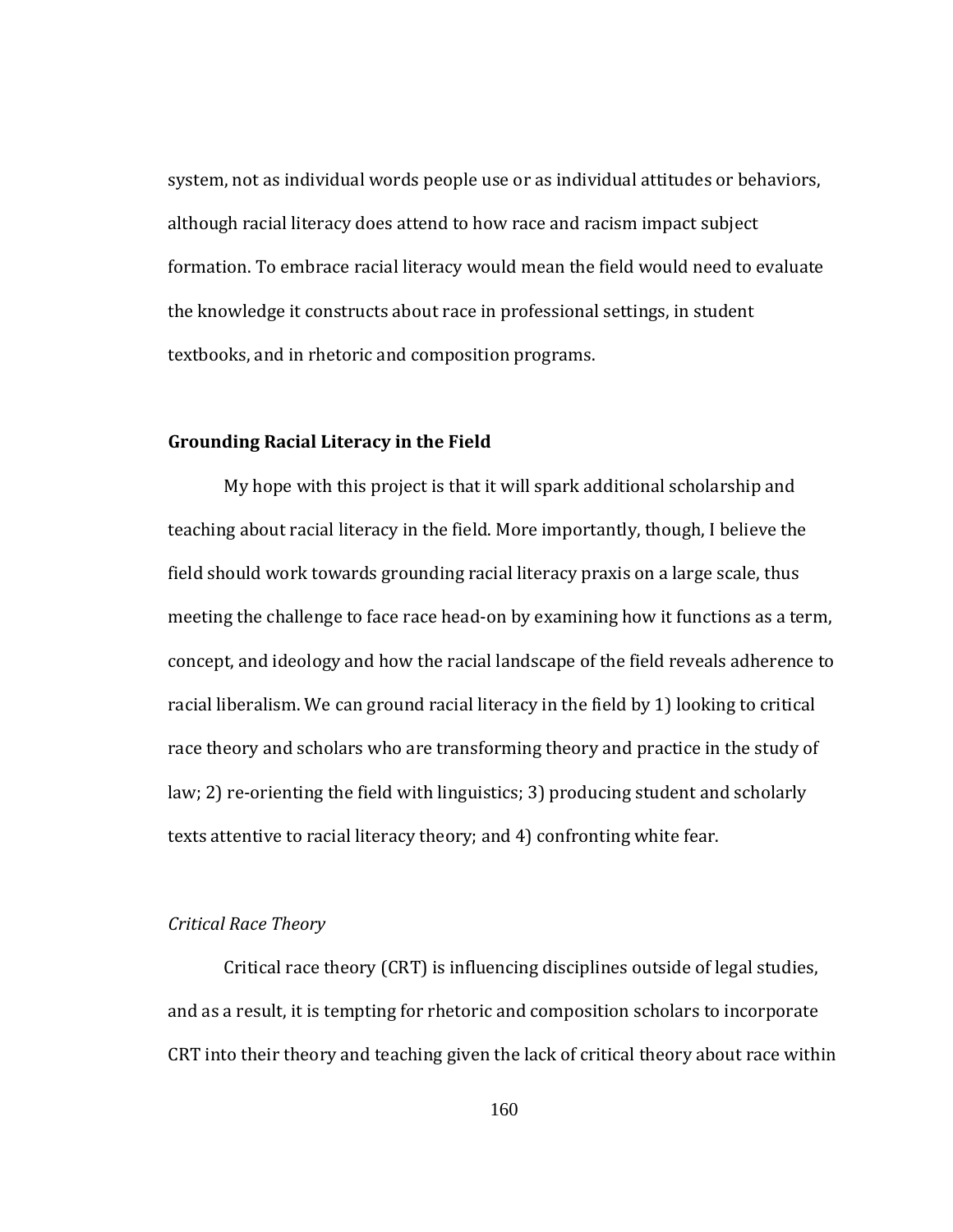system, not as individual words people use or as individual attitudes or behaviors, although racial literacy does attend to how race and racism impact subject formation. To embrace racial literacy would mean the field would need to evaluate the knowledge it constructs about race in professional settings, in student textbooks, and in rhetoric and composition programs.

**Grounding Racial Literacy in the Field**

My hope with this project is that it will spark additional scholarship and teaching about racial literacy in the field. More importantly, though, I believe the field should work towards grounding racial literacy praxis on a large scale, thus meeting the challenge to face race head-on by examining how it functions as a term, concept, and ideology and how the racial landscape of the field reveals adherence to racial liberalism. We can ground racial literacy in the field by 1) looking to critical race theory and scholars who are transforming theory and practice in the study of law; 2) re-orienting the field with linguistics; 3) producing student and scholarly texts attentive to racial literacy theory; and 4) confronting white fear.

*Critical Race Theory*

Critical race theory (CRT) is influencing disciplines outside of legal studies, and as a result, it is tempting for rhetoric and composition scholars to incorporate CRT into their theory and teaching given the lack of critical theory about race within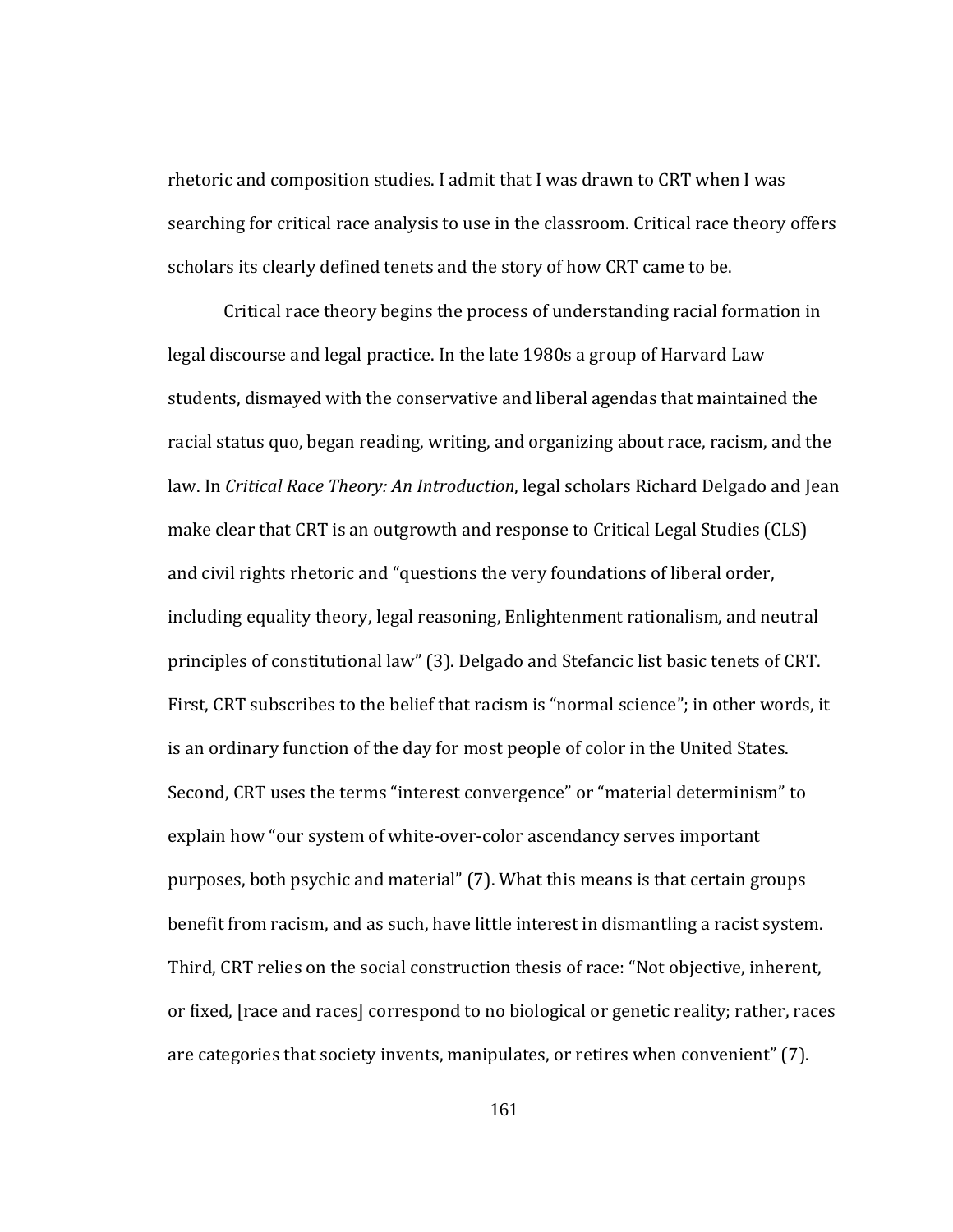rhetoric and composition studies. I admit that I was drawn to CRT when I was searching for critical race analysis to use in the classroom. Critical race theory offers scholars its clearly defined tenets and the story of how CRT came to be.

Critical race theory begins the process of understanding racial formation in legal discourse and legal practice. In the late 1980s a group of Harvard Law students, dismayed with the conservative and liberal agendas that maintained the racial status quo, began reading, writing, and organizing about race, racism, and the law. In *Critical Race Theory: An Introduction*, legal scholars Richard Delgado and Jean make clear that CRT is an outgrowth and response to Critical Legal Studies (CLS) and civil rights rhetoric and "questions the very foundations of liberal order, including equality theory, legal reasoning, Enlightenment rationalism, and neutral principles of constitutional law" (3). Delgado and Stefancic list basic tenets of CRT. First, CRT subscribes to the belief that racism is "normal science"; in other words, it is an ordinary function of the day for most people of color in the United States. Second, CRT uses the terms "interest convergence" or "material determinism" to explain how "our system of white-over-color ascendancy serves important purposes, both psychic and material" (7). What this means is that certain groups benefit from racism, and as such, have little interest in dismantling a racist system. Third, CRT relies on the social construction thesis of race: "Not objective, inherent, or fixed, [race and races] correspond to no biological or genetic reality; rather, races are categories that society invents, manipulates, or retires when convenient" (7).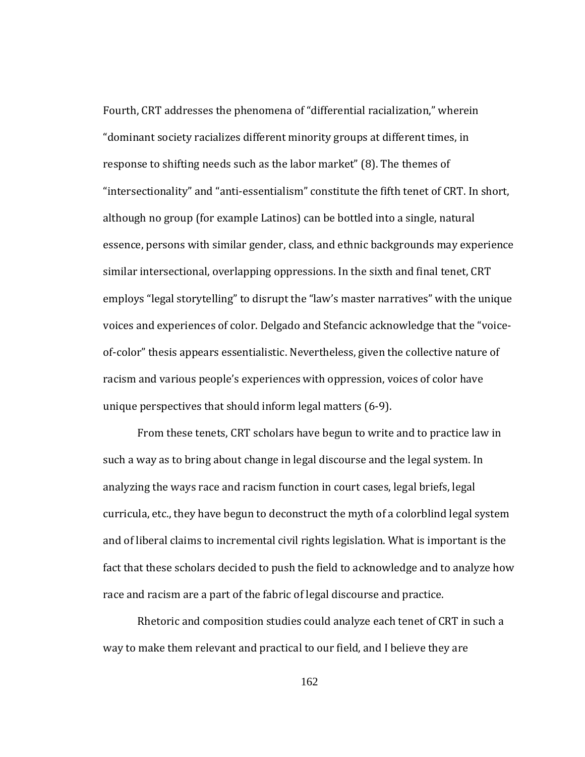Fourth, CRT addresses the phenomena of "differential racialization," wherein "dominant society racializes different minority groups at different times, in response to shifting needs such as the labor market" (8). The themes of "intersectionality" and "anti-essentialism" constitute the fifth tenet of CRT. In short, although no group (for example Latinos) can be bottled into a single, natural essence, persons with similar gender, class, and ethnic backgrounds may experience similar intersectional, overlapping oppressions. In the sixth and final tenet, CRT employs "legal storytelling" to disrupt the "law's master narratives" with the unique voices and experiences of color. Delgado and Stefancic acknowledge that the "voice-of-color" thesis appears essentialistic. Nevertheless, given the collective nature of racism and various people's experiences with oppression, voices of color have unique perspectives that should inform legal matters (6-9).

From these tenets, CRT scholars have begun to write and to practice law in such a way as to bring about change in legal discourse and the legal system. In analyzing the ways race and racism function in court cases, legal briefs, legal curricula, etc., they have begun to deconstruct the myth of a colorblind legal system and of liberal claims to incremental civil rights legislation. What is important is the fact that these scholars decided to push the field to acknowledge and to analyze how race and racism are a part of the fabric of legal discourse and practice.

Rhetoric and composition studies could analyze each tenet of CRT in such a way to make them relevant and practical to our field, and I believe they are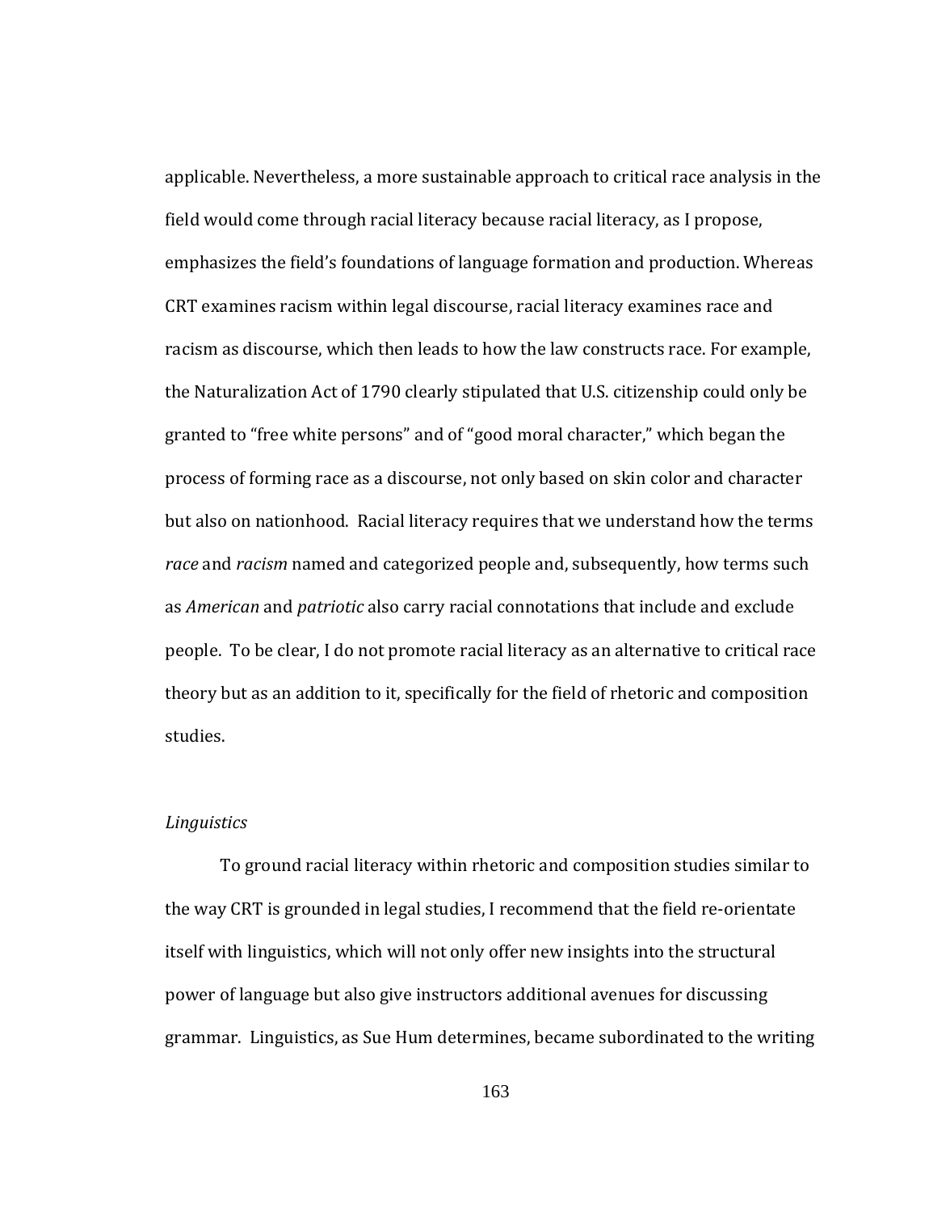applicable. Nevertheless, a more sustainable approach to critical race analysis in the field would come through racial literacy because racial literacy, as I propose, emphasizes the field's foundations of language formation and production. Whereas CRT examines racism within legal discourse, racial literacy examines race and racism as discourse, which then leads to how the law constructs race. For example, the Naturalization Act of 1790 clearly stipulated that U.S. citizenship could only be granted to "free white persons" and of "good moral character," which began the process of forming race as a discourse, not only based on skin color and character but also on nationhood. Racial literacy requires that we understand how the terms *race* and *racism* named and categorized people and, subsequently, how terms such as *American* and *patriotic* also carry racial connotations that include and exclude people. To be clear, I do not promote racial literacy as an alternative to critical race theory but as an addition to it, specifically for the field of rhetoric and composition studies.

*Linguistics*

To ground racial literacy within rhetoric and composition studies similar to the way CRT is grounded in legal studies, I recommend that the field re-orientate itself with linguistics, which will not only offer new insights into the structural power of language but also give instructors additional avenues for discussing grammar. Linguistics, as Sue Hum determines, became subordinated to the writing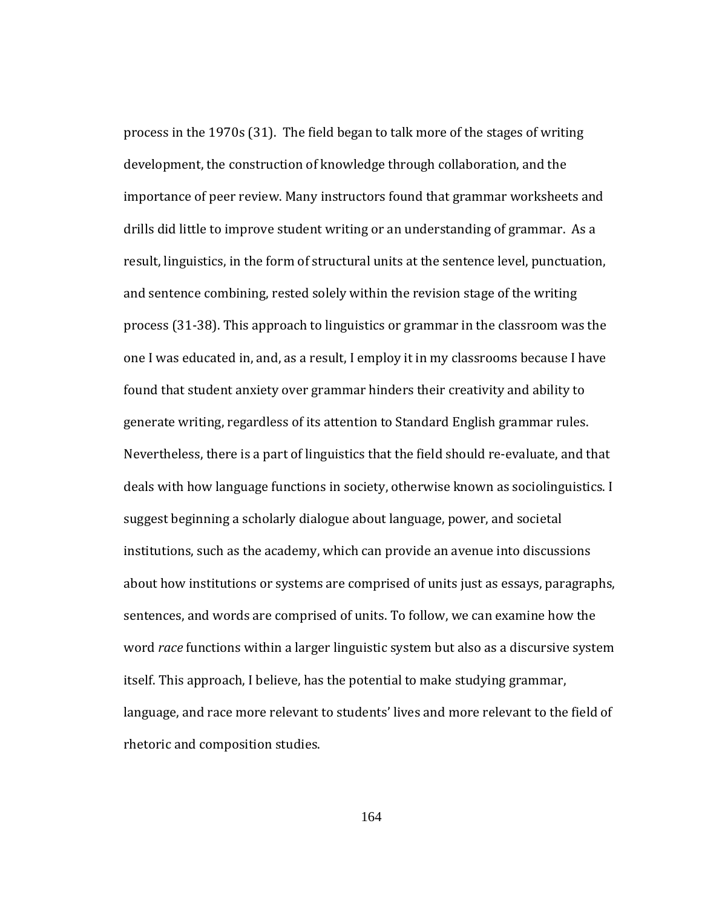process in the 1970s (31). The field began to talk more of the stages of writing development, the construction of knowledge through collaboration, and the importance of peer review. Many instructors found that grammar worksheets and drills did little to improve student writing or an understanding of grammar. As a result, linguistics, in the form of structural units at the sentence level, punctuation, and sentence combining, rested solely within the revision stage of the writing process (31-38). This approach to linguistics or grammar in the classroom was the one I was educated in, and, as a result, I employ it in my classrooms because I have found that student anxiety over grammar hinders their creativity and ability to generate writing, regardless of its attention to Standard English grammar rules. Nevertheless, there is a part of linguistics that the field should re-evaluate, and that deals with how language functions in society, otherwise known as sociolinguistics. I suggest beginning a scholarly dialogue about language, power, and societal institutions, such as the academy, which can provide an avenue into discussions about how institutions or systems are comprised of units just as essays, paragraphs, sentences, and words are comprised of units. To follow, we can examine how the word *race* functions within a larger linguistic system but also as a discursive system itself. This approach, I believe, has the potential to make studying grammar, language, and race more relevant to students' lives and more relevant to the field of rhetoric and composition studies.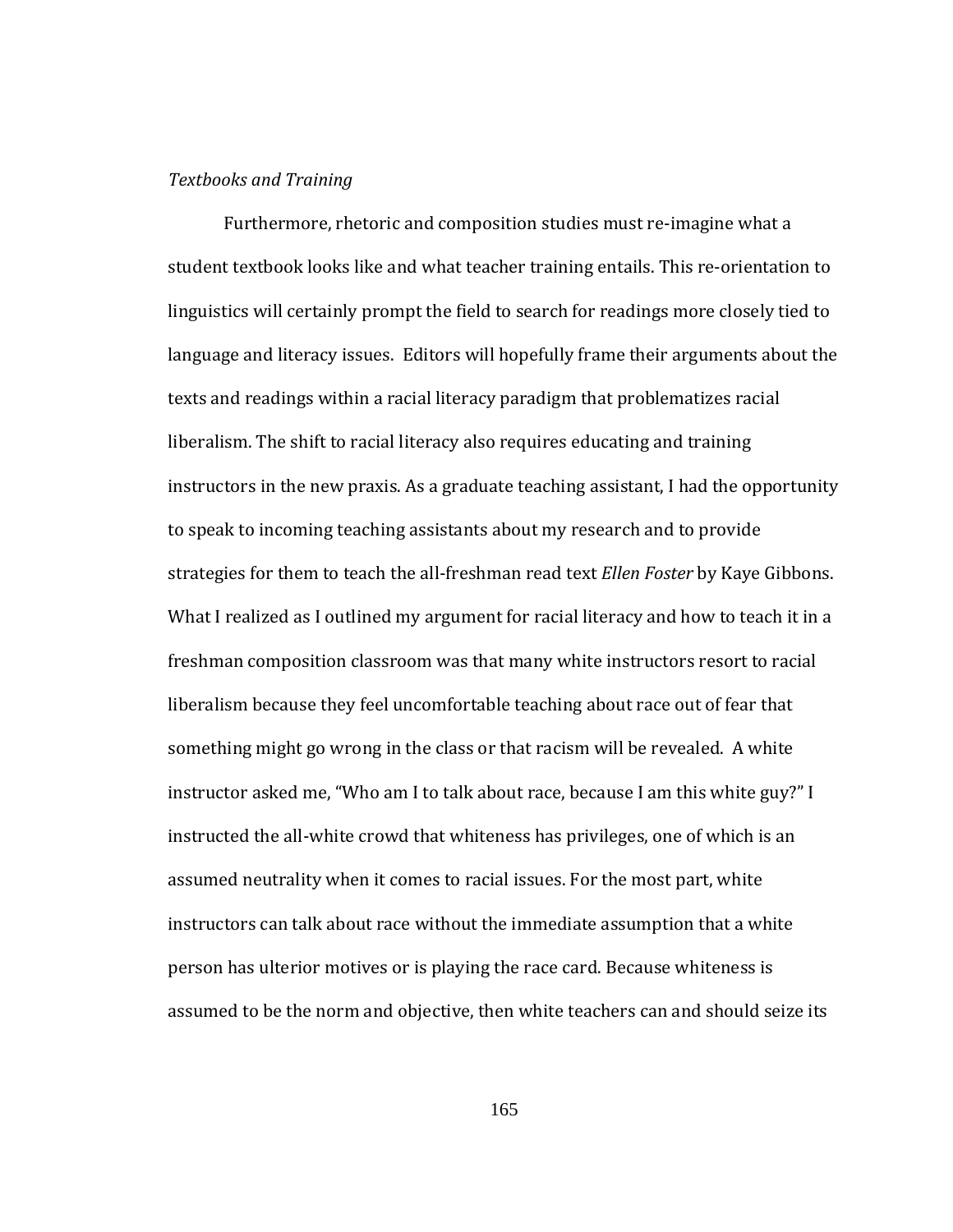*Textbooks and Training*

Furthermore, rhetoric and composition studies must re-imagine what a student textbook looks like and what teacher training entails. This re-orientation to linguistics will certainly prompt the field to search for readings more closely tied to language and literacy issues. Editors will hopefully frame their arguments about the texts and readings within a racial literacy paradigm that problematizes racial liberalism. The shift to racial literacy also requires educating and training instructors in the new praxis. As a graduate teaching assistant, I had the opportunity to speak to incoming teaching assistants about my research and to provide strategies for them to teach the all-freshman read text *Ellen Foster* by Kaye Gibbons. What I realized as I outlined my argument for racial literacy and how to teach it in a freshman composition classroom was that many white instructors resort to racial liberalism because they feel uncomfortable teaching about race out of fear that something might go wrong in the class or that racism will be revealed. A white instructor asked me, "Who am I to talk about race, because I am this white guy?" I instructed the all-white crowd that whiteness has privileges, one of which is an assumed neutrality when it comes to racial issues. For the most part, white instructors can talk about race without the immediate assumption that a white person has ulterior motives or is playing the race card. Because whiteness is assumed to be the norm and objective, then white teachers can and should seize its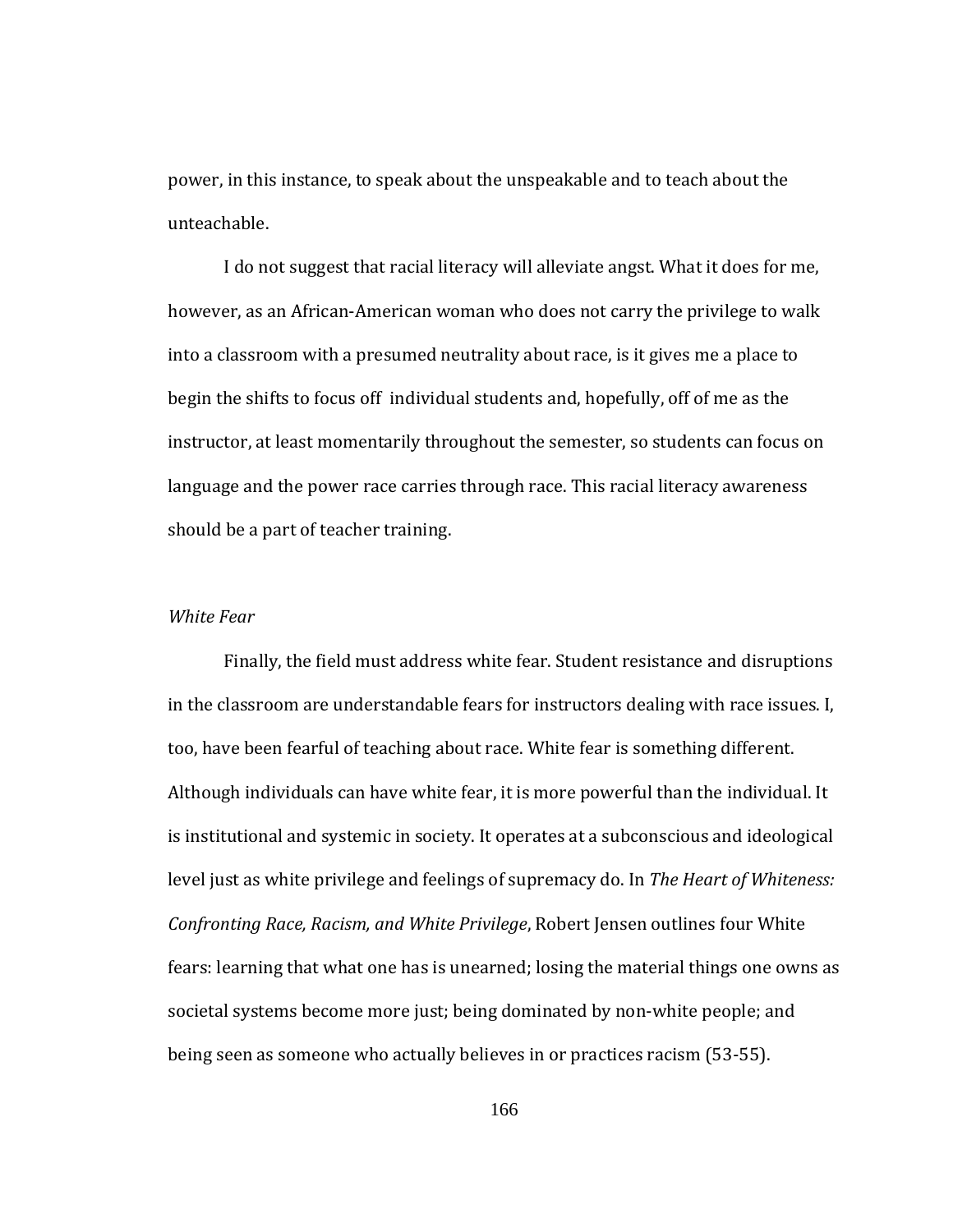power, in this instance, to speak about the unspeakable and to teach about the unteachable.

I do not suggest that racial literacy will alleviate angst. What it does for me, however, as an African-American woman who does not carry the privilege to walk into a classroom with a presumed neutrality about race, is it gives me a place to begin the shifts to focus off individual students and, hopefully, off of me as the instructor, at least momentarily throughout the semester, so students can focus on language and the power race carries through race. This racial literacy awareness should be a part of teacher training.

### *White Fear*

Finally, the field must address white fear. Student resistance and disruptions in the classroom are understandable fears for instructors dealing with race issues. I, too, have been fearful of teaching about race. White fear is something different. Although individuals can have white fear, it is more powerful than the individual. It is institutional and systemic in society. It operates at a subconscious and ideological level just as white privilege and feelings of supremacy do. In *The Heart of Whiteness: Confronting Race, Racism, and White Privilege*, Robert Jensen outlines four White fears: learning that what one has is unearned; losing the material things one owns as societal systems become more just; being dominated by non-white people; and being seen as someone who actually believes in or practices racism (53-55).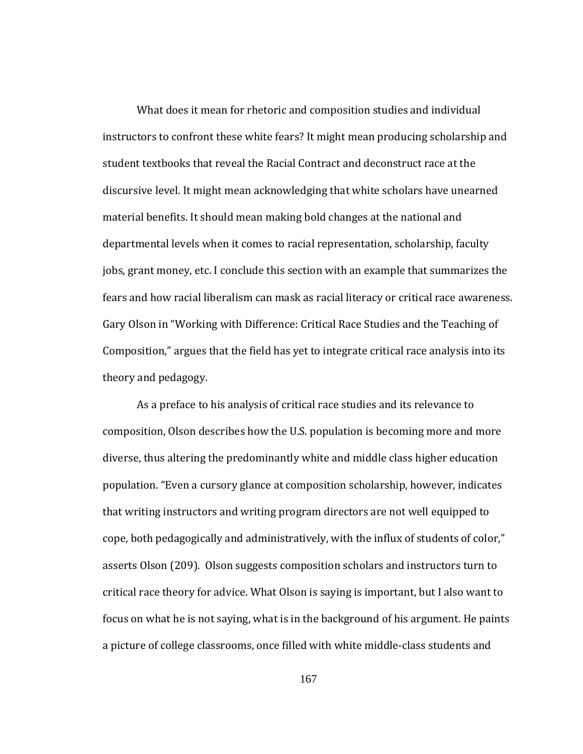What does it mean for rhetoric and composition studies and individual instructors to confront these white fears? It might mean producing scholarship and student textbooks that reveal the Racial Contract and deconstruct race at the discursive level. It might mean acknowledging that white scholars have unearned material benefits. It should mean making bold changes at the national and departmental levels when it comes to racial representation, scholarship, faculty jobs, grant money, etc. I conclude this section with an example that summarizes the fears and how racial liberalism can mask as racial literacy or critical race awareness. Gary Olson in "Working with Difference: Critical Race Studies and the Teaching of Composition," argues that the field has yet to integrate critical race analysis into its theory and pedagogy.

As a preface to his analysis of critical race studies and its relevance to composition, Olson describes how the U.S. population is becoming more and more diverse, thus altering the predominantly white and middle class higher education population. "Even a cursory glance at composition scholarship, however, indicates that writing instructors and writing program directors are not well equipped to cope, both pedagogically and administratively, with the influx of students of color," asserts Olson (209). Olson suggests composition scholars and instructors turn to critical race theory for advice. What Olson is saying is important, but I also want to focus on what he is not saying, what is in the background of his argument. He paints a picture of college classrooms, once filled with white middle-class students and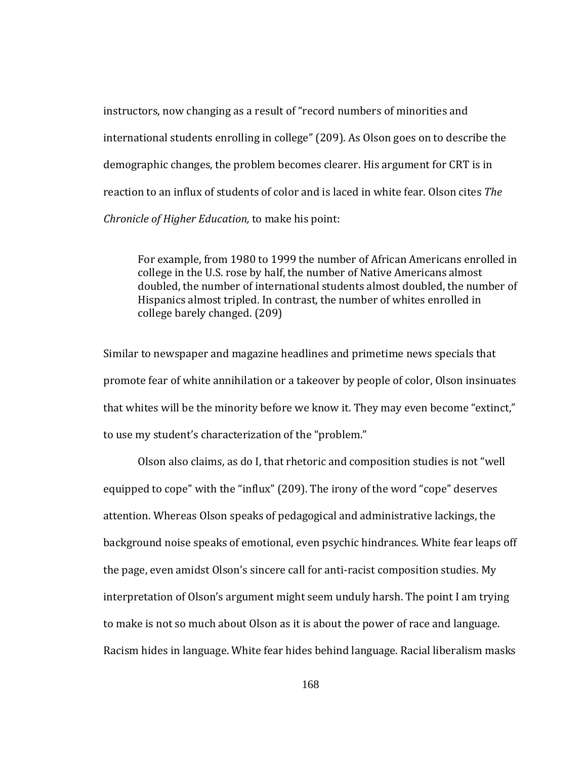instructors, now changing as a result of "record numbers of minorities and international students enrolling in college" (209). As Olson goes on to describe the demographic changes, the problem becomes clearer. His argument for CRT is in reaction to an influx of students of color and is laced in white fear. Olson cites *The Chronicle of Higher Education,* to make his point:

> For example, from 1980 to 1999 the number of African Americans enrolled in college in the U.S. rose by half, the number of Native Americans almost doubled, the number of international students almost doubled, the number of Hispanics almost tripled. In contrast, the number of whites enrolled in college barely changed. (209)

Similar to newspaper and magazine headlines and primetime news specials that promote fear of white annihilation or a takeover by people of color, Olson insinuates that whites will be the minority before we know it. They may even become "extinct," to use my student's characterization of the "problem."

Olson also claims, as do I, that rhetoric and composition studies is not "well equipped to cope" with the "influx" (209). The irony of the word "cope" deserves attention. Whereas Olson speaks of pedagogical and administrative lackings, the background noise speaks of emotional, even psychic hindrances. White fear leaps off the page, even amidst Olson's sincere call for anti-racist composition studies. My interpretation of Olson's argument might seem unduly harsh. The point I am trying to make is not so much about Olson as it is about the power of race and language. Racism hides in language. White fear hides behind language. Racial liberalism masks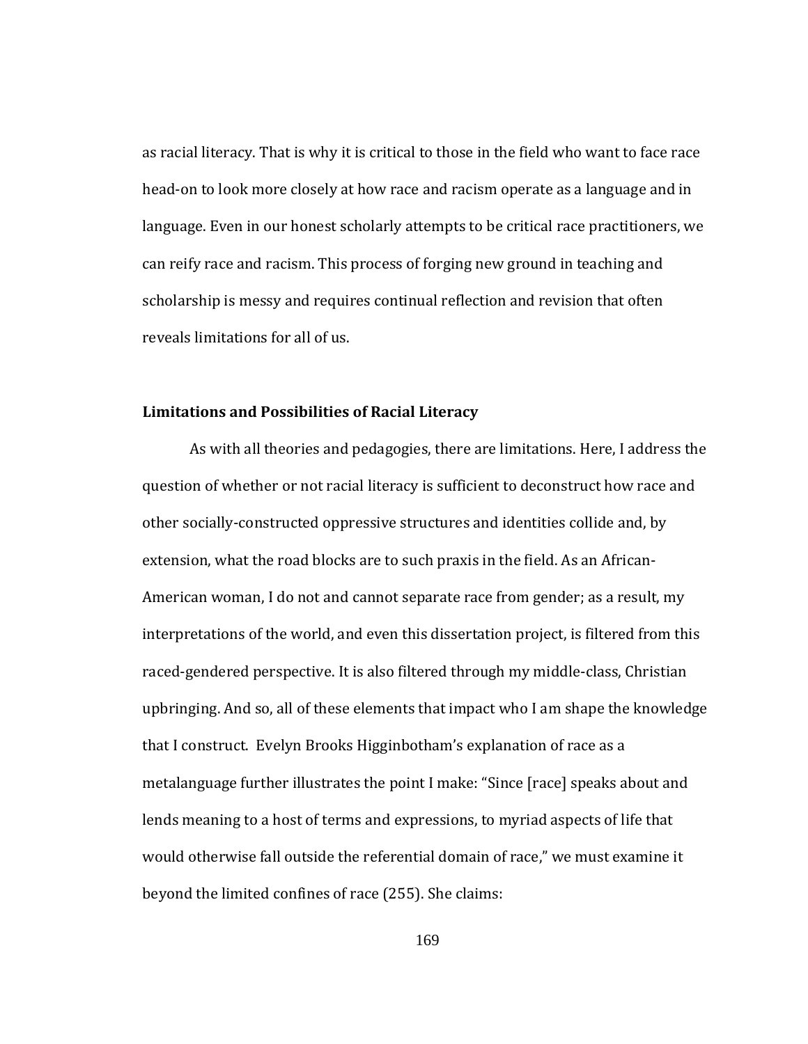as racial literacy. That is why it is critical to those in the field who want to face race head-on to look more closely at how race and racism operate as a language and in language. Even in our honest scholarly attempts to be critical race practitioners, we can reify race and racism. This process of forging new ground in teaching and scholarship is messy and requires continual reflection and revision that often reveals limitations for all of us.

**Limitations and Possibilities of Racial Literacy**

As with all theories and pedagogies, there are limitations. Here, I address the question of whether or not racial literacy is sufficient to deconstruct how race and other socially-constructed oppressive structures and identities collide and, by extension, what the road blocks are to such praxis in the field. As an African-American woman, I do not and cannot separate race from gender; as a result, my interpretations of the world, and even this dissertation project, is filtered from this raced-gendered perspective. It is also filtered through my middle-class, Christian upbringing. And so, all of these elements that impact who I am shape the knowledge that I construct. Evelyn Brooks Higginbotham's explanation of race as a metalanguage further illustrates the point I make: "Since [race] speaks about and lends meaning to a host of terms and expressions, to myriad aspects of life that would otherwise fall outside the referential domain of race," we must examine it beyond the limited confines of race (255). She claims: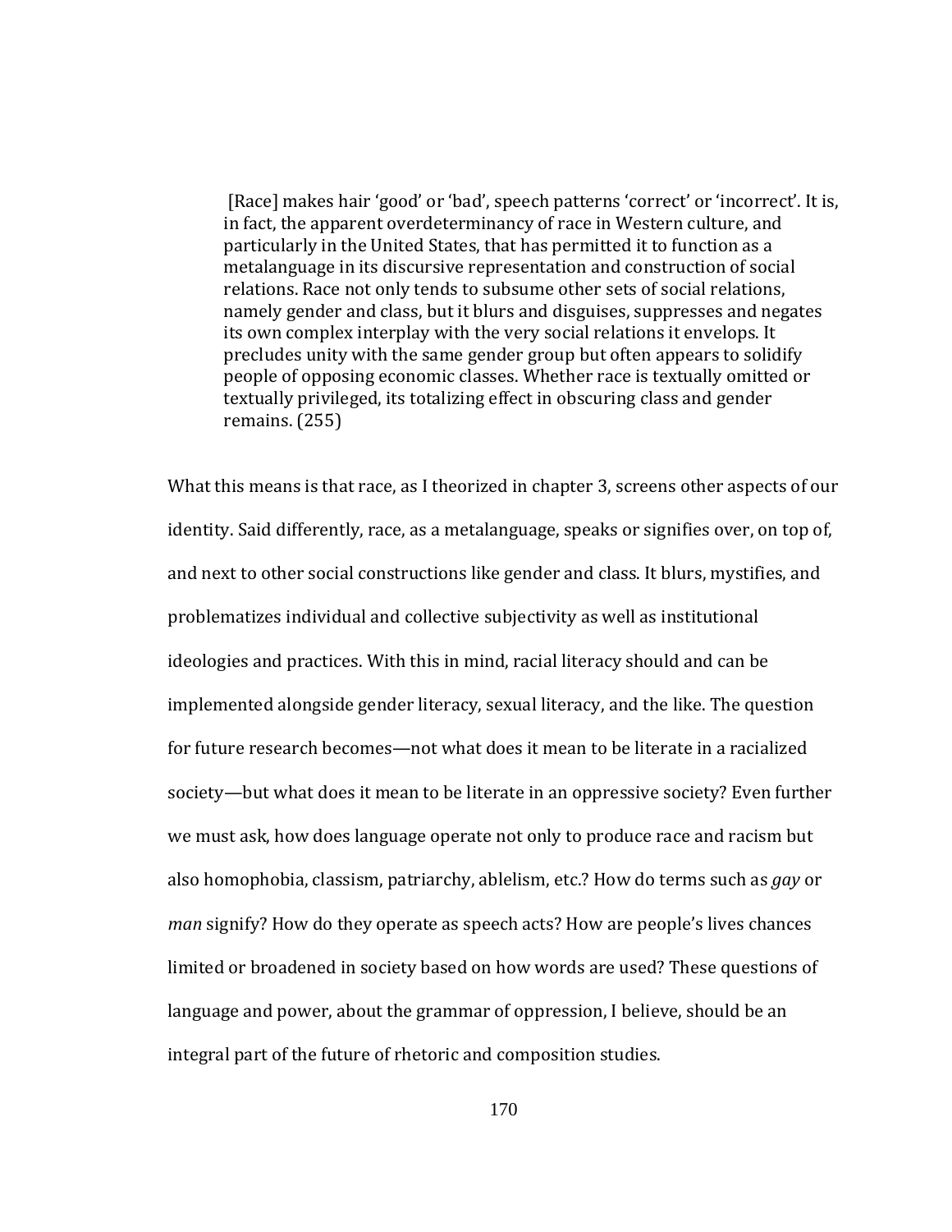> [Race] makes hair 'good' or 'bad', speech patterns 'correct' or 'incorrect'. It is, in fact, the apparent overdeterminancy of race in Western culture, and particularly in the United States, that has permitted it to function as a metalanguage in its discursive representation and construction of social relations. Race not only tends to subsume other sets of social relations, namely gender and class, but it blurs and disguises, suppresses and negates its own complex interplay with the very social relations it envelops. It precludes unity with the same gender group but often appears to solidify people of opposing economic classes. Whether race is textually omitted or textually privileged, its totalizing effect in obscuring class and gender remains. (255)

What this means is that race, as I theorized in chapter 3, screens other aspects of our identity. Said differently, race, as a metalanguage, speaks or signifies over, on top of, and next to other social constructions like gender and class. It blurs, mystifies, and problematizes individual and collective subjectivity as well as institutional ideologies and practices. With this in mind, racial literacy should and can be implemented alongside gender literacy, sexual literacy, and the like. The question for future research becomes—not what does it mean to be literate in a racialized society—but what does it mean to be literate in an oppressive society? Even further we must ask, how does language operate not only to produce race and racism but also homophobia, classism, patriarchy, ablelism, etc.? How do terms such as *gay* or *man* signify? How do they operate as speech acts? How are people's lives chances limited or broadened in society based on how words are used? These questions of language and power, about the grammar of oppression, I believe, should be an integral part of the future of rhetoric and composition studies.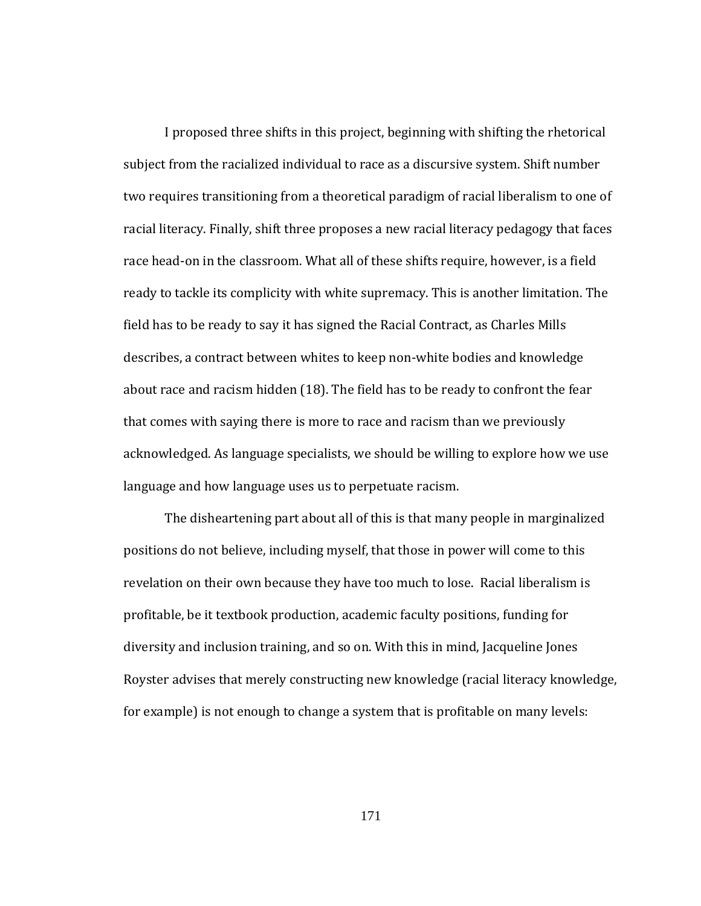I proposed three shifts in this project, beginning with shifting the rhetorical subject from the racialized individual to race as a discursive system. Shift number two requires transitioning from a theoretical paradigm of racial liberalism to one of racial literacy. Finally, shift three proposes a new racial literacy pedagogy that faces race head-on in the classroom. What all of these shifts require, however, is a field ready to tackle its complicity with white supremacy. This is another limitation. The field has to be ready to say it has signed the Racial Contract, as Charles Mills describes, a contract between whites to keep non-white bodies and knowledge about race and racism hidden (18). The field has to be ready to confront the fear that comes with saying there is more to race and racism than we previously acknowledged. As language specialists, we should be willing to explore how we use language and how language uses us to perpetuate racism.

The disheartening part about all of this is that many people in marginalized positions do not believe, including myself, that those in power will come to this revelation on their own because they have too much to lose. Racial liberalism is profitable, be it textbook production, academic faculty positions, funding for diversity and inclusion training, and so on. With this in mind, Jacqueline Jones Royster advises that merely constructing new knowledge (racial literacy knowledge, for example) is not enough to change a system that is profitable on many levels: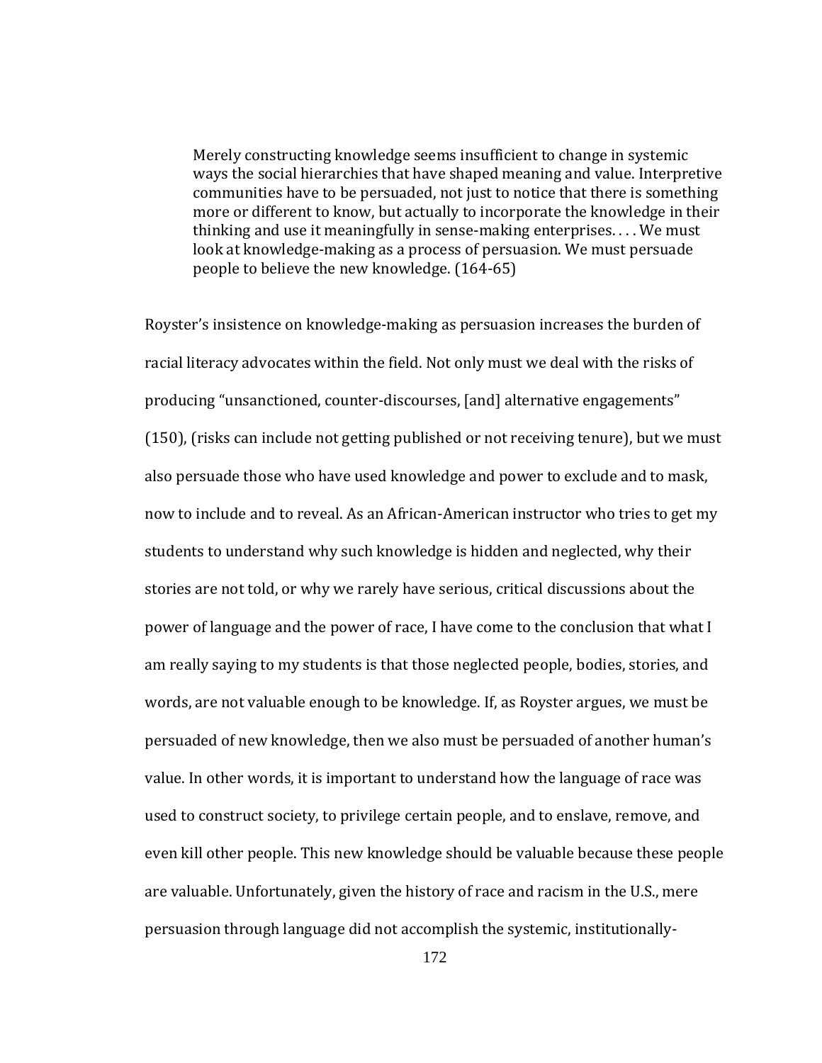> Merely constructing knowledge seems insufficient to change in systemic ways the social hierarchies that have shaped meaning and value. Interpretive communities have to be persuaded, not just to notice that there is something more or different to know, but actually to incorporate the knowledge in their thinking and use it meaningfully in sense-making enterprises. . . . We must look at knowledge-making as a process of persuasion. We must persuade people to believe the new knowledge. (164-65)

Royster's insistence on knowledge-making as persuasion increases the burden of racial literacy advocates within the field. Not only must we deal with the risks of producing "unsanctioned, counter-discourses, [and] alternative engagements" (150), (risks can include not getting published or not receiving tenure), but we must also persuade those who have used knowledge and power to exclude and to mask, now to include and to reveal. As an African-American instructor who tries to get my students to understand why such knowledge is hidden and neglected, why their stories are not told, or why we rarely have serious, critical discussions about the power of language and the power of race, I have come to the conclusion that what I am really saying to my students is that those neglected people, bodies, stories, and words, are not valuable enough to be knowledge. If, as Royster argues, we must be persuaded of new knowledge, then we also must be persuaded of another human's value. In other words, it is important to understand how the language of race was used to construct society, to privilege certain people, and to enslave, remove, and even kill other people. This new knowledge should be valuable because these people are valuable. Unfortunately, given the history of race and racism in the U.S., mere persuasion through language did not accomplish the systemic, institutionally-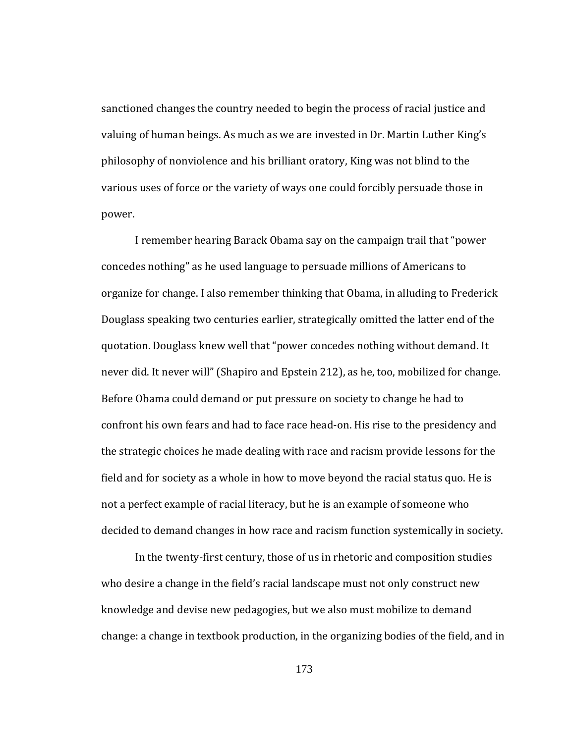sanctioned changes the country needed to begin the process of racial justice and valuing of human beings. As much as we are invested in Dr. Martin Luther King's philosophy of nonviolence and his brilliant oratory, King was not blind to the various uses of force or the variety of ways one could forcibly persuade those in power.

I remember hearing Barack Obama say on the campaign trail that "power concedes nothing" as he used language to persuade millions of Americans to organize for change. I also remember thinking that Obama, in alluding to Frederick Douglass speaking two centuries earlier, strategically omitted the latter end of the quotation. Douglass knew well that "power concedes nothing without demand. It never did. It never will" (Shapiro and Epstein 212), as he, too, mobilized for change. Before Obama could demand or put pressure on society to change he had to confront his own fears and had to face race head-on. His rise to the presidency and the strategic choices he made dealing with race and racism provide lessons for the field and for society as a whole in how to move beyond the racial status quo. He is not a perfect example of racial literacy, but he is an example of someone who decided to demand changes in how race and racism function systemically in society.

In the twenty-first century, those of us in rhetoric and composition studies who desire a change in the field's racial landscape must not only construct new knowledge and devise new pedagogies, but we also must mobilize to demand change: a change in textbook production, in the organizing bodies of the field, and in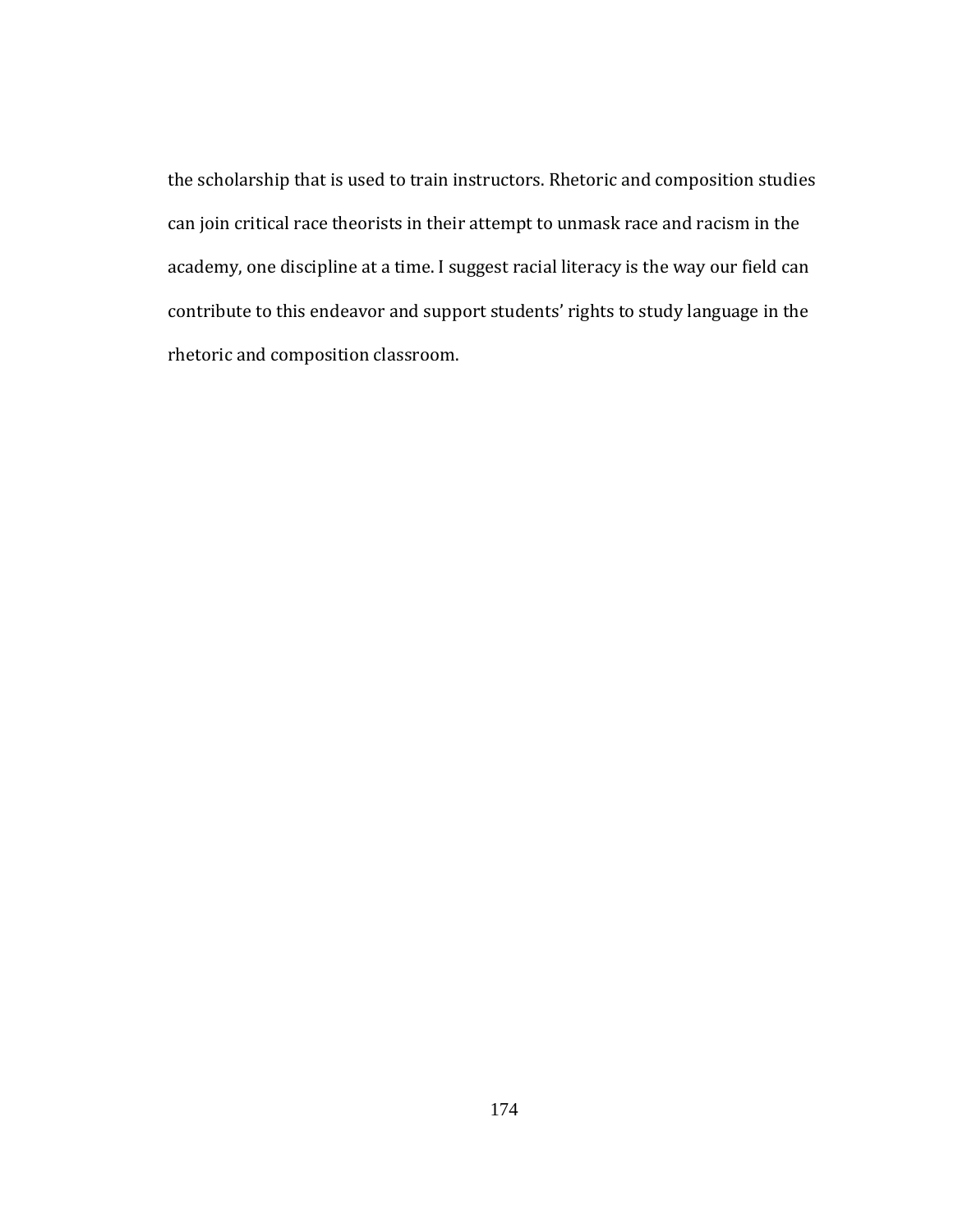the scholarship that is used to train instructors. Rhetoric and composition studies can join critical race theorists in their attempt to unmask race and racism in the academy, one discipline at a time. I suggest racial literacy is the way our field can contribute to this endeavor and support students' rights to study language in the rhetoric and composition classroom.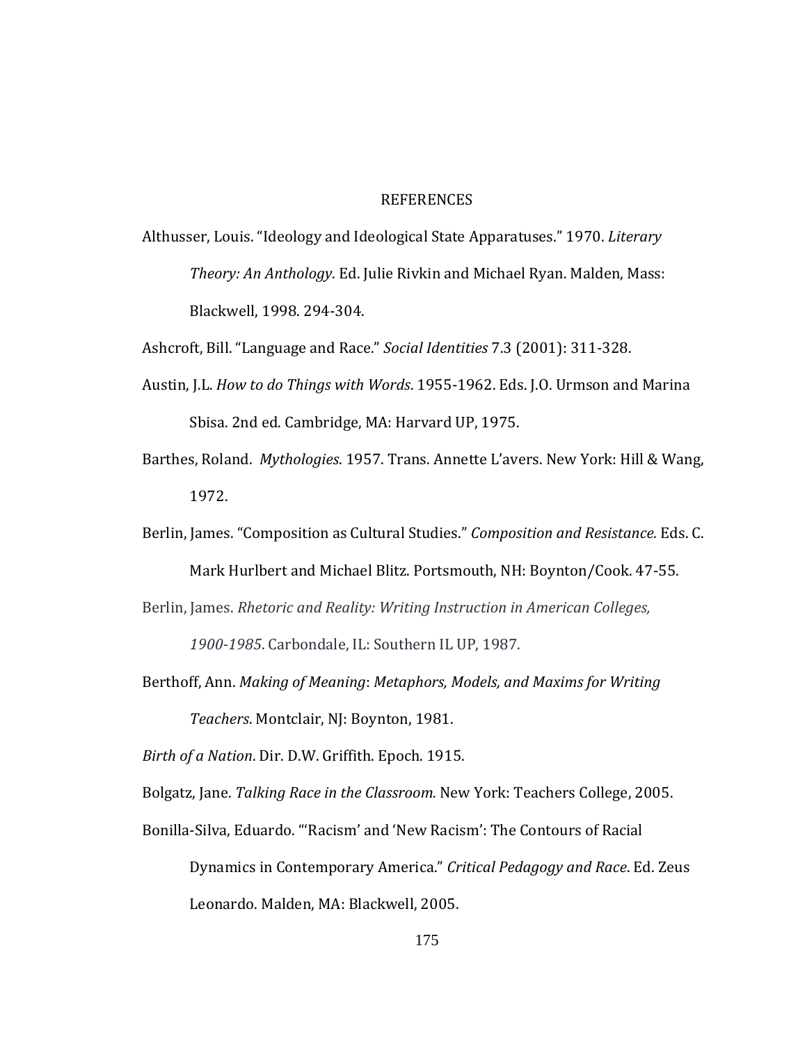# REFERENCES

Althusser, Louis. "Ideology and Ideological State Apparatuses." 1970. *Literary Theory: An Anthology*. Ed. Julie Rivkin and Michael Ryan. Malden, Mass: Blackwell, 1998. 294-304.

Ashcroft, Bill. "Language and Race." *Social Identities* 7.3 (2001): 311-328.

Austin, J.L. *How to do Things with Words*. 1955-1962. Eds. J.O. Urmson and Marina Sbisa. 2nd ed. Cambridge, MA: Harvard UP, 1975.

Barthes, Roland. *Mythologies*. 1957. Trans. Annette L'avers. New York: Hill & Wang, 1972.

Berlin, James. "Composition as Cultural Studies." *Composition and Resistance.* Eds. C. Mark Hurlbert and Michael Blitz. Portsmouth, NH: Boynton/Cook. 47-55.

Berlin, James. *Rhetoric and Reality: Writing Instruction in American Colleges, 1900-1985*. Carbondale, IL: Southern IL UP, 1987.

Berthoff, Ann. *Making of Meaning*: *Metaphors, Models, and Maxims for Writing Teachers*. Montclair, NJ: Boynton, 1981.

*Birth of a Nation*. Dir. D.W. Griffith. Epoch. 1915.

Bolgatz, Jane. *Talking Race in the Classroom.* New York: Teachers College, 2005.

Bonilla-Silva, Eduardo. "'Racism' and 'New Racism': The Contours of Racial Dynamics in Contemporary America." *Critical Pedagogy and Race*. Ed. Zeus Leonardo. Malden, MA: Blackwell, 2005.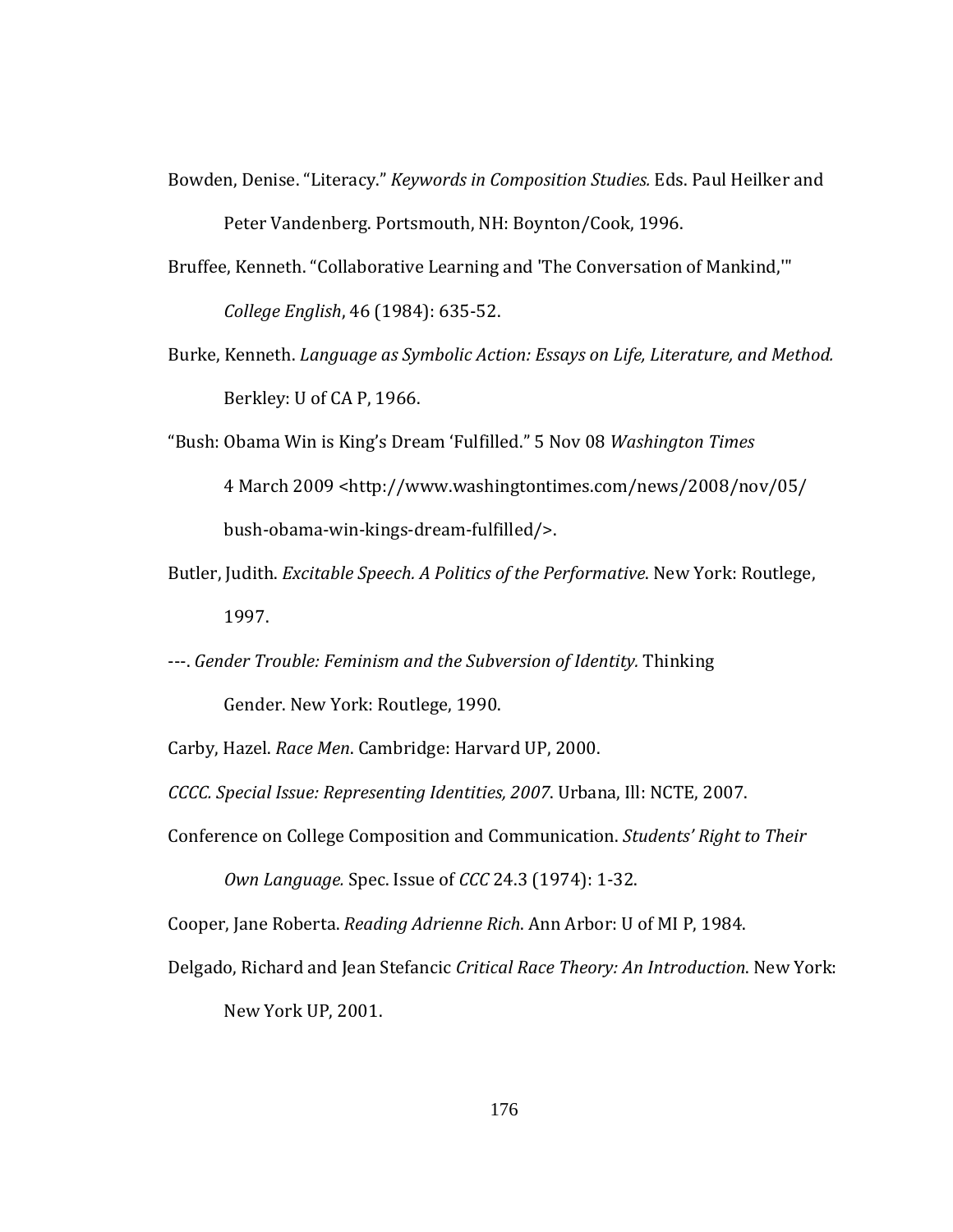Bowden, Denise. "Literacy." *Keywords in Composition Studies.* Eds. Paul Heilker and Peter Vandenberg. Portsmouth, NH: Boynton/Cook, 1996.

Bruffee, Kenneth. "Collaborative Learning and 'The Conversation of Mankind,'" *College English*, 46 (1984): 635-52.

Burke, Kenneth. *Language as Symbolic Action: Essays on Life, Literature, and Method.* Berkley: U of CA P, 1966.

"Bush: Obama Win is King's Dream 'Fulfilled." 5 Nov 08 *Washington Times* 4 March 2009 <http://www.washingtontimes.com/news/2008/nov/05/bush-obama-win-kings-dream-fulfilled/>.

Butler, Judith. *Excitable Speech. A Politics of the Performative*. New York: Routlege, 1997.

---. *Gender Trouble: Feminism and the Subversion of Identity.* Thinking Gender. New York: Routlege, 1990.

Carby, Hazel. *Race Men*. Cambridge: Harvard UP, 2000.

*CCCC. Special Issue: Representing Identities, 2007*. Urbana, Ill: NCTE, 2007.

Conference on College Composition and Communication. *Students' Right to Their Own Language.* Spec. Issue of *CCC* 24.3 (1974): 1-32.

Cooper, Jane Roberta. *Reading Adrienne Rich*. Ann Arbor: U of MI P, 1984.

Delgado, Richard and Jean Stefancic *Critical Race Theory: An Introduction*. New York: New York UP, 2001.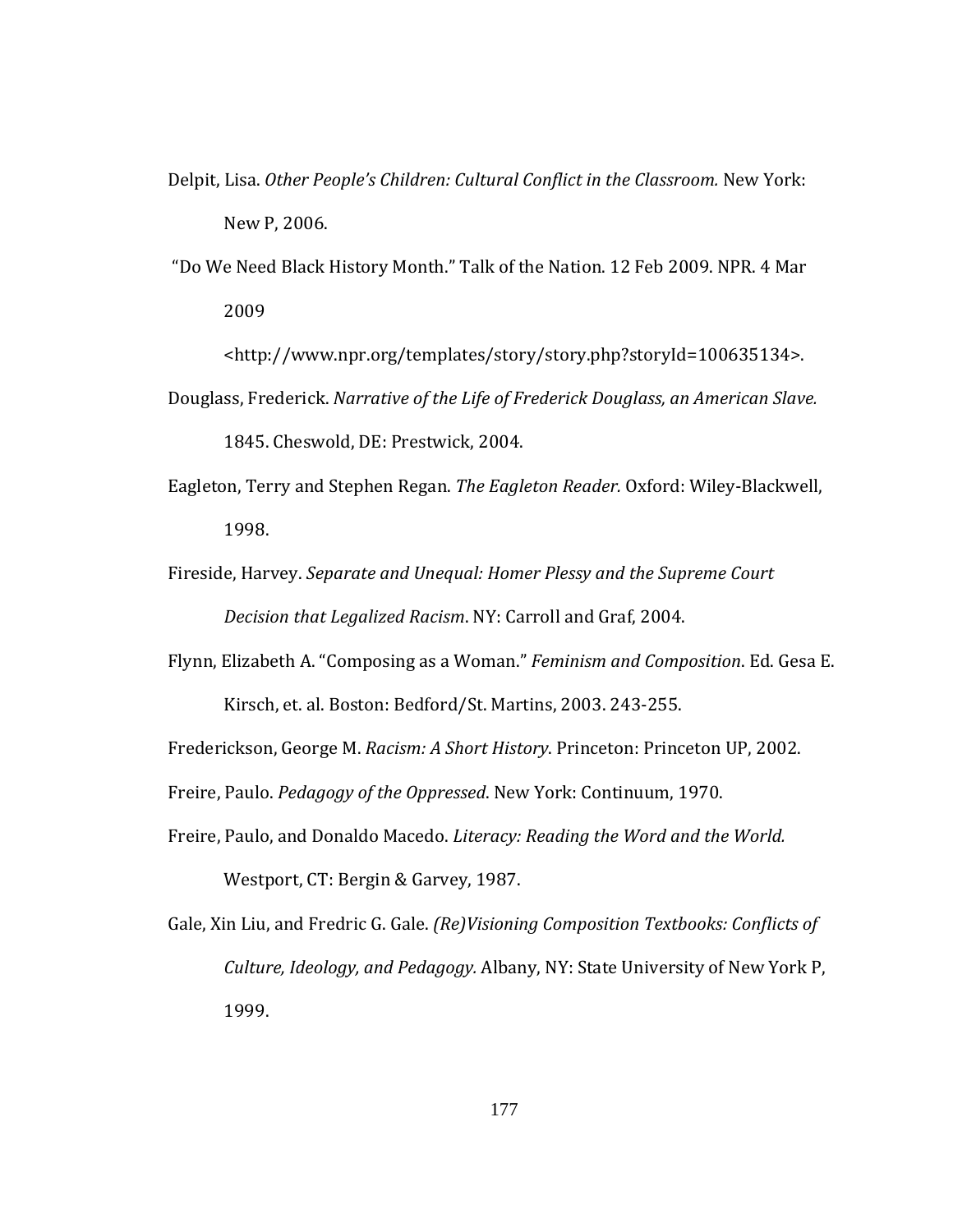Delpit, Lisa. *Other People's Children: Cultural Conflict in the Classroom.* New York: New P, 2006.

"Do We Need Black History Month." Talk of the Nation. 12 Feb 2009. NPR. 4 Mar 2009 <http://www.npr.org/templates/story/story.php?storyId=100635134>.

Douglass, Frederick. *Narrative of the Life of Frederick Douglass, an American Slave.* 1845. Cheswold, DE: Prestwick, 2004.

Eagleton, Terry and Stephen Regan. *The Eagleton Reader.* Oxford: Wiley-Blackwell, 1998.

Fireside, Harvey. *Separate and Unequal: Homer Plessy and the Supreme Court Decision that Legalized Racism*. NY: Carroll and Graf, 2004.

Flynn, Elizabeth A. "Composing as a Woman." *Feminism and Composition*. Ed. Gesa E. Kirsch, et. al. Boston: Bedford/St. Martins, 2003. 243-255.

Frederickson, George M. *Racism: A Short History*. Princeton: Princeton UP, 2002.

Freire, Paulo. *Pedagogy of the Oppressed*. New York: Continuum, 1970.

Freire, Paulo, and Donaldo Macedo. *Literacy: Reading the Word and the World.* Westport, CT: Bergin & Garvey, 1987.

Gale, Xin Liu, and Fredric G. Gale. *(Re)Visioning Composition Textbooks: Conflicts of Culture, Ideology, and Pedagogy.* Albany, NY: State University of New York P, 1999.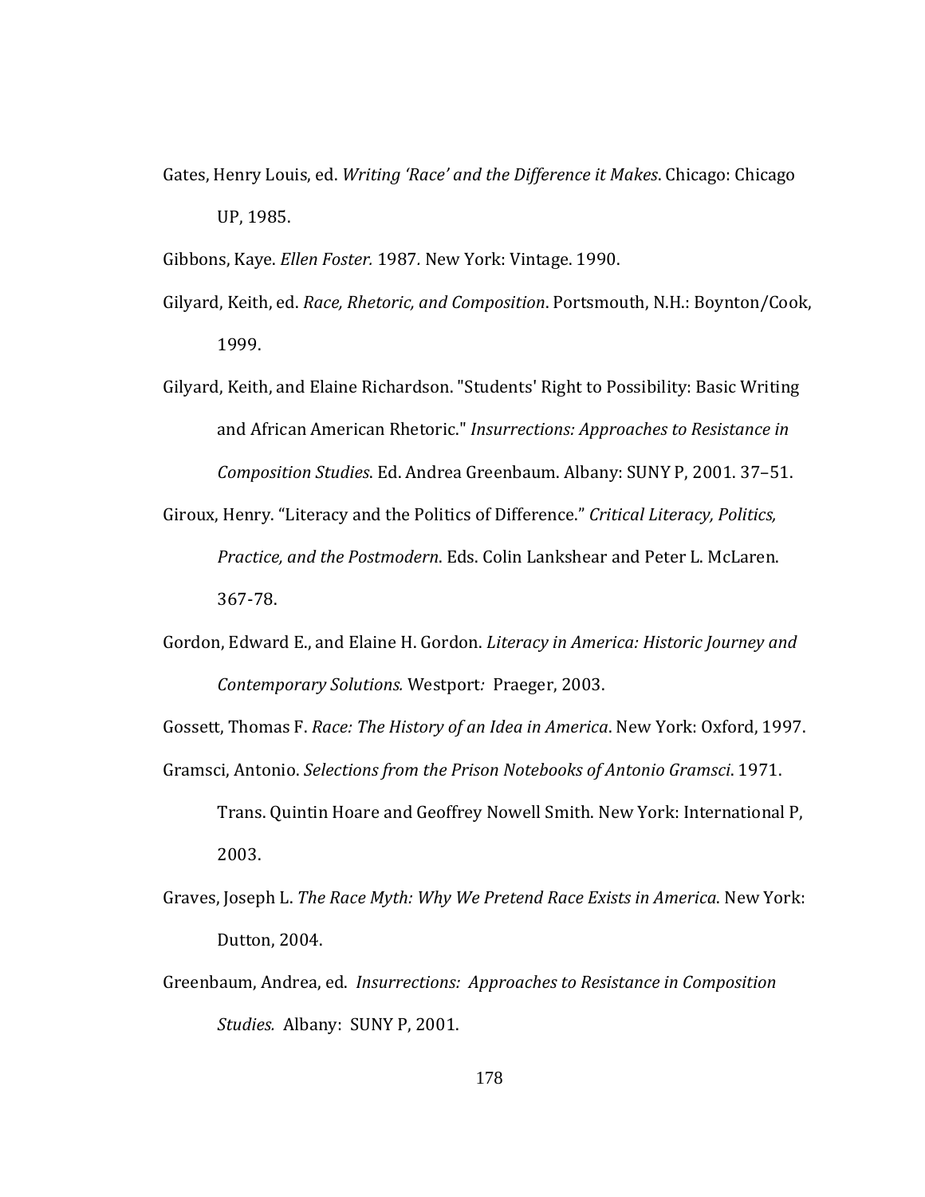Gates, Henry Louis, ed. *Writing 'Race' and the Difference it Makes*. Chicago: Chicago UP, 1985.

Gibbons, Kaye. *Ellen Foster.* 1987*.* New York: Vintage. 1990.

Gilyard, Keith, ed. *Race, Rhetoric, and Composition*. Portsmouth, N.H.: Boynton/Cook, 1999.

Gilyard, Keith, and Elaine Richardson. "Students' Right to Possibility: Basic Writing and African American Rhetoric." *Insurrections: Approaches to Resistance in Composition Studies*. Ed. Andrea Greenbaum. Albany: SUNY P, 2001. 37–51.

Giroux, Henry. "Literacy and the Politics of Difference." *Critical Literacy, Politics, Practice, and the Postmodern*. Eds. Colin Lankshear and Peter L. McLaren. 367-78.

Gordon, Edward E., and Elaine H. Gordon. *Literacy in America: Historic Journey and Contemporary Solutions.* Westport*:* Praeger, 2003.

Gossett, Thomas F. *Race: The History of an Idea in America*. New York: Oxford, 1997.

Gramsci, Antonio. *Selections from the Prison Notebooks of Antonio Gramsci*. 1971. Trans. Quintin Hoare and Geoffrey Nowell Smith. New York: International P, 2003.

Graves, Joseph L. *The Race Myth: Why We Pretend Race Exists in America*. New York: Dutton, 2004.

Greenbaum, Andrea, ed. *Insurrections: Approaches to Resistance in Composition Studies.* Albany: SUNY P, 2001.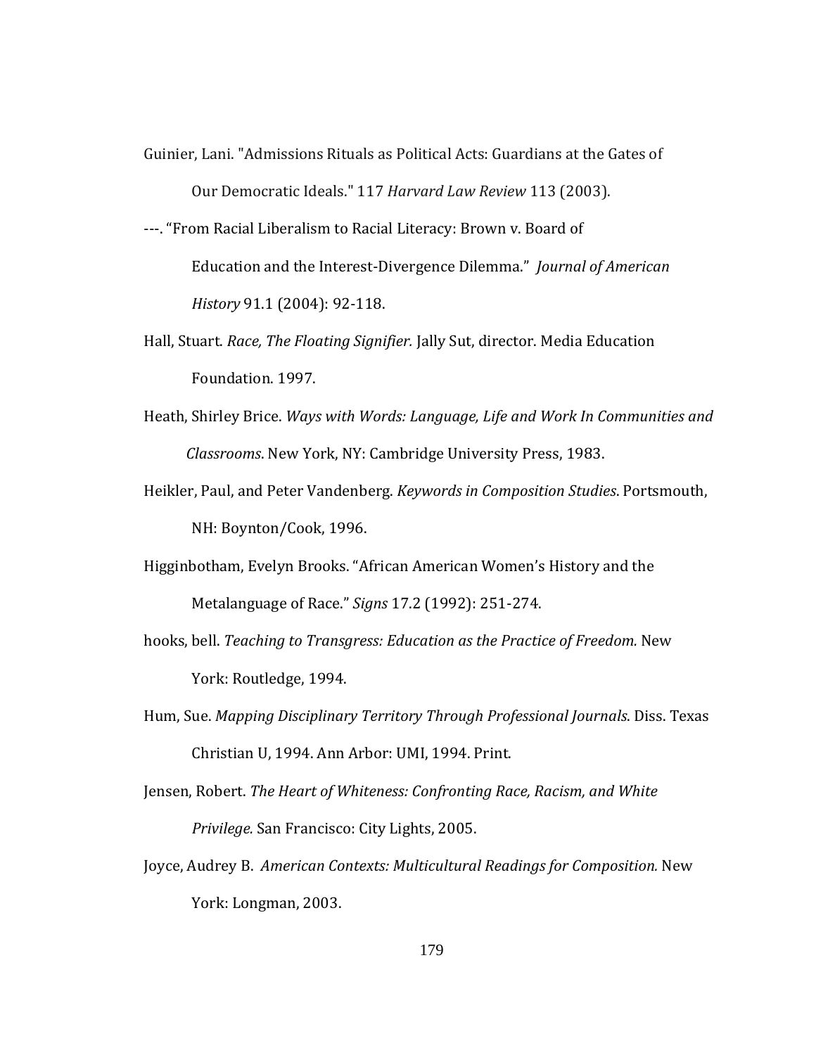Guinier, Lani. "Admissions Rituals as Political Acts: Guardians at the Gates of Our Democratic Ideals." 117 *Harvard Law Review* 113 (2003).

---. "From Racial Liberalism to Racial Literacy: Brown v. Board of Education and the Interest-Divergence Dilemma." *Journal of American History* 91.1 (2004): 92-118.

Hall, Stuart. *Race, The Floating Signifier.* Jally Sut, director. Media Education Foundation. 1997.

Heath, Shirley Brice. *Ways with Words: Language, Life and Work In Communities and Classrooms*. New York, NY: Cambridge University Press, 1983.

Heikler, Paul, and Peter Vandenberg. *Keywords in Composition Studies*. Portsmouth, NH: Boynton/Cook, 1996.

Higginbotham, Evelyn Brooks. "African American Women's History and the Metalanguage of Race." *Signs* 17.2 (1992): 251-274.

hooks, bell. *Teaching to Transgress: Education as the Practice of Freedom.* New York: Routledge, 1994.

Hum, Sue. *Mapping Disciplinary Territory Through Professional Journals*. Diss. Texas Christian U, 1994. Ann Arbor: UMI, 1994. Print.

Jensen, Robert. *The Heart of Whiteness: Confronting Race, Racism, and White Privilege.* San Francisco: City Lights, 2005.

Joyce, Audrey B. *American Contexts: Multicultural Readings for Composition.* New York: Longman, 2003.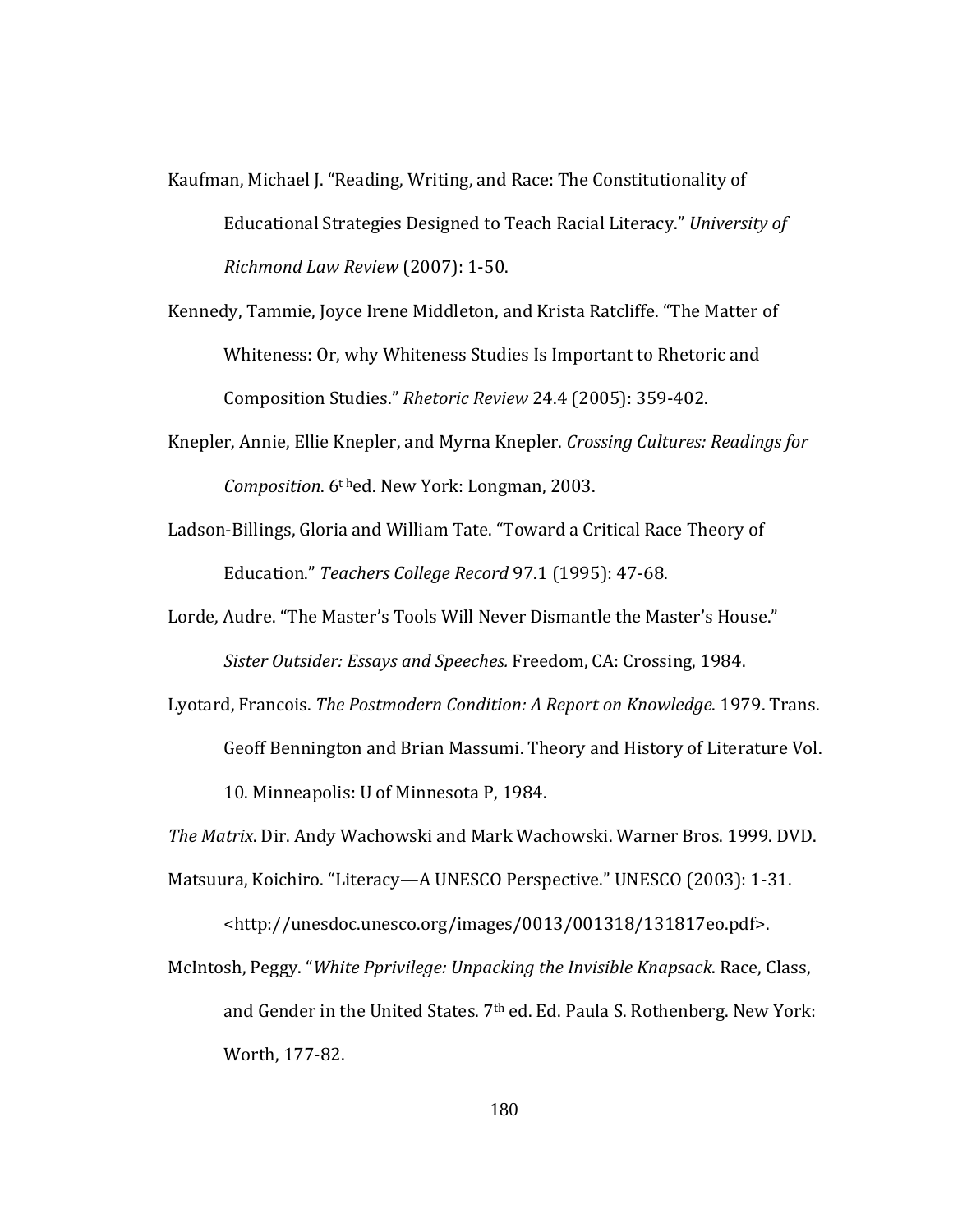Kaufman, Michael J. "Reading, Writing, and Race: The Constitutionality of Educational Strategies Designed to Teach Racial Literacy." *University of Richmond Law Review* (2007): 1-50.

Kennedy, Tammie, Joyce Irene Middleton, and Krista Ratcliffe. "The Matter of Whiteness: Or, why Whiteness Studies Is Important to Rhetoric and Composition Studies." *Rhetoric Review* 24.4 (2005): 359-402.

Knepler, Annie, Ellie Knepler, and Myrna Knepler. *Crossing Cultures: Readings for Composition*. 6th ed. New York: Longman, 2003.

Ladson-Billings, Gloria and William Tate. "Toward a Critical Race Theory of Education." *Teachers College Record* 97.1 (1995): 47-68.

Lorde, Audre. "The Master's Tools Will Never Dismantle the Master's House." *Sister Outsider: Essays and Speeches.* Freedom, CA: Crossing, 1984.

Lyotard, Francois. *The Postmodern Condition: A Report on Knowledge*. 1979. Trans. Geoff Bennington and Brian Massumi. Theory and History of Literature Vol. 10. Minneapolis: U of Minnesota P, 1984.

*The Matrix*. Dir. Andy Wachowski and Mark Wachowski. Warner Bros. 1999. DVD.

Matsuura, Koichiro. "Literacy—A UNESCO Perspective." UNESCO (2003): 1-31. <http://unesdoc.unesco.org/images/0013/001318/131817eo.pdf>.

McIntosh, Peggy. "*White Pprivilege: Unpacking the Invisible Knapsack.* Race, Class, and Gender in the United States. 7th ed. Ed. Paula S. Rothenberg. New York: Worth, 177-82.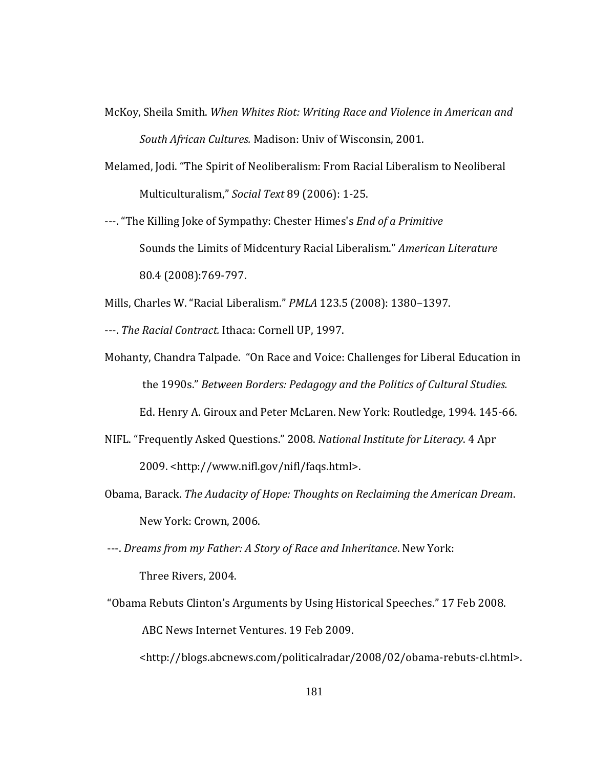McKoy, Sheila Smith. *When Whites Riot: Writing Race and Violence in American and South African Cultures.* Madison: Univ of Wisconsin, 2001.

Melamed, Jodi. "The Spirit of Neoliberalism: From Racial Liberalism to Neoliberal Multiculturalism," *Social Text* 89 (2006): 1-25.

---. "The Killing Joke of Sympathy: Chester Himes's *End of a Primitive* Sounds the Limits of Midcentury Racial Liberalism." *American Literature* 80.4 (2008):769-797.

Mills, Charles W. "Racial Liberalism." *PMLA* 123.5 (2008): 1380–1397.

---. *The Racial Contract.* Ithaca: Cornell UP, 1997.

Mohanty, Chandra Talpade. "On Race and Voice: Challenges for Liberal Education in the 1990s." *Between Borders: Pedagogy and the Politics of Cultural Studies.* Ed. Henry A. Giroux and Peter McLaren. New York: Routledge, 1994. 145-66.

NIFL. "Frequently Asked Questions." 2008. *National Institute for Literacy*. 4 Apr 2009. <http://www.nifl.gov/nifl/faqs.html>.

Obama, Barack. *The Audacity of Hope: Thoughts on Reclaiming the American Dream*. New York: Crown, 2006.

---. *Dreams from my Father: A Story of Race and Inheritance*. New York: Three Rivers, 2004.

"Obama Rebuts Clinton's Arguments by Using Historical Speeches." 17 Feb 2008. ABC News Internet Ventures. 19 Feb 2009. <http://blogs.abcnews.com/politicalradar/2008/02/obama-rebuts-cl.html>.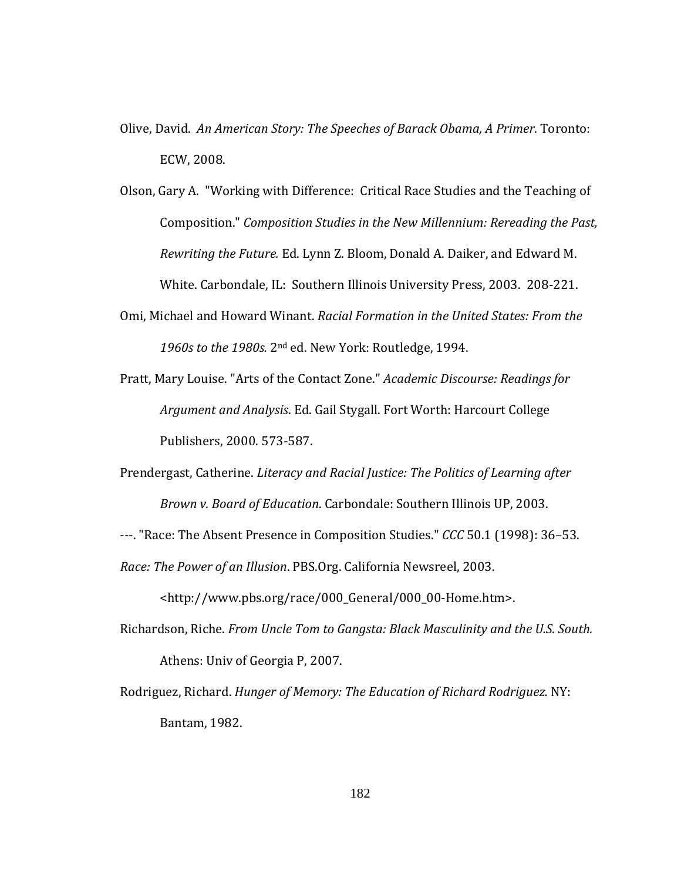Olive, David. *An American Story: The Speeches of Barack Obama, A Primer*. Toronto: ECW, 2008.

Olson, Gary A. "Working with Difference: Critical Race Studies and the Teaching of Composition." *Composition Studies in the New Millennium: Rereading the Past, Rewriting the Future.* Ed. Lynn Z. Bloom, Donald A. Daiker, and Edward M. White. Carbondale, IL: Southern Illinois University Press, 2003. 208-221.

Omi, Michael and Howard Winant. *Racial Formation in the United States: From the 1960s to the 1980s.* 2nd ed. New York: Routledge, 1994.

Pratt, Mary Louise. "Arts of the Contact Zone." *Academic Discourse: Readings for Argument and Analysis*. Ed. Gail Stygall. Fort Worth: Harcourt College Publishers, 2000. 573-587.

Prendergast, Catherine. *Literacy and Racial Justice: The Politics of Learning after Brown v. Board of Education*. Carbondale: Southern Illinois UP, 2003.

---. "Race: The Absent Presence in Composition Studies." *CCC* 50.1 (1998): 36–53.

*Race: The Power of an Illusion*. PBS.Org. California Newsreel, 2003. <http://www.pbs.org/race/000_General/000_00-Home.htm>.

Richardson, Riche. *From Uncle Tom to Gangsta: Black Masculinity and the U.S. South.* Athens: Univ of Georgia P, 2007.

Rodriguez, Richard. *Hunger of Memory: The Education of Richard Rodriguez.* NY: Bantam, 1982.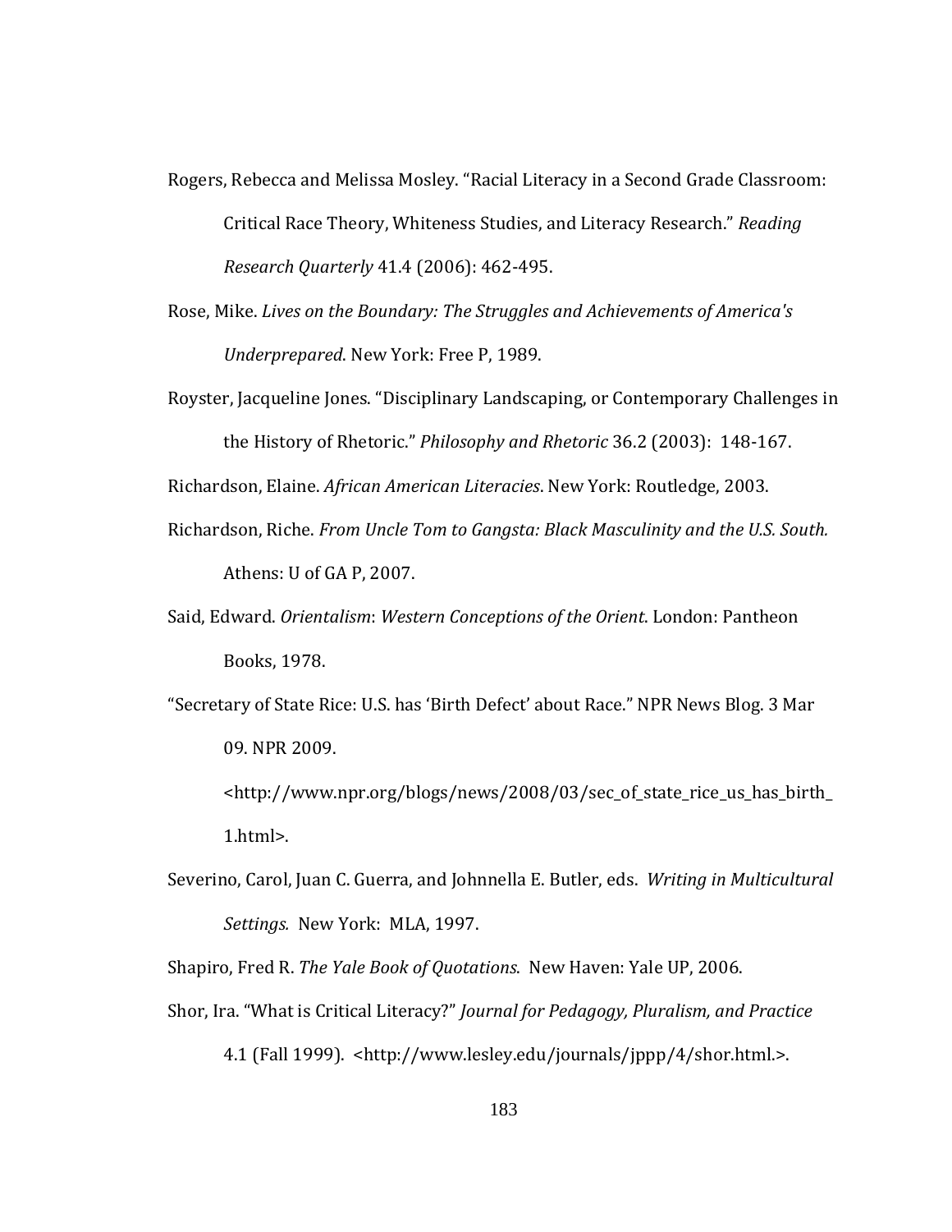Rogers, Rebecca and Melissa Mosley. "Racial Literacy in a Second Grade Classroom: Critical Race Theory, Whiteness Studies, and Literacy Research." *Reading Research Quarterly* 41.4 (2006): 462-495.

Rose, Mike. *Lives on the Boundary: The Struggles and Achievements of America's Underprepared*. New York: Free P, 1989.

Royster, Jacqueline Jones. "Disciplinary Landscaping, or Contemporary Challenges in the History of Rhetoric." *Philosophy and Rhetoric* 36.2 (2003): 148-167.

Richardson, Elaine. *African American Literacies*. New York: Routledge, 2003.

Richardson, Riche. *From Uncle Tom to Gangsta: Black Masculinity and the U.S. South.* Athens: U of GA P, 2007.

Said, Edward. *Orientalism*: *Western Conceptions of the Orient*. London: Pantheon Books, 1978.

"Secretary of State Rice: U.S. has 'Birth Defect' about Race." NPR News Blog. 3 Mar 09. NPR 2009. <http://www.npr.org/blogs/news/2008/03/sec_of_state_rice_us_has_birth_1.html>.

Severino, Carol, Juan C. Guerra, and Johnnella E. Butler, eds. *Writing in Multicultural Settings.* New York: MLA, 1997.

Shapiro, Fred R. *The Yale Book of Quotations*. New Haven: Yale UP, 2006.

Shor, Ira. "What is Critical Literacy?" *Journal for Pedagogy, Pluralism, and Practice* 4.1 (Fall 1999). <http://www.lesley.edu/journals/jppp/4/shor.html.>.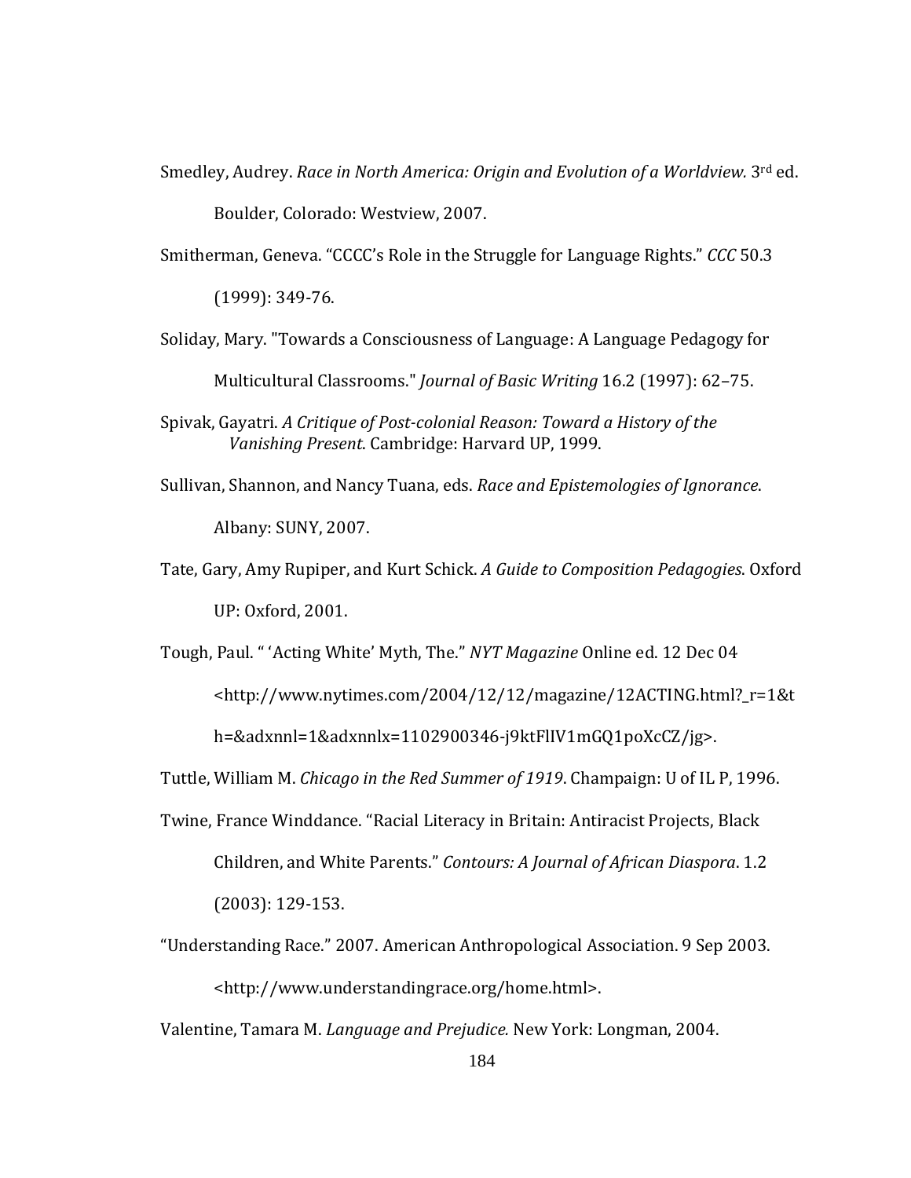Smedley, Audrey. *Race in North America: Origin and Evolution of a Worldview.* 3rd ed. Boulder, Colorado: Westview, 2007.

Smitherman, Geneva. "CCCC's Role in the Struggle for Language Rights." *CCC* 50.3 (1999): 349-76.

Soliday, Mary. "Towards a Consciousness of Language: A Language Pedagogy for Multicultural Classrooms." *Journal of Basic Writing* 16.2 (1997): 62–75.

Spivak, Gayatri. *A Critique of Post-colonial Reason: Toward a History of the Vanishing Present*. Cambridge: Harvard UP, 1999.

Sullivan, Shannon, and Nancy Tuana, eds. *Race and Epistemologies of Ignorance*. Albany: SUNY, 2007.

Tate, Gary, Amy Rupiper, and Kurt Schick. *A Guide to Composition Pedagogies*. Oxford UP: Oxford, 2001.

Tough, Paul. " 'Acting White' Myth, The." *NYT Magazine* Online ed. 12 Dec 04 <http://www.nytimes.com/2004/12/12/magazine/12ACTING.html?_r=1&th=&adxnnl=1&adxnnlx=1102900346-j9ktFlIV1mGQ1poXcCZ/jg>.

Tuttle, William M. *Chicago in the Red Summer of 1919*. Champaign: U of IL P, 1996.

Twine, France Winddance. "Racial Literacy in Britain: Antiracist Projects, Black Children, and White Parents." *Contours: A Journal of African Diaspora*. 1.2 (2003): 129-153.

"Understanding Race." 2007. American Anthropological Association. 9 Sep 2003. <http://www.understandingrace.org/home.html>.

Valentine, Tamara M. *Language and Prejudice.* New York: Longman, 2004.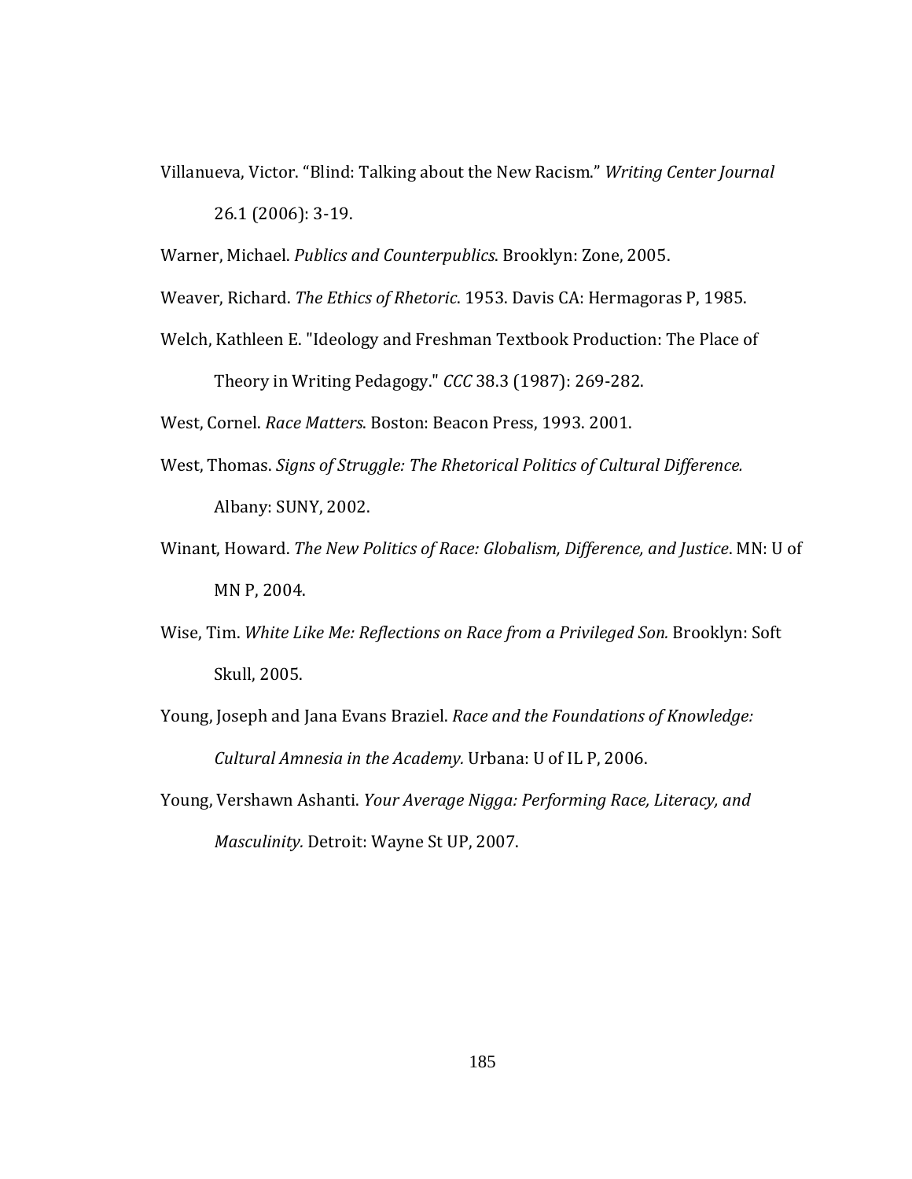Villanueva, Victor. “Blind: Talking about the New Racism.” *Writing Center Journal* 26.1 (2006): 3-19.

Warner, Michael. *Publics and Counterpublics*. Brooklyn: Zone, 2005.

Weaver, Richard. *The Ethics of Rhetoric*. 1953. Davis CA: Hermagoras P, 1985.

Welch, Kathleen E. "Ideology and Freshman Textbook Production: The Place of Theory in Writing Pedagogy." *CCC* 38.3 (1987): 269-282.

West, Cornel. *Race Matters*. Boston: Beacon Press, 1993. 2001.

West, Thomas. *Signs of Struggle: The Rhetorical Politics of Cultural Difference.* Albany: SUNY, 2002.

Winant, Howard. *The New Politics of Race: Globalism, Difference, and Justice*. MN: U of MN P, 2004.

Wise, Tim. *White Like Me: Reflections on Race from a Privileged Son.* Brooklyn: Soft Skull, 2005.

Young, Joseph and Jana Evans Braziel. *Race and the Foundations of Knowledge: Cultural Amnesia in the Academy.* Urbana: U of IL P, 2006.

Young, Vershawn Ashanti. *Your Average Nigga: Performing Race, Literacy, and Masculinity.* Detroit: Wayne St UP, 2007.